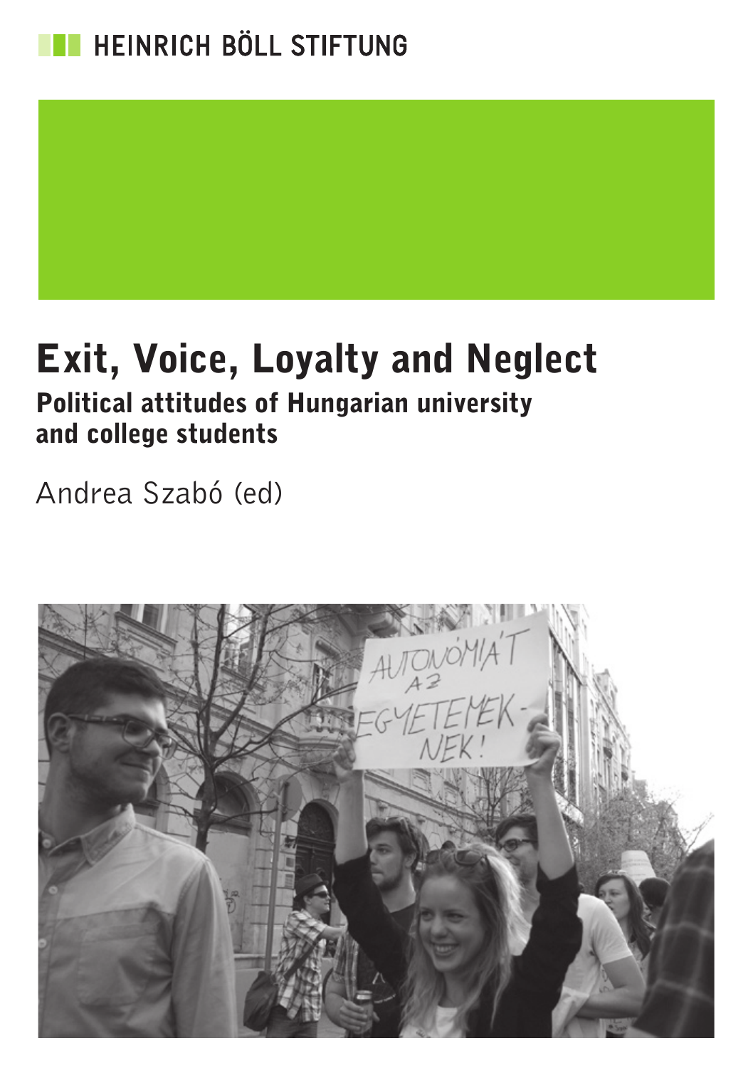HEINRICH BÖLL STIFTUNG

# Exit, Voice, Loyalty and Neglect

## Political attitudes of Hungarian university and college students

Andrea Szabó (ed)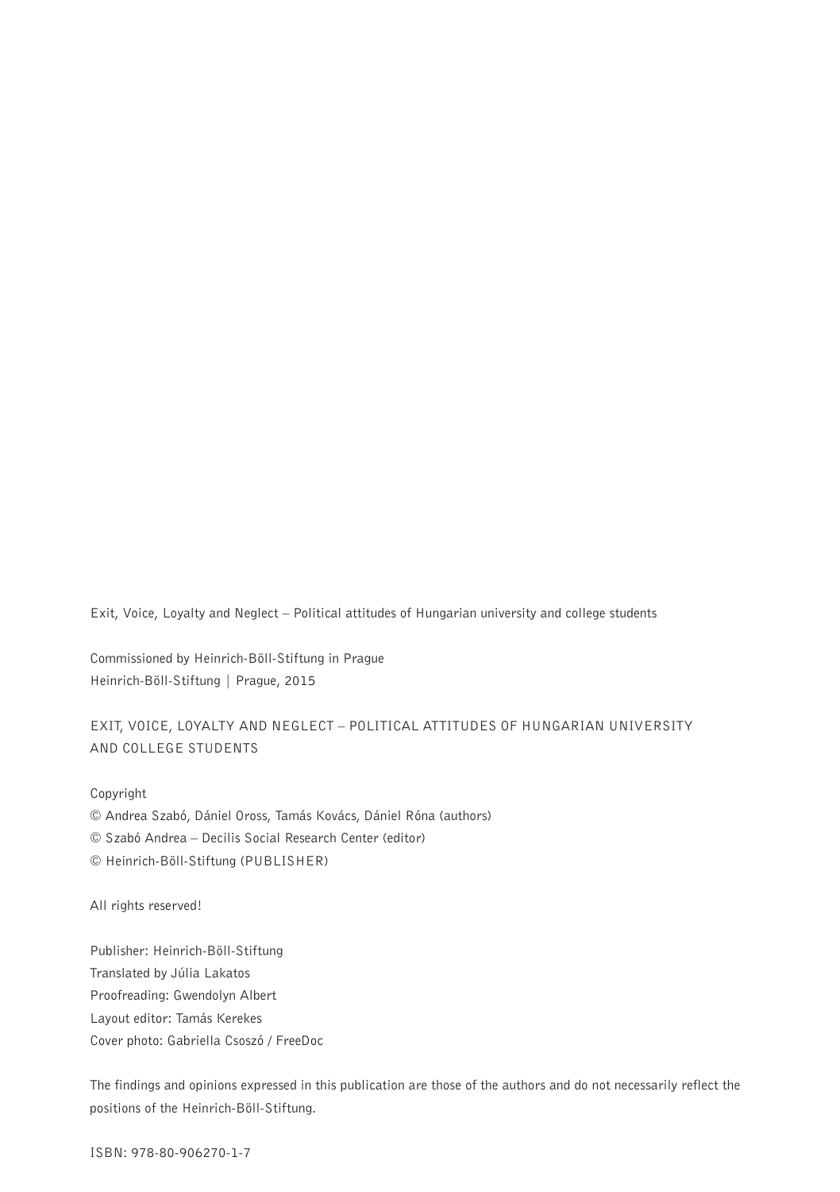Exit, Voice, Loyalty and Neglect – Political attitudes of Hungarian university and college students

Commissioned by Heinrich-Böll-Stiftung in Prague
Heinrich-Böll-Stiftung | Prague, 2015

EXIT, VOICE, LOYALTY AND NEGLECT – POLITICAL ATTITUDES OF HUNGARIAN UNIVERSITY AND COLLEGE STUDENTS

Copyright
© Andrea Szabó, Dániel Oross, Tamás Kovács, Dániel Róna (authors)
© Szabó Andrea – Decilis Social Research Center (editor)
© Heinrich-Böll-Stiftung (PUBLISHER)

All rights reserved!

Publisher: Heinrich-Böll-Stiftung
Translated by Júlia Lakatos
Proofreading: Gwendolyn Albert
Layout editor: Tamás Kerekes
Cover photo: Gabriella Csoszó / FreeDoc

The findings and opinions expressed in this publication are those of the authors and do not necessarily reflect the positions of the Heinrich-Böll-Stiftung.

ISBN: 978-80-906270-1-7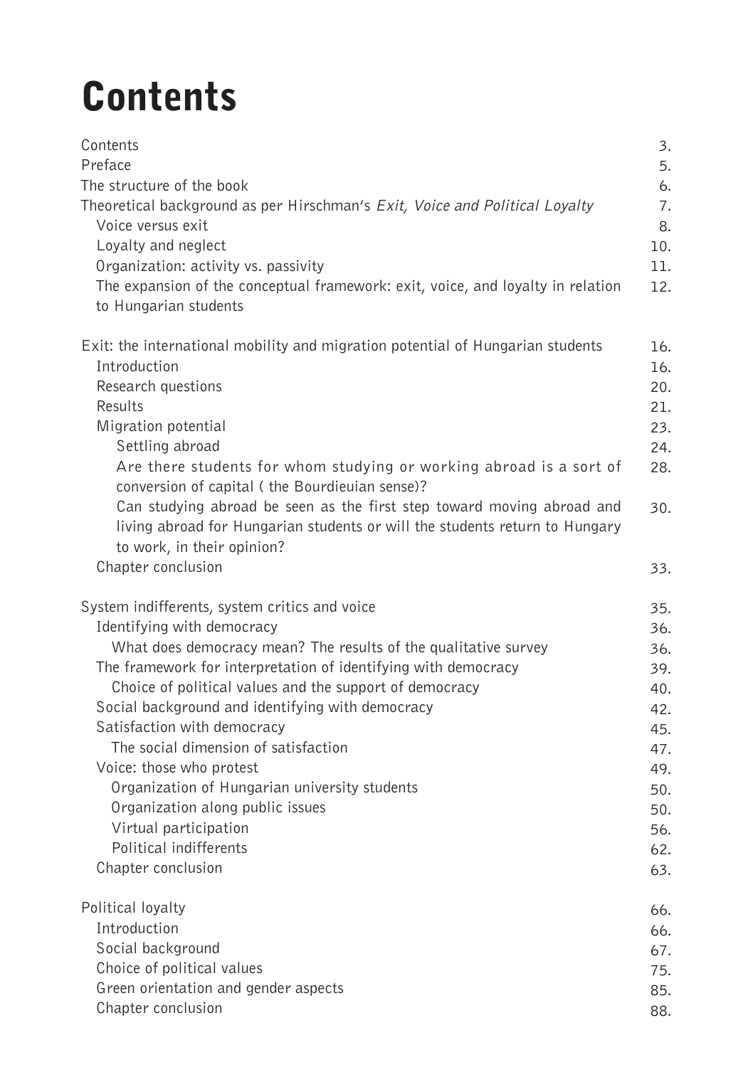# Contents

| | |
|---|---|
| Contents | 3. |
| Preface | 5. |
| The structure of the book | 6. |
| Theoretical background as per Hirschman's *Exit, Voice and Political Loyalty* | 7. |
| Voice versus exit | 8. |
| Loyalty and neglect | 10. |
| Organization: activity vs. passivity | 11. |
| The expansion of the conceptual framework: exit, voice, and loyalty in relation to Hungarian students | 12. |
| | |
| Exit: the international mobility and migration potential of Hungarian students | 16. |
| Introduction | 16. |
| Research questions | 20. |
| Results | 21. |
| Migration potential | 23. |
| Settling abroad | 24. |
| Are there students for whom studying or working abroad is a sort of conversion of capital ( the Bourdieuian sense)? | 28. |
| Can studying abroad be seen as the first step toward moving abroad and living abroad for Hungarian students or will the students return to Hungary to work, in their opinion? | 30. |
| Chapter conclusion | 33. |
| | |
| System indifferents, system critics and voice | 35. |
| Identifying with democracy | 36. |
| What does democracy mean? The results of the qualitative survey | 36. |
| The framework for interpretation of identifying with democracy | 39. |
| Choice of political values and the support of democracy | 40. |
| Social background and identifying with democracy | 42. |
| Satisfaction with democracy | 45. |
| The social dimension of satisfaction | 47. |
| Voice: those who protest | 49. |
| Organization of Hungarian university students | 50. |
| Organization along public issues | 50. |
| Virtual participation | 56. |
| Political indifferents | 62. |
| Chapter conclusion | 63. |
| | |
| Political loyalty | 66. |
| Introduction | 66. |
| Social background | 67. |
| Choice of political values | 75. |
| Green orientation and gender aspects | 85. |
| Chapter conclusion | 88. |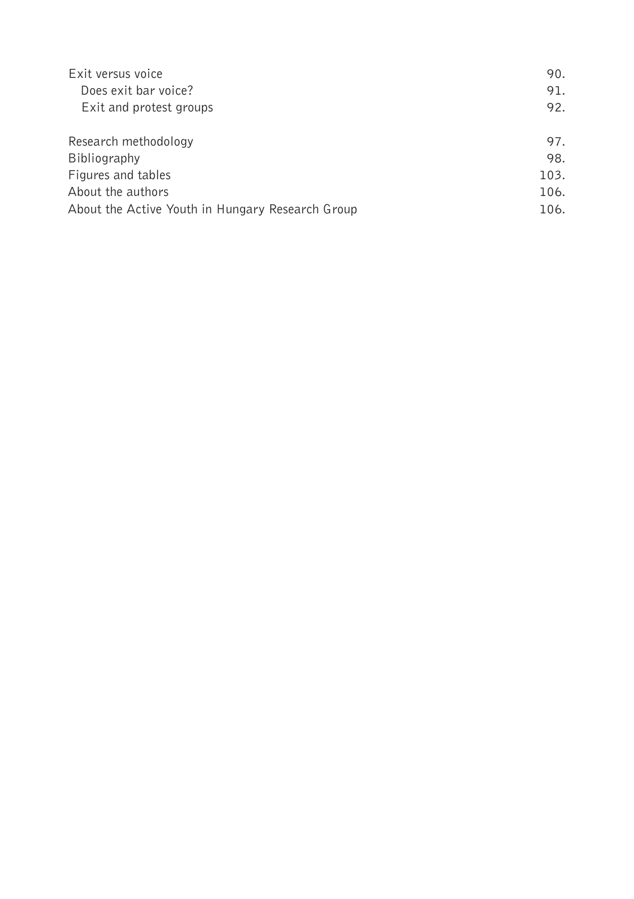Exit versus voice 90.
- Does exit bar voice? 91.
- Exit and protest groups 92.

Research methodology 97.
Bibliography 98.
Figures and tables 103.
About the authors 106.
About the Active Youth in Hungary Research Group 106.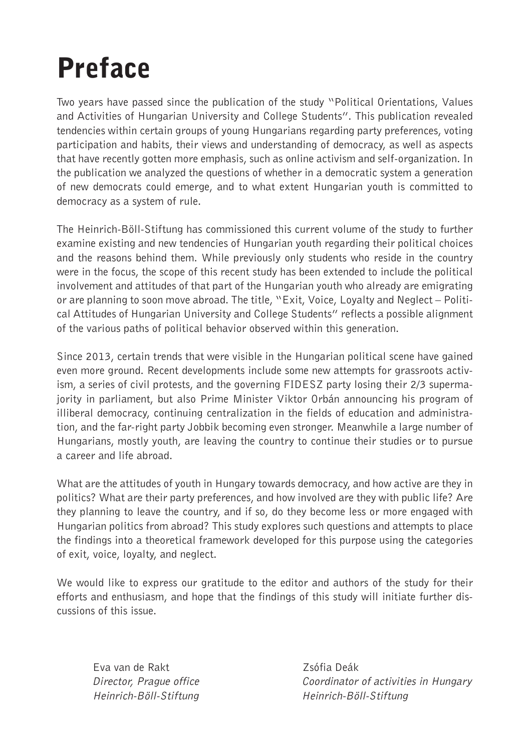# Preface

Two years have passed since the publication of the study "Political Orientations, Values and Activities of Hungarian University and College Students". This publication revealed tendencies within certain groups of young Hungarians regarding party preferences, voting participation and habits, their views and understanding of democracy, as well as aspects that have recently gotten more emphasis, such as online activism and self-organization. In the publication we analyzed the questions of whether in a democratic system a generation of new democrats could emerge, and to what extent Hungarian youth is committed to democracy as a system of rule.

The Heinrich-Böll-Stiftung has commissioned this current volume of the study to further examine existing and new tendencies of Hungarian youth regarding their political choices and the reasons behind them. While previously only students who reside in the country were in the focus, the scope of this recent study has been extended to include the political involvement and attitudes of that part of the Hungarian youth who already are emigrating or are planning to soon move abroad. The title, "Exit, Voice, Loyalty and Neglect – Political Attitudes of Hungarian University and College Students" reflects a possible alignment of the various paths of political behavior observed within this generation.

Since 2013, certain trends that were visible in the Hungarian political scene have gained even more ground. Recent developments include some new attempts for grassroots activism, a series of civil protests, and the governing FIDESZ party losing their 2/3 supermajority in parliament, but also Prime Minister Viktor Orbán announcing his program of illiberal democracy, continuing centralization in the fields of education and administration, and the far-right party Jobbik becoming even stronger. Meanwhile a large number of Hungarians, mostly youth, are leaving the country to continue their studies or to pursue a career and life abroad.

What are the attitudes of youth in Hungary towards democracy, and how active are they in politics? What are their party preferences, and how involved are they with public life? Are they planning to leave the country, and if so, do they become less or more engaged with Hungarian politics from abroad? This study explores such questions and attempts to place the findings into a theoretical framework developed for this purpose using the categories of exit, voice, loyalty, and neglect.

We would like to express our gratitude to the editor and authors of the study for their efforts and enthusiasm, and hope that the findings of this study will initiate further discussions of this issue.

Eva van de Rakt
*Director, Prague office*
*Heinrich-Böll-Stiftung*

Zsófia Deák
*Coordinator of activities in Hungary*
*Heinrich-Böll-Stiftung*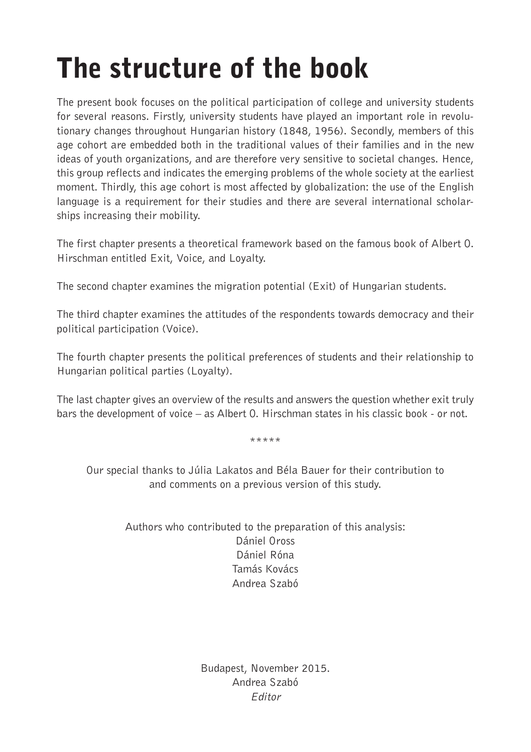# The structure of the book

The present book focuses on the political participation of college and university students for several reasons. Firstly, university students have played an important role in revolutionary changes throughout Hungarian history (1848, 1956). Secondly, members of this age cohort are embedded both in the traditional values of their families and in the new ideas of youth organizations, and are therefore very sensitive to societal changes. Hence, this group reflects and indicates the emerging problems of the whole society at the earliest moment. Thirdly, this age cohort is most affected by globalization: the use of the English language is a requirement for their studies and there are several international scholarships increasing their mobility.

The first chapter presents a theoretical framework based on the famous book of Albert O. Hirschman entitled Exit, Voice, and Loyalty.

The second chapter examines the migration potential (Exit) of Hungarian students.

The third chapter examines the attitudes of the respondents towards democracy and their political participation (Voice).

The fourth chapter presents the political preferences of students and their relationship to Hungarian political parties (Loyalty).

The last chapter gives an overview of the results and answers the question whether exit truly bars the development of voice – as Albert O. Hirschman states in his classic book - or not.

\*\*\*\*\*

Our special thanks to Júlia Lakatos and Béla Bauer for their contribution to and comments on a previous version of this study.

Authors who contributed to the preparation of this analysis:
Dániel Oross
Dániel Róna
Tamás Kovács
Andrea Szabó

Budapest, November 2015.
Andrea Szabó
*Editor*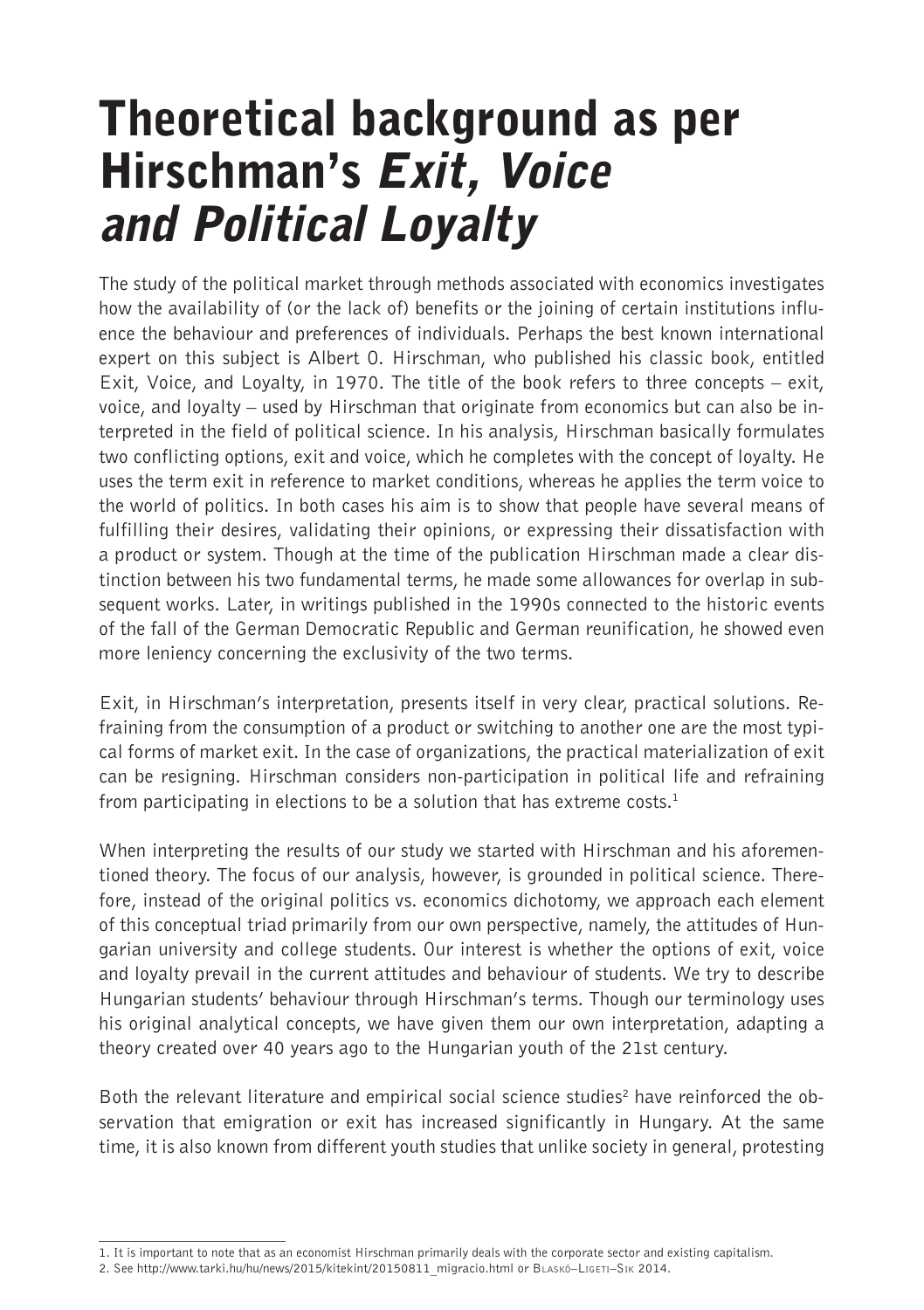# Theoretical background as per Hirschman's *Exit, Voice and Political Loyalty*

The study of the political market through methods associated with economics investigates how the availability of (or the lack of) benefits or the joining of certain institutions influence the behaviour and preferences of individuals. Perhaps the best known international expert on this subject is Albert O. Hirschman, who published his classic book, entitled Exit, Voice, and Loyalty, in 1970. The title of the book refers to three concepts – exit, voice, and loyalty – used by Hirschman that originate from economics but can also be interpreted in the field of political science. In his analysis, Hirschman basically formulates two conflicting options, exit and voice, which he completes with the concept of loyalty. He uses the term exit in reference to market conditions, whereas he applies the term voice to the world of politics. In both cases his aim is to show that people have several means of fulfilling their desires, validating their opinions, or expressing their dissatisfaction with a product or system. Though at the time of the publication Hirschman made a clear distinction between his two fundamental terms, he made some allowances for overlap in subsequent works. Later, in writings published in the 1990s connected to the historic events of the fall of the German Democratic Republic and German reunification, he showed even more leniency concerning the exclusivity of the two terms.

Exit, in Hirschman's interpretation, presents itself in very clear, practical solutions. Refraining from the consumption of a product or switching to another one are the most typical forms of market exit. In the case of organizations, the practical materialization of exit can be resigning. Hirschman considers non-participation in political life and refraining from participating in elections to be a solution that has extreme costs.[1]

When interpreting the results of our study we started with Hirschman and his aforementioned theory. The focus of our analysis, however, is grounded in political science. Therefore, instead of the original politics vs. economics dichotomy, we approach each element of this conceptual triad primarily from our own perspective, namely, the attitudes of Hungarian university and college students. Our interest is whether the options of exit, voice and loyalty prevail in the current attitudes and behaviour of students. We try to describe Hungarian students' behaviour through Hirschman's terms. Though our terminology uses his original analytical concepts, we have given them our own interpretation, adapting a theory created over 40 years ago to the Hungarian youth of the 21st century.

Both the relevant literature and empirical social science studies[2] have reinforced the observation that emigration or exit has increased significantly in Hungary. At the same time, it is also known from different youth studies that unlike society in general, protesting

---

1. It is important to note that as an economist Hirschman primarily deals with the corporate sector and existing capitalism.

2. See http://www.tarki.hu/hu/news/2015/kitekint/20150811_migracio.html or Blaskó–Ligeti–Sik 2014.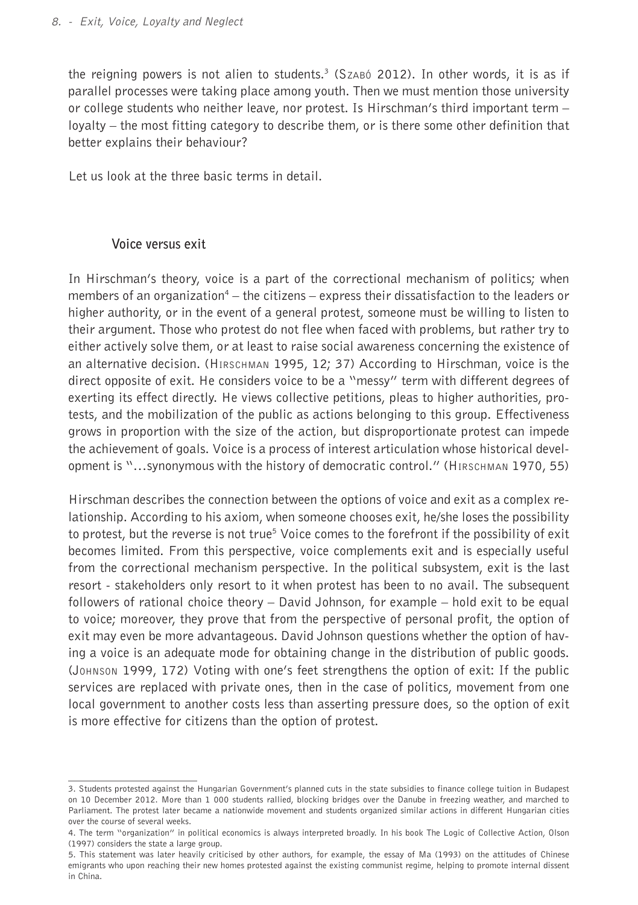the reigning powers is not alien to students.[3] (Szabó 2012). In other words, it is as if parallel processes were taking place among youth. Then we must mention those university or college students who neither leave, nor protest. Is Hirschman's third important term – loyalty – the most fitting category to describe them, or is there some other definition that better explains their behaviour?

Let us look at the three basic terms in detail.

## Voice versus exit

In Hirschman's theory, voice is a part of the correctional mechanism of politics; when members of an organization[4] – the citizens – express their dissatisfaction to the leaders or higher authority, or in the event of a general protest, someone must be willing to listen to their argument. Those who protest do not flee when faced with problems, but rather try to either actively solve them, or at least to raise social awareness concerning the existence of an alternative decision. (Hirschman 1995, 12; 37) According to Hirschman, voice is the direct opposite of exit. He considers voice to be a "messy" term with different degrees of exerting its effect directly. He views collective petitions, pleas to higher authorities, protests, and the mobilization of the public as actions belonging to this group. Effectiveness grows in proportion with the size of the action, but disproportionate protest can impede the achievement of goals. Voice is a process of interest articulation whose historical development is "...synonymous with the history of democratic control." (Hirschman 1970, 55)

Hirschman describes the connection between the options of voice and exit as a complex relationship. According to his axiom, when someone chooses exit, he/she loses the possibility to protest, but the reverse is not true[5] Voice comes to the forefront if the possibility of exit becomes limited. From this perspective, voice complements exit and is especially useful from the correctional mechanism perspective. In the political subsystem, exit is the last resort - stakeholders only resort to it when protest has been to no avail. The subsequent followers of rational choice theory – David Johnson, for example – hold exit to be equal to voice; moreover, they prove that from the perspective of personal profit, the option of exit may even be more advantageous. David Johnson questions whether the option of having a voice is an adequate mode for obtaining change in the distribution of public goods. (Johnson 1999, 172) Voting with one's feet strengthens the option of exit: If the public services are replaced with private ones, then in the case of politics, movement from one local government to another costs less than asserting pressure does, so the option of exit is more effective for citizens than the option of protest.

---

3. Students protested against the Hungarian Government's planned cuts in the state subsidies to finance college tuition in Budapest on 10 December 2012. More than 1 000 students rallied, blocking bridges over the Danube in freezing weather, and marched to Parliament. The protest later became a nationwide movement and students organized similar actions in different Hungarian cities over the course of several weeks.

4. The term "organization" in political economics is always interpreted broadly. In his book The Logic of Collective Action, Olson (1997) considers the state a large group.

5. This statement was later heavily criticised by other authors, for example, the essay of Ma (1993) on the attitudes of Chinese emigrants who upon reaching their new homes protested against the existing communist regime, helping to promote internal dissent in China.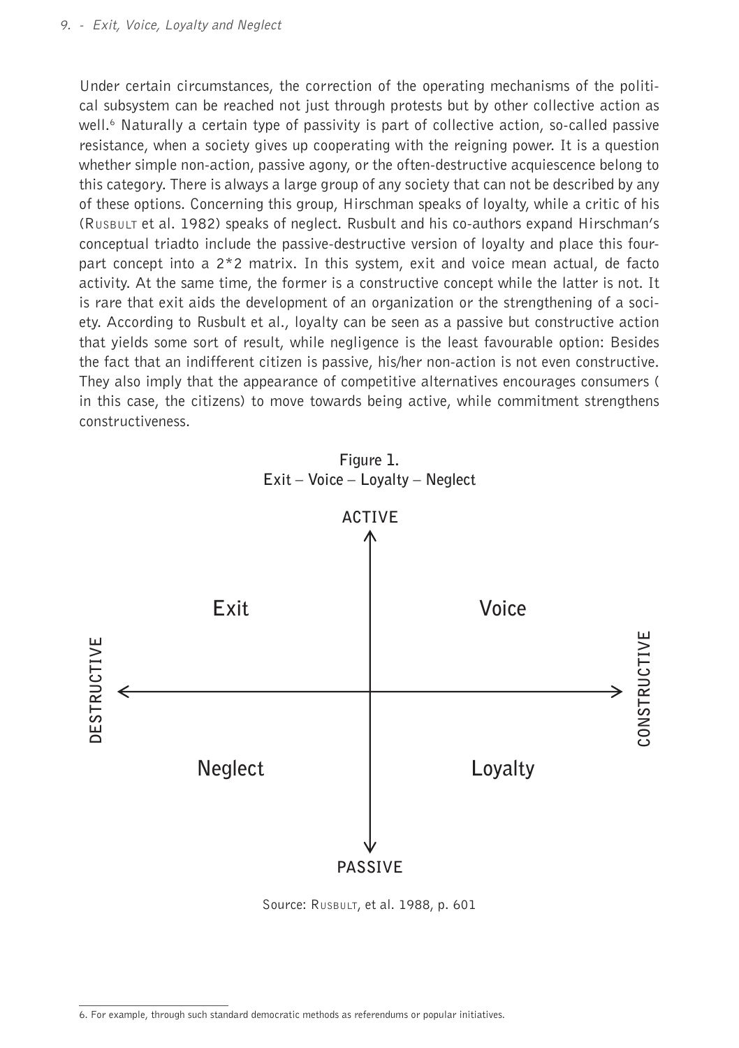Under certain circumstances, the correction of the operating mechanisms of the political subsystem can be reached not just through protests but by other collective action as well.[6] Naturally a certain type of passivity is part of collective action, so-called passive resistance, when a society gives up cooperating with the reigning power. It is a question whether simple non-action, passive agony, or the often-destructive acquiescence belong to this category. There is always a large group of any society that can not be described by any of these options. Concerning this group, Hirschman speaks of loyalty, while a critic of his (Rusbult et al. 1982) speaks of neglect. Rusbult and his co-authors expand Hirschman's conceptual triadto include the passive-destructive version of loyalty and place this four-part concept into a 2*2 matrix. In this system, exit and voice mean actual, de facto activity. At the same time, the former is a constructive concept while the latter is not. It is rare that exit aids the development of an organization or the strengthening of a society. According to Rusbult et al., loyalty can be seen as a passive but constructive action that yields some sort of result, while negligence is the least favourable option: Besides the fact that an indifferent citizen is passive, his/her non-action is not even constructive. They also imply that the appearance of competitive alternatives encourages consumers ( in this case, the citizens) to move towards being active, while commitment strengthens constructiveness.

**Figure 1.**
**Exit – Voice – Loyalty – Neglect**

| | DESTRUCTIVE | CONSTRUCTIVE |
|---|---|---|
| ACTIVE | Exit | Voice |
| PASSIVE | Neglect | Loyalty |

Source: Rusbult, et al. 1988, p. 601

---

6. For example, through such standard democratic methods as referendums or popular initiatives.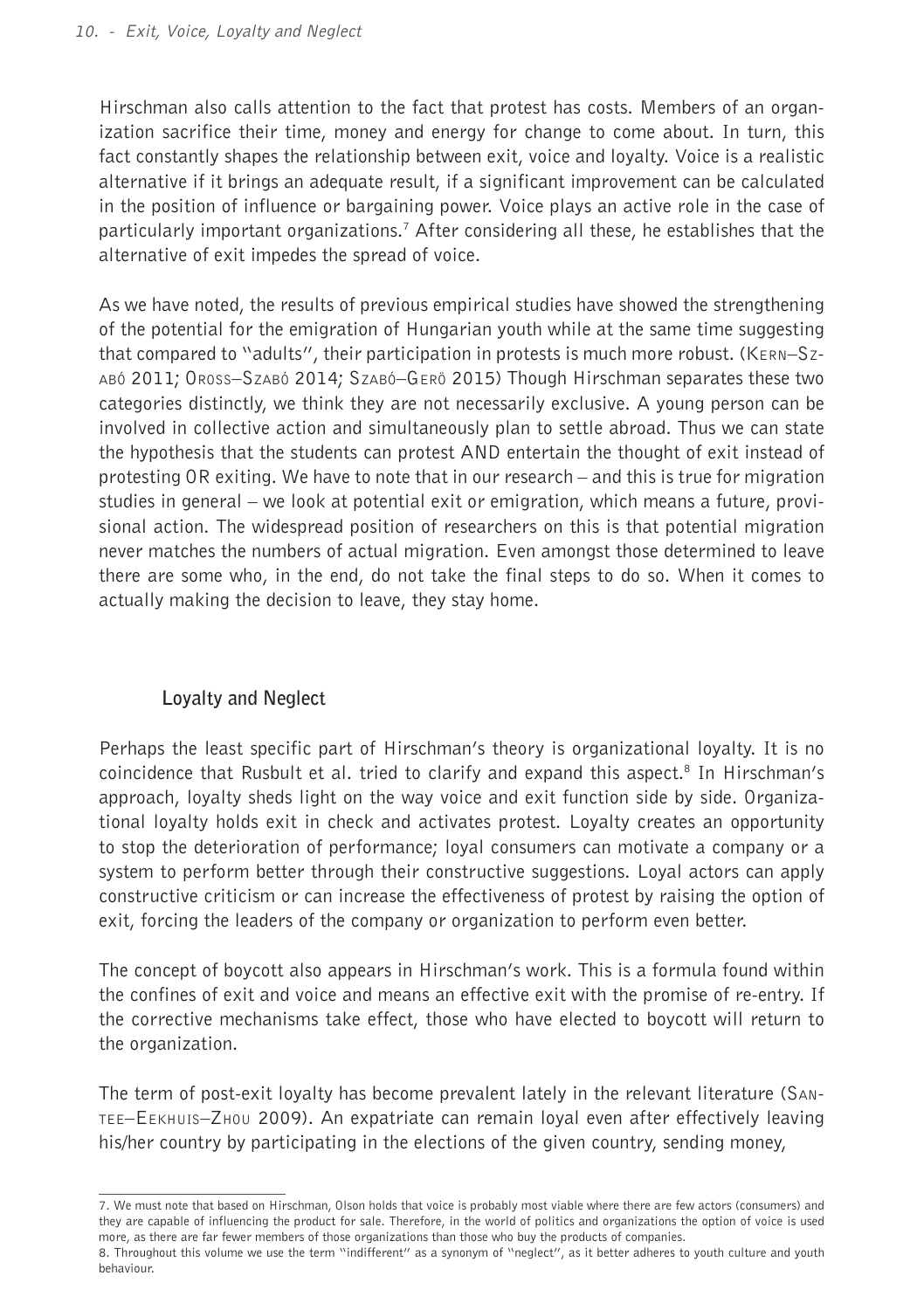Hirschman also calls attention to the fact that protest has costs. Members of an organization sacrifice their time, money and energy for change to come about. In turn, this fact constantly shapes the relationship between exit, voice and loyalty. Voice is a realistic alternative if it brings an adequate result, if a significant improvement can be calculated in the position of influence or bargaining power. Voice plays an active role in the case of particularly important organizations.[7] After considering all these, he establishes that the alternative of exit impedes the spread of voice.

As we have noted, the results of previous empirical studies have showed the strengthening of the potential for the emigration of Hungarian youth while at the same time suggesting that compared to "adults", their participation in protests is much more robust. (Kern–Szabó 2011; Oross–Szabó 2014; Szabó–Gerö 2015) Though Hirschman separates these two categories distinctly, we think they are not necessarily exclusive. A young person can be involved in collective action and simultaneously plan to settle abroad. Thus we can state the hypothesis that the students can protest AND entertain the thought of exit instead of protesting OR exiting. We have to note that in our research – and this is true for migration studies in general – we look at potential exit or emigration, which means a future, provisional action. The widespread position of researchers on this is that potential migration never matches the numbers of actual migration. Even amongst those determined to leave there are some who, in the end, do not take the final steps to do so. When it comes to actually making the decision to leave, they stay home.

## Loyalty and Neglect

Perhaps the least specific part of Hirschman's theory is organizational loyalty. It is no coincidence that Rusbult et al. tried to clarify and expand this aspect.[8] In Hirschman's approach, loyalty sheds light on the way voice and exit function side by side. Organizational loyalty holds exit in check and activates protest. Loyalty creates an opportunity to stop the deterioration of performance; loyal consumers can motivate a company or a system to perform better through their constructive suggestions. Loyal actors can apply constructive criticism or can increase the effectiveness of protest by raising the option of exit, forcing the leaders of the company or organization to perform even better.

The concept of boycott also appears in Hirschman's work. This is a formula found within the confines of exit and voice and means an effective exit with the promise of re-entry. If the corrective mechanisms take effect, those who have elected to boycott will return to the organization.

The term of post-exit loyalty has become prevalent lately in the relevant literature (Santee–Eekhuis–Zhou 2009). An expatriate can remain loyal even after effectively leaving his/her country by participating in the elections of the given country, sending money,

---

7. We must note that based on Hirschman, Olson holds that voice is probably most viable where there are few actors (consumers) and they are capable of influencing the product for sale. Therefore, in the world of politics and organizations the option of voice is used more, as there are far fewer members of those organizations than those who buy the products of companies.

8. Throughout this volume we use the term "indifferent" as a synonym of "neglect", as it better adheres to youth culture and youth behaviour.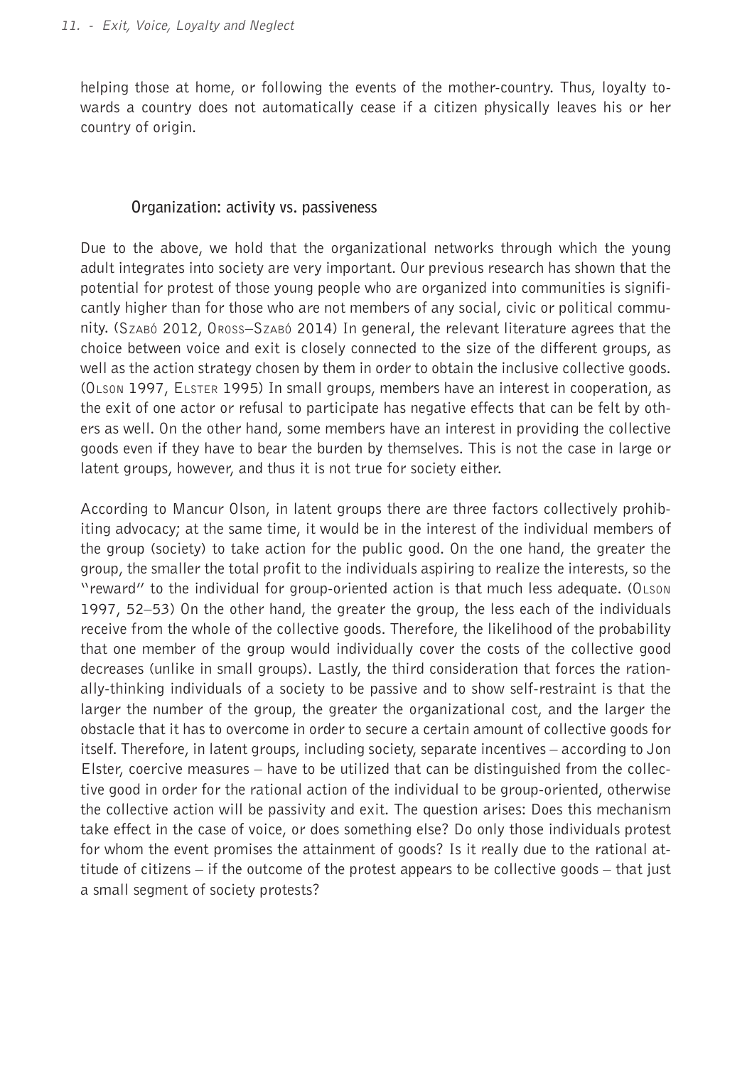helping those at home, or following the events of the mother-country. Thus, loyalty towards a country does not automatically cease if a citizen physically leaves his or her country of origin.

### Organization: activity vs. passiveness

Due to the above, we hold that the organizational networks through which the young adult integrates into society are very important. Our previous research has shown that the potential for protest of those young people who are organized into communities is significantly higher than for those who are not members of any social, civic or political community. (Szabó 2012, Oross–Szabó 2014) In general, the relevant literature agrees that the choice between voice and exit is closely connected to the size of the different groups, as well as the action strategy chosen by them in order to obtain the inclusive collective goods. (Olson 1997, Elster 1995) In small groups, members have an interest in cooperation, as the exit of one actor or refusal to participate has negative effects that can be felt by others as well. On the other hand, some members have an interest in providing the collective goods even if they have to bear the burden by themselves. This is not the case in large or latent groups, however, and thus it is not true for society either.

According to Mancur Olson, in latent groups there are three factors collectively prohibiting advocacy; at the same time, it would be in the interest of the individual members of the group (society) to take action for the public good. On the one hand, the greater the group, the smaller the total profit to the individuals aspiring to realize the interests, so the "reward" to the individual for group-oriented action is that much less adequate. (Olson 1997, 52–53) On the other hand, the greater the group, the less each of the individuals receive from the whole of the collective goods. Therefore, the likelihood of the probability that one member of the group would individually cover the costs of the collective good decreases (unlike in small groups). Lastly, the third consideration that forces the rationally-thinking individuals of a society to be passive and to show self-restraint is that the larger the number of the group, the greater the organizational cost, and the larger the obstacle that it has to overcome in order to secure a certain amount of collective goods for itself. Therefore, in latent groups, including society, separate incentives – according to Jon Elster, coercive measures – have to be utilized that can be distinguished from the collective good in order for the rational action of the individual to be group-oriented, otherwise the collective action will be passivity and exit. The question arises: Does this mechanism take effect in the case of voice, or does something else? Do only those individuals protest for whom the event promises the attainment of goods? Is it really due to the rational attitude of citizens – if the outcome of the protest appears to be collective goods – that just a small segment of society protests?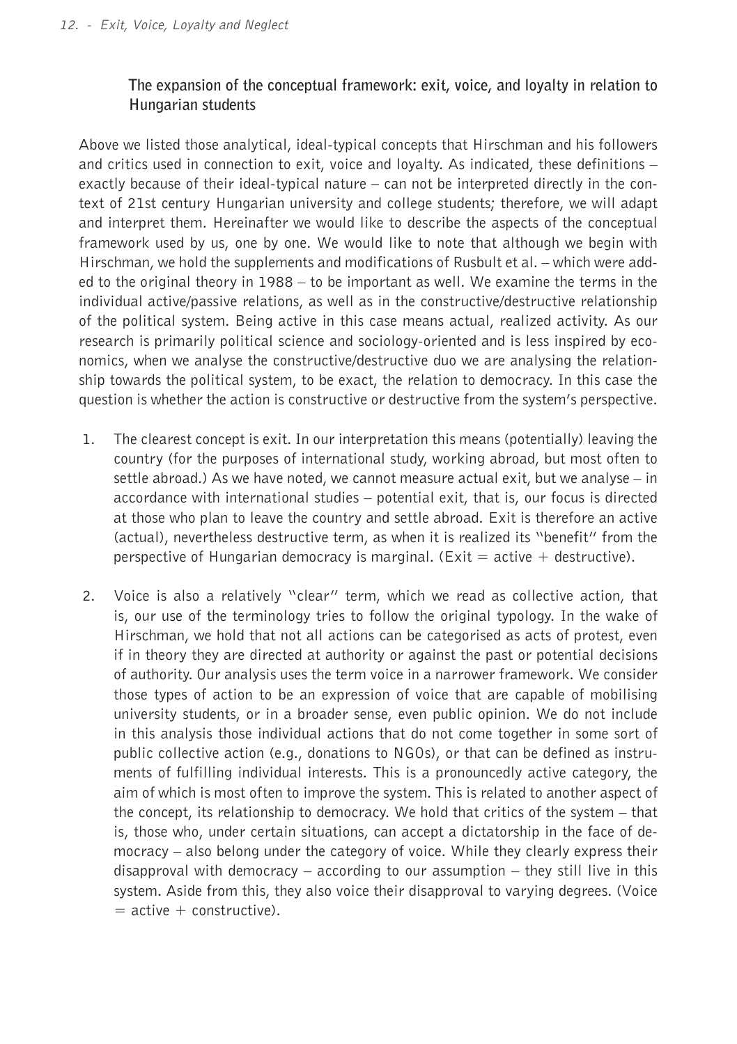### The expansion of the conceptual framework: exit, voice, and loyalty in relation to Hungarian students

Above we listed those analytical, ideal-typical concepts that Hirschman and his followers and critics used in connection to exit, voice and loyalty. As indicated, these definitions – exactly because of their ideal-typical nature – can not be interpreted directly in the context of 21st century Hungarian university and college students; therefore, we will adapt and interpret them. Hereinafter we would like to describe the aspects of the conceptual framework used by us, one by one. We would like to note that although we begin with Hirschman, we hold the supplements and modifications of Rusbult et al. – which were added to the original theory in 1988 – to be important as well. We examine the terms in the individual active/passive relations, as well as in the constructive/destructive relationship of the political system. Being active in this case means actual, realized activity. As our research is primarily political science and sociology-oriented and is less inspired by economics, when we analyse the constructive/destructive duo we are analysing the relationship towards the political system, to be exact, the relation to democracy. In this case the question is whether the action is constructive or destructive from the system's perspective.

1. The clearest concept is exit. In our interpretation this means (potentially) leaving the country (for the purposes of international study, working abroad, but most often to settle abroad.) As we have noted, we cannot measure actual exit, but we analyse – in accordance with international studies – potential exit, that is, our focus is directed at those who plan to leave the country and settle abroad. Exit is therefore an active (actual), nevertheless destructive term, as when it is realized its "benefit" from the perspective of Hungarian democracy is marginal. (Exit = active + destructive).

2. Voice is also a relatively "clear" term, which we read as collective action, that is, our use of the terminology tries to follow the original typology. In the wake of Hirschman, we hold that not all actions can be categorised as acts of protest, even if in theory they are directed at authority or against the past or potential decisions of authority. Our analysis uses the term voice in a narrower framework. We consider those types of action to be an expression of voice that are capable of mobilising university students, or in a broader sense, even public opinion. We do not include in this analysis those individual actions that do not come together in some sort of public collective action (e.g., donations to NGOs), or that can be defined as instruments of fulfilling individual interests. This is a pronouncedly active category, the aim of which is most often to improve the system. This is related to another aspect of the concept, its relationship to democracy. We hold that critics of the system – that is, those who, under certain situations, can accept a dictatorship in the face of democracy – also belong under the category of voice. While they clearly express their disapproval with democracy – according to our assumption – they still live in this system. Aside from this, they also voice their disapproval to varying degrees. (Voice = active + constructive).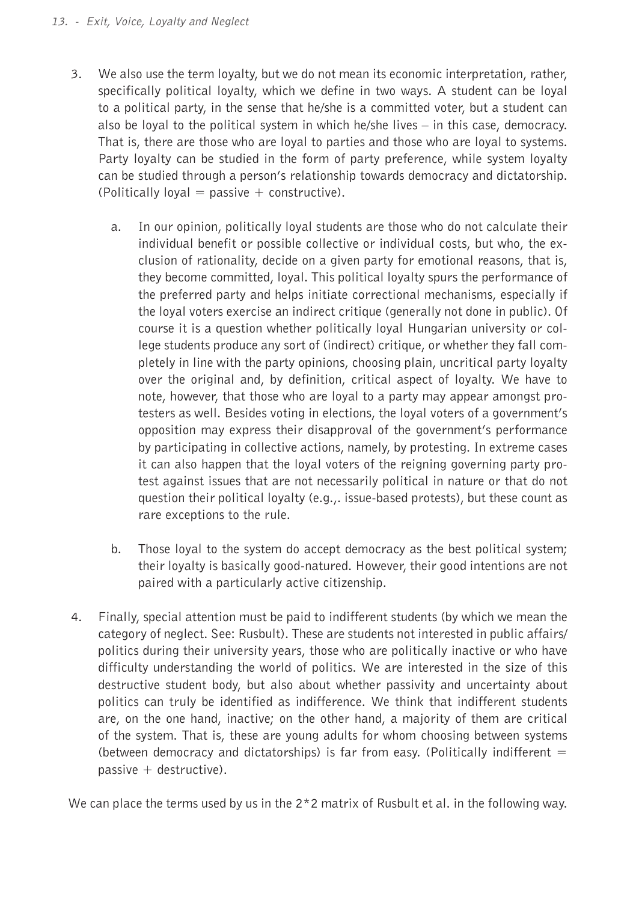3. We also use the term loyalty, but we do not mean its economic interpretation, rather, specifically political loyalty, which we define in two ways. A student can be loyal to a political party, in the sense that he/she is a committed voter, but a student can also be loyal to the political system in which he/she lives – in this case, democracy. That is, there are those who are loyal to parties and those who are loyal to systems. Party loyalty can be studied in the form of party preference, while system loyalty can be studied through a person's relationship towards democracy and dictatorship. (Politically loyal = passive + constructive).

   a. In our opinion, politically loyal students are those who do not calculate their individual benefit or possible collective or individual costs, but who, the exclusion of rationality, decide on a given party for emotional reasons, that is, they become committed, loyal. This political loyalty spurs the performance of the preferred party and helps initiate correctional mechanisms, especially if the loyal voters exercise an indirect critique (generally not done in public). Of course it is a question whether politically loyal Hungarian university or college students produce any sort of (indirect) critique, or whether they fall completely in line with the party opinions, choosing plain, uncritical party loyalty over the original and, by definition, critical aspect of loyalty. We have to note, however, that those who are loyal to a party may appear amongst protesters as well. Besides voting in elections, the loyal voters of a government's opposition may express their disapproval of the government's performance by participating in collective actions, namely, by protesting. In extreme cases it can also happen that the loyal voters of the reigning governing party protest against issues that are not necessarily political in nature or that do not question their political loyalty (e.g.,. issue-based protests), but these count as rare exceptions to the rule.

   b. Those loyal to the system do accept democracy as the best political system; their loyalty is basically good-natured. However, their good intentions are not paired with a particularly active citizenship.

4. Finally, special attention must be paid to indifferent students (by which we mean the category of neglect. See: Rusbult). These are students not interested in public affairs/politics during their university years, those who are politically inactive or who have difficulty understanding the world of politics. We are interested in the size of this destructive student body, but also about whether passivity and uncertainty about politics can truly be identified as indifference. We think that indifferent students are, on the one hand, inactive; on the other hand, a majority of them are critical of the system. That is, these are young adults for whom choosing between systems (between democracy and dictatorships) is far from easy. (Politically indifferent = passive + destructive).

We can place the terms used by us in the 2*2 matrix of Rusbult et al. in the following way.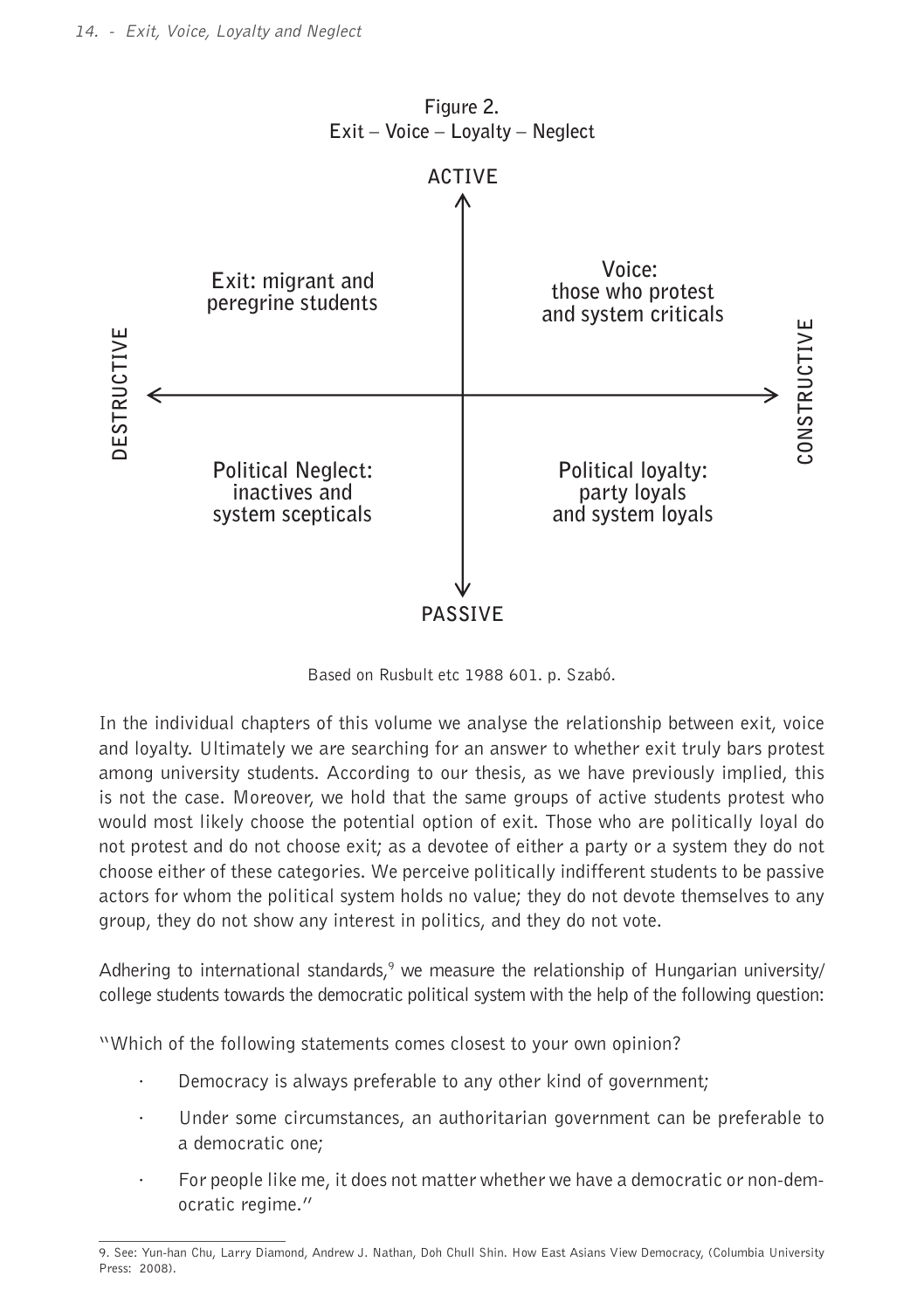**Figure 2.**
**Exit – Voice – Loyalty – Neglect**

**ACTIVE**

**Exit: migrant and peregrine students**

**Voice: those who protest and system criticals**

**DESTRUCTIVE**

**CONSTRUCTIVE**

**Political Neglect: inactives and system scepticals**

**Political loyalty: party loyals and system loyals**

**PASSIVE**

Based on Rusbult etc 1988 601. p. Szabó.

In the individual chapters of this volume we analyse the relationship between exit, voice and loyalty. Ultimately we are searching for an answer to whether exit truly bars protest among university students. According to our thesis, as we have previously implied, this is not the case. Moreover, we hold that the same groups of active students protest who would most likely choose the potential option of exit. Those who are politically loyal do not protest and do not choose exit; as a devotee of either a party or a system they do not choose either of these categories. We perceive politically indifferent students to be passive actors for whom the political system holds no value; they do not devote themselves to any group, they do not show any interest in politics, and they do not vote.

Adhering to international standards,[9] we measure the relationship of Hungarian university/college students towards the democratic political system with the help of the following question:

"Which of the following statements comes closest to your own opinion?

- Democracy is always preferable to any other kind of government;
- Under some circumstances, an authoritarian government can be preferable to a democratic one;
- For people like me, it does not matter whether we have a democratic or non-democratic regime."

9. See: Yun-han Chu, Larry Diamond, Andrew J. Nathan, Doh Chull Shin. How East Asians View Democracy, (Columbia University Press: 2008).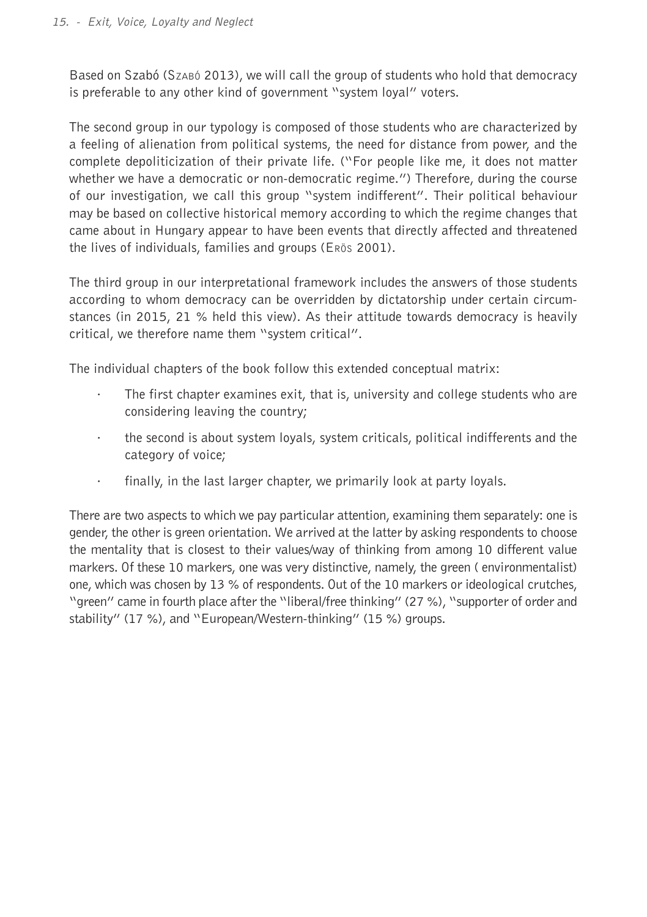Based on Szabó (Szabó 2013), we will call the group of students who hold that democracy is preferable to any other kind of government ''system loyal'' voters.

The second group in our typology is composed of those students who are characterized by a feeling of alienation from political systems, the need for distance from power, and the complete depoliticization of their private life. (''For people like me, it does not matter whether we have a democratic or non-democratic regime.'') Therefore, during the course of our investigation, we call this group ''system indifferent''. Their political behaviour may be based on collective historical memory according to which the regime changes that came about in Hungary appear to have been events that directly affected and threatened the lives of individuals, families and groups (Erös 2001).

The third group in our interpretational framework includes the answers of those students according to whom democracy can be overridden by dictatorship under certain circumstances (in 2015, 21 % held this view). As their attitude towards democracy is heavily critical, we therefore name them ''system critical''.

The individual chapters of the book follow this extended conceptual matrix:

- The first chapter examines exit, that is, university and college students who are considering leaving the country;
- the second is about system loyals, system criticals, political indifferents and the category of voice;
- finally, in the last larger chapter, we primarily look at party loyals.

There are two aspects to which we pay particular attention, examining them separately: one is gender, the other is green orientation. We arrived at the latter by asking respondents to choose the mentality that is closest to their values/way of thinking from among 10 different value markers. Of these 10 markers, one was very distinctive, namely, the green ( environmentalist) one, which was chosen by 13 % of respondents. Out of the 10 markers or ideological crutches, ''green'' came in fourth place after the ''liberal/free thinking'' (27 %), ''supporter of order and stability'' (17 %), and ''European/Western-thinking'' (15 %) groups.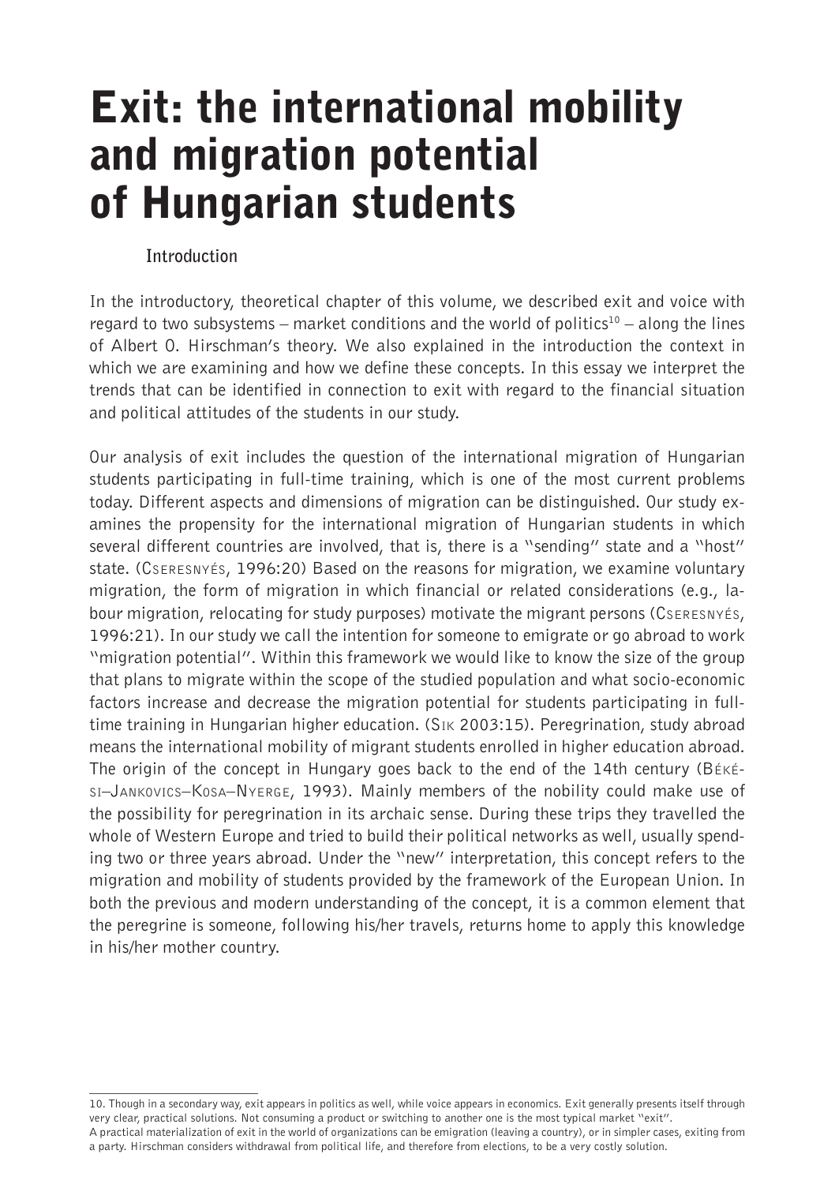# Exit: the international mobility and migration potential of Hungarian students

## Introduction

In the introductory, theoretical chapter of this volume, we described exit and voice with regard to two subsystems – market conditions and the world of politics[10] – along the lines of Albert O. Hirschman's theory. We also explained in the introduction the context in which we are examining and how we define these concepts. In this essay we interpret the trends that can be identified in connection to exit with regard to the financial situation and political attitudes of the students in our study.

Our analysis of exit includes the question of the international migration of Hungarian students participating in full-time training, which is one of the most current problems today. Different aspects and dimensions of migration can be distinguished. Our study examines the propensity for the international migration of Hungarian students in which several different countries are involved, that is, there is a "sending" state and a "host" state. (Cseresnyés, 1996:20) Based on the reasons for migration, we examine voluntary migration, the form of migration in which financial or related considerations (e.g., labour migration, relocating for study purposes) motivate the migrant persons (Cseresnyés, 1996:21). In our study we call the intention for someone to emigrate or go abroad to work "migration potential". Within this framework we would like to know the size of the group that plans to migrate within the scope of the studied population and what socio-economic factors increase and decrease the migration potential for students participating in full-time training in Hungarian higher education. (Sik 2003:15). Peregrination, study abroad means the international mobility of migrant students enrolled in higher education abroad. The origin of the concept in Hungary goes back to the end of the 14th century (Békési–Jankovics–Kosa–Nyerge, 1993). Mainly members of the nobility could make use of the possibility for peregrination in its archaic sense. During these trips they travelled the whole of Western Europe and tried to build their political networks as well, usually spending two or three years abroad. Under the "new" interpretation, this concept refers to the migration and mobility of students provided by the framework of the European Union. In both the previous and modern understanding of the concept, it is a common element that the peregrine is someone, following his/her travels, returns home to apply this knowledge in his/her mother country.

---

10. Though in a secondary way, exit appears in politics as well, while voice appears in economics. Exit generally presents itself through very clear, practical solutions. Not consuming a product or switching to another one is the most typical market "exit".
A practical materialization of exit in the world of organizations can be emigration (leaving a country), or in simpler cases, exiting from a party. Hirschman considers withdrawal from political life, and therefore from elections, to be a very costly solution.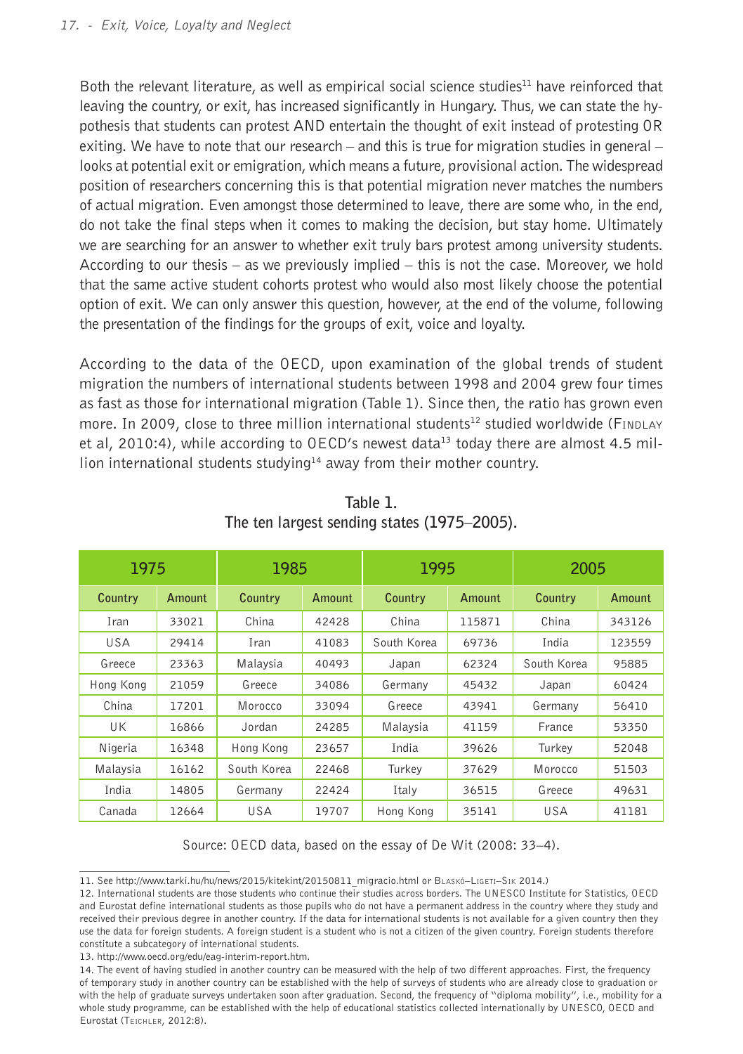Both the relevant literature, as well as empirical social science studies[11] have reinforced that leaving the country, or exit, has increased significantly in Hungary. Thus, we can state the hypothesis that students can protest AND entertain the thought of exit instead of protesting OR exiting. We have to note that our research – and this is true for migration studies in general – looks at potential exit or emigration, which means a future, provisional action. The widespread position of researchers concerning this is that potential migration never matches the numbers of actual migration. Even amongst those determined to leave, there are some who, in the end, do not take the final steps when it comes to making the decision, but stay home. Ultimately we are searching for an answer to whether exit truly bars protest among university students. According to our thesis – as we previously implied – this is not the case. Moreover, we hold that the same active student cohorts protest who would also most likely choose the potential option of exit. We can only answer this question, however, at the end of the volume, following the presentation of the findings for the groups of exit, voice and loyalty.

According to the data of the OECD, upon examination of the global trends of student migration the numbers of international students between 1998 and 2004 grew four times as fast as those for international migration (Table 1). Since then, the ratio has grown even more. In 2009, close to three million international students[12] studied worldwide (Findlay et al, 2010:4), while according to OECD's newest data[13] today there are almost 4.5 million international students studying[14] away from their mother country.

Table 1.
The ten largest sending states (1975–2005).

| 1975 | | 1985 | | 1995 | | 2005 | |
|---|---|---|---|---|---|---|---|
| Country | Amount | Country | Amount | Country | Amount | Country | Amount |
| Iran | 33021 | China | 42428 | China | 115871 | China | 343126 |
| USA | 29414 | Iran | 41083 | South Korea | 69736 | India | 123559 |
| Greece | 23363 | Malaysia | 40493 | Japan | 62324 | South Korea | 95885 |
| Hong Kong | 21059 | Greece | 34086 | Germany | 45432 | Japan | 60424 |
| China | 17201 | Morocco | 33094 | Greece | 43941 | Germany | 56410 |
| UK | 16866 | Jordan | 24285 | Malaysia | 41159 | France | 53350 |
| Nigeria | 16348 | Hong Kong | 23657 | India | 39626 | Turkey | 52048 |
| Malaysia | 16162 | South Korea | 22468 | Turkey | 37629 | Morocco | 51503 |
| India | 14805 | Germany | 22424 | Italy | 36515 | Greece | 49631 |
| Canada | 12664 | USA | 19707 | Hong Kong | 35141 | USA | 41181 |

Source: OECD data, based on the essay of De Wit (2008: 33–4).

---

11. See http://www.tarki.hu/hu/news/2015/kitekint/20150811_migracio.html or Blaskó–Ligeti–Sik 2014.)

12. International students are those students who continue their studies across borders. The UNESCO Institute for Statistics, OECD and Eurostat define international students as those pupils who do not have a permanent address in the country where they study and received their previous degree in another country. If the data for international students is not available for a given country then they use the data for foreign students. A foreign student is a student who is not a citizen of the given country. Foreign students therefore constitute a subcategory of international students.

13. http://www.oecd.org/edu/eag-interim-report.htm.

14. The event of having studied in another country can be measured with the help of two different approaches. First, the frequency of temporary study in another country can be established with the help of surveys of students who are already close to graduation or with the help of graduate surveys undertaken soon after graduation. Second, the frequency of "diploma mobility", i.e., mobility for a whole study programme, can be established with the help of educational statistics collected internationally by UNESCO, OECD and Eurostat (Teichler, 2012:8).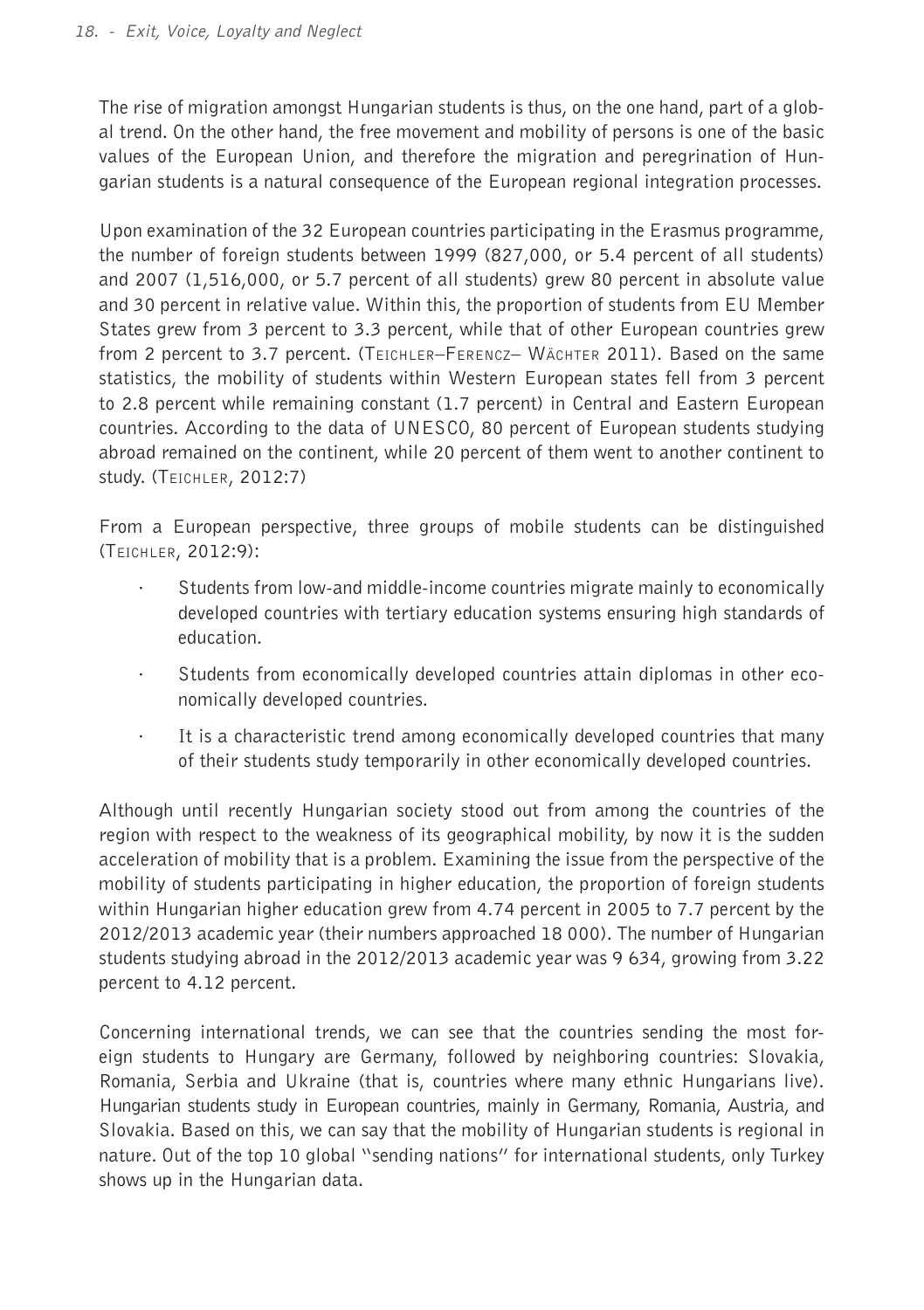The rise of migration amongst Hungarian students is thus, on the one hand, part of a global trend. On the other hand, the free movement and mobility of persons is one of the basic values of the European Union, and therefore the migration and peregrination of Hungarian students is a natural consequence of the European regional integration processes.

Upon examination of the 32 European countries participating in the Erasmus programme, the number of foreign students between 1999 (827,000, or 5.4 percent of all students) and 2007 (1,516,000, or 5.7 percent of all students) grew 80 percent in absolute value and 30 percent in relative value. Within this, the proportion of students from EU Member States grew from 3 percent to 3.3 percent, while that of other European countries grew from 2 percent to 3.7 percent. (Teichler–Ferencz– Wächter 2011). Based on the same statistics, the mobility of students within Western European states fell from 3 percent to 2.8 percent while remaining constant (1.7 percent) in Central and Eastern European countries. According to the data of UNESCO, 80 percent of European students studying abroad remained on the continent, while 20 percent of them went to another continent to study. (Teichler, 2012:7)

From a European perspective, three groups of mobile students can be distinguished (Teichler, 2012:9):

- Students from low-and middle-income countries migrate mainly to economically developed countries with tertiary education systems ensuring high standards of education.
- Students from economically developed countries attain diplomas in other economically developed countries.
- It is a characteristic trend among economically developed countries that many of their students study temporarily in other economically developed countries.

Although until recently Hungarian society stood out from among the countries of the region with respect to the weakness of its geographical mobility, by now it is the sudden acceleration of mobility that is a problem. Examining the issue from the perspective of the mobility of students participating in higher education, the proportion of foreign students within Hungarian higher education grew from 4.74 percent in 2005 to 7.7 percent by the 2012/2013 academic year (their numbers approached 18 000). The number of Hungarian students studying abroad in the 2012/2013 academic year was 9 634, growing from 3.22 percent to 4.12 percent.

Concerning international trends, we can see that the countries sending the most foreign students to Hungary are Germany, followed by neighboring countries: Slovakia, Romania, Serbia and Ukraine (that is, countries where many ethnic Hungarians live). Hungarian students study in European countries, mainly in Germany, Romania, Austria, and Slovakia. Based on this, we can say that the mobility of Hungarian students is regional in nature. Out of the top 10 global "sending nations" for international students, only Turkey shows up in the Hungarian data.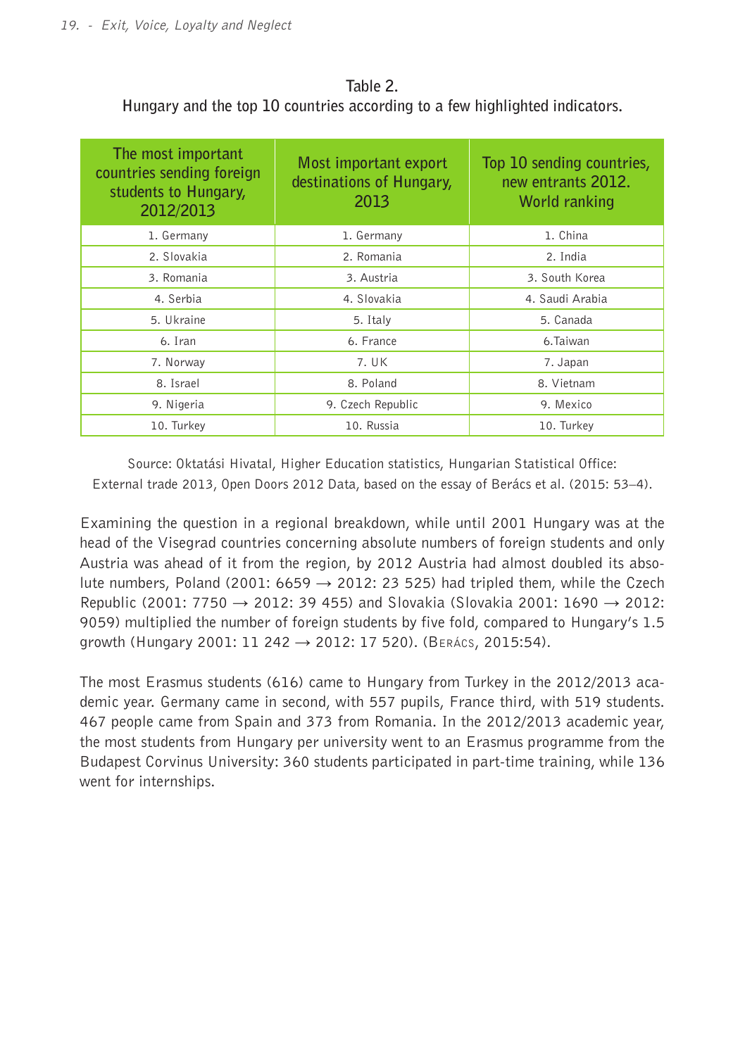**Table 2.**
**Hungary and the top 10 countries according to a few highlighted indicators.**

| The most important countries sending foreign students to Hungary, 2012/2013 | Most important export destinations of Hungary, 2013 | Top 10 sending countries, new entrants 2012. World ranking |
|---|---|---|
| 1. Germany | 1. Germany | 1. China |
| 2. Slovakia | 2. Romania | 2. India |
| 3. Romania | 3. Austria | 3. South Korea |
| 4. Serbia | 4. Slovakia | 4. Saudi Arabia |
| 5. Ukraine | 5. Italy | 5. Canada |
| 6. Iran | 6. France | 6.Taiwan |
| 7. Norway | 7. UK | 7. Japan |
| 8. Israel | 8. Poland | 8. Vietnam |
| 9. Nigeria | 9. Czech Republic | 9. Mexico |
| 10. Turkey | 10. Russia | 10. Turkey |

Source: Oktatási Hivatal, Higher Education statistics, Hungarian Statistical Office: External trade 2013, Open Doors 2012 Data, based on the essay of Berács et al. (2015: 53–4).

Examining the question in a regional breakdown, while until 2001 Hungary was at the head of the Visegrad countries concerning absolute numbers of foreign students and only Austria was ahead of it from the region, by 2012 Austria had almost doubled its absolute numbers, Poland (2001: 6659 → 2012: 23 525) had tripled them, while the Czech Republic (2001: 7750 → 2012: 39 455) and Slovakia (Slovakia 2001: 1690 → 2012: 9059) multiplied the number of foreign students by five fold, compared to Hungary's 1.5 growth (Hungary 2001: 11 242 → 2012: 17 520). (Berács, 2015:54).

The most Erasmus students (616) came to Hungary from Turkey in the 2012/2013 academic year. Germany came in second, with 557 pupils, France third, with 519 students. 467 people came from Spain and 373 from Romania. In the 2012/2013 academic year, the most students from Hungary per university went to an Erasmus programme from the Budapest Corvinus University: 360 students participated in part-time training, while 136 went for internships.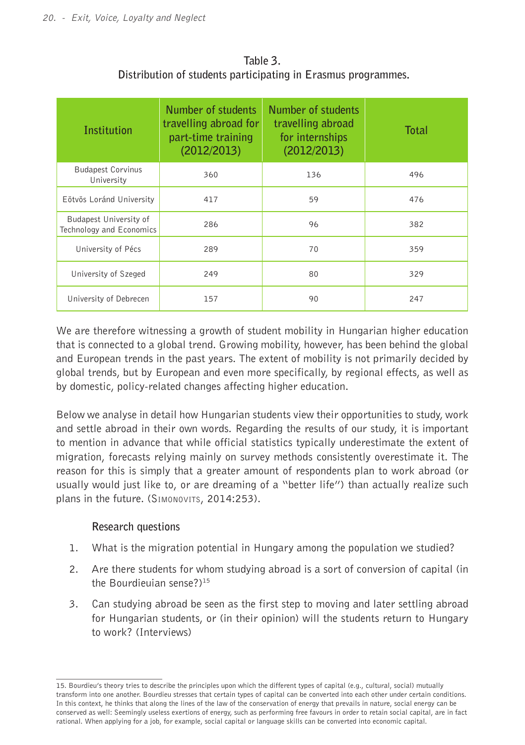Table 3.
Distribution of students participating in Erasmus programmes.

| Institution | Number of students travelling abroad for part-time training (2012/2013) | Number of students travelling abroad for internships (2012/2013) | Total |
|---|---|---|---|
| Budapest Corvinus University | 360 | 136 | 496 |
| Eötvös Loránd University | 417 | 59 | 476 |
| Budapest University of Technology and Economics | 286 | 96 | 382 |
| University of Pécs | 289 | 70 | 359 |
| University of Szeged | 249 | 80 | 329 |
| University of Debrecen | 157 | 90 | 247 |

We are therefore witnessing a growth of student mobility in Hungarian higher education that is connected to a global trend. Growing mobility, however, has been behind the global and European trends in the past years. The extent of mobility is not primarily decided by global trends, but by European and even more specifically, by regional effects, as well as by domestic, policy-related changes affecting higher education.

Below we analyse in detail how Hungarian students view their opportunities to study, work and settle abroad in their own words. Regarding the results of our study, it is important to mention in advance that while official statistics typically underestimate the extent of migration, forecasts relying mainly on survey methods consistently overestimate it. The reason for this is simply that a greater amount of respondents plan to work abroad (or usually would just like to, or are dreaming of a "better life") than actually realize such plans in the future. (Simonovits, 2014:253).

### Research questions

1. What is the migration potential in Hungary among the population we studied?
2. Are there students for whom studying abroad is a sort of conversion of capital (in the Bourdieuian sense?)[15]
3. Can studying abroad be seen as the first step to moving and later settling abroad for Hungarian students, or (in their opinion) will the students return to Hungary to work? (Interviews)

15. Bourdieu's theory tries to describe the principles upon which the different types of capital (e.g., cultural, social) mutually transform into one another. Bourdieu stresses that certain types of capital can be converted into each other under certain conditions. In this context, he thinks that along the lines of the law of the conservation of energy that prevails in nature, social energy can be conserved as well: Seemingly useless exertions of energy, such as performing free favours in order to retain social capital, are in fact rational. When applying for a job, for example, social capital or language skills can be converted into economic capital.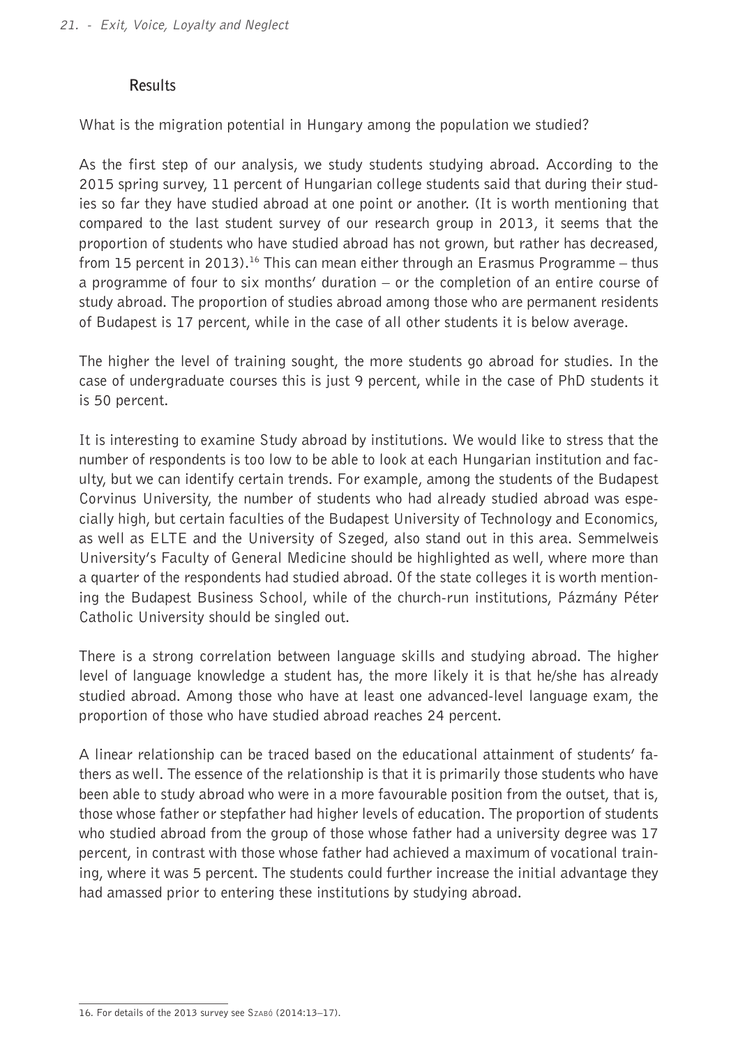## Results

What is the migration potential in Hungary among the population we studied?

As the first step of our analysis, we study students studying abroad. According to the 2015 spring survey, 11 percent of Hungarian college students said that during their studies so far they have studied abroad at one point or another. (It is worth mentioning that compared to the last student survey of our research group in 2013, it seems that the proportion of students who have studied abroad has not grown, but rather has decreased, from 15 percent in 2013).[16] This can mean either through an Erasmus Programme – thus a programme of four to six months' duration – or the completion of an entire course of study abroad. The proportion of studies abroad among those who are permanent residents of Budapest is 17 percent, while in the case of all other students it is below average.

The higher the level of training sought, the more students go abroad for studies. In the case of undergraduate courses this is just 9 percent, while in the case of PhD students it is 50 percent.

It is interesting to examine Study abroad by institutions. We would like to stress that the number of respondents is too low to be able to look at each Hungarian institution and faculty, but we can identify certain trends. For example, among the students of the Budapest Corvinus University, the number of students who had already studied abroad was especially high, but certain faculties of the Budapest University of Technology and Economics, as well as ELTE and the University of Szeged, also stand out in this area. Semmelweis University's Faculty of General Medicine should be highlighted as well, where more than a quarter of the respondents had studied abroad. Of the state colleges it is worth mentioning the Budapest Business School, while of the church-run institutions, Pázmány Péter Catholic University should be singled out.

There is a strong correlation between language skills and studying abroad. The higher level of language knowledge a student has, the more likely it is that he/she has already studied abroad. Among those who have at least one advanced-level language exam, the proportion of those who have studied abroad reaches 24 percent.

A linear relationship can be traced based on the educational attainment of students' fathers as well. The essence of the relationship is that it is primarily those students who have been able to study abroad who were in a more favourable position from the outset, that is, those whose father or stepfather had higher levels of education. The proportion of students who studied abroad from the group of those whose father had a university degree was 17 percent, in contrast with those whose father had achieved a maximum of vocational training, where it was 5 percent. The students could further increase the initial advantage they had amassed prior to entering these institutions by studying abroad.

---

16. For details of the 2013 survey see Szabó (2014:13–17).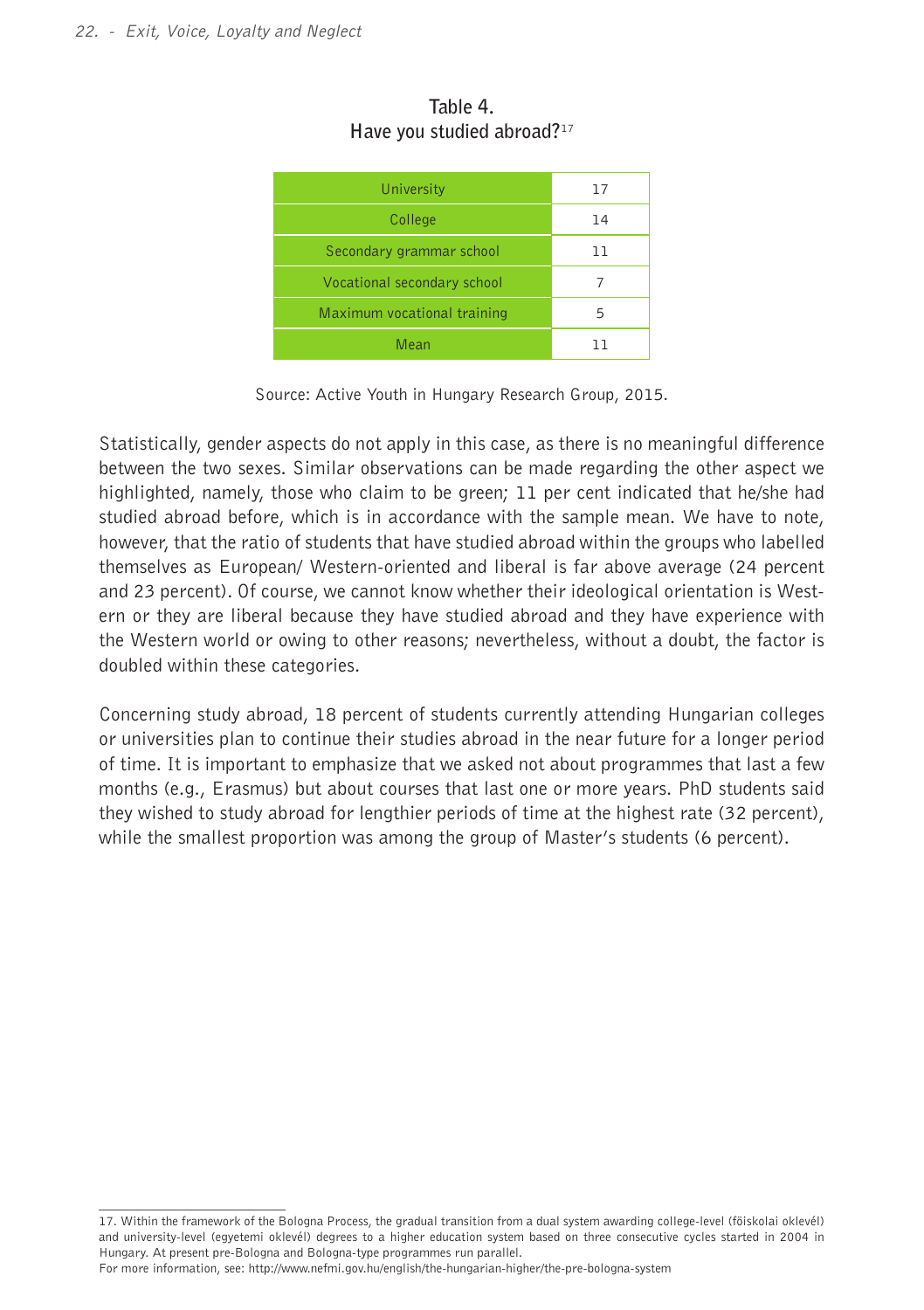**Table 4.**
**Have you studied abroad?**[17]

| | |
|---|---|
| University | 17 |
| College | 14 |
| Secondary grammar school | 11 |
| Vocational secondary school | 7 |
| Maximum vocational training | 5 |
| Mean | 11 |

Source: Active Youth in Hungary Research Group, 2015.

Statistically, gender aspects do not apply in this case, as there is no meaningful difference between the two sexes. Similar observations can be made regarding the other aspect we highlighted, namely, those who claim to be green; 11 per cent indicated that he/she had studied abroad before, which is in accordance with the sample mean. We have to note, however, that the ratio of students that have studied abroad within the groups who labelled themselves as European/ Western-oriented and liberal is far above average (24 percent and 23 percent). Of course, we cannot know whether their ideological orientation is Western or they are liberal because they have studied abroad and they have experience with the Western world or owing to other reasons; nevertheless, without a doubt, the factor is doubled within these categories.

Concerning study abroad, 18 percent of students currently attending Hungarian colleges or universities plan to continue their studies abroad in the near future for a longer period of time. It is important to emphasize that we asked not about programmes that last a few months (e.g., Erasmus) but about courses that last one or more years. PhD students said they wished to study abroad for lengthier periods of time at the highest rate (32 percent), while the smallest proportion was among the group of Master's students (6 percent).

---

17. Within the framework of the Bologna Process, the gradual transition from a dual system awarding college-level (főiskolai oklevél) and university-level (egyetemi oklevél) degrees to a higher education system based on three consecutive cycles started in 2004 in Hungary. At present pre-Bologna and Bologna-type programmes run parallel.
For more information, see: http://www.nefmi.gov.hu/english/the-hungarian-higher/the-pre-bologna-system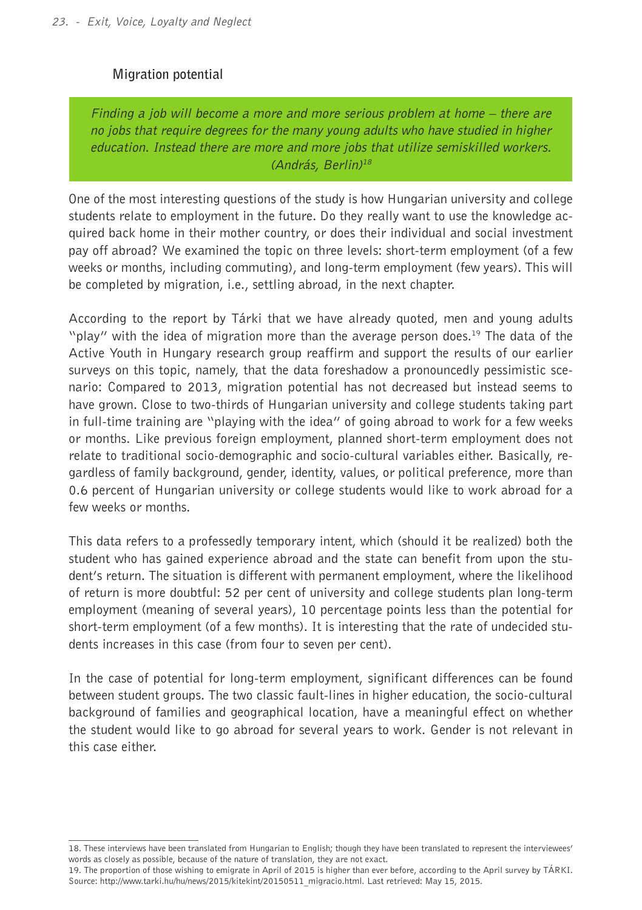## Migration potential

> *Finding a job will become a more and more serious problem at home – there are no jobs that require degrees for the many young adults who have studied in higher education. Instead there are more and more jobs that utilize semiskilled workers. (András, Berlin)*[18]

One of the most interesting questions of the study is how Hungarian university and college students relate to employment in the future. Do they really want to use the knowledge acquired back home in their mother country, or does their individual and social investment pay off abroad? We examined the topic on three levels: short-term employment (of a few weeks or months, including commuting), and long-term employment (few years). This will be completed by migration, i.e., settling abroad, in the next chapter.

According to the report by Tárki that we have already quoted, men and young adults "play" with the idea of migration more than the average person does.[19] The data of the Active Youth in Hungary research group reaffirm and support the results of our earlier surveys on this topic, namely, that the data foreshadow a pronouncedly pessimistic scenario: Compared to 2013, migration potential has not decreased but instead seems to have grown. Close to two-thirds of Hungarian university and college students taking part in full-time training are "playing with the idea" of going abroad to work for a few weeks or months. Like previous foreign employment, planned short-term employment does not relate to traditional socio-demographic and socio-cultural variables either. Basically, regardless of family background, gender, identity, values, or political preference, more than 0.6 percent of Hungarian university or college students would like to work abroad for a few weeks or months.

This data refers to a professedly temporary intent, which (should it be realized) both the student who has gained experience abroad and the state can benefit from upon the student's return. The situation is different with permanent employment, where the likelihood of return is more doubtful: 52 per cent of university and college students plan long-term employment (meaning of several years), 10 percentage points less than the potential for short-term employment (of a few months). It is interesting that the rate of undecided students increases in this case (from four to seven per cent).

In the case of potential for long-term employment, significant differences can be found between student groups. The two classic fault-lines in higher education, the socio-cultural background of families and geographical location, have a meaningful effect on whether the student would like to go abroad for several years to work. Gender is not relevant in this case either.

18. These interviews have been translated from Hungarian to English; though they have been translated to represent the interviewees' words as closely as possible, because of the nature of translation, they are not exact.

19. The proportion of those wishing to emigrate in April of 2015 is higher than ever before, according to the April survey by TÁRKI. Source: http://www.tarki.hu/hu/news/2015/kitekint/20150511_migracio.html. Last retrieved: May 15, 2015.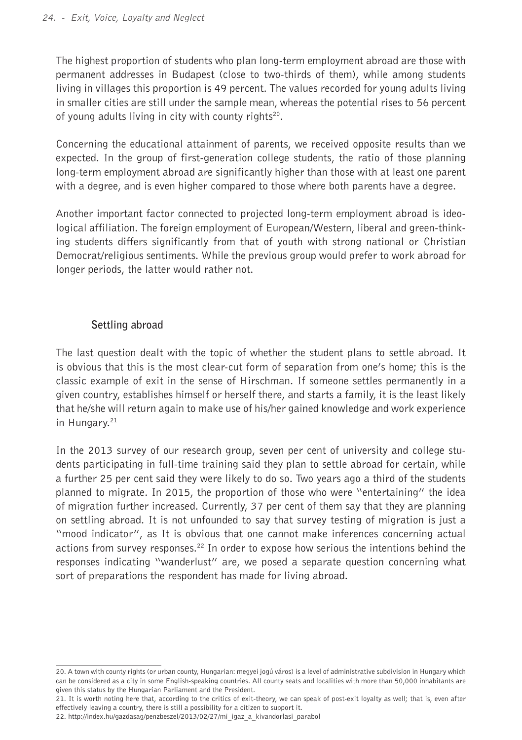The highest proportion of students who plan long-term employment abroad are those with permanent addresses in Budapest (close to two-thirds of them), while among students living in villages this proportion is 49 percent. The values recorded for young adults living in smaller cities are still under the sample mean, whereas the potential rises to 56 percent of young adults living in city with county rights[20].

Concerning the educational attainment of parents, we received opposite results than we expected. In the group of first-generation college students, the ratio of those planning long-term employment abroad are significantly higher than those with at least one parent with a degree, and is even higher compared to those where both parents have a degree.

Another important factor connected to projected long-term employment abroad is ideological affiliation. The foreign employment of European/Western, liberal and green-thinking students differs significantly from that of youth with strong national or Christian Democrat/religious sentiments. While the previous group would prefer to work abroad for longer periods, the latter would rather not.

### Settling abroad

The last question dealt with the topic of whether the student plans to settle abroad. It is obvious that this is the most clear-cut form of separation from one's home; this is the classic example of exit in the sense of Hirschman. If someone settles permanently in a given country, establishes himself or herself there, and starts a family, it is the least likely that he/she will return again to make use of his/her gained knowledge and work experience in Hungary.[21]

In the 2013 survey of our research group, seven per cent of university and college students participating in full-time training said they plan to settle abroad for certain, while a further 25 per cent said they were likely to do so. Two years ago a third of the students planned to migrate. In 2015, the proportion of those who were "entertaining" the idea of migration further increased. Currently, 37 per cent of them say that they are planning on settling abroad. It is not unfounded to say that survey testing of migration is just a "mood indicator", as It is obvious that one cannot make inferences concerning actual actions from survey responses.[22] In order to expose how serious the intentions behind the responses indicating "wanderlust" are, we posed a separate question concerning what sort of preparations the respondent has made for living abroad.

---

20. A town with county rights (or urban county, Hungarian: megyei jogú város) is a level of administrative subdivision in Hungary which can be considered as a city in some English-speaking countries. All county seats and localities with more than 50,000 inhabitants are given this status by the Hungarian Parliament and the President.

21. It is worth noting here that, according to the critics of exit-theory, we can speak of post-exit loyalty as well; that is, even after effectively leaving a country, there is still a possibility for a citizen to support it.

22. http://index.hu/gazdasag/penzbeszel/2013/02/27/mi_igaz_a_kivandorlasi_parabol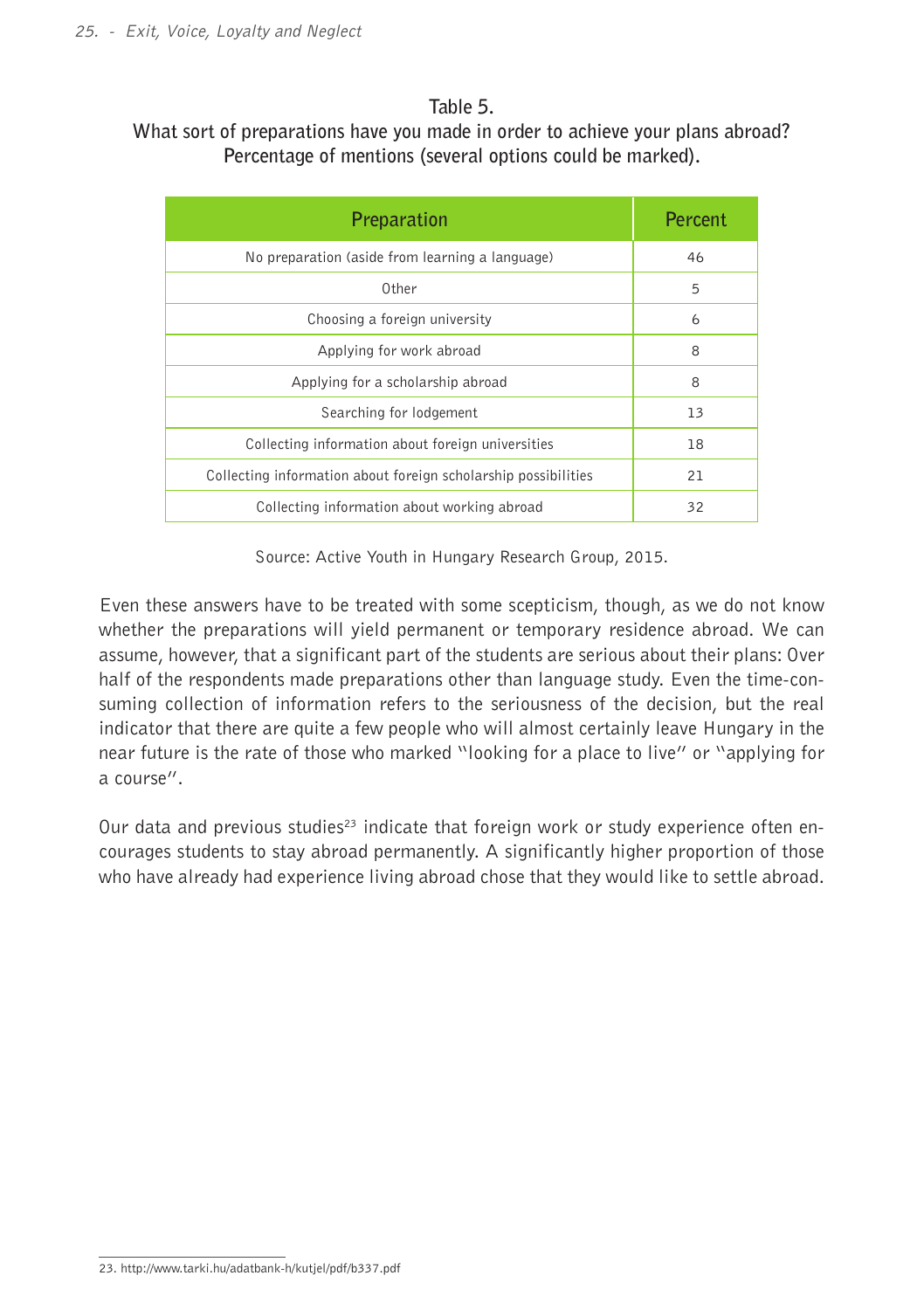Table 5.
What sort of preparations have you made in order to achieve your plans abroad? Percentage of mentions (several options could be marked).

| Preparation | Percent |
|---|---|
| No preparation (aside from learning a language) | 46 |
| Other | 5 |
| Choosing a foreign university | 6 |
| Applying for work abroad | 8 |
| Applying for a scholarship abroad | 8 |
| Searching for lodgement | 13 |
| Collecting information about foreign universities | 18 |
| Collecting information about foreign scholarship possibilities | 21 |
| Collecting information about working abroad | 32 |

Source: Active Youth in Hungary Research Group, 2015.

Even these answers have to be treated with some scepticism, though, as we do not know whether the preparations will yield permanent or temporary residence abroad. We can assume, however, that a significant part of the students are serious about their plans: Over half of the respondents made preparations other than language study. Even the time-consuming collection of information refers to the seriousness of the decision, but the real indicator that there are quite a few people who will almost certainly leave Hungary in the near future is the rate of those who marked "looking for a place to live" or "applying for a course".

Our data and previous studies[23] indicate that foreign work or study experience often encourages students to stay abroad permanently. A significantly higher proportion of those who have already had experience living abroad chose that they would like to settle abroad.

23. http://www.tarki.hu/adatbank-h/kutjel/pdf/b337.pdf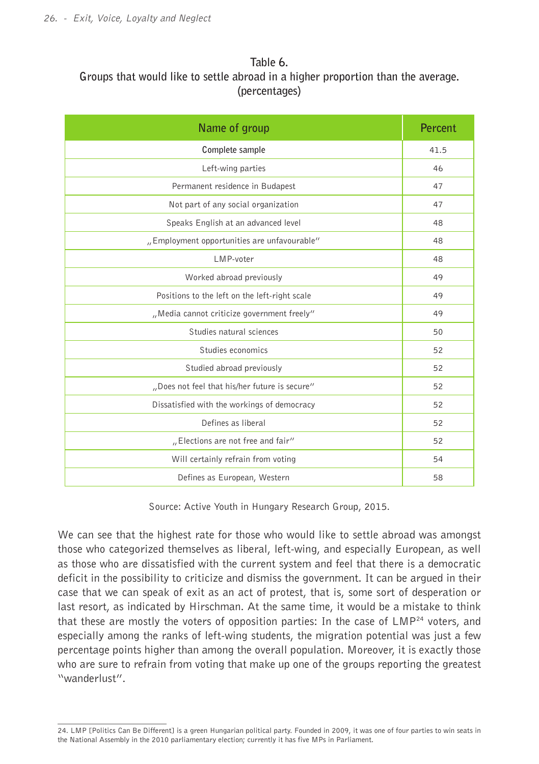Table 6.
Groups that would like to settle abroad in a higher proportion than the average. (percentages)

| Name of group | Percent |
|---|---|
| **Complete sample** | 41.5 |
| Left-wing parties | 46 |
| Permanent residence in Budapest | 47 |
| Not part of any social organization | 47 |
| Speaks English at an advanced level | 48 |
| „Employment opportunities are unfavourable" | 48 |
| LMP-voter | 48 |
| Worked abroad previously | 49 |
| Positions to the left on the left-right scale | 49 |
| „Media cannot criticize government freely" | 49 |
| Studies natural sciences | 50 |
| Studies economics | 52 |
| Studied abroad previously | 52 |
| „Does not feel that his/her future is secure" | 52 |
| Dissatisfied with the workings of democracy | 52 |
| Defines as liberal | 52 |
| „Elections are not free and fair" | 52 |
| Will certainly refrain from voting | 54 |
| Defines as European, Western | 58 |

Source: Active Youth in Hungary Research Group, 2015.

We can see that the highest rate for those who would like to settle abroad was amongst those who categorized themselves as liberal, left-wing, and especially European, as well as those who are dissatisfied with the current system and feel that there is a democratic deficit in the possibility to criticize and dismiss the government. It can be argued in their case that we can speak of exit as an act of protest, that is, some sort of desperation or last resort, as indicated by Hirschman. At the same time, it would be a mistake to think that these are mostly the voters of opposition parties: In the case of LMP[24] voters, and especially among the ranks of left-wing students, the migration potential was just a few percentage points higher than among the overall population. Moreover, it is exactly those who are sure to refrain from voting that make up one of the groups reporting the greatest "wanderlust".

24. LMP [Politics Can Be Different] is a green Hungarian political party. Founded in 2009, it was one of four parties to win seats in the National Assembly in the 2010 parliamentary election; currently it has five MPs in Parliament.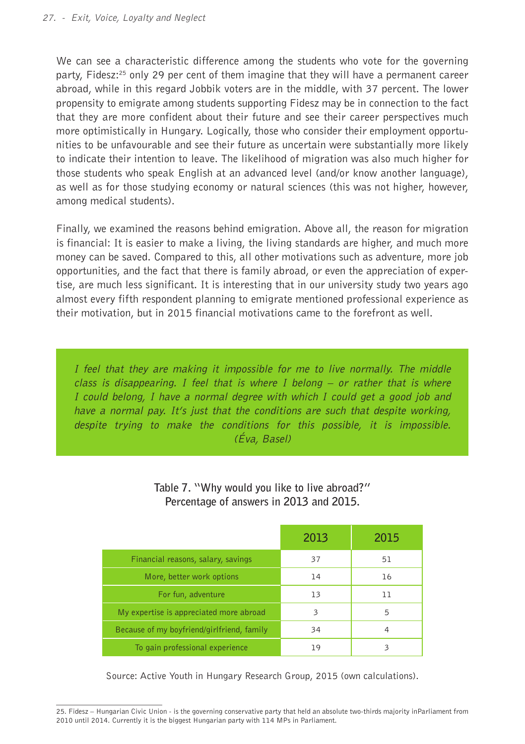We can see a characteristic difference among the students who vote for the governing party, Fidesz:[25] only 29 per cent of them imagine that they will have a permanent career abroad, while in this regard Jobbik voters are in the middle, with 37 percent. The lower propensity to emigrate among students supporting Fidesz may be in connection to the fact that they are more confident about their future and see their career perspectives much more optimistically in Hungary. Logically, those who consider their employment opportunities to be unfavourable and see their future as uncertain were substantially more likely to indicate their intention to leave. The likelihood of migration was also much higher for those students who speak English at an advanced level (and/or know another language), as well as for those studying economy or natural sciences (this was not higher, however, among medical students).

Finally, we examined the reasons behind emigration. Above all, the reason for migration is financial: It is easier to make a living, the living standards are higher, and much more money can be saved. Compared to this, all other motivations such as adventure, more job opportunities, and the fact that there is family abroad, or even the appreciation of expertise, are much less significant. It is interesting that in our university study two years ago almost every fifth respondent planning to emigrate mentioned professional experience as their motivation, but in 2015 financial motivations came to the forefront as well.

> *I feel that they are making it impossible for me to live normally. The middle class is disappearing. I feel that is where I belong – or rather that is where I could belong, I have a normal degree with which I could get a good job and have a normal pay. It's just that the conditions are such that despite working, despite trying to make the conditions for this possible, it is impossible. (Éva, Basel)*

**Table 7. "Why would you like to live abroad?" Percentage of answers in 2013 and 2015.**

| | 2013 | 2015 |
|---|---|---|
| Financial reasons, salary, savings | 37 | 51 |
| More, better work options | 14 | 16 |
| For fun, adventure | 13 | 11 |
| My expertise is appreciated more abroad | 3 | 5 |
| Because of my boyfriend/girlfriend, family | 34 | 4 |
| To gain professional experience | 19 | 3 |

Source: Active Youth in Hungary Research Group, 2015 (own calculations).

---

25. Fidesz – Hungarian Civic Union - is the governing conservative party that held an absolute two-thirds majority inParliament from 2010 until 2014. Currently it is the biggest Hungarian party with 114 MPs in Parliament.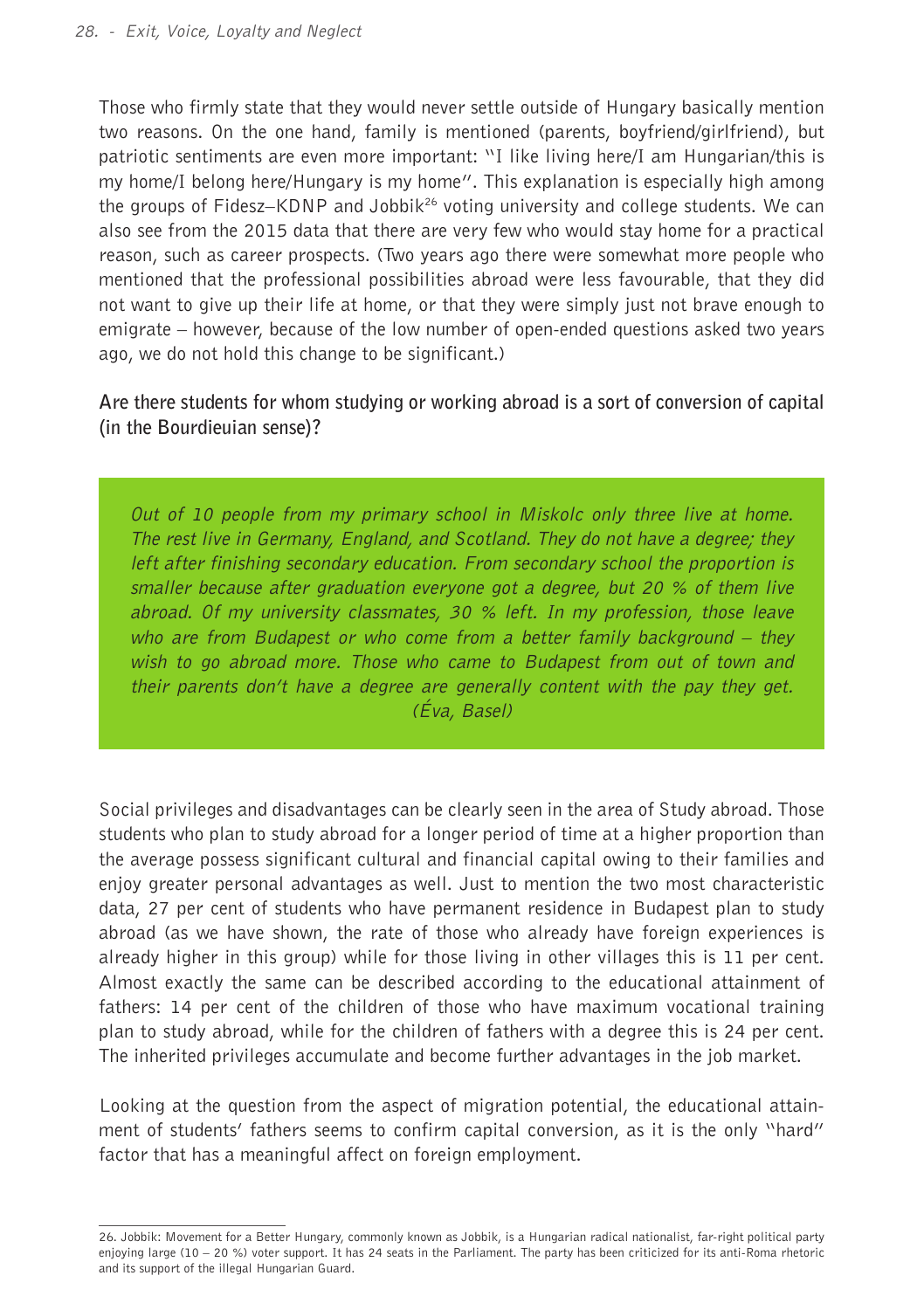Those who firmly state that they would never settle outside of Hungary basically mention two reasons. On the one hand, family is mentioned (parents, boyfriend/girlfriend), but patriotic sentiments are even more important: "I like living here/I am Hungarian/this is my home/I belong here/Hungary is my home". This explanation is especially high among the groups of Fidesz–KDNP and Jobbik[26] voting university and college students. We can also see from the 2015 data that there are very few who would stay home for a practical reason, such as career prospects. (Two years ago there were somewhat more people who mentioned that the professional possibilities abroad were less favourable, that they did not want to give up their life at home, or that they were simply just not brave enough to emigrate – however, because of the low number of open-ended questions asked two years ago, we do not hold this change to be significant.)

**Are there students for whom studying or working abroad is a sort of conversion of capital (in the Bourdieuian sense)?**

> *Out of 10 people from my primary school in Miskolc only three live at home. The rest live in Germany, England, and Scotland. They do not have a degree; they left after finishing secondary education. From secondary school the proportion is smaller because after graduation everyone got a degree, but 20 % of them live abroad. Of my university classmates, 30 % left. In my profession, those leave who are from Budapest or who come from a better family background – they wish to go abroad more. Those who came to Budapest from out of town and their parents don't have a degree are generally content with the pay they get.*
> *(Éva, Basel)*

Social privileges and disadvantages can be clearly seen in the area of Study abroad. Those students who plan to study abroad for a longer period of time at a higher proportion than the average possess significant cultural and financial capital owing to their families and enjoy greater personal advantages as well. Just to mention the two most characteristic data, 27 per cent of students who have permanent residence in Budapest plan to study abroad (as we have shown, the rate of those who already have foreign experiences is already higher in this group) while for those living in other villages this is 11 per cent. Almost exactly the same can be described according to the educational attainment of fathers: 14 per cent of the children of those who have maximum vocational training plan to study abroad, while for the children of fathers with a degree this is 24 per cent. The inherited privileges accumulate and become further advantages in the job market.

Looking at the question from the aspect of migration potential, the educational attainment of students' fathers seems to confirm capital conversion, as it is the only "hard" factor that has a meaningful affect on foreign employment.

---

26. Jobbik: Movement for a Better Hungary, commonly known as Jobbik, is a Hungarian radical nationalist, far-right political party enjoying large (10 – 20 %) voter support. It has 24 seats in the Parliament. The party has been criticized for its anti-Roma rhetoric and its support of the illegal Hungarian Guard.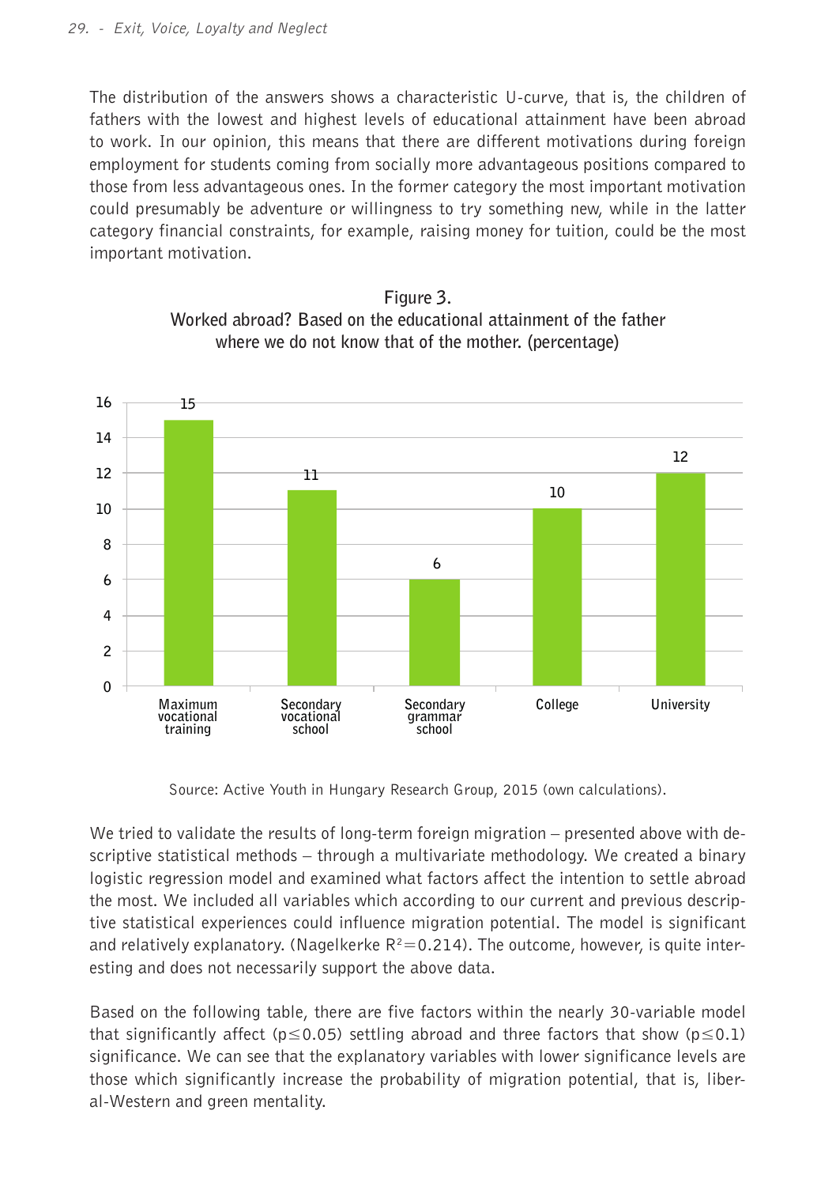The distribution of the answers shows a characteristic U-curve, that is, the children of fathers with the lowest and highest levels of educational attainment have been abroad to work. In our opinion, this means that there are different motivations during foreign employment for students coming from socially more advantageous positions compared to those from less advantageous ones. In the former category the most important motivation could presumably be adventure or willingness to try something new, while in the latter category financial constraints, for example, raising money for tuition, could be the most important motivation.

**Figure 3.**
**Worked abroad? Based on the educational attainment of the father where we do not know that of the mother. (percentage)**

| Maximum vocational training | Secondary vocational school | Secondary grammar school | College | University |
|---|---|---|---|---|
| 15 | 11 | 6 | 10 | 12 |

Source: Active Youth in Hungary Research Group, 2015 (own calculations).

We tried to validate the results of long-term foreign migration – presented above with descriptive statistical methods – through a multivariate methodology. We created a binary logistic regression model and examined what factors affect the intention to settle abroad the most. We included all variables which according to our current and previous descriptive statistical experiences could influence migration potential. The model is significant and relatively explanatory. (Nagelkerke $R^2=0.214$). The outcome, however, is quite interesting and does not necessarily support the above data.

Based on the following table, there are five factors within the nearly 30-variable model that significantly affect ($p \leq 0.05$) settling abroad and three factors that show ($p \leq 0.1$) significance. We can see that the explanatory variables with lower significance levels are those which significantly increase the probability of migration potential, that is, liberal-Western and green mentality.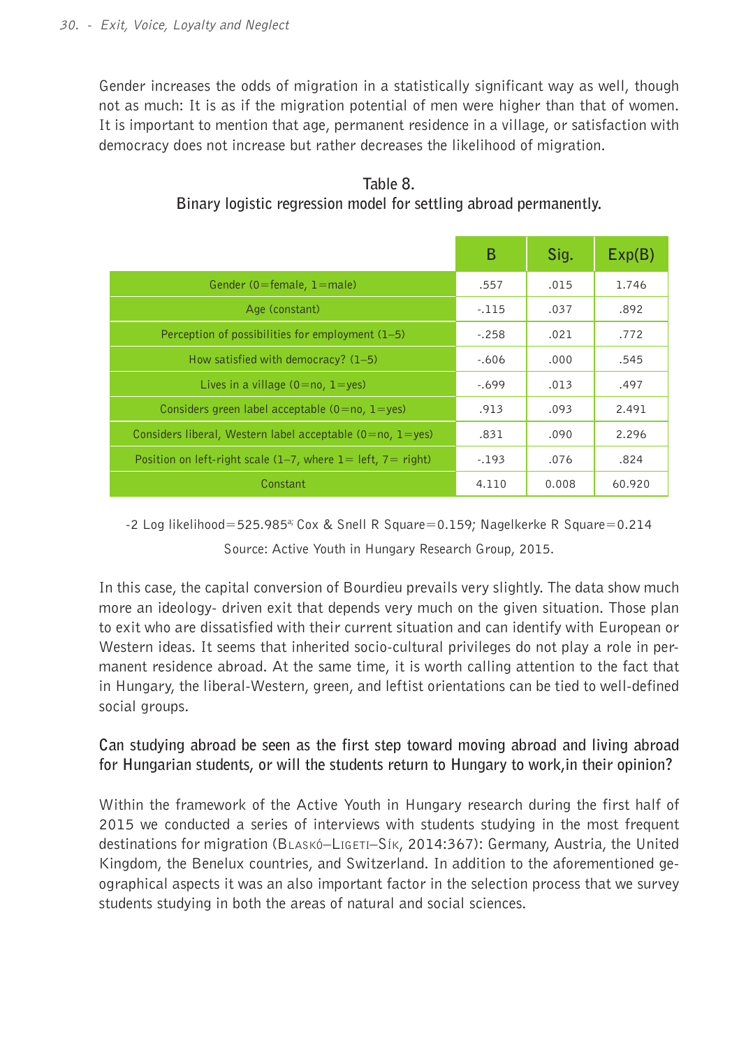Gender increases the odds of migration in a statistically significant way as well, though not as much: It is as if the migration potential of men were higher than that of women. It is important to mention that age, permanent residence in a village, or satisfaction with democracy does not increase but rather decreases the likelihood of migration.

**Table 8.**
**Binary logistic regression model for settling abroad permanently.**

| | B | Sig. | Exp(B) |
|---|---|---|---|
| Gender (0=female, 1=male) | .557 | .015 | 1.746 |
| Age (constant) | -.115 | .037 | .892 |
| Perception of possibilities for employment (1–5) | -.258 | .021 | .772 |
| How satisfied with democracy? (1–5) | -.606 | .000 | .545 |
| Lives in a village (0=no, 1=yes) | -.699 | .013 | .497 |
| Considers green label acceptable (0=no, 1=yes) | .913 | .093 | 2.491 |
| Considers liberal, Western label acceptable (0=no, 1=yes) | .831 | .090 | 2.296 |
| Position on left-right scale (1–7, where 1= left, 7= right) | -.193 | .076 | .824 |
| Constant | 4.110 | 0.008 | 60.920 |

-2 Log likelihood=525.985[a]; Cox & Snell R Square=0.159; Nagelkerke R Square=0.214

Source: Active Youth in Hungary Research Group, 2015.

In this case, the capital conversion of Bourdieu prevails very slightly. The data show much more an ideology- driven exit that depends very much on the given situation. Those plan to exit who are dissatisfied with their current situation and can identify with European or Western ideas. It seems that inherited socio-cultural privileges do not play a role in permanent residence abroad. At the same time, it is worth calling attention to the fact that in Hungary, the liberal-Western, green, and leftist orientations can be tied to well-defined social groups.

### Can studying abroad be seen as the first step toward moving abroad and living abroad for Hungarian students, or will the students return to Hungary to work,in their opinion?

Within the framework of the Active Youth in Hungary research during the first half of 2015 we conducted a series of interviews with students studying in the most frequent destinations for migration (Blaskó–Ligeti–Sík, 2014:367): Germany, Austria, the United Kingdom, the Benelux countries, and Switzerland. In addition to the aforementioned geographical aspects it was an also important factor in the selection process that we survey students studying in both the areas of natural and social sciences.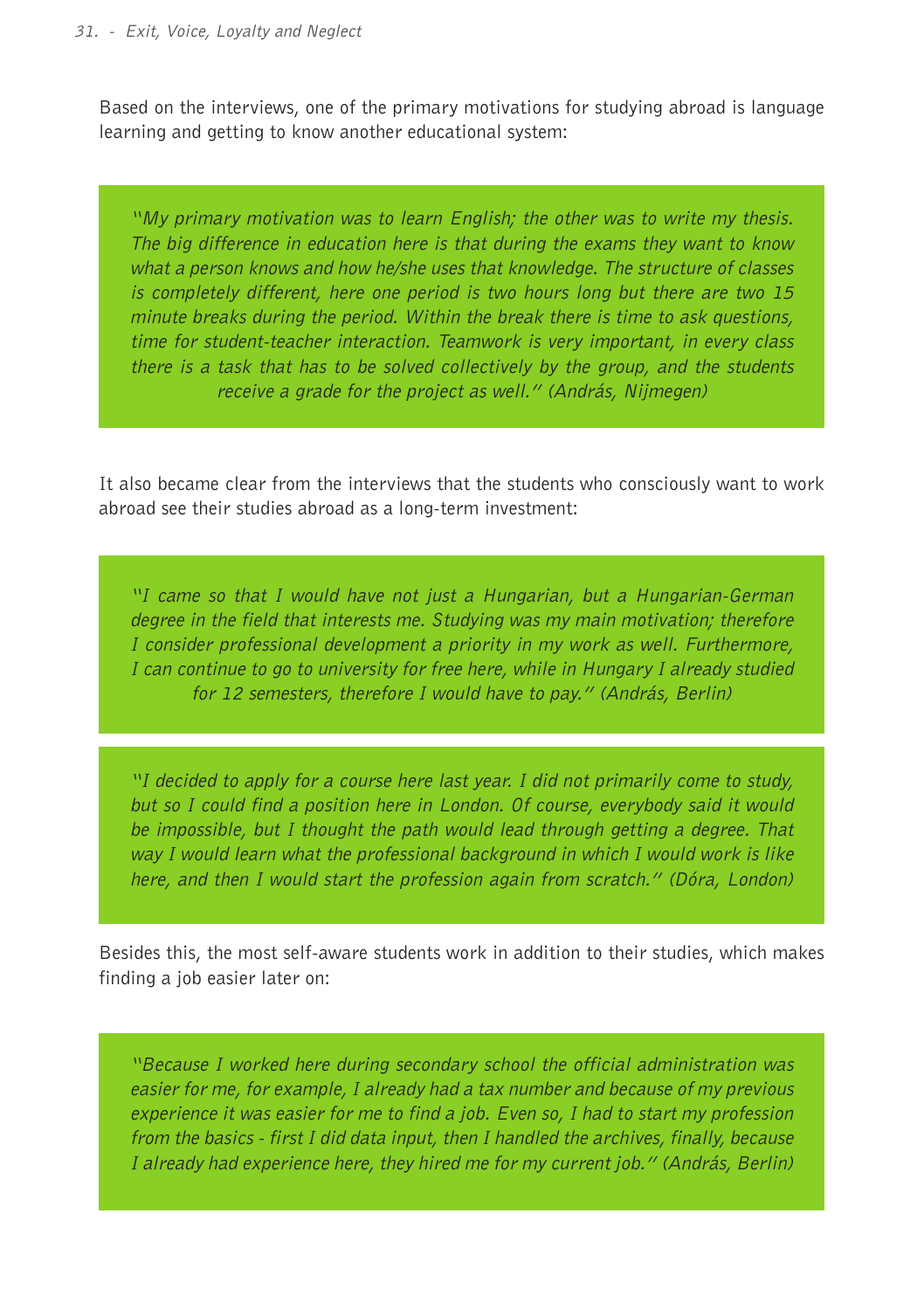Based on the interviews, one of the primary motivations for studying abroad is language learning and getting to know another educational system:

> *"My primary motivation was to learn English; the other was to write my thesis. The big difference in education here is that during the exams they want to know what a person knows and how he/she uses that knowledge. The structure of classes is completely different, here one period is two hours long but there are two 15 minute breaks during the period. Within the break there is time to ask questions, time for student-teacher interaction. Teamwork is very important, in every class there is a task that has to be solved collectively by the group, and the students receive a grade for the project as well." (András, Nijmegen)*

It also became clear from the interviews that the students who consciously want to work abroad see their studies abroad as a long-term investment:

> *"I came so that I would have not just a Hungarian, but a Hungarian-German degree in the field that interests me. Studying was my main motivation; therefore I consider professional development a priority in my work as well. Furthermore, I can continue to go to university for free here, while in Hungary I already studied for 12 semesters, therefore I would have to pay." (András, Berlin)*

> *"I decided to apply for a course here last year. I did not primarily come to study, but so I could find a position here in London. Of course, everybody said it would be impossible, but I thought the path would lead through getting a degree. That way I would learn what the professional background in which I would work is like here, and then I would start the profession again from scratch." (Dóra, London)*

Besides this, the most self-aware students work in addition to their studies, which makes finding a job easier later on:

> *"Because I worked here during secondary school the official administration was easier for me, for example, I already had a tax number and because of my previous experience it was easier for me to find a job. Even so, I had to start my profession from the basics - first I did data input, then I handled the archives, finally, because I already had experience here, they hired me for my current job." (András, Berlin)*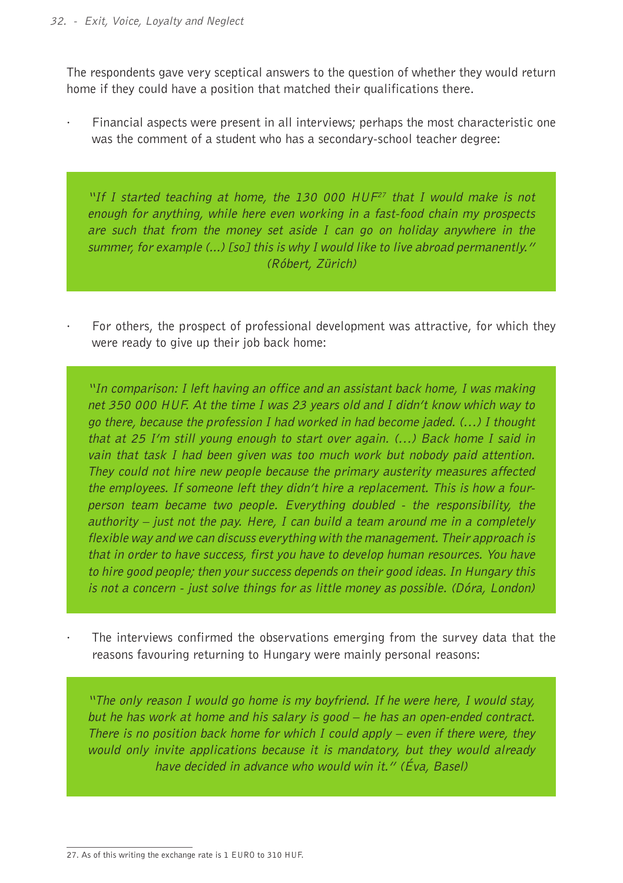The respondents gave very sceptical answers to the question of whether they would return home if they could have a position that matched their qualifications there.

- Financial aspects were present in all interviews; perhaps the most characteristic one was the comment of a student who has a secondary-school teacher degree:

> *"If I started teaching at home, the 130 000 HUF[27] that I would make is not enough for anything, while here even working in a fast-food chain my prospects are such that from the money set aside I can go on holiday anywhere in the summer, for example (...) [so] this is why I would like to live abroad permanently." (Róbert, Zürich)*

- For others, the prospect of professional development was attractive, for which they were ready to give up their job back home:

> *"In comparison: I left having an office and an assistant back home, I was making net 350 000 HUF. At the time I was 23 years old and I didn't know which way to go there, because the profession I had worked in had become jaded. (…) I thought that at 25 I'm still young enough to start over again. (…) Back home I said in vain that task I had been given was too much work but nobody paid attention. They could not hire new people because the primary austerity measures affected the employees. If someone left they didn't hire a replacement. This is how a four-person team became two people. Everything doubled - the responsibility, the authority – just not the pay. Here, I can build a team around me in a completely flexible way and we can discuss everything with the management. Their approach is that in order to have success, first you have to develop human resources. You have to hire good people; then your success depends on their good ideas. In Hungary this is not a concern - just solve things for as little money as possible. (Dóra, London)*

- The interviews confirmed the observations emerging from the survey data that the reasons favouring returning to Hungary were mainly personal reasons:

> *"The only reason I would go home is my boyfriend. If he were here, I would stay, but he has work at home and his salary is good – he has an open-ended contract. There is no position back home for which I could apply – even if there were, they would only invite applications because it is mandatory, but they would already have decided in advance who would win it." (Éva, Basel)*

---

27. As of this writing the exchange rate is 1 EURO to 310 HUF.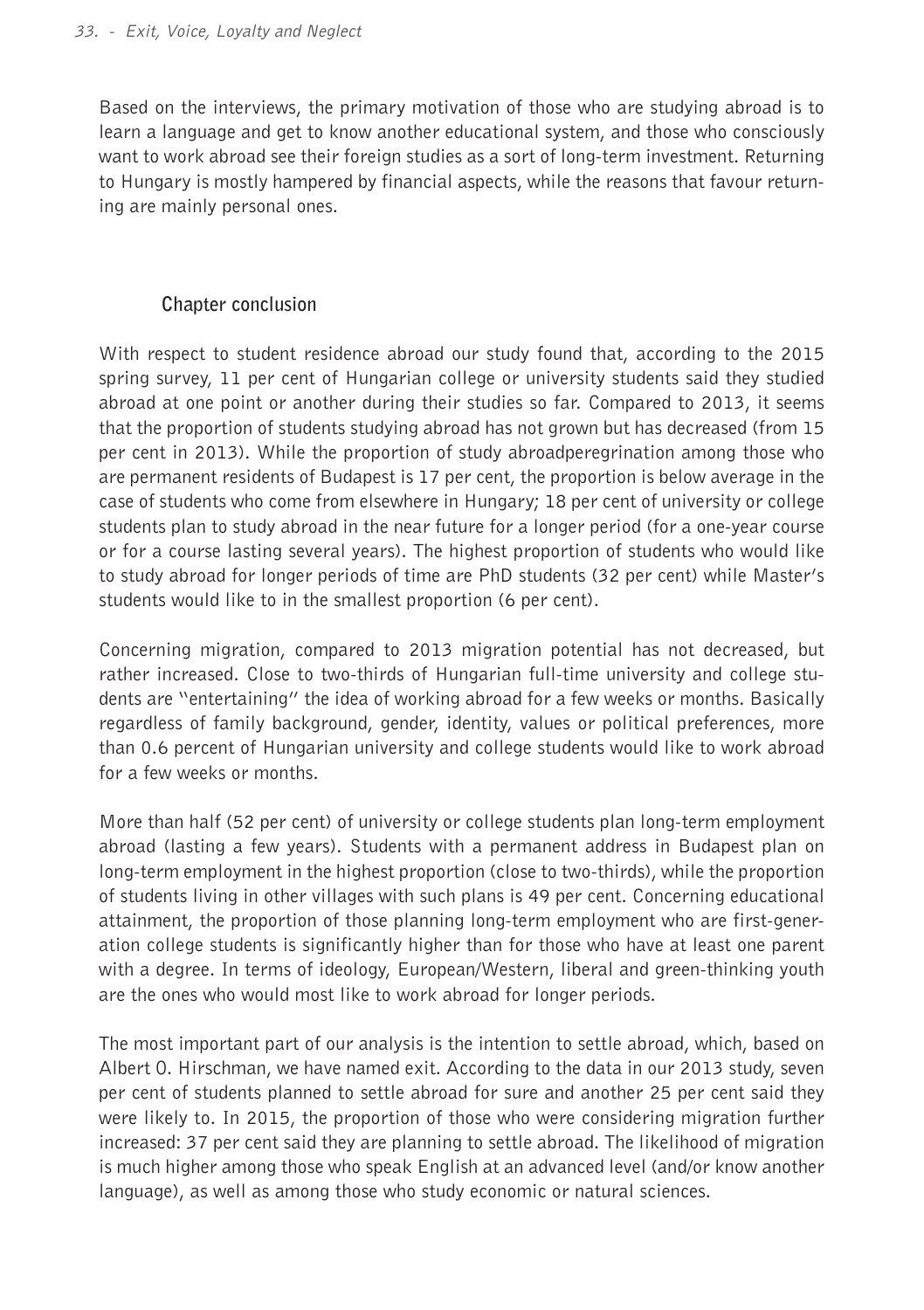Based on the interviews, the primary motivation of those who are studying abroad is to learn a language and get to know another educational system, and those who consciously want to work abroad see their foreign studies as a sort of long-term investment. Returning to Hungary is mostly hampered by financial aspects, while the reasons that favour returning are mainly personal ones.

## Chapter conclusion

With respect to student residence abroad our study found that, according to the 2015 spring survey, 11 per cent of Hungarian college or university students said they studied abroad at one point or another during their studies so far. Compared to 2013, it seems that the proportion of students studying abroad has not grown but has decreased (from 15 per cent in 2013). While the proportion of study abroadperegrination among those who are permanent residents of Budapest is 17 per cent, the proportion is below average in the case of students who come from elsewhere in Hungary; 18 per cent of university or college students plan to study abroad in the near future for a longer period (for a one-year course or for a course lasting several years). The highest proportion of students who would like to study abroad for longer periods of time are PhD students (32 per cent) while Master's students would like to in the smallest proportion (6 per cent).

Concerning migration, compared to 2013 migration potential has not decreased, but rather increased. Close to two-thirds of Hungarian full-time university and college students are "entertaining" the idea of working abroad for a few weeks or months. Basically regardless of family background, gender, identity, values or political preferences, more than 0.6 percent of Hungarian university and college students would like to work abroad for a few weeks or months.

More than half (52 per cent) of university or college students plan long-term employment abroad (lasting a few years). Students with a permanent address in Budapest plan on long-term employment in the highest proportion (close to two-thirds), while the proportion of students living in other villages with such plans is 49 per cent. Concerning educational attainment, the proportion of those planning long-term employment who are first-generation college students is significantly higher than for those who have at least one parent with a degree. In terms of ideology, European/Western, liberal and green-thinking youth are the ones who would most like to work abroad for longer periods.

The most important part of our analysis is the intention to settle abroad, which, based on Albert O. Hirschman, we have named exit. According to the data in our 2013 study, seven per cent of students planned to settle abroad for sure and another 25 per cent said they were likely to. In 2015, the proportion of those who were considering migration further increased: 37 per cent said they are planning to settle abroad. The likelihood of migration is much higher among those who speak English at an advanced level (and/or know another language), as well as among those who study economic or natural sciences.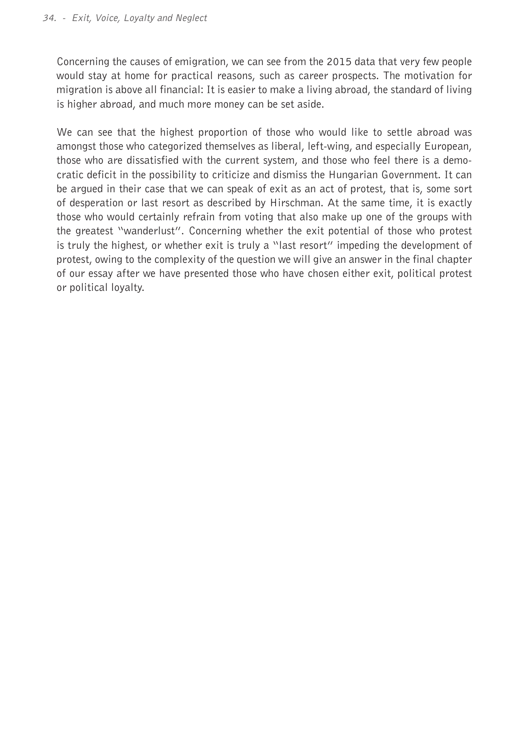Concerning the causes of emigration, we can see from the 2015 data that very few people would stay at home for practical reasons, such as career prospects. The motivation for migration is above all financial: It is easier to make a living abroad, the standard of living is higher abroad, and much more money can be set aside.

We can see that the highest proportion of those who would like to settle abroad was amongst those who categorized themselves as liberal, left-wing, and especially European, those who are dissatisfied with the current system, and those who feel there is a democratic deficit in the possibility to criticize and dismiss the Hungarian Government. It can be argued in their case that we can speak of exit as an act of protest, that is, some sort of desperation or last resort as described by Hirschman. At the same time, it is exactly those who would certainly refrain from voting that also make up one of the groups with the greatest "wanderlust". Concerning whether the exit potential of those who protest is truly the highest, or whether exit is truly a "last resort" impeding the development of protest, owing to the complexity of the question we will give an answer in the final chapter of our essay after we have presented those who have chosen either exit, political protest or political loyalty.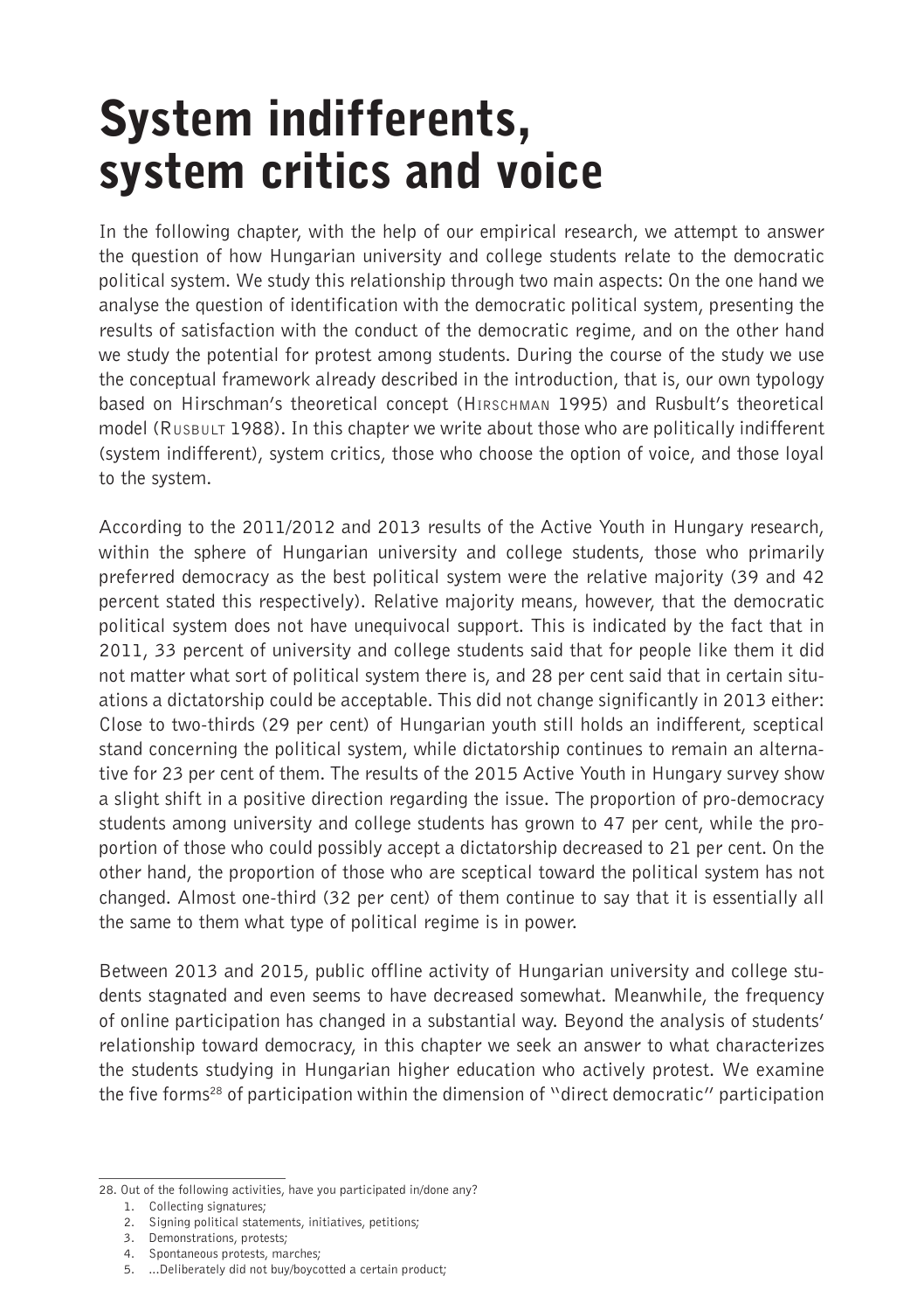# System indifferents, system critics and voice

In the following chapter, with the help of our empirical research, we attempt to answer the question of how Hungarian university and college students relate to the democratic political system. We study this relationship through two main aspects: On the one hand we analyse the question of identification with the democratic political system, presenting the results of satisfaction with the conduct of the democratic regime, and on the other hand we study the potential for protest among students. During the course of the study we use the conceptual framework already described in the introduction, that is, our own typology based on Hirschman's theoretical concept (Hirschman 1995) and Rusbult's theoretical model (Rusbult 1988). In this chapter we write about those who are politically indifferent (system indifferent), system critics, those who choose the option of voice, and those loyal to the system.

According to the 2011/2012 and 2013 results of the Active Youth in Hungary research, within the sphere of Hungarian university and college students, those who primarily preferred democracy as the best political system were the relative majority (39 and 42 percent stated this respectively). Relative majority means, however, that the democratic political system does not have unequivocal support. This is indicated by the fact that in 2011, 33 percent of university and college students said that for people like them it did not matter what sort of political system there is, and 28 per cent said that in certain situations a dictatorship could be acceptable. This did not change significantly in 2013 either: Close to two-thirds (29 per cent) of Hungarian youth still holds an indifferent, sceptical stand concerning the political system, while dictatorship continues to remain an alternative for 23 per cent of them. The results of the 2015 Active Youth in Hungary survey show a slight shift in a positive direction regarding the issue. The proportion of pro-democracy students among university and college students has grown to 47 per cent, while the proportion of those who could possibly accept a dictatorship decreased to 21 per cent. On the other hand, the proportion of those who are sceptical toward the political system has not changed. Almost one-third (32 per cent) of them continue to say that it is essentially all the same to them what type of political regime is in power.

Between 2013 and 2015, public offline activity of Hungarian university and college students stagnated and even seems to have decreased somewhat. Meanwhile, the frequency of online participation has changed in a substantial way. Beyond the analysis of students' relationship toward democracy, in this chapter we seek an answer to what characterizes the students studying in Hungarian higher education who actively protest. We examine the five forms[28] of participation within the dimension of "direct democratic" participation

---

28. Out of the following activities, have you participated in/done any?
    1. Collecting signatures;
    2. Signing political statements, initiatives, petitions;
    3. Demonstrations, protests;
    4. Spontaneous protests, marches;
    5. ...Deliberately did not buy/boycotted a certain product;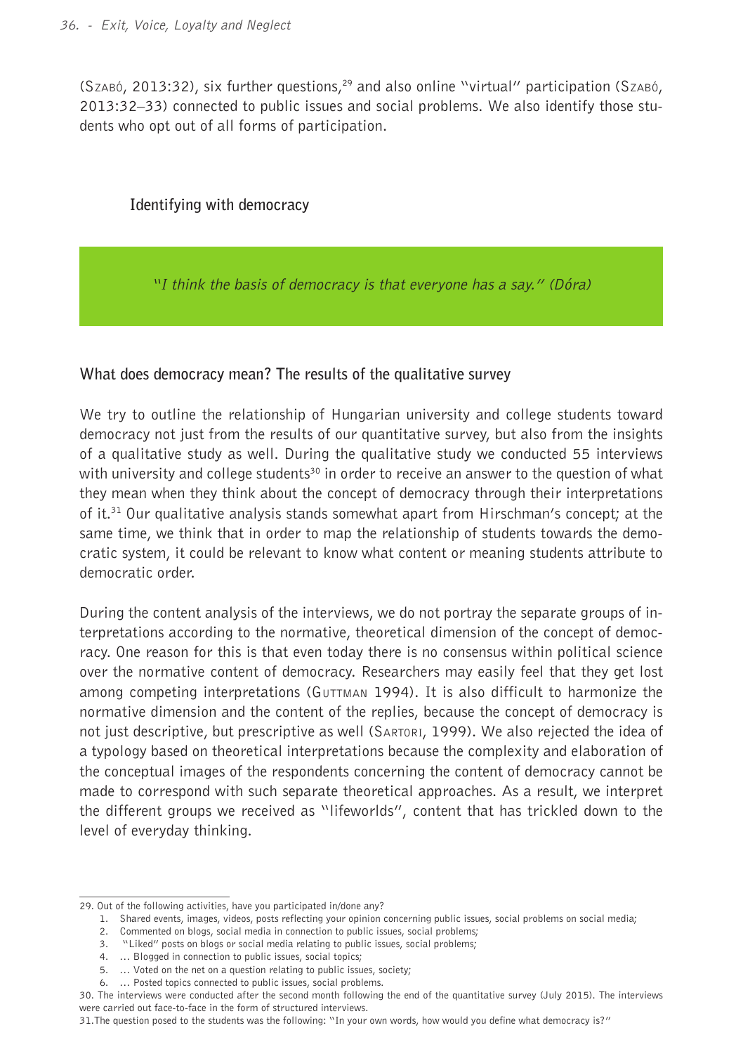(Szabó, 2013:32), six further questions,[29] and also online "virtual" participation (Szabó, 2013:32–33) connected to public issues and social problems. We also identify those students who opt out of all forms of participation.

## Identifying with democracy

> *"I think the basis of democracy is that everyone has a say." (Dóra)*

### What does democracy mean? The results of the qualitative survey

We try to outline the relationship of Hungarian university and college students toward democracy not just from the results of our quantitative survey, but also from the insights of a qualitative study as well. During the qualitative study we conducted 55 interviews with university and college students[30] in order to receive an answer to the question of what they mean when they think about the concept of democracy through their interpretations of it.[31] Our qualitative analysis stands somewhat apart from Hirschman's concept; at the same time, we think that in order to map the relationship of students towards the democratic system, it could be relevant to know what content or meaning students attribute to democratic order.

During the content analysis of the interviews, we do not portray the separate groups of interpretations according to the normative, theoretical dimension of the concept of democracy. One reason for this is that even today there is no consensus within political science over the normative content of democracy. Researchers may easily feel that they get lost among competing interpretations (Guttman 1994). It is also difficult to harmonize the normative dimension and the content of the replies, because the concept of democracy is not just descriptive, but prescriptive as well (Sartori, 1999). We also rejected the idea of a typology based on theoretical interpretations because the complexity and elaboration of the conceptual images of the respondents concerning the content of democracy cannot be made to correspond with such separate theoretical approaches. As a result, we interpret the different groups we received as "lifeworlds", content that has trickled down to the level of everyday thinking.

---

29. Out of the following activities, have you participated in/done any?
    1. Shared events, images, videos, posts reflecting your opinion concerning public issues, social problems on social media;
    2. Commented on blogs, social media in connection to public issues, social problems;
    3. "Liked" posts on blogs or social media relating to public issues, social problems;
    4. … Blogged in connection to public issues, social topics;
    5. … Voted on the net on a question relating to public issues, society;
    6. … Posted topics connected to public issues, social problems.

30. The interviews were conducted after the second month following the end of the quantitative survey (July 2015). The interviews were carried out face-to-face in the form of structured interviews.

31. The question posed to the students was the following: "In your own words, how would you define what democracy is?"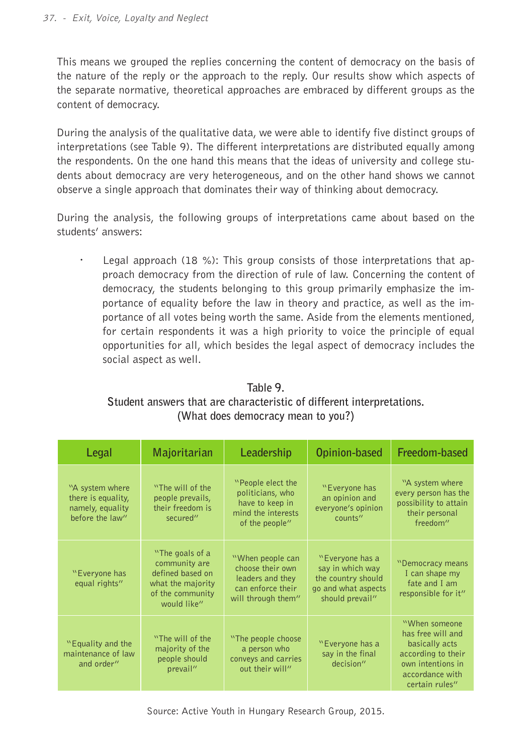This means we grouped the replies concerning the content of democracy on the basis of the nature of the reply or the approach to the reply. Our results show which aspects of the separate normative, theoretical approaches are embraced by different groups as the content of democracy.

During the analysis of the qualitative data, we were able to identify five distinct groups of interpretations (see Table 9). The different interpretations are distributed equally among the respondents. On the one hand this means that the ideas of university and college students about democracy are very heterogeneous, and on the other hand shows we cannot observe a single approach that dominates their way of thinking about democracy.

During the analysis, the following groups of interpretations came about based on the students' answers:

- Legal approach (18 %): This group consists of those interpretations that approach democracy from the direction of rule of law. Concerning the content of democracy, the students belonging to this group primarily emphasize the importance of equality before the law in theory and practice, as well as the importance of all votes being worth the same. Aside from the elements mentioned, for certain respondents it was a high priority to voice the principle of equal opportunities for all, which besides the legal aspect of democracy includes the social aspect as well.

**Table 9.**
**Student answers that are characteristic of different interpretations.**
**(What does democracy mean to you?)**

| Legal | Majoritarian | Leadership | Opinion-based | Freedom-based |
|---|---|---|---|---|
| "A system where there is equality, namely, equality before the law" | "The will of the people prevails, their freedom is secured" | "People elect the politicians, who have to keep in mind the interests of the people" | "Everyone has an opinion and everyone's opinion counts" | "A system where every person has the possibility to attain their personal freedom" |
| "Everyone has equal rights" | "The goals of a community are defined based on what the majority of the community would like" | "When people can choose their own leaders and they can enforce their will through them" | "Everyone has a say in which way the country should go and what aspects should prevail" | "Democracy means I can shape my fate and I am responsible for it" |
| "Equality and the maintenance of law and order" | "The will of the majority of the people should prevail" | "The people choose a person who conveys and carries out their will" | "Everyone has a say in the final decision" | "When someone has free will and basically acts according to their own intentions in accordance with certain rules" |

Source: Active Youth in Hungary Research Group, 2015.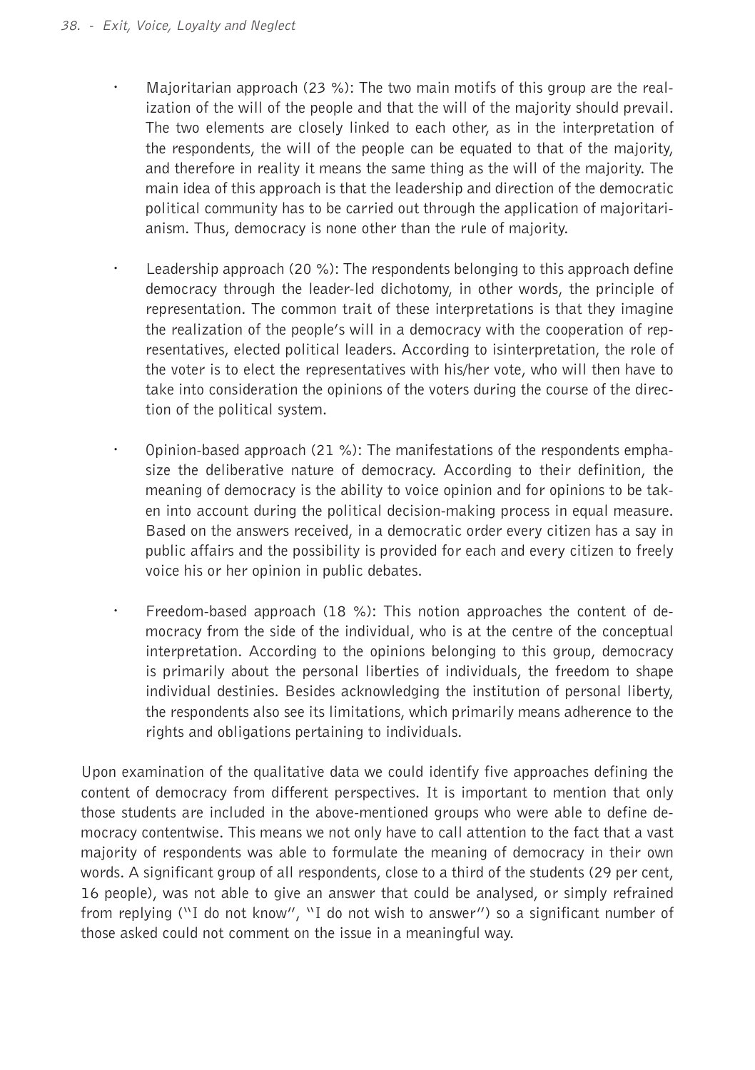- Majoritarian approach (23 %): The two main motifs of this group are the realization of the will of the people and that the will of the majority should prevail. The two elements are closely linked to each other, as in the interpretation of the respondents, the will of the people can be equated to that of the majority, and therefore in reality it means the same thing as the will of the majority. The main idea of this approach is that the leadership and direction of the democratic political community has to be carried out through the application of majoritarianism. Thus, democracy is none other than the rule of majority.

- Leadership approach (20 %): The respondents belonging to this approach define democracy through the leader-led dichotomy, in other words, the principle of representation. The common trait of these interpretations is that they imagine the realization of the people's will in a democracy with the cooperation of representatives, elected political leaders. According to isinterpretation, the role of the voter is to elect the representatives with his/her vote, who will then have to take into consideration the opinions of the voters during the course of the direction of the political system.

- Opinion-based approach (21 %): The manifestations of the respondents emphasize the deliberative nature of democracy. According to their definition, the meaning of democracy is the ability to voice opinion and for opinions to be taken into account during the political decision-making process in equal measure. Based on the answers received, in a democratic order every citizen has a say in public affairs and the possibility is provided for each and every citizen to freely voice his or her opinion in public debates.

- Freedom-based approach (18 %): This notion approaches the content of democracy from the side of the individual, who is at the centre of the conceptual interpretation. According to the opinions belonging to this group, democracy is primarily about the personal liberties of individuals, the freedom to shape individual destinies. Besides acknowledging the institution of personal liberty, the respondents also see its limitations, which primarily means adherence to the rights and obligations pertaining to individuals.

Upon examination of the qualitative data we could identify five approaches defining the content of democracy from different perspectives. It is important to mention that only those students are included in the above-mentioned groups who were able to define democracy contentwise. This means we not only have to call attention to the fact that a vast majority of respondents was able to formulate the meaning of democracy in their own words. A significant group of all respondents, close to a third of the students (29 per cent, 16 people), was not able to give an answer that could be analysed, or simply refrained from replying ("I do not know", "I do not wish to answer") so a significant number of those asked could not comment on the issue in a meaningful way.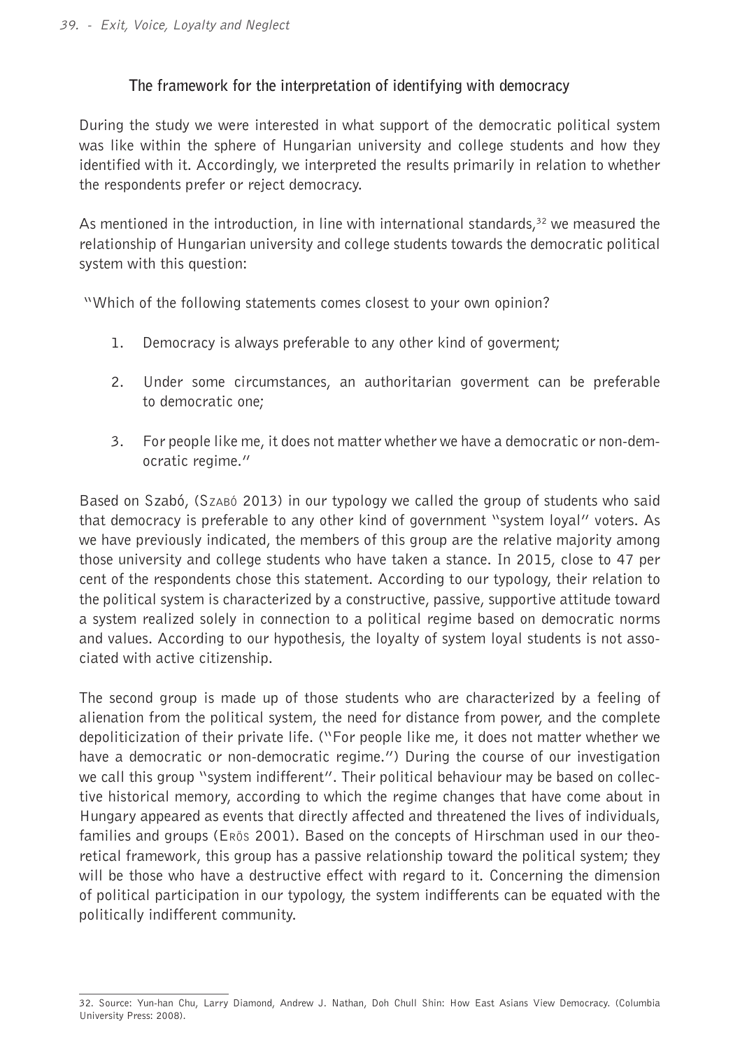### The framework for the interpretation of identifying with democracy

During the study we were interested in what support of the democratic political system was like within the sphere of Hungarian university and college students and how they identified with it. Accordingly, we interpreted the results primarily in relation to whether the respondents prefer or reject democracy.

As mentioned in the introduction, in line with international standards,[32] we measured the relationship of Hungarian university and college students towards the democratic political system with this question:

"Which of the following statements comes closest to your own opinion?

1. Democracy is always preferable to any other kind of goverment;
2. Under some circumstances, an authoritarian goverment can be preferable to democratic one;
3. For people like me, it does not matter whether we have a democratic or non-democratic regime."

Based on Szabó, (Szabó 2013) in our typology we called the group of students who said that democracy is preferable to any other kind of government "system loyal" voters. As we have previously indicated, the members of this group are the relative majority among those university and college students who have taken a stance. In 2015, close to 47 per cent of the respondents chose this statement. According to our typology, their relation to the political system is characterized by a constructive, passive, supportive attitude toward a system realized solely in connection to a political regime based on democratic norms and values. According to our hypothesis, the loyalty of system loyal students is not associated with active citizenship.

The second group is made up of those students who are characterized by a feeling of alienation from the political system, the need for distance from power, and the complete depoliticization of their private life. ("For people like me, it does not matter whether we have a democratic or non-democratic regime.") During the course of our investigation we call this group "system indifferent". Their political behaviour may be based on collective historical memory, according to which the regime changes that have come about in Hungary appeared as events that directly affected and threatened the lives of individuals, families and groups (Erős 2001). Based on the concepts of Hirschman used in our theoretical framework, this group has a passive relationship toward the political system; they will be those who have a destructive effect with regard to it. Concerning the dimension of political participation in our typology, the system indifferents can be equated with the politically indifferent community.

32. Source: Yun-han Chu, Larry Diamond, Andrew J. Nathan, Doh Chull Shin: How East Asians View Democracy. (Columbia University Press: 2008).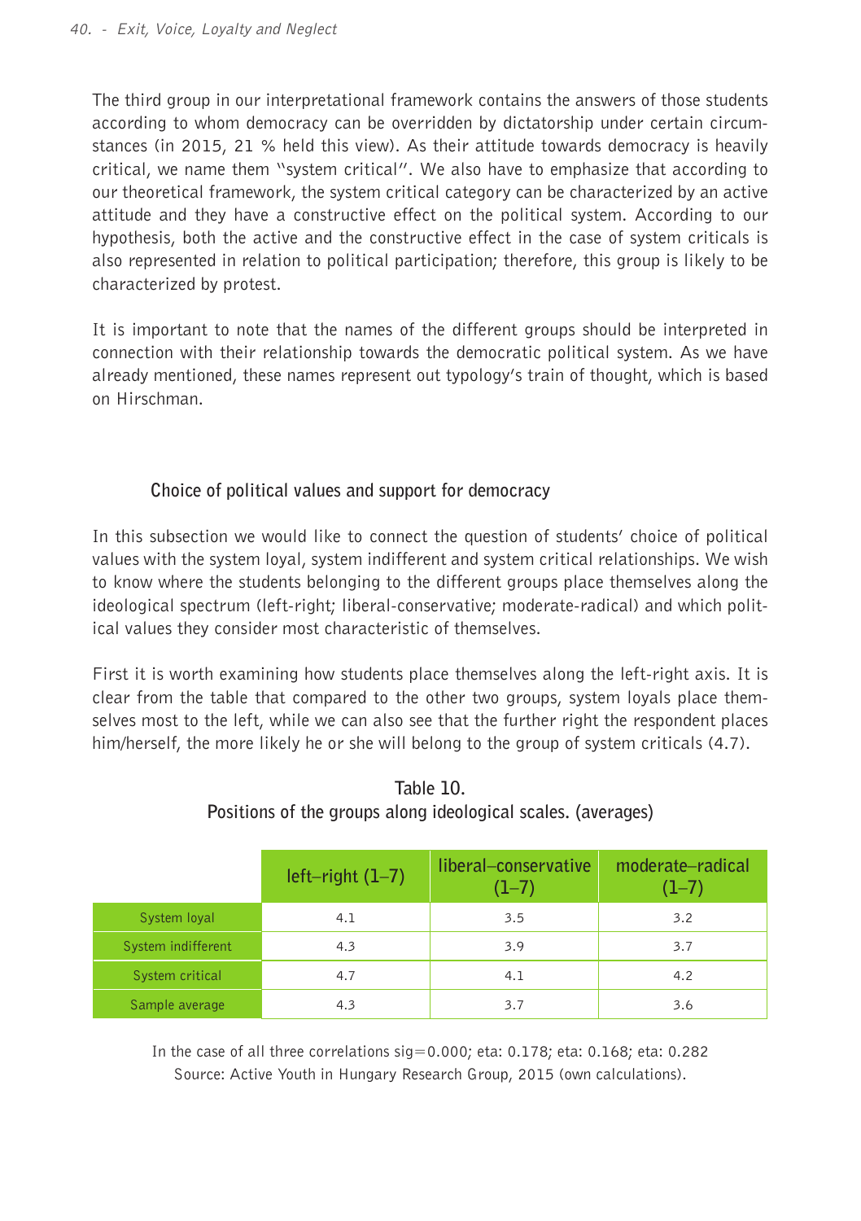The third group in our interpretational framework contains the answers of those students according to whom democracy can be overridden by dictatorship under certain circumstances (in 2015, 21 % held this view). As their attitude towards democracy is heavily critical, we name them "system critical". We also have to emphasize that according to our theoretical framework, the system critical category can be characterized by an active attitude and they have a constructive effect on the political system. According to our hypothesis, both the active and the constructive effect in the case of system criticals is also represented in relation to political participation; therefore, this group is likely to be characterized by protest.

It is important to note that the names of the different groups should be interpreted in connection with their relationship towards the democratic political system. As we have already mentioned, these names represent out typology's train of thought, which is based on Hirschman.

### Choice of political values and support for democracy

In this subsection we would like to connect the question of students' choice of political values with the system loyal, system indifferent and system critical relationships. We wish to know where the students belonging to the different groups place themselves along the ideological spectrum (left-right; liberal-conservative; moderate-radical) and which political values they consider most characteristic of themselves.

First it is worth examining how students place themselves along the left-right axis. It is clear from the table that compared to the other two groups, system loyals place themselves most to the left, while we can also see that the further right the respondent places him/herself, the more likely he or she will belong to the group of system criticals (4.7).

**Table 10.**
**Positions of the groups along ideological scales. (averages)**

| | left–right (1–7) | liberal–conservative (1–7) | moderate–radical (1–7) |
|---|---|---|---|
| System loyal | 4.1 | 3.5 | 3.2 |
| System indifferent | 4.3 | 3.9 | 3.7 |
| System critical | 4.7 | 4.1 | 4.2 |
| Sample average | 4.3 | 3.7 | 3.6 |

In the case of all three correlations sig=0.000; eta: 0.178; eta: 0.168; eta: 0.282
Source: Active Youth in Hungary Research Group, 2015 (own calculations).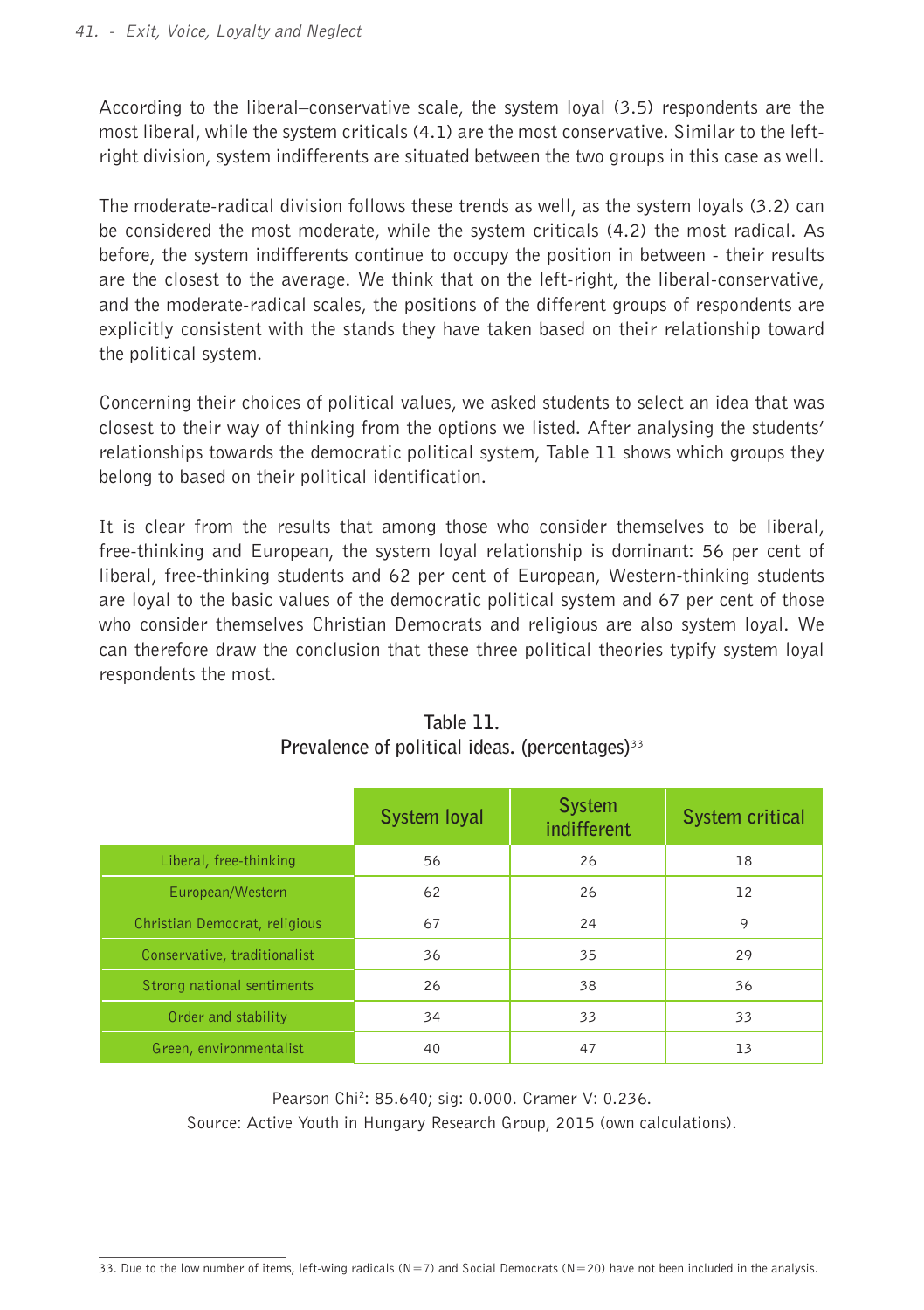According to the liberal–conservative scale, the system loyal (3.5) respondents are the most liberal, while the system criticals (4.1) are the most conservative. Similar to the left-right division, system indifferents are situated between the two groups in this case as well.

The moderate-radical division follows these trends as well, as the system loyals (3.2) can be considered the most moderate, while the system criticals (4.2) the most radical. As before, the system indifferents continue to occupy the position in between - their results are the closest to the average. We think that on the left-right, the liberal-conservative, and the moderate-radical scales, the positions of the different groups of respondents are explicitly consistent with the stands they have taken based on their relationship toward the political system.

Concerning their choices of political values, we asked students to select an idea that was closest to their way of thinking from the options we listed. After analysing the students' relationships towards the democratic political system, Table 11 shows which groups they belong to based on their political identification.

It is clear from the results that among those who consider themselves to be liberal, free-thinking and European, the system loyal relationship is dominant: 56 per cent of liberal, free-thinking students and 62 per cent of European, Western-thinking students are loyal to the basic values of the democratic political system and 67 per cent of those who consider themselves Christian Democrats and religious are also system loyal. We can therefore draw the conclusion that these three political theories typify system loyal respondents the most.

**Table 11.**
**Prevalence of political ideas. (percentages)[33]**

| | System loyal | System indifferent | System critical |
|---|---|---|---|
| Liberal, free-thinking | 56 | 26 | 18 |
| European/Western | 62 | 26 | 12 |
| Christian Democrat, religious | 67 | 24 | 9 |
| Conservative, traditionalist | 36 | 35 | 29 |
| Strong national sentiments | 26 | 38 | 36 |
| Order and stability | 34 | 33 | 33 |
| Green, environmentalist | 40 | 47 | 13 |

Pearson Chi$^2$: 85.640; sig: 0.000. Cramer V: 0.236.
Source: Active Youth in Hungary Research Group, 2015 (own calculations).

33. Due to the low number of items, left-wing radicals (N=7) and Social Democrats (N=20) have not been included in the analysis.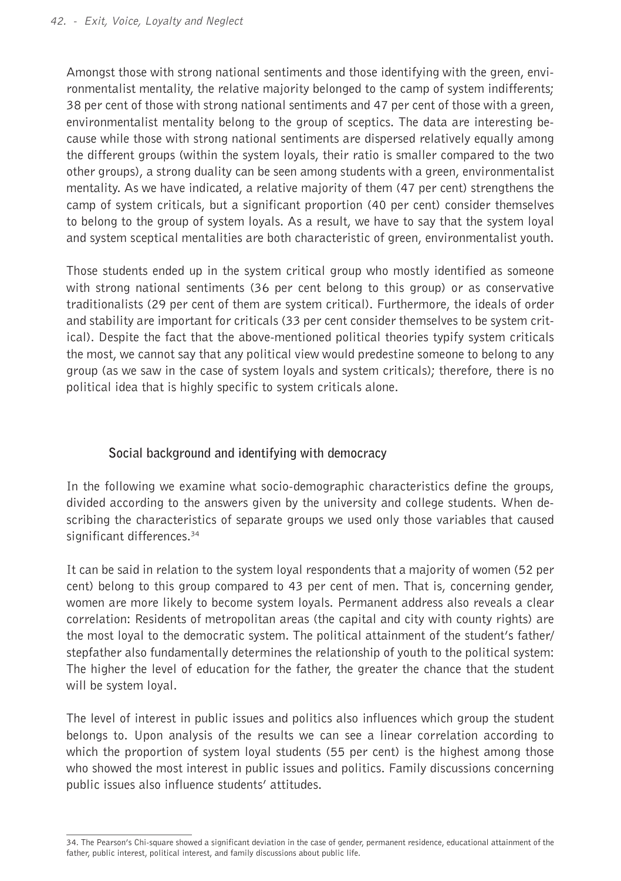Amongst those with strong national sentiments and those identifying with the green, environmentalist mentality, the relative majority belonged to the camp of system indifferents; 38 per cent of those with strong national sentiments and 47 per cent of those with a green, environmentalist mentality belong to the group of sceptics. The data are interesting because while those with strong national sentiments are dispersed relatively equally among the different groups (within the system loyals, their ratio is smaller compared to the two other groups), a strong duality can be seen among students with a green, environmentalist mentality. As we have indicated, a relative majority of them (47 per cent) strengthens the camp of system criticals, but a significant proportion (40 per cent) consider themselves to belong to the group of system loyals. As a result, we have to say that the system loyal and system sceptical mentalities are both characteristic of green, environmentalist youth.

Those students ended up in the system critical group who mostly identified as someone with strong national sentiments (36 per cent belong to this group) or as conservative traditionalists (29 per cent of them are system critical). Furthermore, the ideals of order and stability are important for criticals (33 per cent consider themselves to be system critical). Despite the fact that the above-mentioned political theories typify system criticals the most, we cannot say that any political view would predestine someone to belong to any group (as we saw in the case of system loyals and system criticals); therefore, there is no political idea that is highly specific to system criticals alone.

### Social background and identifying with democracy

In the following we examine what socio-demographic characteristics define the groups, divided according to the answers given by the university and college students. When describing the characteristics of separate groups we used only those variables that caused significant differences.[34]

It can be said in relation to the system loyal respondents that a majority of women (52 per cent) belong to this group compared to 43 per cent of men. That is, concerning gender, women are more likely to become system loyals. Permanent address also reveals a clear correlation: Residents of metropolitan areas (the capital and city with county rights) are the most loyal to the democratic system. The political attainment of the student's father/stepfather also fundamentally determines the relationship of youth to the political system: The higher the level of education for the father, the greater the chance that the student will be system loyal.

The level of interest in public issues and politics also influences which group the student belongs to. Upon analysis of the results we can see a linear correlation according to which the proportion of system loyal students (55 per cent) is the highest among those who showed the most interest in public issues and politics. Family discussions concerning public issues also influence students' attitudes.

---

34. The Pearson's Chi-square showed a significant deviation in the case of gender, permanent residence, educational attainment of the father, public interest, political interest, and family discussions about public life.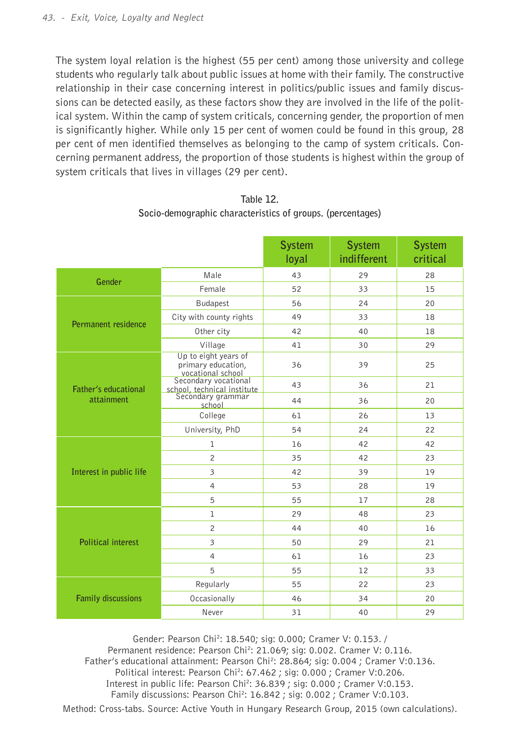The system loyal relation is the highest (55 per cent) among those university and college students who regularly talk about public issues at home with their family. The constructive relationship in their case concerning interest in politics/public issues and family discussions can be detected easily, as these factors show they are involved in the life of the political system. Within the camp of system criticals, concerning gender, the proportion of men is significantly higher. While only 15 per cent of women could be found in this group, 28 per cent of men identified themselves as belonging to the camp of system criticals. Concerning permanent address, the proportion of those students is highest within the group of system criticals that lives in villages (29 per cent).

Table 12.
Socio-demographic characteristics of groups. (percentages)

| | | System loyal | System indifferent | System critical |
|---|---|---|---|---|
| Gender | Male | 43 | 29 | 28 |
| | Female | 52 | 33 | 15 |
| Permanent residence | Budapest | 56 | 24 | 20 |
| | City with county rights | 49 | 33 | 18 |
| | Other city | 42 | 40 | 18 |
| | Village | 41 | 30 | 29 |
| Father's educational attainment | Up to eight years of primary education, vocational school | 36 | 39 | 25 |
| | Secondary vocational school, technical institute | 43 | 36 | 21 |
| | Secondary grammar school | 44 | 36 | 20 |
| | College | 61 | 26 | 13 |
| | University, PhD | 54 | 24 | 22 |
| Interest in public life | 1 | 16 | 42 | 42 |
| | 2 | 35 | 42 | 23 |
| | 3 | 42 | 39 | 19 |
| | 4 | 53 | 28 | 19 |
| | 5 | 55 | 17 | 28 |
| Political interest | 1 | 29 | 48 | 23 |
| | 2 | 44 | 40 | 16 |
| | 3 | 50 | 29 | 21 |
| | 4 | 61 | 16 | 23 |
| | 5 | 55 | 12 | 33 |
| Family discussions | Regularly | 55 | 22 | 23 |
| | Occasionally | 46 | 34 | 20 |
| | Never | 31 | 40 | 29 |

Gender: Pearson Chi$^2$: 18.540; sig: 0.000; Cramer V: 0.153. /
Permanent residence: Pearson Chi$^2$: 21.069; sig: 0.002. Cramer V: 0.116.
Father's educational attainment: Pearson Chi$^2$: 28.864; sig: 0.004 ; Cramer V:0.136.
Political interest: Pearson Chi$^2$: 67.462 ; sig: 0.000 ; Cramer V:0.206.
Interest in public life: Pearson Chi$^2$: 36.839 ; sig: 0.000 ; Cramer V:0.153.
Family discussions: Pearson Chi$^2$: 16.842 ; sig: 0.002 ; Cramer V:0.103.

Method: Cross-tabs. Source: Active Youth in Hungary Research Group, 2015 (own calculations).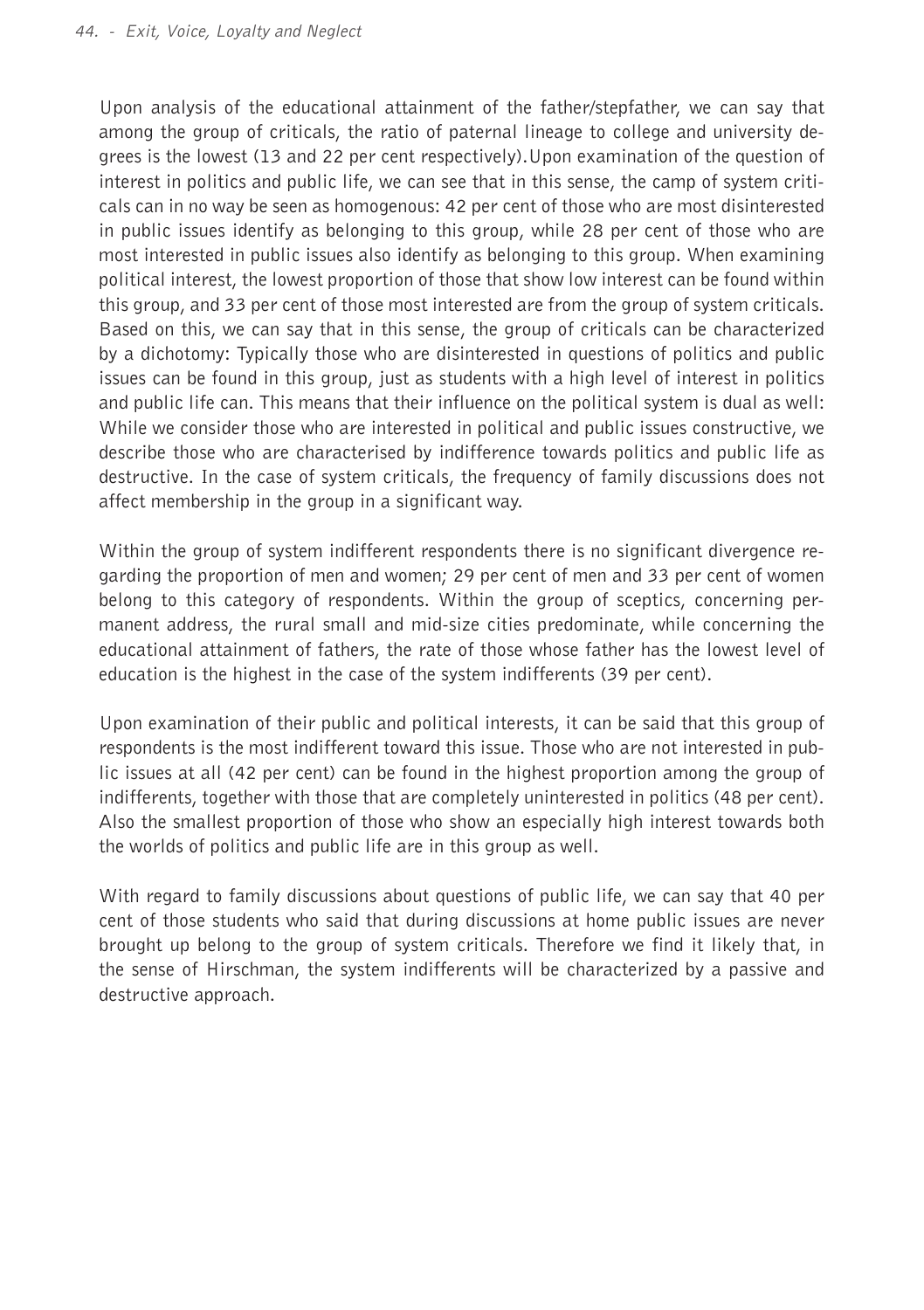Upon analysis of the educational attainment of the father/stepfather, we can say that among the group of criticals, the ratio of paternal lineage to college and university degrees is the lowest (13 and 22 per cent respectively).Upon examination of the question of interest in politics and public life, we can see that in this sense, the camp of system criticals can in no way be seen as homogenous: 42 per cent of those who are most disinterested in public issues identify as belonging to this group, while 28 per cent of those who are most interested in public issues also identify as belonging to this group. When examining political interest, the lowest proportion of those that show low interest can be found within this group, and 33 per cent of those most interested are from the group of system criticals. Based on this, we can say that in this sense, the group of criticals can be characterized by a dichotomy: Typically those who are disinterested in questions of politics and public issues can be found in this group, just as students with a high level of interest in politics and public life can. This means that their influence on the political system is dual as well: While we consider those who are interested in political and public issues constructive, we describe those who are characterised by indifference towards politics and public life as destructive. In the case of system criticals, the frequency of family discussions does not affect membership in the group in a significant way.

Within the group of system indifferent respondents there is no significant divergence regarding the proportion of men and women; 29 per cent of men and 33 per cent of women belong to this category of respondents. Within the group of sceptics, concerning permanent address, the rural small and mid-size cities predominate, while concerning the educational attainment of fathers, the rate of those whose father has the lowest level of education is the highest in the case of the system indifferents (39 per cent).

Upon examination of their public and political interests, it can be said that this group of respondents is the most indifferent toward this issue. Those who are not interested in public issues at all (42 per cent) can be found in the highest proportion among the group of indifferents, together with those that are completely uninterested in politics (48 per cent). Also the smallest proportion of those who show an especially high interest towards both the worlds of politics and public life are in this group as well.

With regard to family discussions about questions of public life, we can say that 40 per cent of those students who said that during discussions at home public issues are never brought up belong to the group of system criticals. Therefore we find it likely that, in the sense of Hirschman, the system indifferents will be characterized by a passive and destructive approach.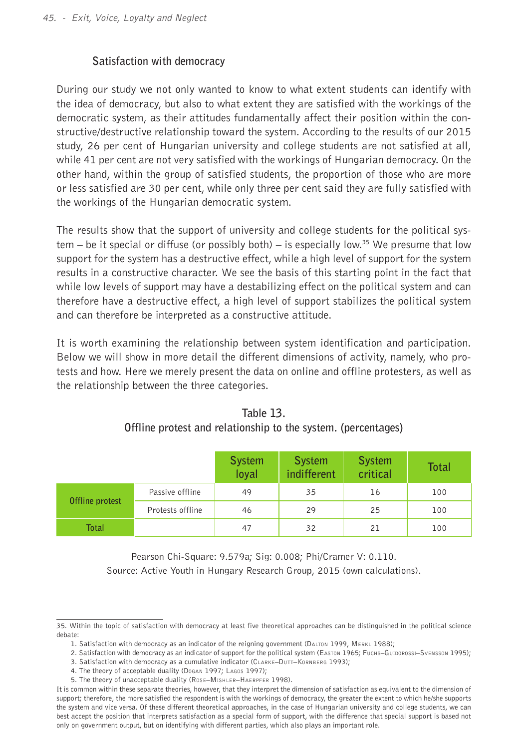### Satisfaction with democracy

During our study we not only wanted to know to what extent students can identify with the idea of democracy, but also to what extent they are satisfied with the workings of the democratic system, as their attitudes fundamentally affect their position within the constructive/destructive relationship toward the system. According to the results of our 2015 study, 26 per cent of Hungarian university and college students are not satisfied at all, while 41 per cent are not very satisfied with the workings of Hungarian democracy. On the other hand, within the group of satisfied students, the proportion of those who are more or less satisfied are 30 per cent, while only three per cent said they are fully satisfied with the workings of the Hungarian democratic system.

The results show that the support of university and college students for the political system – be it special or diffuse (or possibly both) – is especially low.[35] We presume that low support for the system has a destructive effect, while a high level of support for the system results in a constructive character. We see the basis of this starting point in the fact that while low levels of support may have a destabilizing effect on the political system and can therefore have a destructive effect, a high level of support stabilizes the political system and can therefore be interpreted as a constructive attitude.

It is worth examining the relationship between system identification and participation. Below we will show in more detail the different dimensions of activity, namely, who protests and how. Here we merely present the data on online and offline protesters, as well as the relationship between the three categories.

**Table 13.**
**Offline protest and relationship to the system. (percentages)**

| | | System loyal | System indifferent | System critical | Total |
|---|---|---|---|---|---|
| Offline protest | Passive offline | 49 | 35 | 16 | 100 |
| | Protests offline | 46 | 29 | 25 | 100 |
| Total | | 47 | 32 | 21 | 100 |

Pearson Chi-Square: 9.579a; Sig: 0.008; Phi/Cramer V: 0.110.
Source: Active Youth in Hungary Research Group, 2015 (own calculations).

---

35. Within the topic of satisfaction with democracy at least five theoretical approaches can be distinguished in the political science debate:

1. Satisfaction with democracy as an indicator of the reigning government (Dalton 1999, Merkl 1988);
2. Satisfaction with democracy as an indicator of support for the political system (Easton 1965; Fuchs–Guidorossi–Svensson 1995);
3. Satisfaction with democracy as a cumulative indicator (Clarke–Dutt–Kornberg 1993);
4. The theory of acceptable duality (Dogan 1997; Lagos 1997);
5. The theory of unacceptable duality (Rose–Mishler–Haerpfer 1998).

It is common within these separate theories, however, that they interpret the dimension of satisfaction as equivalent to the dimension of support; therefore, the more satisfied the respondent is with the workings of democracy, the greater the extent to which he/she supports the system and vice versa. Of these different theoretical approaches, in the case of Hungarian university and college students, we can best accept the position that interprets satisfaction as a special form of support, with the difference that special support is based not only on government output, but on identifying with different parties, which also plays an important role.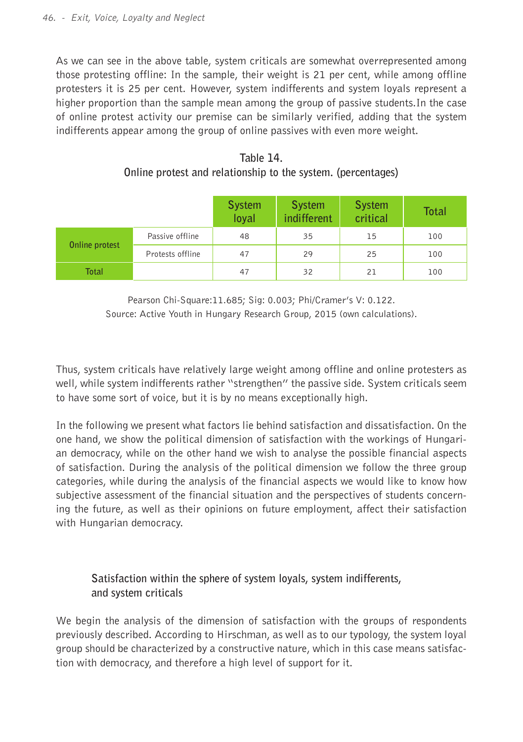As we can see in the above table, system criticals are somewhat overrepresented among those protesting offline: In the sample, their weight is 21 per cent, while among offline protesters it is 25 per cent. However, system indifferents and system loyals represent a higher proportion than the sample mean among the group of passive students.In the case of online protest activity our premise can be similarly verified, adding that the system indifferents appear among the group of online passives with even more weight.

**Table 14.**
**Online protest and relationship to the system. (percentages)**

| | | System loyal | System indifferent | System critical | Total |
|---|---|---|---|---|---|
| Online protest | Passive offline | 48 | 35 | 15 | 100 |
| | Protests offline | 47 | 29 | 25 | 100 |
| Total | | 47 | 32 | 21 | 100 |

Pearson Chi-Square:11.685; Sig: 0.003; Phi/Cramer's V: 0.122.
Source: Active Youth in Hungary Research Group, 2015 (own calculations).

Thus, system criticals have relatively large weight among offline and online protesters as well, while system indifferents rather "strengthen" the passive side. System criticals seem to have some sort of voice, but it is by no means exceptionally high.

In the following we present what factors lie behind satisfaction and dissatisfaction. On the one hand, we show the political dimension of satisfaction with the workings of Hungarian democracy, while on the other hand we wish to analyse the possible financial aspects of satisfaction. During the analysis of the political dimension we follow the three group categories, while during the analysis of the financial aspects we would like to know how subjective assessment of the financial situation and the perspectives of students concerning the future, as well as their opinions on future employment, affect their satisfaction with Hungarian democracy.

### Satisfaction within the sphere of system loyals, system indifferents, and system criticals

We begin the analysis of the dimension of satisfaction with the groups of respondents previously described. According to Hirschman, as well as to our typology, the system loyal group should be characterized by a constructive nature, which in this case means satisfaction with democracy, and therefore a high level of support for it.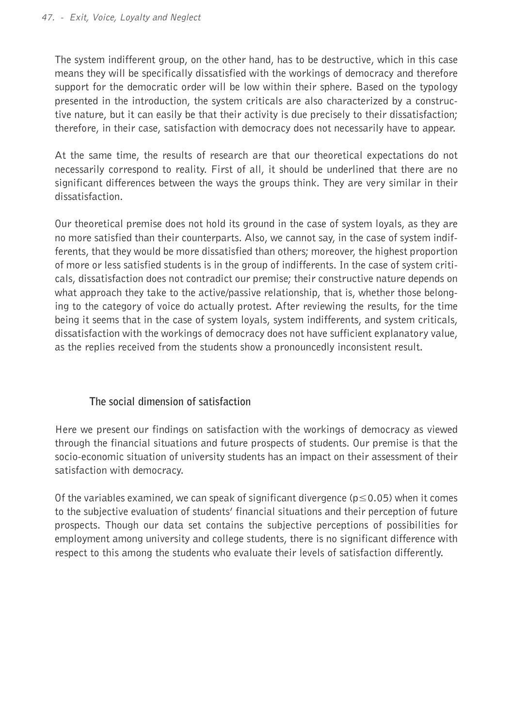The system indifferent group, on the other hand, has to be destructive, which in this case means they will be specifically dissatisfied with the workings of democracy and therefore support for the democratic order will be low within their sphere. Based on the typology presented in the introduction, the system criticals are also characterized by a constructive nature, but it can easily be that their activity is due precisely to their dissatisfaction; therefore, in their case, satisfaction with democracy does not necessarily have to appear.

At the same time, the results of research are that our theoretical expectations do not necessarily correspond to reality. First of all, it should be underlined that there are no significant differences between the ways the groups think. They are very similar in their dissatisfaction.

Our theoretical premise does not hold its ground in the case of system loyals, as they are no more satisfied than their counterparts. Also, we cannot say, in the case of system indifferents, that they would be more dissatisfied than others; moreover, the highest proportion of more or less satisfied students is in the group of indifferents. In the case of system criticals, dissatisfaction does not contradict our premise; their constructive nature depends on what approach they take to the active/passive relationship, that is, whether those belonging to the category of voice do actually protest. After reviewing the results, for the time being it seems that in the case of system loyals, system indifferents, and system criticals, dissatisfaction with the workings of democracy does not have sufficient explanatory value, as the replies received from the students show a pronouncedly inconsistent result.

### The social dimension of satisfaction

Here we present our findings on satisfaction with the workings of democracy as viewed through the financial situations and future prospects of students. Our premise is that the socio-economic situation of university students has an impact on their assessment of their satisfaction with democracy.

Of the variables examined, we can speak of significant divergence ($p \leq 0.05$) when it comes to the subjective evaluation of students' financial situations and their perception of future prospects. Though our data set contains the subjective perceptions of possibilities for employment among university and college students, there is no significant difference with respect to this among the students who evaluate their levels of satisfaction differently.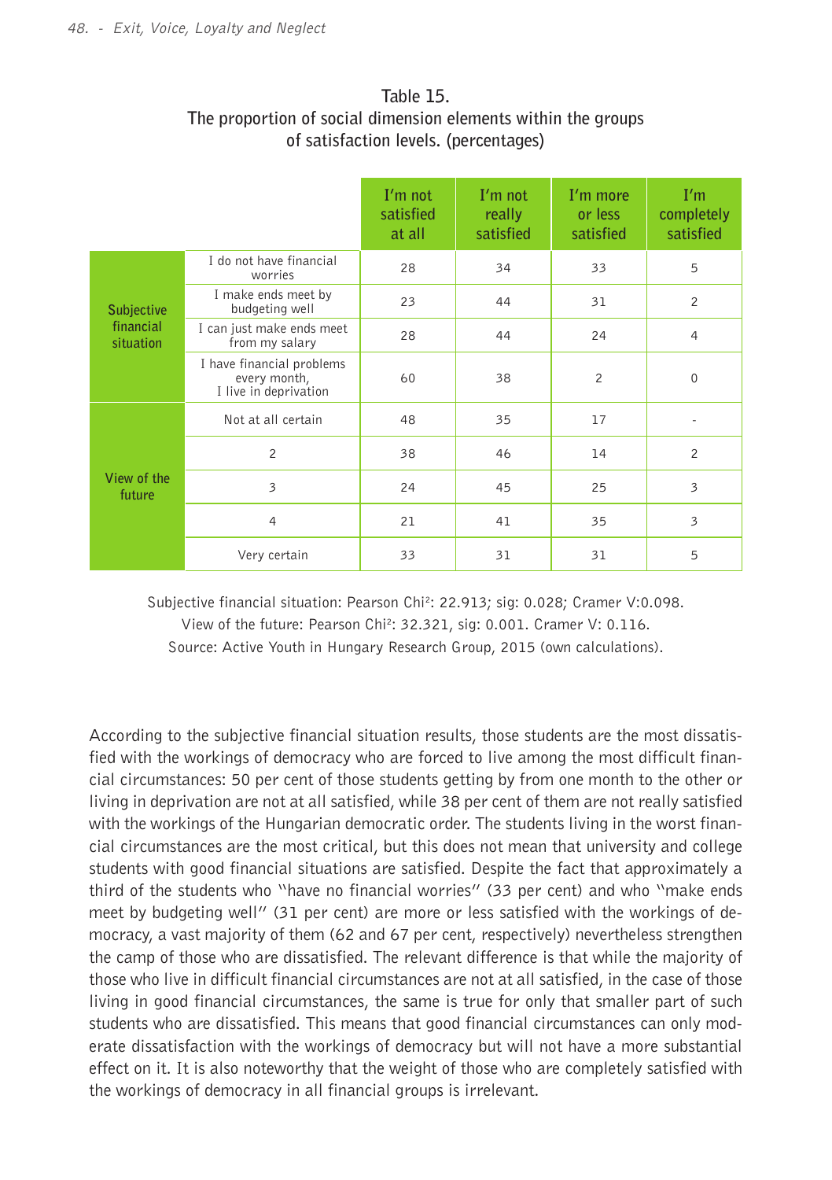Table 15.
The proportion of social dimension elements within the groups of satisfaction levels. (percentages)

| | | I'm not satisfied at all | I'm not really satisfied | I'm more or less satisfied | I'm completely satisfied |
|---|---|---|---|---|---|
| Subjective financial situation | I do not have financial worries | 28 | 34 | 33 | 5 |
| | I make ends meet by budgeting well | 23 | 44 | 31 | 2 |
| | I can just make ends meet from my salary | 28 | 44 | 24 | 4 |
| | I have financial problems every month, I live in deprivation | 60 | 38 | 2 | 0 |
| View of the future | Not at all certain | 48 | 35 | 17 | - |
| | 2 | 38 | 46 | 14 | 2 |
| | 3 | 24 | 45 | 25 | 3 |
| | 4 | 21 | 41 | 35 | 3 |
| | Very certain | 33 | 31 | 31 | 5 |

Subjective financial situation: Pearson Chi$^2$: 22.913; sig: 0.028; Cramer V:0.098.
View of the future: Pearson Chi$^2$: 32.321, sig: 0.001. Cramer V: 0.116.
Source: Active Youth in Hungary Research Group, 2015 (own calculations).

According to the subjective financial situation results, those students are the most dissatisfied with the workings of democracy who are forced to live among the most difficult financial circumstances: 50 per cent of those students getting by from one month to the other or living in deprivation are not at all satisfied, while 38 per cent of them are not really satisfied with the workings of the Hungarian democratic order. The students living in the worst financial circumstances are the most critical, but this does not mean that university and college students with good financial situations are satisfied. Despite the fact that approximately a third of the students who "have no financial worries" (33 per cent) and who "make ends meet by budgeting well" (31 per cent) are more or less satisfied with the workings of democracy, a vast majority of them (62 and 67 per cent, respectively) nevertheless strengthen the camp of those who are dissatisfied. The relevant difference is that while the majority of those who live in difficult financial circumstances are not at all satisfied, in the case of those living in good financial circumstances, the same is true for only that smaller part of such students who are dissatisfied. This means that good financial circumstances can only moderate dissatisfaction with the workings of democracy but will not have a more substantial effect on it. It is also noteworthy that the weight of those who are completely satisfied with the workings of democracy in all financial groups is irrelevant.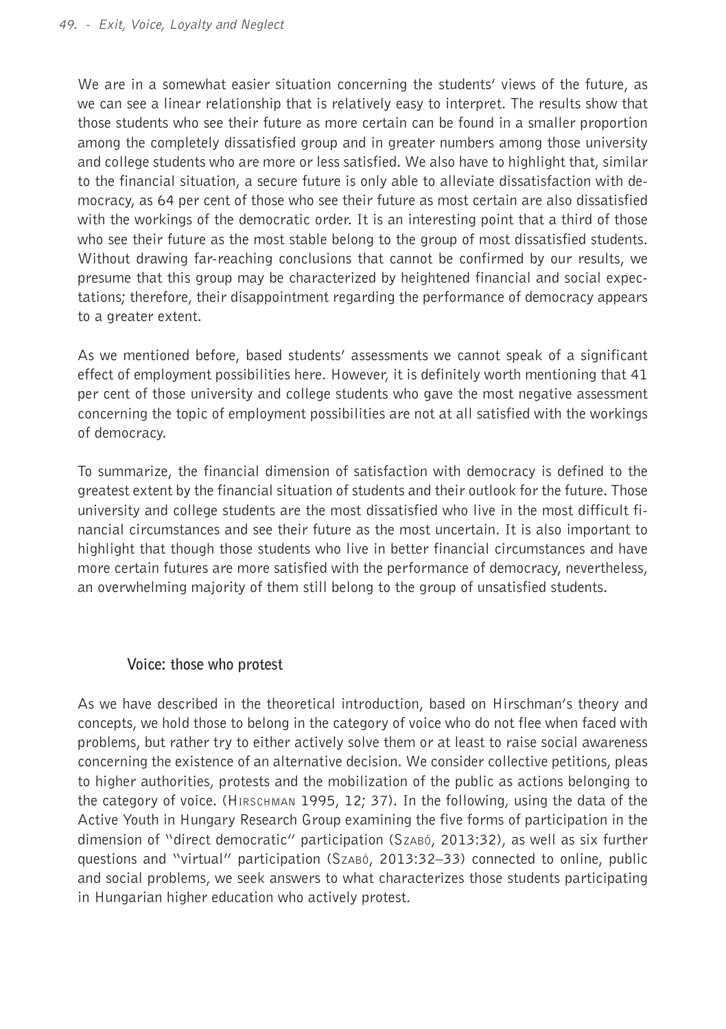We are in a somewhat easier situation concerning the students' views of the future, as we can see a linear relationship that is relatively easy to interpret. The results show that those students who see their future as more certain can be found in a smaller proportion among the completely dissatisfied group and in greater numbers among those university and college students who are more or less satisfied. We also have to highlight that, similar to the financial situation, a secure future is only able to alleviate dissatisfaction with democracy, as 64 per cent of those who see their future as most certain are also dissatisfied with the workings of the democratic order. It is an interesting point that a third of those who see their future as the most stable belong to the group of most dissatisfied students. Without drawing far-reaching conclusions that cannot be confirmed by our results, we presume that this group may be characterized by heightened financial and social expectations; therefore, their disappointment regarding the performance of democracy appears to a greater extent.

As we mentioned before, based students' assessments we cannot speak of a significant effect of employment possibilities here. However, it is definitely worth mentioning that 41 per cent of those university and college students who gave the most negative assessment concerning the topic of employment possibilities are not at all satisfied with the workings of democracy.

To summarize, the financial dimension of satisfaction with democracy is defined to the greatest extent by the financial situation of students and their outlook for the future. Those university and college students are the most dissatisfied who live in the most difficult financial circumstances and see their future as the most uncertain. It is also important to highlight that though those students who live in better financial circumstances and have more certain futures are more satisfied with the performance of democracy, nevertheless, an overwhelming majority of them still belong to the group of unsatisfied students.

## Voice: those who protest

As we have described in the theoretical introduction, based on Hirschman's theory and concepts, we hold those to belong in the category of voice who do not flee when faced with problems, but rather try to either actively solve them or at least to raise social awareness concerning the existence of an alternative decision. We consider collective petitions, pleas to higher authorities, protests and the mobilization of the public as actions belonging to the category of voice. (Hirschman 1995, 12; 37). In the following, using the data of the Active Youth in Hungary Research Group examining the five forms of participation in the dimension of "direct democratic" participation (Szabó, 2013:32), as well as six further questions and "virtual" participation (Szabó, 2013:32–33) connected to online, public and social problems, we seek answers to what characterizes those students participating in Hungarian higher education who actively protest.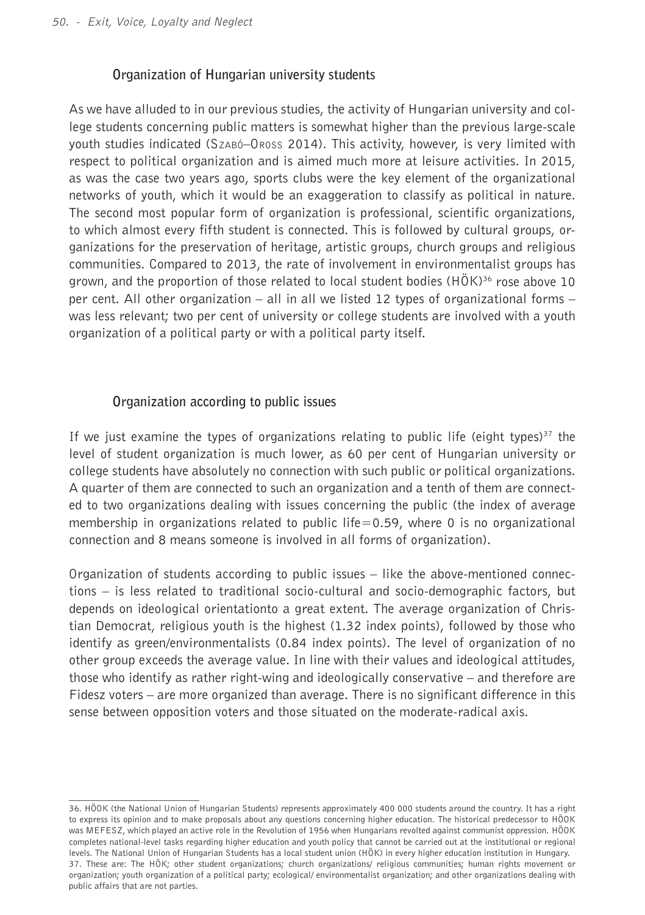### Organization of Hungarian university students

As we have alluded to in our previous studies, the activity of Hungarian university and college students concerning public matters is somewhat higher than the previous large-scale youth studies indicated (Szabó–Oross 2014). This activity, however, is very limited with respect to political organization and is aimed much more at leisure activities. In 2015, as was the case two years ago, sports clubs were the key element of the organizational networks of youth, which it would be an exaggeration to classify as political in nature. The second most popular form of organization is professional, scientific organizations, to which almost every fifth student is connected. This is followed by cultural groups, organizations for the preservation of heritage, artistic groups, church groups and religious communities. Compared to 2013, the rate of involvement in environmentalist groups has grown, and the proportion of those related to local student bodies (HÖK)[36] rose above 10 per cent. All other organization – all in all we listed 12 types of organizational forms – was less relevant; two per cent of university or college students are involved with a youth organization of a political party or with a political party itself.

### Organization according to public issues

If we just examine the types of organizations relating to public life (eight types)[37] the level of student organization is much lower, as 60 per cent of Hungarian university or college students have absolutely no connection with such public or political organizations. A quarter of them are connected to such an organization and a tenth of them are connected to two organizations dealing with issues concerning the public (the index of average membership in organizations related to public life=0.59, where 0 is no organizational connection and 8 means someone is involved in all forms of organization).

Organization of students according to public issues – like the above-mentioned connections – is less related to traditional socio-cultural and socio-demographic factors, but depends on ideological orientationto a great extent. The average organization of Christian Democrat, religious youth is the highest (1.32 index points), followed by those who identify as green/environmentalists (0.84 index points). The level of organization of no other group exceeds the average value. In line with their values and ideological attitudes, those who identify as rather right-wing and ideologically conservative – and therefore are Fidesz voters – are more organized than average. There is no significant difference in this sense between opposition voters and those situated on the moderate-radical axis.

---

36. HÖOK (the National Union of Hungarian Students) represents approximately 400 000 students around the country. It has a right to express its opinion and to make proposals about any questions concerning higher education. The historical predecessor to HÖOK was MEFESZ, which played an active role in the Revolution of 1956 when Hungarians revolted against communist oppression. HÖOK completes national-level tasks regarding higher education and youth policy that cannot be carried out at the institutional or regional levels. The National Union of Hungarian Students has a local student union (HÖK) in every higher education institution in Hungary.

37. These are: The HÖK; other student organizations; church organizations/ religious communities; human rights movement or organization; youth organization of a political party; ecological/ environmentalist organization; and other organizations dealing with public affairs that are not parties.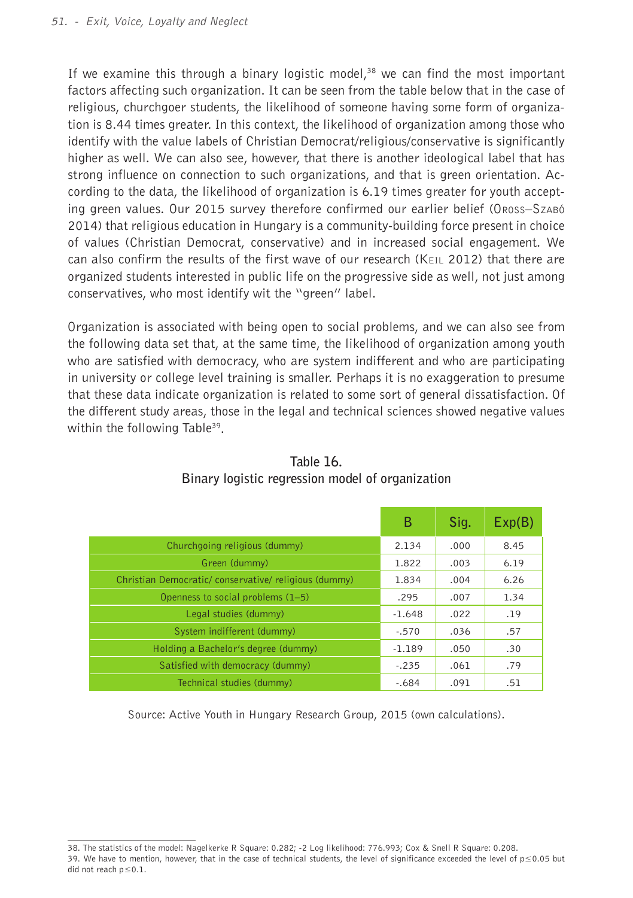If we examine this through a binary logistic model,[38] we can find the most important factors affecting such organization. It can be seen from the table below that in the case of religious, churchgoer students, the likelihood of someone having some form of organization is 8.44 times greater. In this context, the likelihood of organization among those who identify with the value labels of Christian Democrat/religious/conservative is significantly higher as well. We can also see, however, that there is another ideological label that has strong influence on connection to such organizations, and that is green orientation. According to the data, the likelihood of organization is 6.19 times greater for youth accepting green values. Our 2015 survey therefore confirmed our earlier belief (Oross–Szabó 2014) that religious education in Hungary is a community-building force present in choice of values (Christian Democrat, conservative) and in increased social engagement. We can also confirm the results of the first wave of our research (Keil 2012) that there are organized students interested in public life on the progressive side as well, not just among conservatives, who most identify wit the "green" label.

Organization is associated with being open to social problems, and we can also see from the following data set that, at the same time, the likelihood of organization among youth who are satisfied with democracy, who are system indifferent and who are participating in university or college level training is smaller. Perhaps it is no exaggeration to presume that these data indicate organization is related to some sort of general dissatisfaction. Of the different study areas, those in the legal and technical sciences showed negative values within the following Table[39].

**Table 16.**
**Binary logistic regression model of organization**

| | B | Sig. | Exp(B) |
|---|---|---|---|
| Churchgoing religious (dummy) | 2.134 | .000 | 8.45 |
| Green (dummy) | 1.822 | .003 | 6.19 |
| Christian Democratic/ conservative/ religious (dummy) | 1.834 | .004 | 6.26 |
| Openness to social problems (1–5) | .295 | .007 | 1.34 |
| Legal studies (dummy) | -1.648 | .022 | .19 |
| System indifferent (dummy) | -.570 | .036 | .57 |
| Holding a Bachelor's degree (dummy) | -1.189 | .050 | .30 |
| Satisfied with democracy (dummy) | -.235 | .061 | .79 |
| Technical studies (dummy) | -.684 | .091 | .51 |

Source: Active Youth in Hungary Research Group, 2015 (own calculations).

38. The statistics of the model: Nagelkerke R Square: 0.282; -2 Log likelihood: 776.993; Cox & Snell R Square: 0.208.

39. We have to mention, however, that in the case of technical students, the level of significance exceeded the level of $p \leq 0.05$ but did not reach $p \leq 0.1$.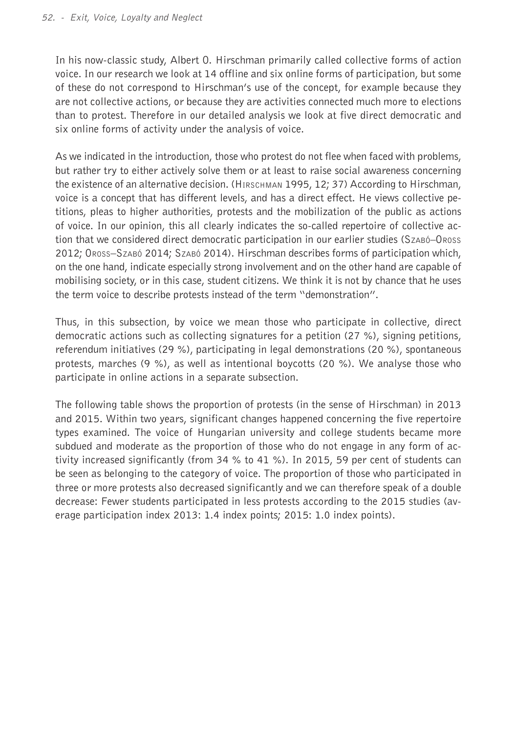In his now-classic study, Albert O. Hirschman primarily called collective forms of action voice. In our research we look at 14 offline and six online forms of participation, but some of these do not correspond to Hirschman's use of the concept, for example because they are not collective actions, or because they are activities connected much more to elections than to protest. Therefore in our detailed analysis we look at five direct democratic and six online forms of activity under the analysis of voice.

As we indicated in the introduction, those who protest do not flee when faced with problems, but rather try to either actively solve them or at least to raise social awareness concerning the existence of an alternative decision. (Hirschman 1995, 12; 37) According to Hirschman, voice is a concept that has different levels, and has a direct effect. He views collective petitions, pleas to higher authorities, protests and the mobilization of the public as actions of voice. In our opinion, this all clearly indicates the so-called repertoire of collective action that we considered direct democratic participation in our earlier studies (Szabó–Oross 2012; Oross–Szabó 2014; Szabó 2014). Hirschman describes forms of participation which, on the one hand, indicate especially strong involvement and on the other hand are capable of mobilising society, or in this case, student citizens. We think it is not by chance that he uses the term voice to describe protests instead of the term "demonstration".

Thus, in this subsection, by voice we mean those who participate in collective, direct democratic actions such as collecting signatures for a petition (27 %), signing petitions, referendum initiatives (29 %), participating in legal demonstrations (20 %), spontaneous protests, marches (9 %), as well as intentional boycotts (20 %). We analyse those who participate in online actions in a separate subsection.

The following table shows the proportion of protests (in the sense of Hirschman) in 2013 and 2015. Within two years, significant changes happened concerning the five repertoire types examined. The voice of Hungarian university and college students became more subdued and moderate as the proportion of those who do not engage in any form of activity increased significantly (from 34 % to 41 %). In 2015, 59 per cent of students can be seen as belonging to the category of voice. The proportion of those who participated in three or more protests also decreased significantly and we can therefore speak of a double decrease: Fewer students participated in less protests according to the 2015 studies (average participation index 2013: 1.4 index points; 2015: 1.0 index points).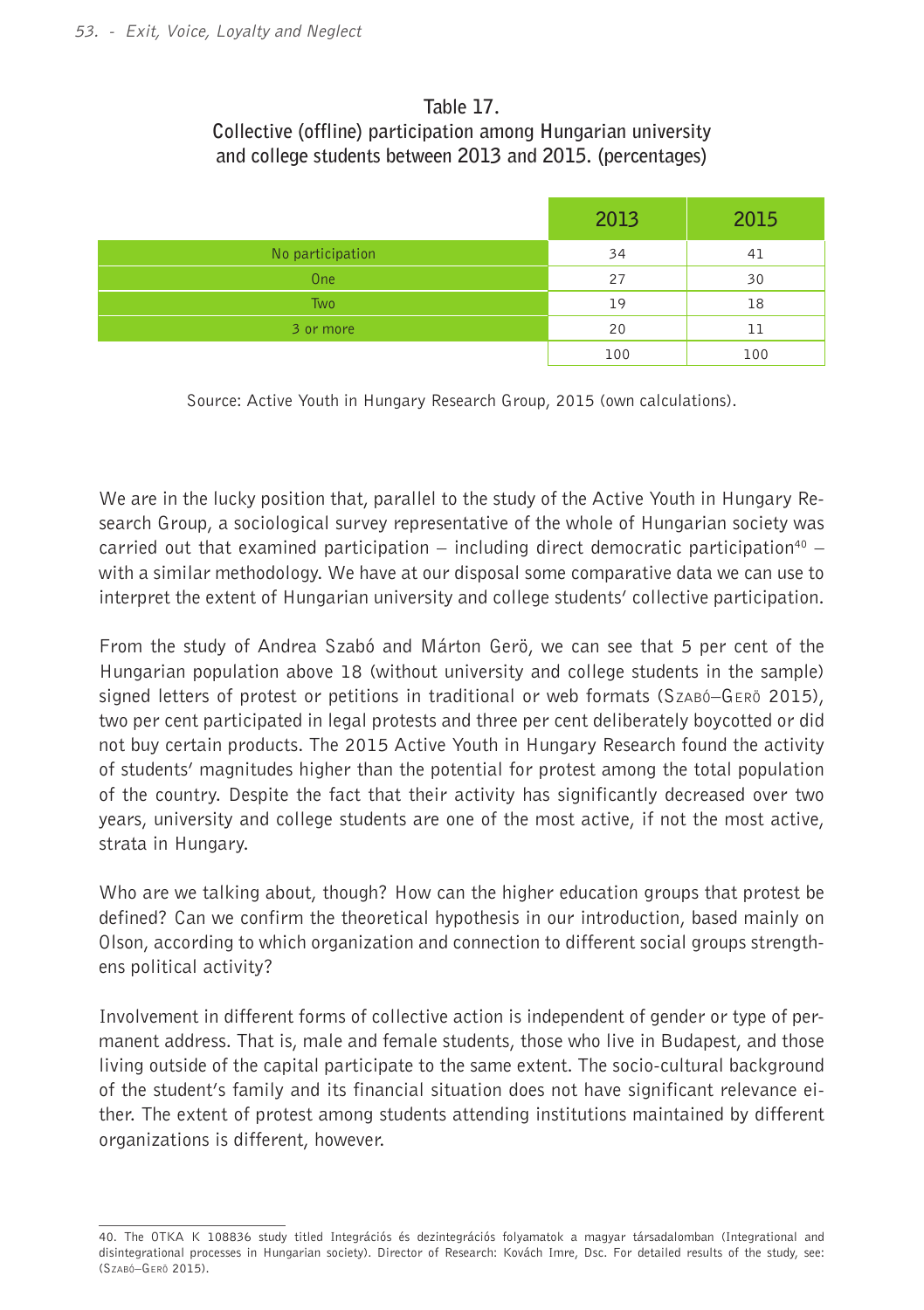**Table 17.**
**Collective (offline) participation among Hungarian university and college students between 2013 and 2015. (percentages)**

| | 2013 | 2015 |
|---|---|---|
| No participation | 34 | 41 |
| One | 27 | 30 |
| Two | 19 | 18 |
| 3 or more | 20 | 11 |
| | 100 | 100 |

Source: Active Youth in Hungary Research Group, 2015 (own calculations).

We are in the lucky position that, parallel to the study of the Active Youth in Hungary Research Group, a sociological survey representative of the whole of Hungarian society was carried out that examined participation – including direct democratic participation[40] – with a similar methodology. We have at our disposal some comparative data we can use to interpret the extent of Hungarian university and college students' collective participation.

From the study of Andrea Szabó and Márton Gerö, we can see that 5 per cent of the Hungarian population above 18 (without university and college students in the sample) signed letters of protest or petitions in traditional or web formats (Szabó–Gerö 2015), two per cent participated in legal protests and three per cent deliberately boycotted or did not buy certain products. The 2015 Active Youth in Hungary Research found the activity of students' magnitudes higher than the potential for protest among the total population of the country. Despite the fact that their activity has significantly decreased over two years, university and college students are one of the most active, if not the most active, strata in Hungary.

Who are we talking about, though? How can the higher education groups that protest be defined? Can we confirm the theoretical hypothesis in our introduction, based mainly on Olson, according to which organization and connection to different social groups strengthens political activity?

Involvement in different forms of collective action is independent of gender or type of permanent address. That is, male and female students, those who live in Budapest, and those living outside of the capital participate to the same extent. The socio-cultural background of the student's family and its financial situation does not have significant relevance either. The extent of protest among students attending institutions maintained by different organizations is different, however.

40. The OTKA K 108836 study titled Integrációs és dezintegrációs folyamatok a magyar társadalomban (Integrational and disintegrational processes in Hungarian society). Director of Research: Kovách Imre, Dsc. For detailed results of the study, see: (Szabó–Gerö 2015).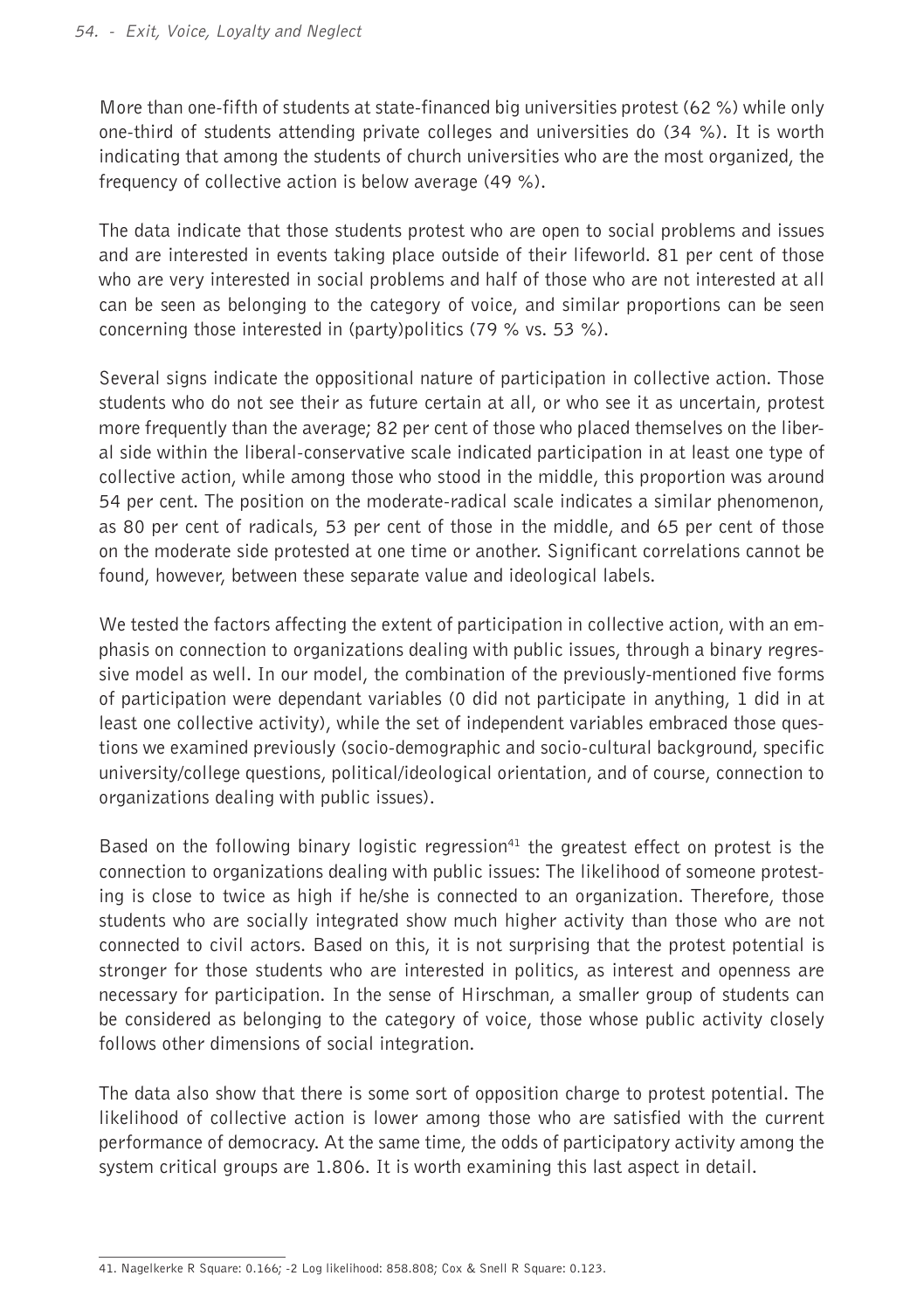More than one-fifth of students at state-financed big universities protest (62 %) while only one-third of students attending private colleges and universities do (34 %). It is worth indicating that among the students of church universities who are the most organized, the frequency of collective action is below average (49 %).

The data indicate that those students protest who are open to social problems and issues and are interested in events taking place outside of their lifeworld. 81 per cent of those who are very interested in social problems and half of those who are not interested at all can be seen as belonging to the category of voice, and similar proportions can be seen concerning those interested in (party)politics (79 % vs. 53 %).

Several signs indicate the oppositional nature of participation in collective action. Those students who do not see their as future certain at all, or who see it as uncertain, protest more frequently than the average; 82 per cent of those who placed themselves on the liberal side within the liberal-conservative scale indicated participation in at least one type of collective action, while among those who stood in the middle, this proportion was around 54 per cent. The position on the moderate-radical scale indicates a similar phenomenon, as 80 per cent of radicals, 53 per cent of those in the middle, and 65 per cent of those on the moderate side protested at one time or another. Significant correlations cannot be found, however, between these separate value and ideological labels.

We tested the factors affecting the extent of participation in collective action, with an emphasis on connection to organizations dealing with public issues, through a binary regressive model as well. In our model, the combination of the previously-mentioned five forms of participation were dependant variables (0 did not participate in anything, 1 did in at least one collective activity), while the set of independent variables embraced those questions we examined previously (socio-demographic and socio-cultural background, specific university/college questions, political/ideological orientation, and of course, connection to organizations dealing with public issues).

Based on the following binary logistic regression[41] the greatest effect on protest is the connection to organizations dealing with public issues: The likelihood of someone protesting is close to twice as high if he/she is connected to an organization. Therefore, those students who are socially integrated show much higher activity than those who are not connected to civil actors. Based on this, it is not surprising that the protest potential is stronger for those students who are interested in politics, as interest and openness are necessary for participation. In the sense of Hirschman, a smaller group of students can be considered as belonging to the category of voice, those whose public activity closely follows other dimensions of social integration.

The data also show that there is some sort of opposition charge to protest potential. The likelihood of collective action is lower among those who are satisfied with the current performance of democracy. At the same time, the odds of participatory activity among the system critical groups are 1.806. It is worth examining this last aspect in detail.

---

41. Nagelkerke R Square: 0.166; -2 Log likelihood: 858.808; Cox & Snell R Square: 0.123.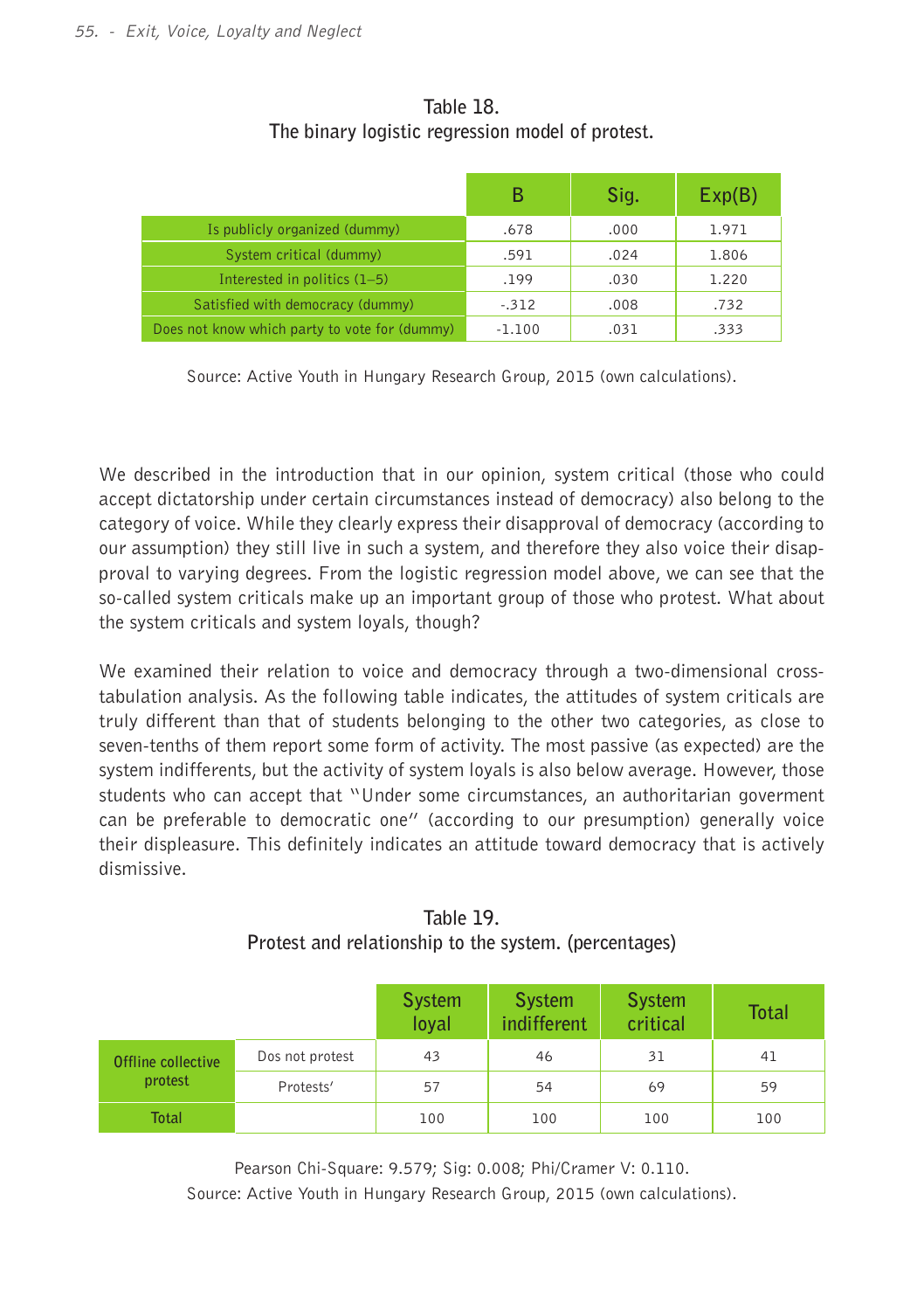Table 18.
The binary logistic regression model of protest.

| | B | Sig. | Exp(B) |
|---|---|---|---|
| Is publicly organized (dummy) | .678 | .000 | 1.971 |
| System critical (dummy) | .591 | .024 | 1.806 |
| Interested in politics (1–5) | .199 | .030 | 1.220 |
| Satisfied with democracy (dummy) | -.312 | .008 | .732 |
| Does not know which party to vote for (dummy) | -1.100 | .031 | .333 |

Source: Active Youth in Hungary Research Group, 2015 (own calculations).

We described in the introduction that in our opinion, system critical (those who could accept dictatorship under certain circumstances instead of democracy) also belong to the category of voice. While they clearly express their disapproval of democracy (according to our assumption) they still live in such a system, and therefore they also voice their disapproval to varying degrees. From the logistic regression model above, we can see that the so-called system criticals make up an important group of those who protest. What about the system criticals and system loyals, though?

We examined their relation to voice and democracy through a two-dimensional cross-tabulation analysis. As the following table indicates, the attitudes of system criticals are truly different than that of students belonging to the other two categories, as close to seven-tenths of them report some form of activity. The most passive (as expected) are the system indifferents, but the activity of system loyals is also below average. However, those students who can accept that "Under some circumstances, an authoritarian goverment can be preferable to democratic one" (according to our presumption) generally voice their displeasure. This definitely indicates an attitude toward democracy that is actively dismissive.

Table 19.
Protest and relationship to the system. (percentages)

| | | System loyal | System indifferent | System critical | Total |
|---|---|---|---|---|---|
| Offline collective protest | Dos not protest | 43 | 46 | 31 | 41 |
| | Protests' | 57 | 54 | 69 | 59 |
| Total | | 100 | 100 | 100 | 100 |

Pearson Chi-Square: 9.579; Sig: 0.008; Phi/Cramer V: 0.110.
Source: Active Youth in Hungary Research Group, 2015 (own calculations).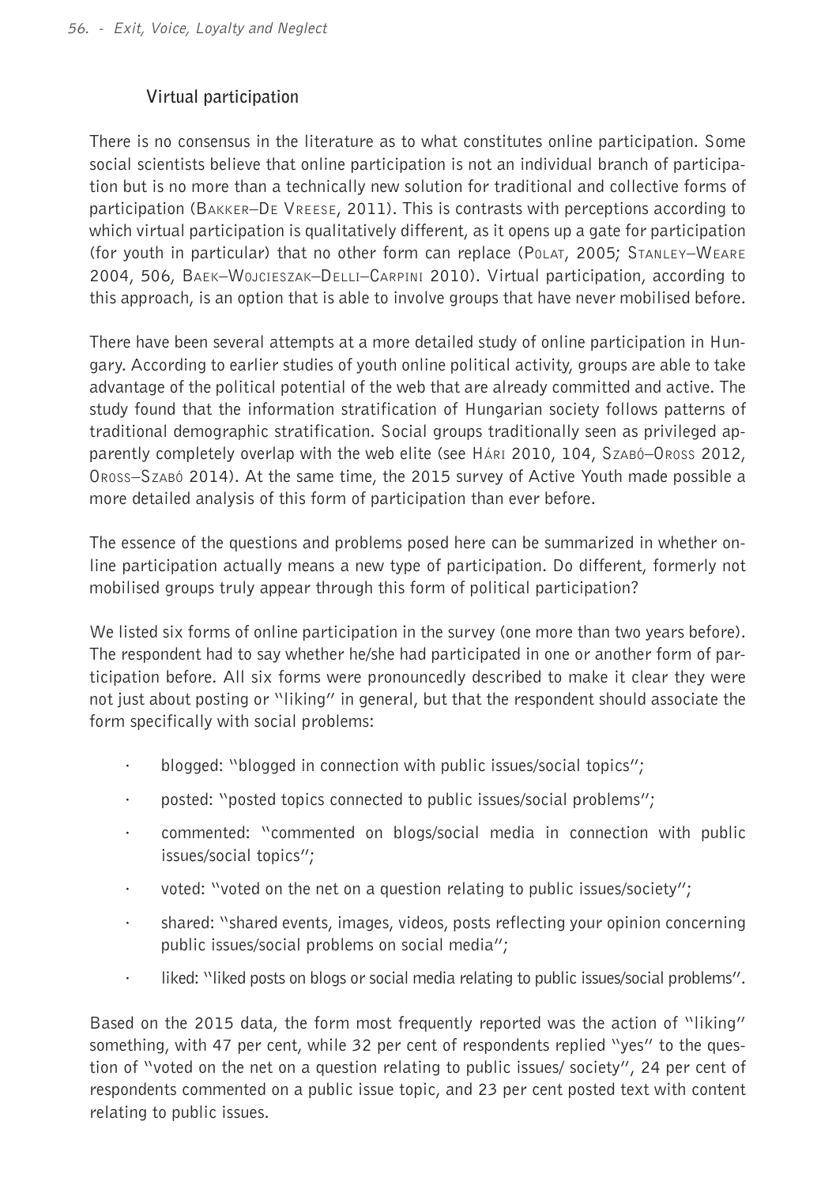### Virtual participation

There is no consensus in the literature as to what constitutes online participation. Some social scientists believe that online participation is not an individual branch of participation but is no more than a technically new solution for traditional and collective forms of participation (Bakker–De Vreese, 2011). This is contrasts with perceptions according to which virtual participation is qualitatively different, as it opens up a gate for participation (for youth in particular) that no other form can replace (Polat, 2005; Stanley–Weare 2004, 506, Baek–Wojcieszak–Delli–Carpini 2010). Virtual participation, according to this approach, is an option that is able to involve groups that have never mobilised before.

There have been several attempts at a more detailed study of online participation in Hungary. According to earlier studies of youth online political activity, groups are able to take advantage of the political potential of the web that are already committed and active. The study found that the information stratification of Hungarian society follows patterns of traditional demographic stratification. Social groups traditionally seen as privileged apparently completely overlap with the web elite (see Hári 2010, 104, Szabó–Oross 2012, Oross–Szabó 2014). At the same time, the 2015 survey of Active Youth made possible a more detailed analysis of this form of participation than ever before.

The essence of the questions and problems posed here can be summarized in whether online participation actually means a new type of participation. Do different, formerly not mobilised groups truly appear through this form of political participation?

We listed six forms of online participation in the survey (one more than two years before). The respondent had to say whether he/she had participated in one or another form of participation before. All six forms were pronouncedly described to make it clear they were not just about posting or "liking" in general, but that the respondent should associate the form specifically with social problems:

- blogged: "blogged in connection with public issues/social topics";
- posted: "posted topics connected to public issues/social problems";
- commented: "commented on blogs/social media in connection with public issues/social topics";
- voted: "voted on the net on a question relating to public issues/society";
- shared: "shared events, images, videos, posts reflecting your opinion concerning public issues/social problems on social media";
- liked: "liked posts on blogs or social media relating to public issues/social problems".

Based on the 2015 data, the form most frequently reported was the action of "liking" something, with 47 per cent, while 32 per cent of respondents replied "yes" to the question of "voted on the net on a question relating to public issues/ society", 24 per cent of respondents commented on a public issue topic, and 23 per cent posted text with content relating to public issues.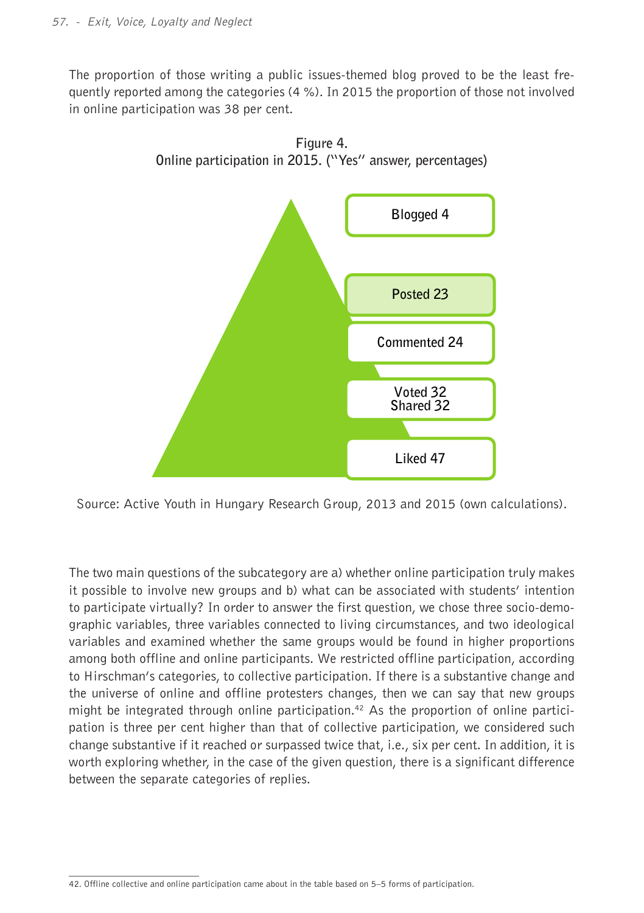The proportion of those writing a public issues-themed blog proved to be the least frequently reported among the categories (4 %). In 2015 the proportion of those not involved in online participation was 38 per cent.

**Figure 4.**
**Online participation in 2015. ("Yes" answer, percentages)**

Blogged 4

Posted 23

Commented 24

Voted 32
Shared 32

Liked 47

Source: Active Youth in Hungary Research Group, 2013 and 2015 (own calculations).

The two main questions of the subcategory are a) whether online participation truly makes it possible to involve new groups and b) what can be associated with students' intention to participate virtually? In order to answer the first question, we chose three socio-demographic variables, three variables connected to living circumstances, and two ideological variables and examined whether the same groups would be found in higher proportions among both offline and online participants. We restricted offline participation, according to Hirschman's categories, to collective participation. If there is a substantive change and the universe of online and offline protesters changes, then we can say that new groups might be integrated through online participation.[42] As the proportion of online participation is three per cent higher than that of collective participation, we considered such change substantive if it reached or surpassed twice that, i.e., six per cent. In addition, it is worth exploring whether, in the case of the given question, there is a significant difference between the separate categories of replies.

42. Offline collective and online participation came about in the table based on 5–5 forms of participation.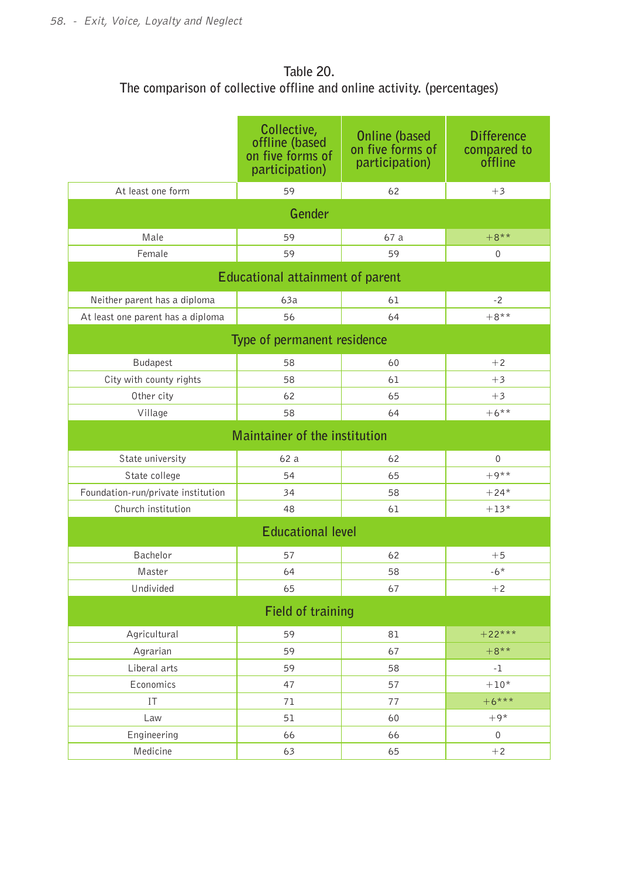Table 20.
The comparison of collective offline and online activity. (percentages)

| | Collective, offline (based on five forms of participation) | Online (based on five forms of participation) | Difference compared to offline |
|---|---|---|---|
| At least one form | 59 | 62 | +3 |
| **Gender** | | | |
| Male | 59 | 67 a | +8** |
| Female | 59 | 59 | 0 |
| **Educational attainment of parent** | | | |
| Neither parent has a diploma | 63a | 61 | -2 |
| At least one parent has a diploma | 56 | 64 | +8** |
| **Type of permanent residence** | | | |
| Budapest | 58 | 60 | +2 |
| City with county rights | 58 | 61 | +3 |
| Other city | 62 | 65 | +3 |
| Village | 58 | 64 | +6** |
| **Maintainer of the institution** | | | |
| State university | 62 a | 62 | 0 |
| State college | 54 | 65 | +9** |
| Foundation-run/private institution | 34 | 58 | +24* |
| Church institution | 48 | 61 | +13* |
| **Educational level** | | | |
| Bachelor | 57 | 62 | +5 |
| Master | 64 | 58 | -6* |
| Undivided | 65 | 67 | +2 |
| **Field of training** | | | |
| Agricultural | 59 | 81 | +22*** |
| Agrarian | 59 | 67 | +8** |
| Liberal arts | 59 | 58 | -1 |
| Economics | 47 | 57 | +10* |
| IT | 71 | 77 | +6*** |
| Law | 51 | 60 | +9* |
| Engineering | 66 | 66 | 0 |
| Medicine | 63 | 65 | +2 |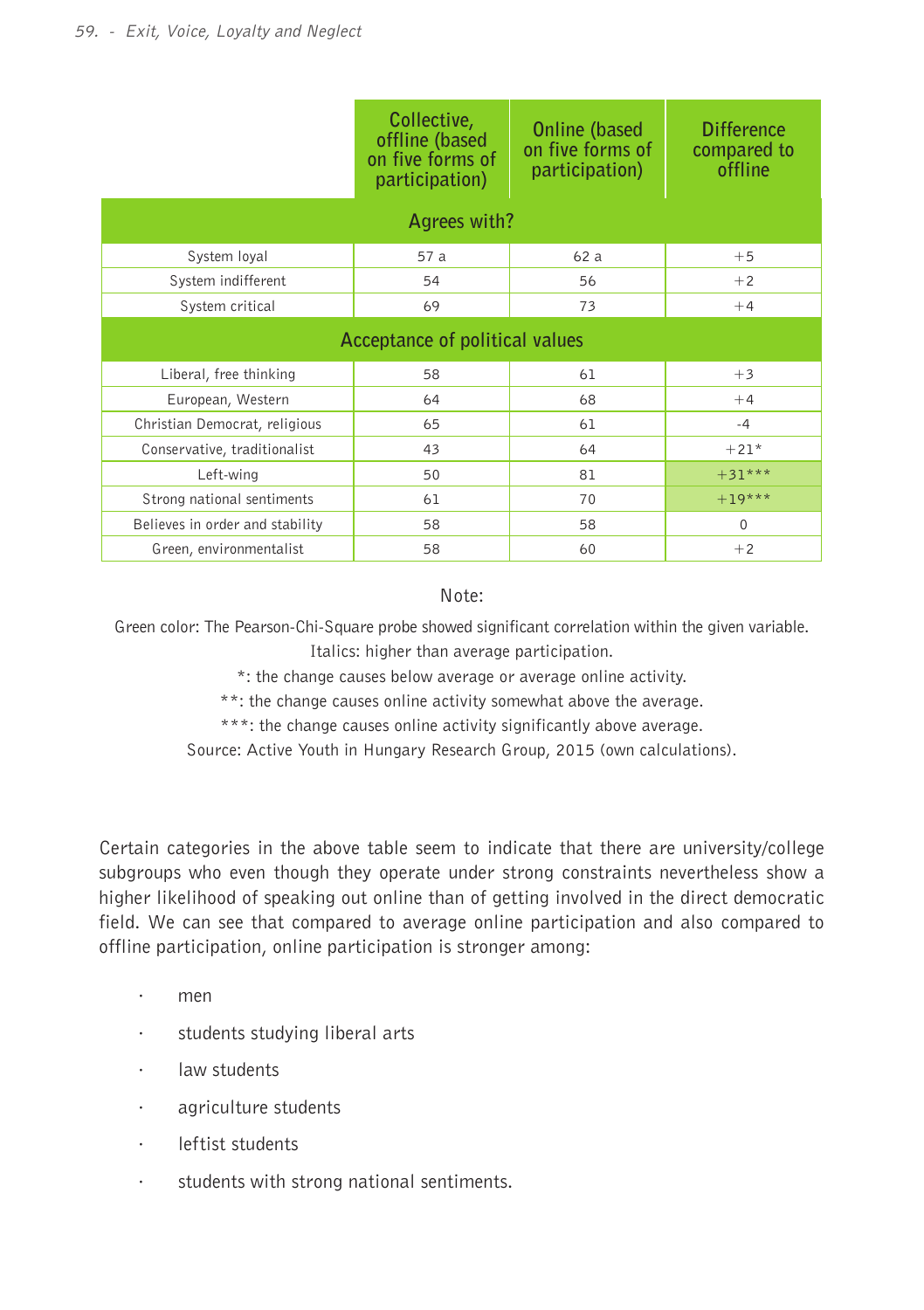| | Collective, offline (based on five forms of participation) | Online (based on five forms of participation) | Difference compared to offline |
|---|---|---|---|
| **Agrees with?** | | | |
| System loyal | 57 a | 62 a | +5 |
| System indifferent | 54 | 56 | +2 |
| System critical | 69 | 73 | +4 |
| **Acceptance of political values** | | | |
| Liberal, free thinking | 58 | 61 | +3 |
| European, Western | 64 | 68 | +4 |
| Christian Democrat, religious | 65 | 61 | -4 |
| Conservative, traditionalist | 43 | 64 | +21* |
| Left-wing | 50 | 81 | +31*** |
| Strong national sentiments | 61 | 70 | +19*** |
| Believes in order and stability | 58 | 58 | 0 |
| Green, environmentalist | 58 | 60 | +2 |

Note:

Green color: The Pearson-Chi-Square probe showed significant correlation within the given variable.

Italics: higher than average participation.

*: the change causes below average or average online activity.

**: the change causes online activity somewhat above the average.

***: the change causes online activity significantly above average.

Source: Active Youth in Hungary Research Group, 2015 (own calculations).

Certain categories in the above table seem to indicate that there are university/college subgroups who even though they operate under strong constraints nevertheless show a higher likelihood of speaking out online than of getting involved in the direct democratic field. We can see that compared to average online participation and also compared to offline participation, online participation is stronger among:

- men
- students studying liberal arts
- law students
- agriculture students
- leftist students
- students with strong national sentiments.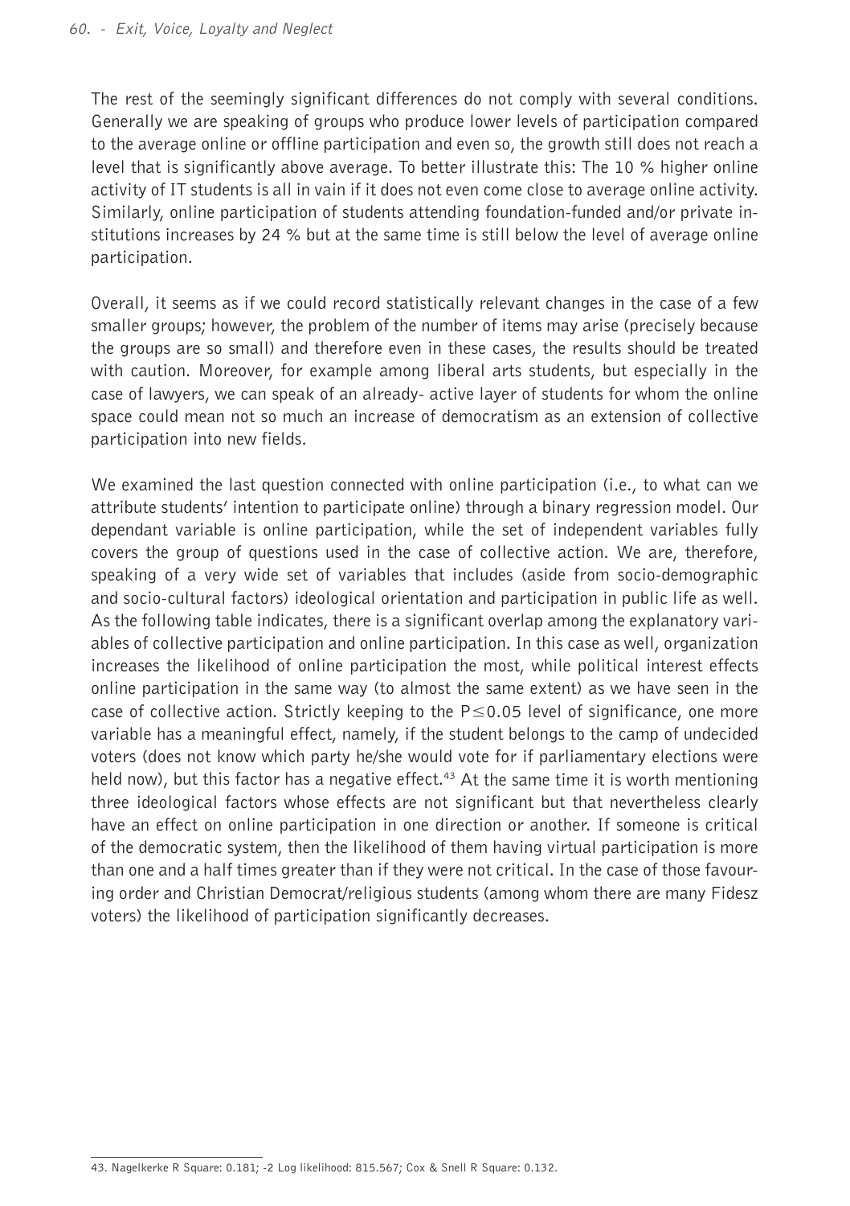The rest of the seemingly significant differences do not comply with several conditions. Generally we are speaking of groups who produce lower levels of participation compared to the average online or offline participation and even so, the growth still does not reach a level that is significantly above average. To better illustrate this: The 10 % higher online activity of IT students is all in vain if it does not even come close to average online activity. Similarly, online participation of students attending foundation-funded and/or private institutions increases by 24 % but at the same time is still below the level of average online participation.

Overall, it seems as if we could record statistically relevant changes in the case of a few smaller groups; however, the problem of the number of items may arise (precisely because the groups are so small) and therefore even in these cases, the results should be treated with caution. Moreover, for example among liberal arts students, but especially in the case of lawyers, we can speak of an already- active layer of students for whom the online space could mean not so much an increase of democratism as an extension of collective participation into new fields.

We examined the last question connected with online participation (i.e., to what can we attribute students' intention to participate online) through a binary regression model. Our dependant variable is online participation, while the set of independent variables fully covers the group of questions used in the case of collective action. We are, therefore, speaking of a very wide set of variables that includes (aside from socio-demographic and socio-cultural factors) ideological orientation and participation in public life as well. As the following table indicates, there is a significant overlap among the explanatory variables of collective participation and online participation. In this case as well, organization increases the likelihood of online participation the most, while political interest effects online participation in the same way (to almost the same extent) as we have seen in the case of collective action. Strictly keeping to the $P \leq 0.05$ level of significance, one more variable has a meaningful effect, namely, if the student belongs to the camp of undecided voters (does not know which party he/she would vote for if parliamentary elections were held now), but this factor has a negative effect.[43] At the same time it is worth mentioning three ideological factors whose effects are not significant but that nevertheless clearly have an effect on online participation in one direction or another. If someone is critical of the democratic system, then the likelihood of them having virtual participation is more than one and a half times greater than if they were not critical. In the case of those favouring order and Christian Democrat/religious students (among whom there are many Fidesz voters) the likelihood of participation significantly decreases.

43. Nagelkerke R Square: 0.181; -2 Log likelihood: 815.567; Cox & Snell R Square: 0.132.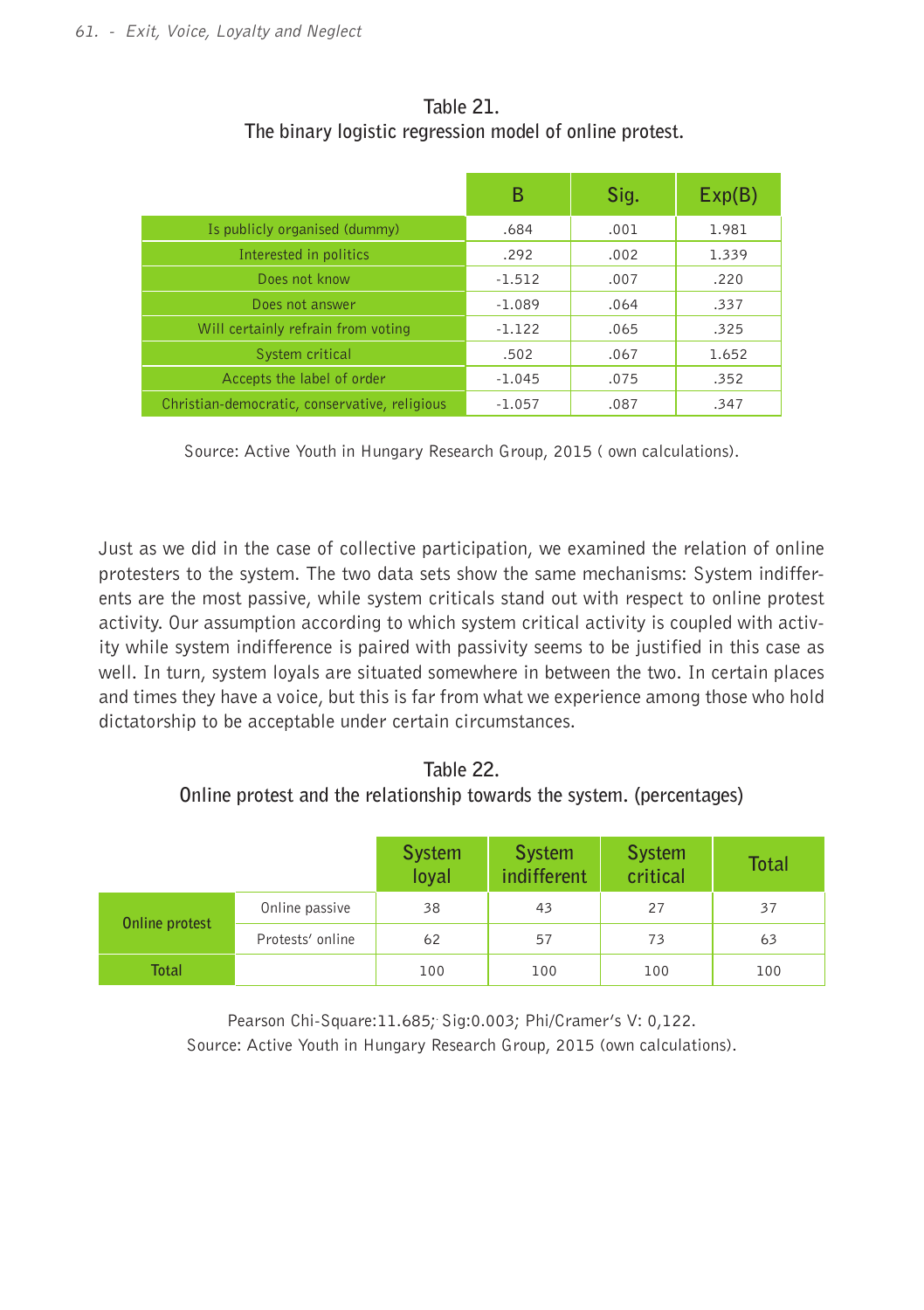Table 21.
The binary logistic regression model of online protest.

| | B | Sig. | Exp(B) |
|---|---|---|---|
| Is publicly organised (dummy) | .684 | .001 | 1.981 |
| Interested in politics | .292 | .002 | 1.339 |
| Does not know | -1.512 | .007 | .220 |
| Does not answer | -1.089 | .064 | .337 |
| Will certainly refrain from voting | -1.122 | .065 | .325 |
| System critical | .502 | .067 | 1.652 |
| Accepts the label of order | -1.045 | .075 | .352 |
| Christian-democratic, conservative, religious | -1.057 | .087 | .347 |

Source: Active Youth in Hungary Research Group, 2015 ( own calculations).

Just as we did in the case of collective participation, we examined the relation of online protesters to the system. The two data sets show the same mechanisms: System indifferents are the most passive, while system criticals stand out with respect to online protest activity. Our assumption according to which system critical activity is coupled with activity while system indifference is paired with passivity seems to be justified in this case as well. In turn, system loyals are situated somewhere in between the two. In certain places and times they have a voice, but this is far from what we experience among those who hold dictatorship to be acceptable under certain circumstances.

Table 22.
Online protest and the relationship towards the system. (percentages)

| | | System loyal | System indifferent | System critical | Total |
|---|---|---|---|---|---|
| Online protest | Online passive | 38 | 43 | 27 | 37 |
| | Protests' online | 62 | 57 | 73 | 63 |
| Total | | 100 | 100 | 100 | 100 |

Pearson Chi-Square:11.685; Sig:0.003; Phi/Cramer's V: 0,122.
Source: Active Youth in Hungary Research Group, 2015 (own calculations).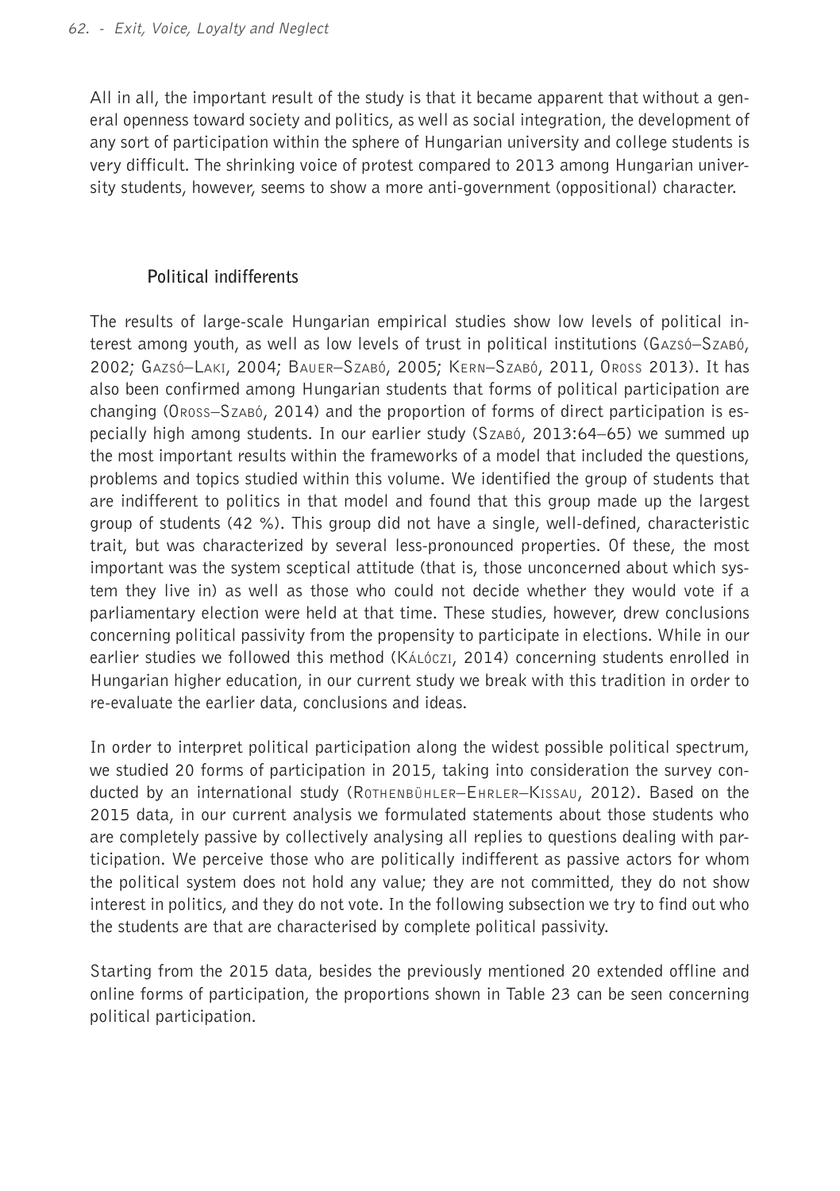All in all, the important result of the study is that it became apparent that without a general openness toward society and politics, as well as social integration, the development of any sort of participation within the sphere of Hungarian university and college students is very difficult. The shrinking voice of protest compared to 2013 among Hungarian university students, however, seems to show a more anti-government (oppositional) character.

## Political indifferents

The results of large-scale Hungarian empirical studies show low levels of political interest among youth, as well as low levels of trust in political institutions (Gazsó–Szabó, 2002; Gazsó–Laki, 2004; Bauer–Szabó, 2005; Kern–Szabó, 2011, Oross 2013). It has also been confirmed among Hungarian students that forms of political participation are changing (Oross–Szabó, 2014) and the proportion of forms of direct participation is especially high among students. In our earlier study (Szabó, 2013:64–65) we summed up the most important results within the frameworks of a model that included the questions, problems and topics studied within this volume. We identified the group of students that are indifferent to politics in that model and found that this group made up the largest group of students (42 %). This group did not have a single, well-defined, characteristic trait, but was characterized by several less-pronounced properties. Of these, the most important was the system sceptical attitude (that is, those unconcerned about which system they live in) as well as those who could not decide whether they would vote if a parliamentary election were held at that time. These studies, however, drew conclusions concerning political passivity from the propensity to participate in elections. While in our earlier studies we followed this method (Kálóczi, 2014) concerning students enrolled in Hungarian higher education, in our current study we break with this tradition in order to re-evaluate the earlier data, conclusions and ideas.

In order to interpret political participation along the widest possible political spectrum, we studied 20 forms of participation in 2015, taking into consideration the survey conducted by an international study (Rothenbühler–Ehrler–Kissau, 2012). Based on the 2015 data, in our current analysis we formulated statements about those students who are completely passive by collectively analysing all replies to questions dealing with participation. We perceive those who are politically indifferent as passive actors for whom the political system does not hold any value; they are not committed, they do not show interest in politics, and they do not vote. In the following subsection we try to find out who the students are that are characterised by complete political passivity.

Starting from the 2015 data, besides the previously mentioned 20 extended offline and online forms of participation, the proportions shown in Table 23 can be seen concerning political participation.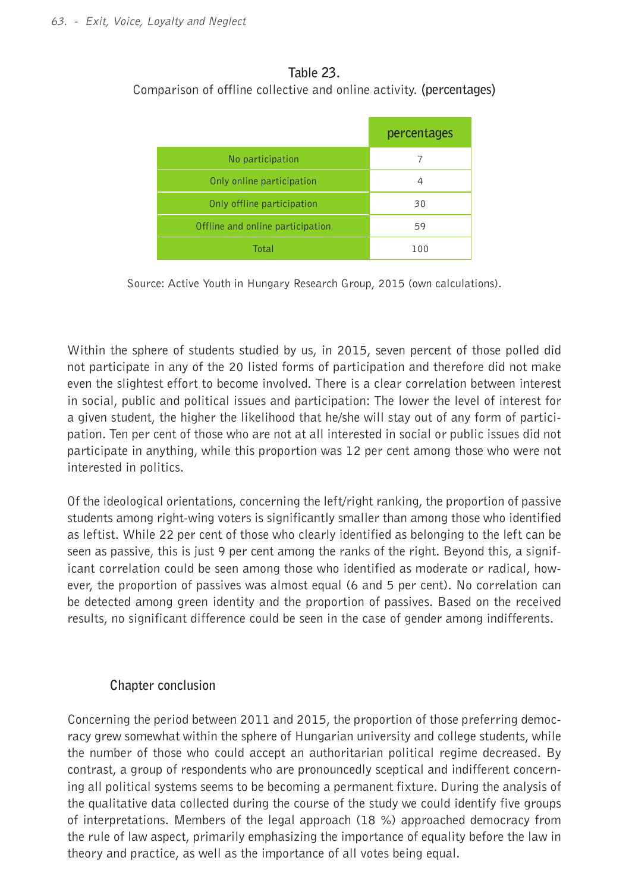**Table 23.**
Comparison of offline collective and online activity. **(percentages)**

| | percentages |
|---|---|
| No participation | 7 |
| Only online participation | 4 |
| Only offline participation | 30 |
| Offline and online participation | 59 |
| Total | 100 |

Source: Active Youth in Hungary Research Group, 2015 (own calculations).

Within the sphere of students studied by us, in 2015, seven percent of those polled did not participate in any of the 20 listed forms of participation and therefore did not make even the slightest effort to become involved. There is a clear correlation between interest in social, public and political issues and participation: The lower the level of interest for a given student, the higher the likelihood that he/she will stay out of any form of participation. Ten per cent of those who are not at all interested in social or public issues did not participate in anything, while this proportion was 12 per cent among those who were not interested in politics.

Of the ideological orientations, concerning the left/right ranking, the proportion of passive students among right-wing voters is significantly smaller than among those who identified as leftist. While 22 per cent of those who clearly identified as belonging to the left can be seen as passive, this is just 9 per cent among the ranks of the right. Beyond this, a significant correlation could be seen among those who identified as moderate or radical, however, the proportion of passives was almost equal (6 and 5 per cent). No correlation can be detected among green identity and the proportion of passives. Based on the received results, no significant difference could be seen in the case of gender among indifferents.

## Chapter conclusion

Concerning the period between 2011 and 2015, the proportion of those preferring democracy grew somewhat within the sphere of Hungarian university and college students, while the number of those who could accept an authoritarian political regime decreased. By contrast, a group of respondents who are pronouncedly sceptical and indifferent concerning all political systems seems to be becoming a permanent fixture. During the analysis of the qualitative data collected during the course of the study we could identify five groups of interpretations. Members of the legal approach (18 %) approached democracy from the rule of law aspect, primarily emphasizing the importance of equality before the law in theory and practice, as well as the importance of all votes being equal.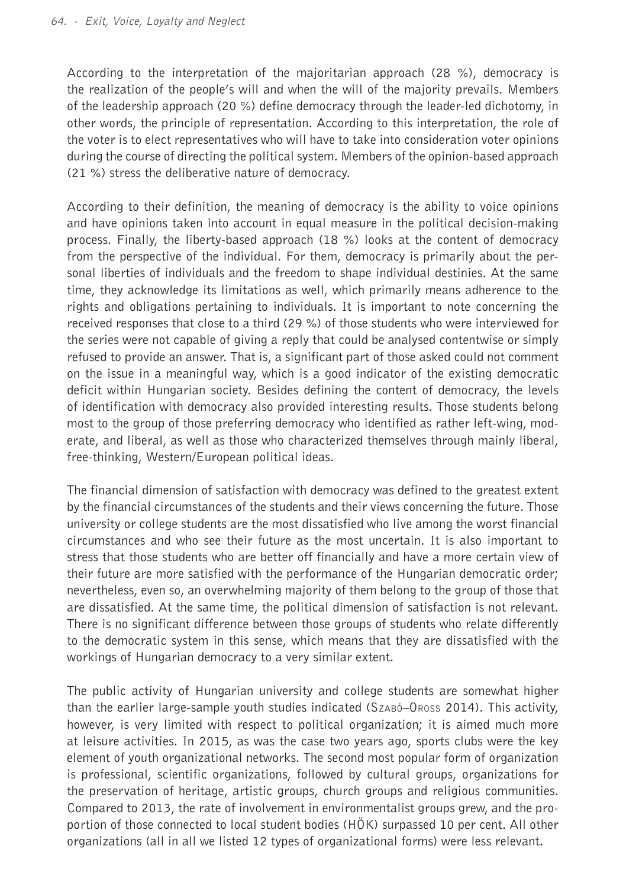According to the interpretation of the majoritarian approach (28 %), democracy is the realization of the people's will and when the will of the majority prevails. Members of the leadership approach (20 %) define democracy through the leader-led dichotomy, in other words, the principle of representation. According to this interpretation, the role of the voter is to elect representatives who will have to take into consideration voter opinions during the course of directing the political system. Members of the opinion-based approach (21 %) stress the deliberative nature of democracy.

According to their definition, the meaning of democracy is the ability to voice opinions and have opinions taken into account in equal measure in the political decision-making process. Finally, the liberty-based approach (18 %) looks at the content of democracy from the perspective of the individual. For them, democracy is primarily about the personal liberties of individuals and the freedom to shape individual destinies. At the same time, they acknowledge its limitations as well, which primarily means adherence to the rights and obligations pertaining to individuals. It is important to note concerning the received responses that close to a third (29 %) of those students who were interviewed for the series were not capable of giving a reply that could be analysed contentwise or simply refused to provide an answer. That is, a significant part of those asked could not comment on the issue in a meaningful way, which is a good indicator of the existing democratic deficit within Hungarian society. Besides defining the content of democracy, the levels of identification with democracy also provided interesting results. Those students belong most to the group of those preferring democracy who identified as rather left-wing, moderate, and liberal, as well as those who characterized themselves through mainly liberal, free-thinking, Western/European political ideas.

The financial dimension of satisfaction with democracy was defined to the greatest extent by the financial circumstances of the students and their views concerning the future. Those university or college students are the most dissatisfied who live among the worst financial circumstances and who see their future as the most uncertain. It is also important to stress that those students who are better off financially and have a more certain view of their future are more satisfied with the performance of the Hungarian democratic order; nevertheless, even so, an overwhelming majority of them belong to the group of those that are dissatisfied. At the same time, the political dimension of satisfaction is not relevant. There is no significant difference between those groups of students who relate differently to the democratic system in this sense, which means that they are dissatisfied with the workings of Hungarian democracy to a very similar extent.

The public activity of Hungarian university and college students are somewhat higher than the earlier large-sample youth studies indicated (Szabó–Oross 2014). This activity, however, is very limited with respect to political organization; it is aimed much more at leisure activities. In 2015, as was the case two years ago, sports clubs were the key element of youth organizational networks. The second most popular form of organization is professional, scientific organizations, followed by cultural groups, organizations for the preservation of heritage, artistic groups, church groups and religious communities. Compared to 2013, the rate of involvement in environmentalist groups grew, and the proportion of those connected to local student bodies (HÖK) surpassed 10 per cent. All other organizations (all in all we listed 12 types of organizational forms) were less relevant.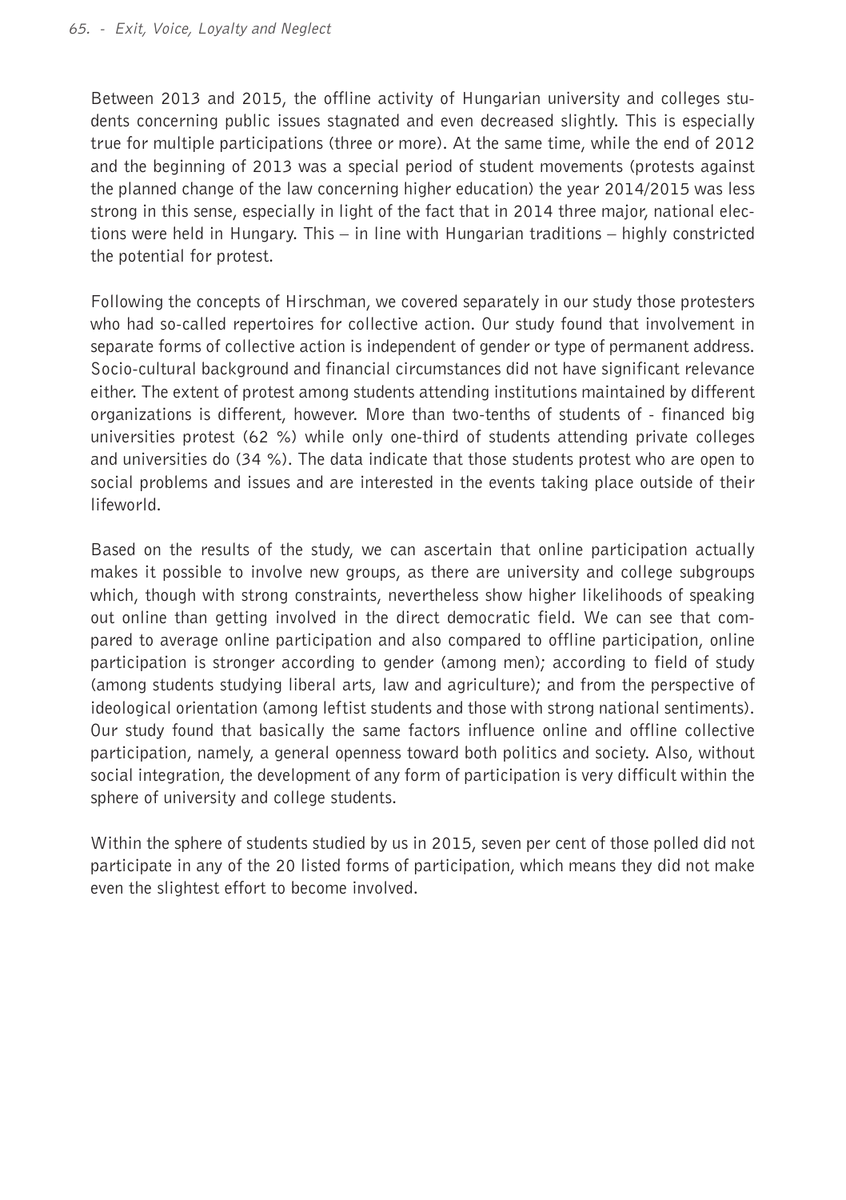Between 2013 and 2015, the offline activity of Hungarian university and colleges students concerning public issues stagnated and even decreased slightly. This is especially true for multiple participations (three or more). At the same time, while the end of 2012 and the beginning of 2013 was a special period of student movements (protests against the planned change of the law concerning higher education) the year 2014/2015 was less strong in this sense, especially in light of the fact that in 2014 three major, national elections were held in Hungary. This – in line with Hungarian traditions – highly constricted the potential for protest.

Following the concepts of Hirschman, we covered separately in our study those protesters who had so-called repertoires for collective action. Our study found that involvement in separate forms of collective action is independent of gender or type of permanent address. Socio-cultural background and financial circumstances did not have significant relevance either. The extent of protest among students attending institutions maintained by different organizations is different, however. More than two-tenths of students of - financed big universities protest (62 %) while only one-third of students attending private colleges and universities do (34 %). The data indicate that those students protest who are open to social problems and issues and are interested in the events taking place outside of their lifeworld.

Based on the results of the study, we can ascertain that online participation actually makes it possible to involve new groups, as there are university and college subgroups which, though with strong constraints, nevertheless show higher likelihoods of speaking out online than getting involved in the direct democratic field. We can see that compared to average online participation and also compared to offline participation, online participation is stronger according to gender (among men); according to field of study (among students studying liberal arts, law and agriculture); and from the perspective of ideological orientation (among leftist students and those with strong national sentiments). Our study found that basically the same factors influence online and offline collective participation, namely, a general openness toward both politics and society. Also, without social integration, the development of any form of participation is very difficult within the sphere of university and college students.

Within the sphere of students studied by us in 2015, seven per cent of those polled did not participate in any of the 20 listed forms of participation, which means they did not make even the slightest effort to become involved.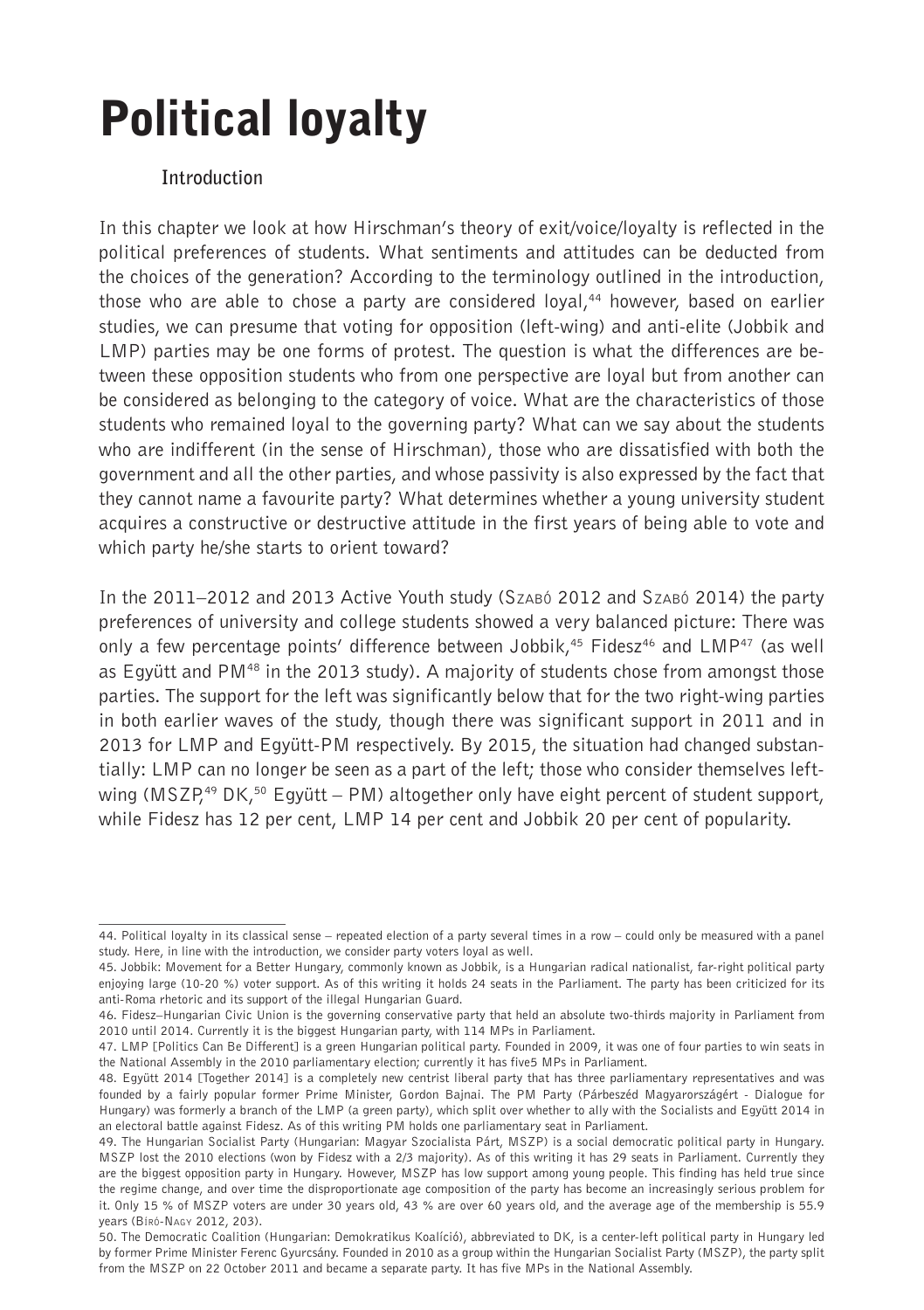# Political loyalty

## Introduction

In this chapter we look at how Hirschman's theory of exit/voice/loyalty is reflected in the political preferences of students. What sentiments and attitudes can be deducted from the choices of the generation? According to the terminology outlined in the introduction, those who are able to chose a party are considered loyal,[44] however, based on earlier studies, we can presume that voting for opposition (left-wing) and anti-elite (Jobbik and LMP) parties may be one forms of protest. The question is what the differences are between these opposition students who from one perspective are loyal but from another can be considered as belonging to the category of voice. What are the characteristics of those students who remained loyal to the governing party? What can we say about the students who are indifferent (in the sense of Hirschman), those who are dissatisfied with both the government and all the other parties, and whose passivity is also expressed by the fact that they cannot name a favourite party? What determines whether a young university student acquires a constructive or destructive attitude in the first years of being able to vote and which party he/she starts to orient toward?

In the 2011–2012 and 2013 Active Youth study (Szabó 2012 and Szabó 2014) the party preferences of university and college students showed a very balanced picture: There was only a few percentage points' difference between Jobbik,[45] Fidesz[46] and LMP[47] (as well as Együtt and PM[48] in the 2013 study). A majority of students chose from amongst those parties. The support for the left was significantly below that for the two right-wing parties in both earlier waves of the study, though there was significant support in 2011 and in 2013 for LMP and Együtt-PM respectively. By 2015, the situation had changed substantially: LMP can no longer be seen as a part of the left; those who consider themselves left-wing (MSZP,[49] DK,[50] Együtt – PM) altogether only have eight percent of student support, while Fidesz has 12 per cent, LMP 14 per cent and Jobbik 20 per cent of popularity.

---

44. Political loyalty in its classical sense – repeated election of a party several times in a row – could only be measured with a panel study. Here, in line with the introduction, we consider party voters loyal as well.

45. Jobbik: Movement for a Better Hungary, commonly known as Jobbik, is a Hungarian radical nationalist, far-right political party enjoying large (10-20 %) voter support. As of this writing it holds 24 seats in the Parliament. The party has been criticized for its anti-Roma rhetoric and its support of the illegal Hungarian Guard.

46. Fidesz–Hungarian Civic Union is the governing conservative party that held an absolute two-thirds majority in Parliament from 2010 until 2014. Currently it is the biggest Hungarian party, with 114 MPs in Parliament.

47. LMP [Politics Can Be Different] is a green Hungarian political party. Founded in 2009, it was one of four parties to win seats in the National Assembly in the 2010 parliamentary election; currently it has five5 MPs in Parliament.

48. Együtt 2014 [Together 2014] is a completely new centrist liberal party that has three parliamentary representatives and was founded by a fairly popular former Prime Minister, Gordon Bajnai. The PM Party (Párbeszéd Magyarországért - Dialogue for Hungary) was formerly a branch of the LMP (a green party), which split over whether to ally with the Socialists and Együtt 2014 in an electoral battle against Fidesz. As of this writing PM holds one parliamentary seat in Parliament.

49. The Hungarian Socialist Party (Hungarian: Magyar Szocialista Párt, MSZP) is a social democratic political party in Hungary. MSZP lost the 2010 elections (won by Fidesz with a 2/3 majority). As of this writing it has 29 seats in Parliament. Currently they are the biggest opposition party in Hungary. However, MSZP has low support among young people. This finding has held true since the regime change, and over time the disproportionate age composition of the party has become an increasingly serious problem for it. Only 15 % of MSZP voters are under 30 years old, 43 % are over 60 years old, and the average age of the membership is 55.9 years (Bíró-Nagy 2012, 203).

50. The Democratic Coalition (Hungarian: Demokratikus Koalíció), abbreviated to DK, is a center-left political party in Hungary led by former Prime Minister Ferenc Gyurcsány. Founded in 2010 as a group within the Hungarian Socialist Party (MSZP), the party split from the MSZP on 22 October 2011 and became a separate party. It has five MPs in the National Assembly.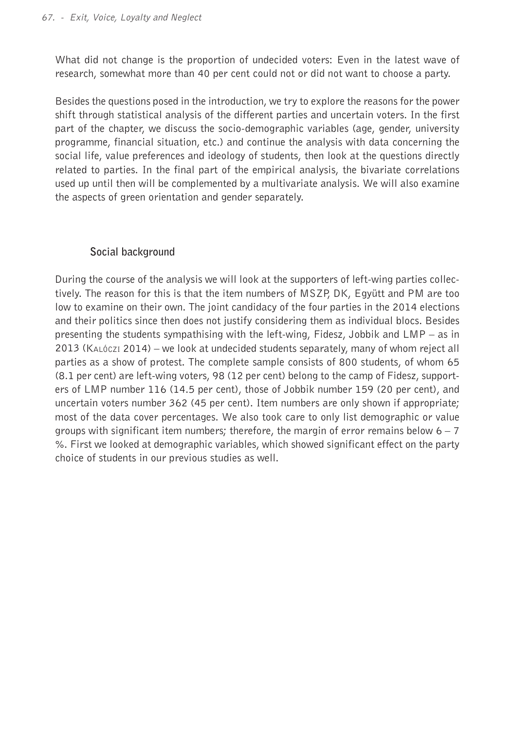What did not change is the proportion of undecided voters: Even in the latest wave of research, somewhat more than 40 per cent could not or did not want to choose a party.

Besides the questions posed in the introduction, we try to explore the reasons for the power shift through statistical analysis of the different parties and uncertain voters. In the first part of the chapter, we discuss the socio-demographic variables (age, gender, university programme, financial situation, etc.) and continue the analysis with data concerning the social life, value preferences and ideology of students, then look at the questions directly related to parties. In the final part of the empirical analysis, the bivariate correlations used up until then will be complemented by a multivariate analysis. We will also examine the aspects of green orientation and gender separately.

## Social background

During the course of the analysis we will look at the supporters of left-wing parties collectively. The reason for this is that the item numbers of MSZP, DK, Együtt and PM are too low to examine on their own. The joint candidacy of the four parties in the 2014 elections and their politics since then does not justify considering them as individual blocs. Besides presenting the students sympathising with the left-wing, Fidesz, Jobbik and LMP – as in 2013 (Kalóczi 2014) – we look at undecided students separately, many of whom reject all parties as a show of protest. The complete sample consists of 800 students, of whom 65 (8.1 per cent) are left-wing voters, 98 (12 per cent) belong to the camp of Fidesz, supporters of LMP number 116 (14.5 per cent), those of Jobbik number 159 (20 per cent), and uncertain voters number 362 (45 per cent). Item numbers are only shown if appropriate; most of the data cover percentages. We also took care to only list demographic or value groups with significant item numbers; therefore, the margin of error remains below 6 – 7 %. First we looked at demographic variables, which showed significant effect on the party choice of students in our previous studies as well.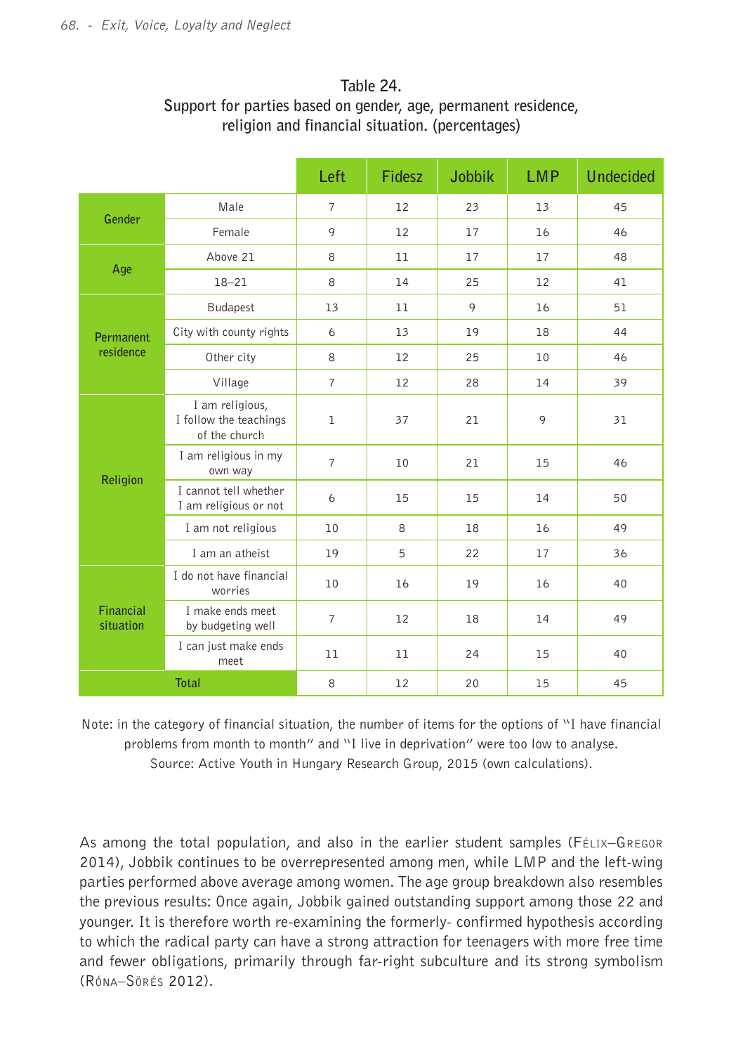Table 24.
Support for parties based on gender, age, permanent residence, religion and financial situation. (percentages)

| | | Left | Fidesz | Jobbik | LMP | Undecided |
|---|---|---|---|---|---|---|
| Gender | Male | 7 | 12 | 23 | 13 | 45 |
| | Female | 9 | 12 | 17 | 16 | 46 |
| Age | Above 21 | 8 | 11 | 17 | 17 | 48 |
| | 18–21 | 8 | 14 | 25 | 12 | 41 |
| Permanent residence | Budapest | 13 | 11 | 9 | 16 | 51 |
| | City with county rights | 6 | 13 | 19 | 18 | 44 |
| | Other city | 8 | 12 | 25 | 10 | 46 |
| | Village | 7 | 12 | 28 | 14 | 39 |
| Religion | I am religious, I follow the teachings of the church | 1 | 37 | 21 | 9 | 31 |
| | I am religious in my own way | 7 | 10 | 21 | 15 | 46 |
| | I cannot tell whether I am religious or not | 6 | 15 | 15 | 14 | 50 |
| | I am not religious | 10 | 8 | 18 | 16 | 49 |
| | I am an atheist | 19 | 5 | 22 | 17 | 36 |
| Financial situation | I do not have financial worries | 10 | 16 | 19 | 16 | 40 |
| | I make ends meet by budgeting well | 7 | 12 | 18 | 14 | 49 |
| | I can just make ends meet | 11 | 11 | 24 | 15 | 40 |
| Total | | 8 | 12 | 20 | 15 | 45 |

Note: in the category of financial situation, the number of items for the options of "I have financial problems from month to month" and "I live in deprivation" were too low to analyse.
Source: Active Youth in Hungary Research Group, 2015 (own calculations).

As among the total population, and also in the earlier student samples (Félix–Gregor 2014), Jobbik continues to be overrepresented among men, while LMP and the left-wing parties performed above average among women. The age group breakdown also resembles the previous results: Once again, Jobbik gained outstanding support among those 22 and younger. It is therefore worth re-examining the formerly- confirmed hypothesis according to which the radical party can have a strong attraction for teenagers with more free time and fewer obligations, primarily through far-right subculture and its strong symbolism (Róna–Sőrés 2012).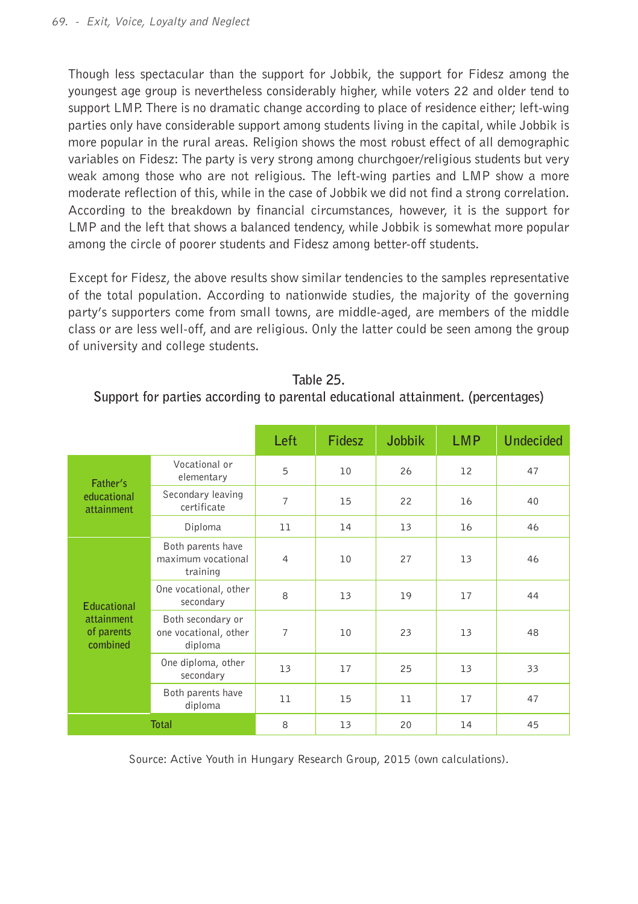Though less spectacular than the support for Jobbik, the support for Fidesz among the youngest age group is nevertheless considerably higher, while voters 22 and older tend to support LMP. There is no dramatic change according to place of residence either; left-wing parties only have considerable support among students living in the capital, while Jobbik is more popular in the rural areas. Religion shows the most robust effect of all demographic variables on Fidesz: The party is very strong among churchgoer/religious students but very weak among those who are not religious. The left-wing parties and LMP show a more moderate reflection of this, while in the case of Jobbik we did not find a strong correlation. According to the breakdown by financial circumstances, however, it is the support for LMP and the left that shows a balanced tendency, while Jobbik is somewhat more popular among the circle of poorer students and Fidesz among better-off students.

Except for Fidesz, the above results show similar tendencies to the samples representative of the total population. According to nationwide studies, the majority of the governing party's supporters come from small towns, are middle-aged, are members of the middle class or are less well-off, and are religious. Only the latter could be seen among the group of university and college students.

Table 25.
Support for parties according to parental educational attainment. (percentages)

| | | Left | Fidesz | Jobbik | LMP | Undecided |
|---|---|---|---|---|---|---|
| Father's educational attainment | Vocational or elementary | 5 | 10 | 26 | 12 | 47 |
| | Secondary leaving certificate | 7 | 15 | 22 | 16 | 40 |
| | Diploma | 11 | 14 | 13 | 16 | 46 |
| Educational attainment of parents combined | Both parents have maximum vocational training | 4 | 10 | 27 | 13 | 46 |
| | One vocational, other secondary | 8 | 13 | 19 | 17 | 44 |
| | Both secondary or one vocational, other diploma | 7 | 10 | 23 | 13 | 48 |
| | One diploma, other secondary | 13 | 17 | 25 | 13 | 33 |
| | Both parents have diploma | 11 | 15 | 11 | 17 | 47 |
| Total | | 8 | 13 | 20 | 14 | 45 |

Source: Active Youth in Hungary Research Group, 2015 (own calculations).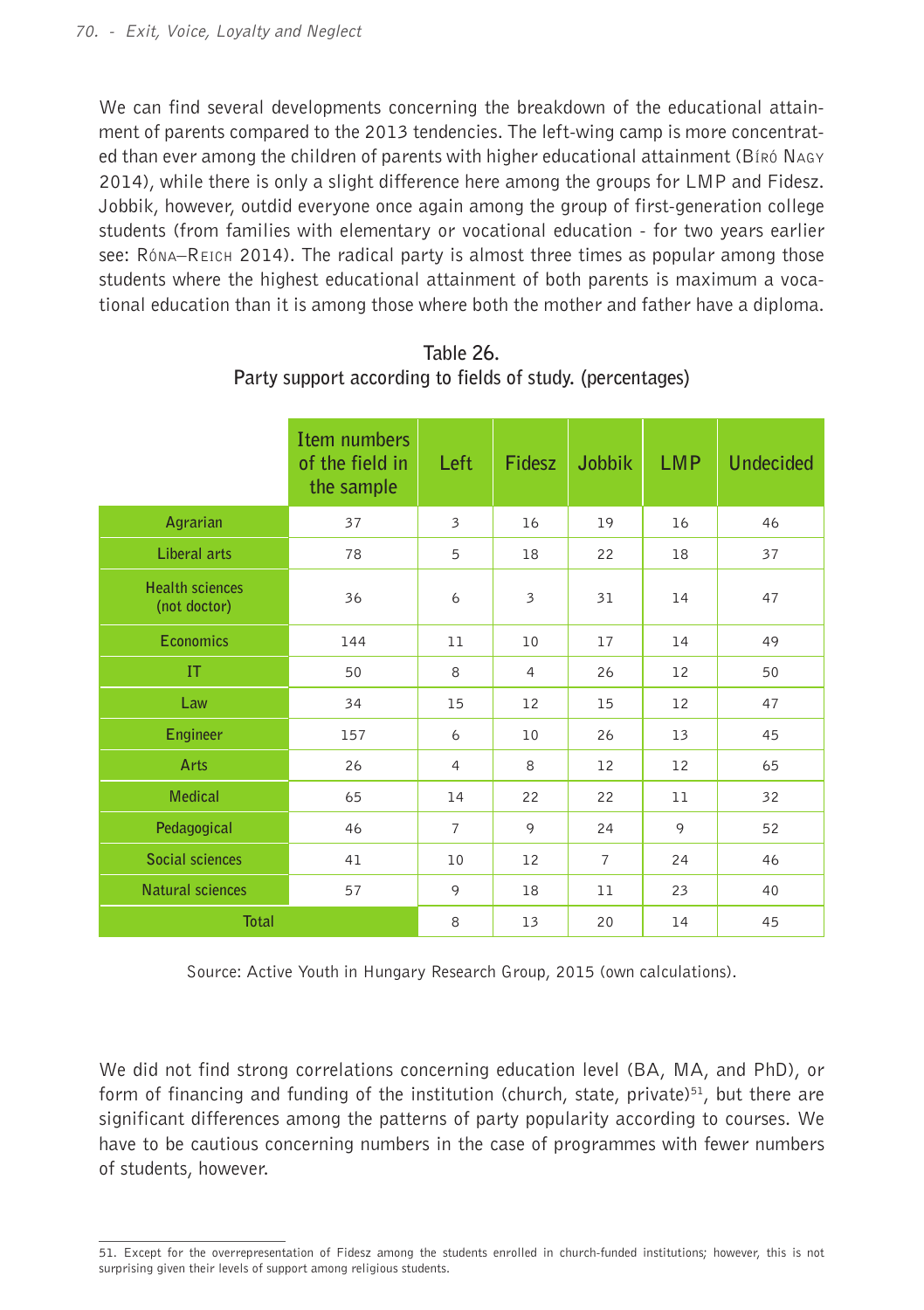We can find several developments concerning the breakdown of the educational attainment of parents compared to the 2013 tendencies. The left-wing camp is more concentrated than ever among the children of parents with higher educational attainment (Bíró Nagy 2014), while there is only a slight difference here among the groups for LMP and Fidesz. Jobbik, however, outdid everyone once again among the group of first-generation college students (from families with elementary or vocational education - for two years earlier see: Róna–Reich 2014). The radical party is almost three times as popular among those students where the highest educational attainment of both parents is maximum a vocational education than it is among those where both the mother and father have a diploma.

**Table 26.**
**Party support according to fields of study. (percentages)**

| | Item numbers of the field in the sample | Left | Fidesz | Jobbik | LMP | Undecided |
|---|---|---|---|---|---|---|
| Agrarian | 37 | 3 | 16 | 19 | 16 | 46 |
| Liberal arts | 78 | 5 | 18 | 22 | 18 | 37 |
| Health sciences (not doctor) | 36 | 6 | 3 | 31 | 14 | 47 |
| Economics | 144 | 11 | 10 | 17 | 14 | 49 |
| IT | 50 | 8 | 4 | 26 | 12 | 50 |
| Law | 34 | 15 | 12 | 15 | 12 | 47 |
| Engineer | 157 | 6 | 10 | 26 | 13 | 45 |
| Arts | 26 | 4 | 8 | 12 | 12 | 65 |
| Medical | 65 | 14 | 22 | 22 | 11 | 32 |
| Pedagogical | 46 | 7 | 9 | 24 | 9 | 52 |
| Social sciences | 41 | 10 | 12 | 7 | 24 | 46 |
| Natural sciences | 57 | 9 | 18 | 11 | 23 | 40 |
| Total | | 8 | 13 | 20 | 14 | 45 |

Source: Active Youth in Hungary Research Group, 2015 (own calculations).

We did not find strong correlations concerning education level (BA, MA, and PhD), or form of financing and funding of the institution (church, state, private)[51], but there are significant differences among the patterns of party popularity according to courses. We have to be cautious concerning numbers in the case of programmes with fewer numbers of students, however.

51. Except for the overrepresentation of Fidesz among the students enrolled in church-funded institutions; however, this is not surprising given their levels of support among religious students.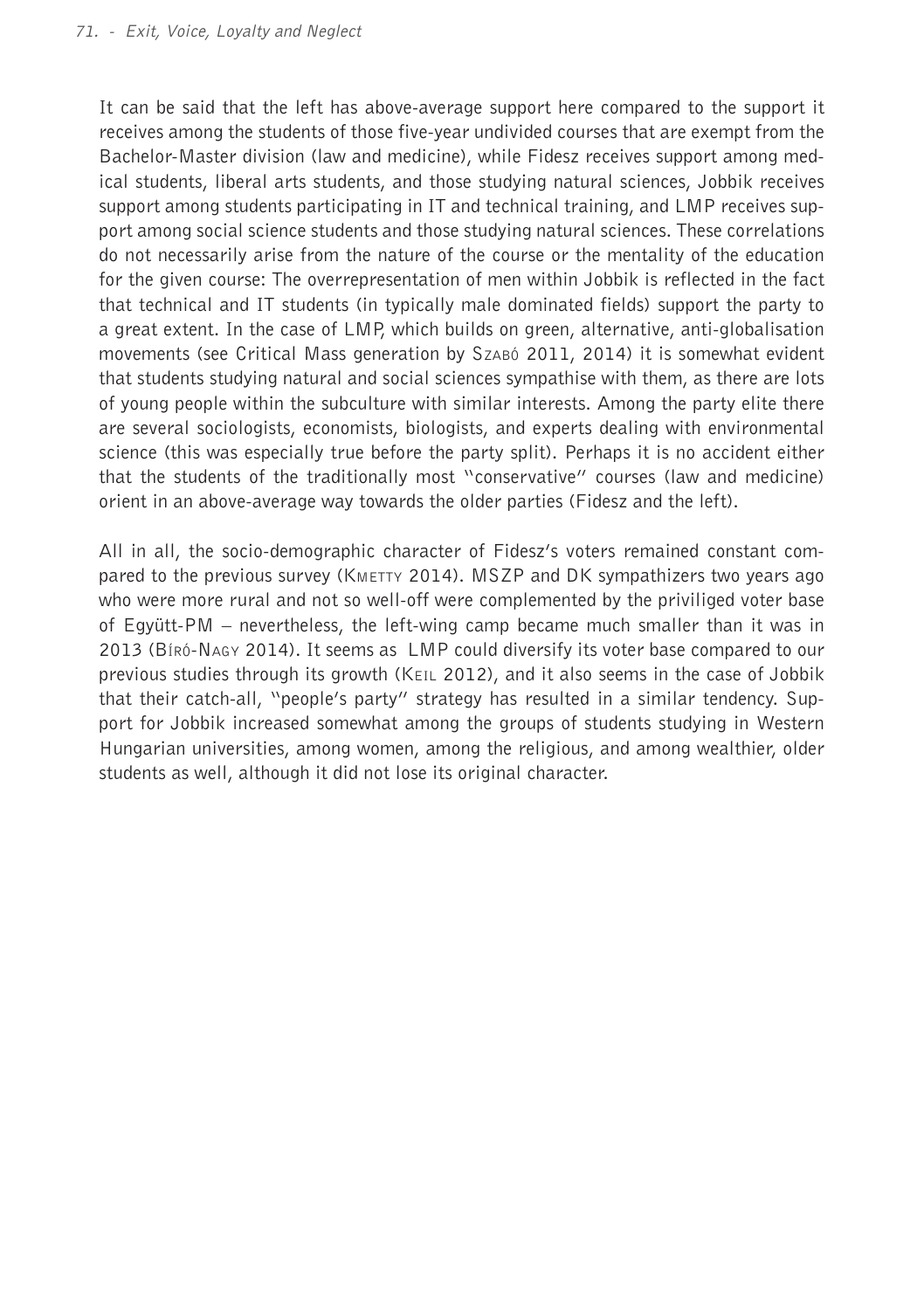It can be said that the left has above-average support here compared to the support it receives among the students of those five-year undivided courses that are exempt from the Bachelor-Master division (law and medicine), while Fidesz receives support among medical students, liberal arts students, and those studying natural sciences, Jobbik receives support among students participating in IT and technical training, and LMP receives support among social science students and those studying natural sciences. These correlations do not necessarily arise from the nature of the course or the mentality of the education for the given course: The overrepresentation of men within Jobbik is reflected in the fact that technical and IT students (in typically male dominated fields) support the party to a great extent. In the case of LMP, which builds on green, alternative, anti-globalisation movements (see Critical Mass generation by Szabó 2011, 2014) it is somewhat evident that students studying natural and social sciences sympathise with them, as there are lots of young people within the subculture with similar interests. Among the party elite there are several sociologists, economists, biologists, and experts dealing with environmental science (this was especially true before the party split). Perhaps it is no accident either that the students of the traditionally most "conservative" courses (law and medicine) orient in an above-average way towards the older parties (Fidesz and the left).

All in all, the socio-demographic character of Fidesz's voters remained constant compared to the previous survey (Kmetty 2014). MSZP and DK sympathizers two years ago who were more rural and not so well-off were complemented by the priviliged voter base of Együtt-PM – nevertheless, the left-wing camp became much smaller than it was in 2013 (Bíró-Nagy 2014). It seems as LMP could diversify its voter base compared to our previous studies through its growth (Keil 2012), and it also seems in the case of Jobbik that their catch-all, "people's party" strategy has resulted in a similar tendency. Support for Jobbik increased somewhat among the groups of students studying in Western Hungarian universities, among women, among the religious, and among wealthier, older students as well, although it did not lose its original character.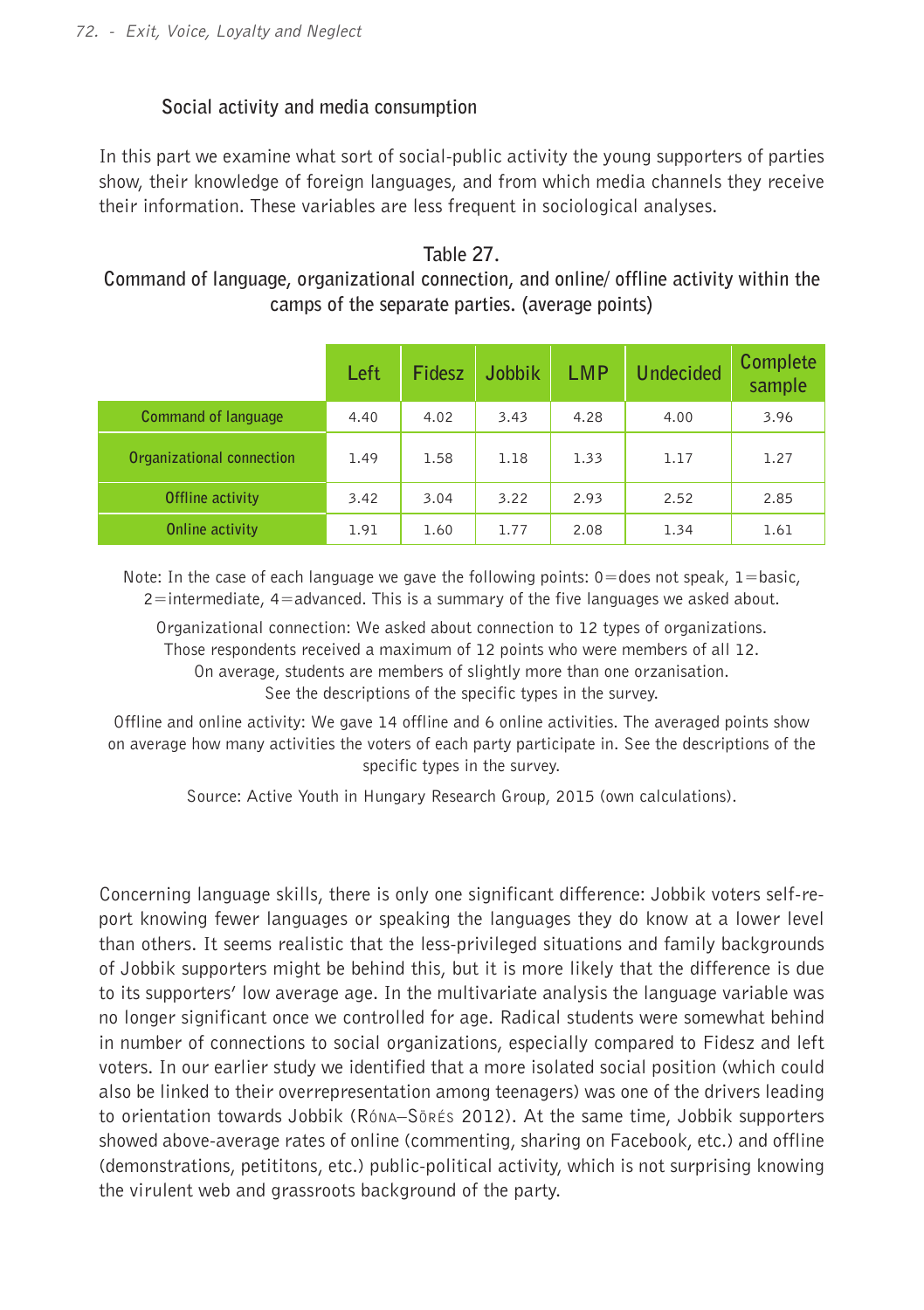### Social activity and media consumption

In this part we examine what sort of social-public activity the young supporters of parties show, their knowledge of foreign languages, and from which media channels they receive their information. These variables are less frequent in sociological analyses.

**Table 27.**
**Command of language, organizational connection, and online/ offline activity within the camps of the separate parties. (average points)**

| | Left | Fidesz | Jobbik | LMP | Undecided | Complete sample |
|---|---|---|---|---|---|---|
| Command of language | 4.40 | 4.02 | 3.43 | 4.28 | 4.00 | 3.96 |
| Organizational connection | 1.49 | 1.58 | 1.18 | 1.33 | 1.17 | 1.27 |
| Offline activity | 3.42 | 3.04 | 3.22 | 2.93 | 2.52 | 2.85 |
| Online activity | 1.91 | 1.60 | 1.77 | 2.08 | 1.34 | 1.61 |

Note: In the case of each language we gave the following points: 0=does not speak, 1=basic, 2=intermediate, 4=advanced. This is a summary of the five languages we asked about.

Organizational connection: We asked about connection to 12 types of organizations. Those respondents received a maximum of 12 points who were members of all 12. On average, students are members of slightly more than one orzanisation. See the descriptions of the specific types in the survey.

Offline and online activity: We gave 14 offline and 6 online activities. The averaged points show on average how many activities the voters of each party participate in. See the descriptions of the specific types in the survey.

Source: Active Youth in Hungary Research Group, 2015 (own calculations).

Concerning language skills, there is only one significant difference: Jobbik voters self-report knowing fewer languages or speaking the languages they do know at a lower level than others. It seems realistic that the less-privileged situations and family backgrounds of Jobbik supporters might be behind this, but it is more likely that the difference is due to its supporters' low average age. In the multivariate analysis the language variable was no longer significant once we controlled for age. Radical students were somewhat behind in number of connections to social organizations, especially compared to Fidesz and left voters. In our earlier study we identified that a more isolated social position (which could also be linked to their overrepresentation among teenagers) was one of the drivers leading to orientation towards Jobbik (Róna–Sőrés 2012). At the same time, Jobbik supporters showed above-average rates of online (commenting, sharing on Facebook, etc.) and offline (demonstrations, petititons, etc.) public-political activity, which is not surprising knowing the virulent web and grassroots background of the party.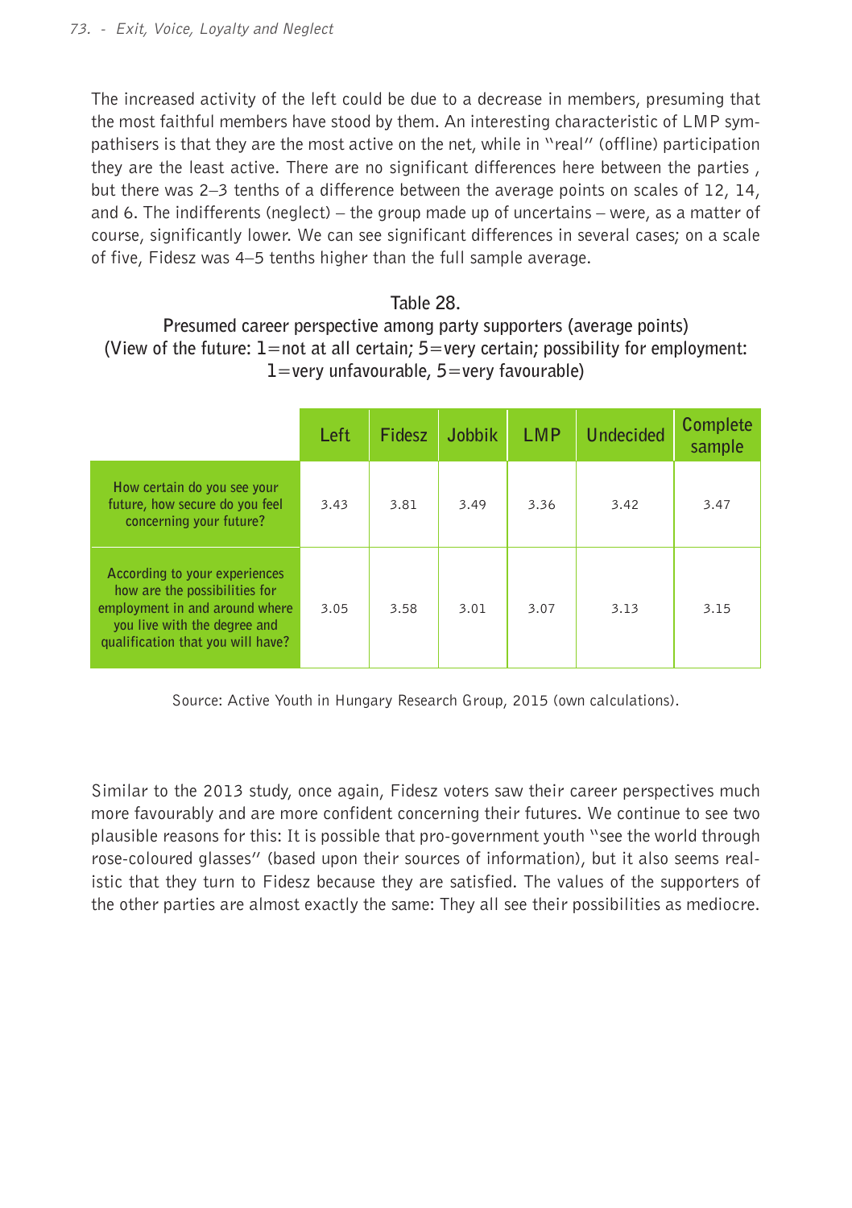The increased activity of the left could be due to a decrease in members, presuming that the most faithful members have stood by them. An interesting characteristic of LMP sympathisers is that they are the most active on the net, while in "real" (offline) participation they are the least active. There are no significant differences here between the parties , but there was 2–3 tenths of a difference between the average points on scales of 12, 14, and 6. The indifferents (neglect) – the group made up of uncertains – were, as a matter of course, significantly lower. We can see significant differences in several cases; on a scale of five, Fidesz was 4–5 tenths higher than the full sample average.

Table 28.
**Presumed career perspective among party supporters (average points)**
**(View of the future: 1=not at all certain; 5=very certain; possibility for employment: 1=very unfavourable, 5=very favourable)**

| | Left | Fidesz | Jobbik | LMP | Undecided | Complete sample |
|---|---|---|---|---|---|---|
| How certain do you see your future, how secure do you feel concerning your future? | 3.43 | 3.81 | 3.49 | 3.36 | 3.42 | 3.47 |
| According to your experiences how are the possibilities for employment in and around where you live with the degree and qualification that you will have? | 3.05 | 3.58 | 3.01 | 3.07 | 3.13 | 3.15 |

Source: Active Youth in Hungary Research Group, 2015 (own calculations).

Similar to the 2013 study, once again, Fidesz voters saw their career perspectives much more favourably and are more confident concerning their futures. We continue to see two plausible reasons for this: It is possible that pro-government youth "see the world through rose-coloured glasses" (based upon their sources of information), but it also seems realistic that they turn to Fidesz because they are satisfied. The values of the supporters of the other parties are almost exactly the same: They all see their possibilities as mediocre.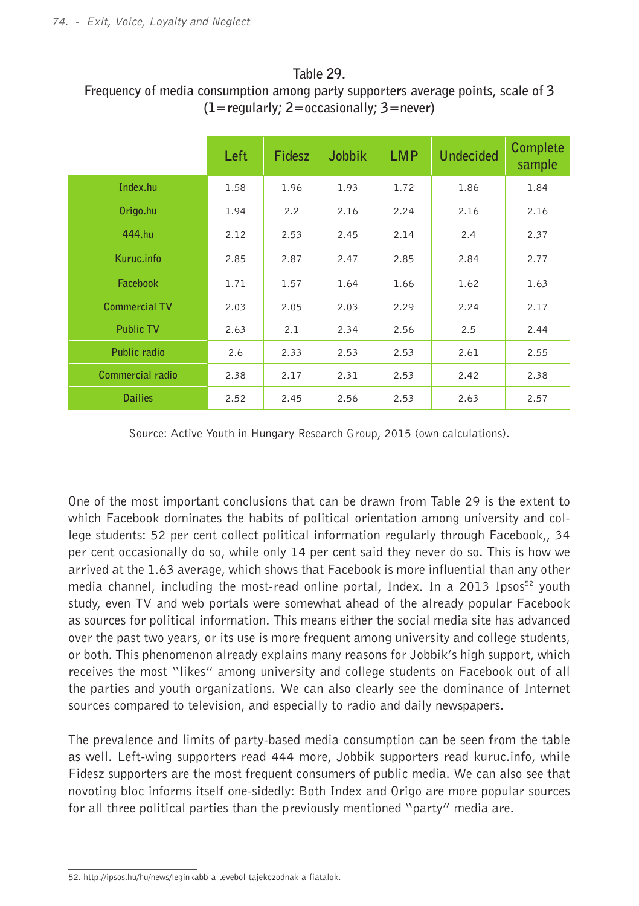Table 29.
**Frequency of media consumption among party supporters average points, scale of 3 (1=regularly; 2=occasionally; 3=never)**

| | Left | Fidesz | Jobbik | LMP | Undecided | Complete sample |
|---|---|---|---|---|---|---|
| Index.hu | 1.58 | 1.96 | 1.93 | 1.72 | 1.86 | 1.84 |
| Origo.hu | 1.94 | 2.2 | 2.16 | 2.24 | 2.16 | 2.16 |
| 444.hu | 2.12 | 2.53 | 2.45 | 2.14 | 2.4 | 2.37 |
| Kuruc.info | 2.85 | 2.87 | 2.47 | 2.85 | 2.84 | 2.77 |
| Facebook | 1.71 | 1.57 | 1.64 | 1.66 | 1.62 | 1.63 |
| Commercial TV | 2.03 | 2.05 | 2.03 | 2.29 | 2.24 | 2.17 |
| Public TV | 2.63 | 2.1 | 2.34 | 2.56 | 2.5 | 2.44 |
| Public radio | 2.6 | 2.33 | 2.53 | 2.53 | 2.61 | 2.55 |
| Commercial radio | 2.38 | 2.17 | 2.31 | 2.53 | 2.42 | 2.38 |
| Dailies | 2.52 | 2.45 | 2.56 | 2.53 | 2.63 | 2.57 |

Source: Active Youth in Hungary Research Group, 2015 (own calculations).

One of the most important conclusions that can be drawn from Table 29 is the extent to which Facebook dominates the habits of political orientation among university and college students: 52 per cent collect political information regularly through Facebook,, 34 per cent occasionally do so, while only 14 per cent said they never do so. This is how we arrived at the 1.63 average, which shows that Facebook is more influential than any other media channel, including the most-read online portal, Index. In a 2013 Ipsos[52] youth study, even TV and web portals were somewhat ahead of the already popular Facebook as sources for political information. This means either the social media site has advanced over the past two years, or its use is more frequent among university and college students, or both. This phenomenon already explains many reasons for Jobbik's high support, which receives the most "likes" among university and college students on Facebook out of all the parties and youth organizations. We can also clearly see the dominance of Internet sources compared to television, and especially to radio and daily newspapers.

The prevalence and limits of party-based media consumption can be seen from the table as well. Left-wing supporters read 444 more, Jobbik supporters read kuruc.info, while Fidesz supporters are the most frequent consumers of public media. We can also see that novoting bloc informs itself one-sidedly: Both Index and Origo are more popular sources for all three political parties than the previously mentioned "party" media are.

52. http://ipsos.hu/hu/news/leginkabb-a-tevebol-tajekozodnak-a-fiatalok.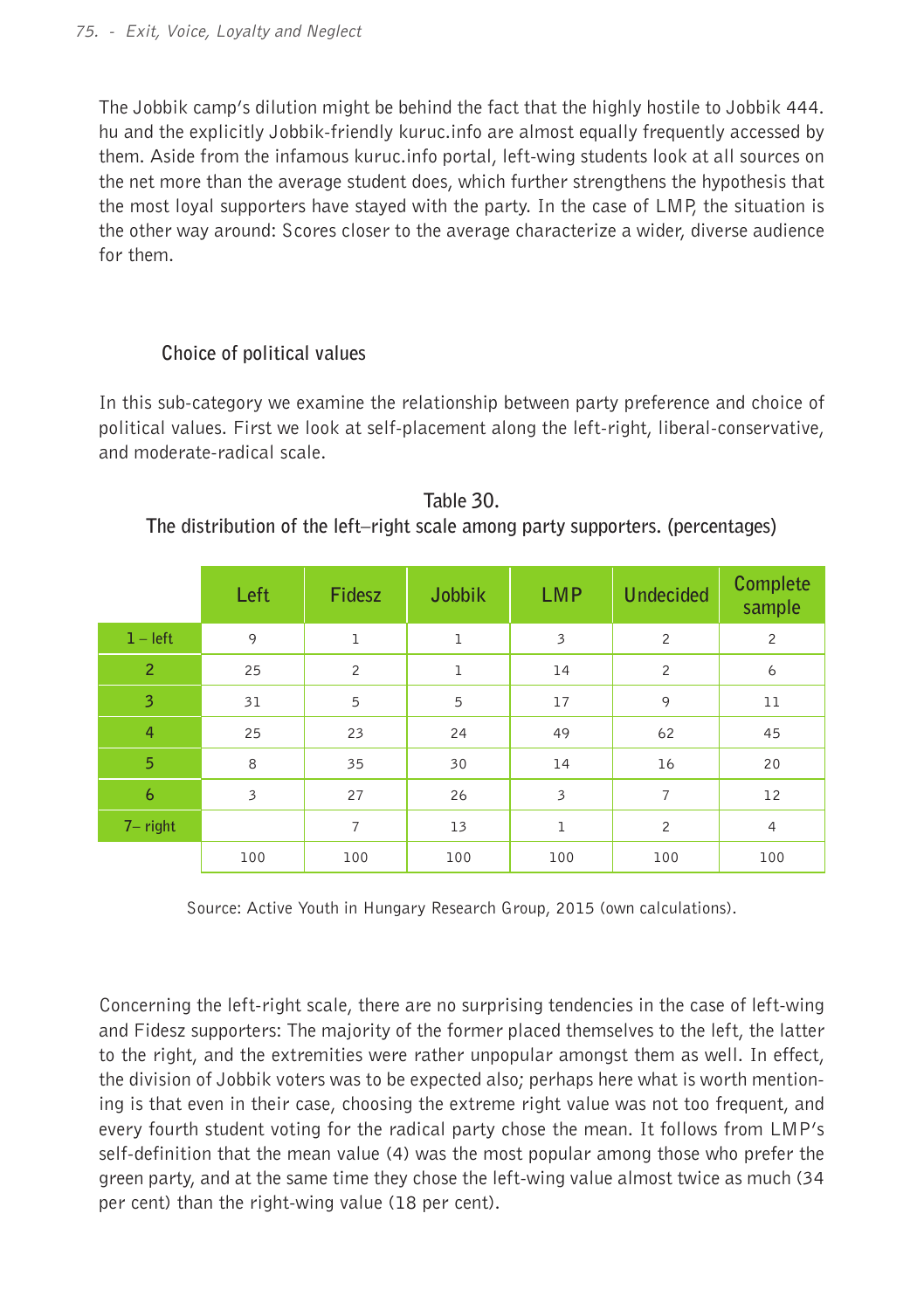The Jobbik camp's dilution might be behind the fact that the highly hostile to Jobbik 444.hu and the explicitly Jobbik-friendly kuruc.info are almost equally frequently accessed by them. Aside from the infamous kuruc.info portal, left-wing students look at all sources on the net more than the average student does, which further strengthens the hypothesis that the most loyal supporters have stayed with the party. In the case of LMP, the situation is the other way around: Scores closer to the average characterize a wider, diverse audience for them.

### Choice of political values

In this sub-category we examine the relationship between party preference and choice of political values. First we look at self-placement along the left-right, liberal-conservative, and moderate-radical scale.

**Table 30.**
**The distribution of the left–right scale among party supporters. (percentages)**

| | Left | Fidesz | Jobbik | LMP | Undecided | Complete sample |
|---|---|---|---|---|---|---|
| 1 – left | 9 | 1 | 1 | 3 | 2 | 2 |
| 2 | 25 | 2 | 1 | 14 | 2 | 6 |
| 3 | 31 | 5 | 5 | 17 | 9 | 11 |
| 4 | 25 | 23 | 24 | 49 | 62 | 45 |
| 5 | 8 | 35 | 30 | 14 | 16 | 20 |
| 6 | 3 | 27 | 26 | 3 | 7 | 12 |
| 7– right | | 7 | 13 | 1 | 2 | 4 |
| | 100 | 100 | 100 | 100 | 100 | 100 |

Source: Active Youth in Hungary Research Group, 2015 (own calculations).

Concerning the left-right scale, there are no surprising tendencies in the case of left-wing and Fidesz supporters: The majority of the former placed themselves to the left, the latter to the right, and the extremities were rather unpopular amongst them as well. In effect, the division of Jobbik voters was to be expected also; perhaps here what is worth mentioning is that even in their case, choosing the extreme right value was not too frequent, and every fourth student voting for the radical party chose the mean. It follows from LMP's self-definition that the mean value (4) was the most popular among those who prefer the green party, and at the same time they chose the left-wing value almost twice as much (34 per cent) than the right-wing value (18 per cent).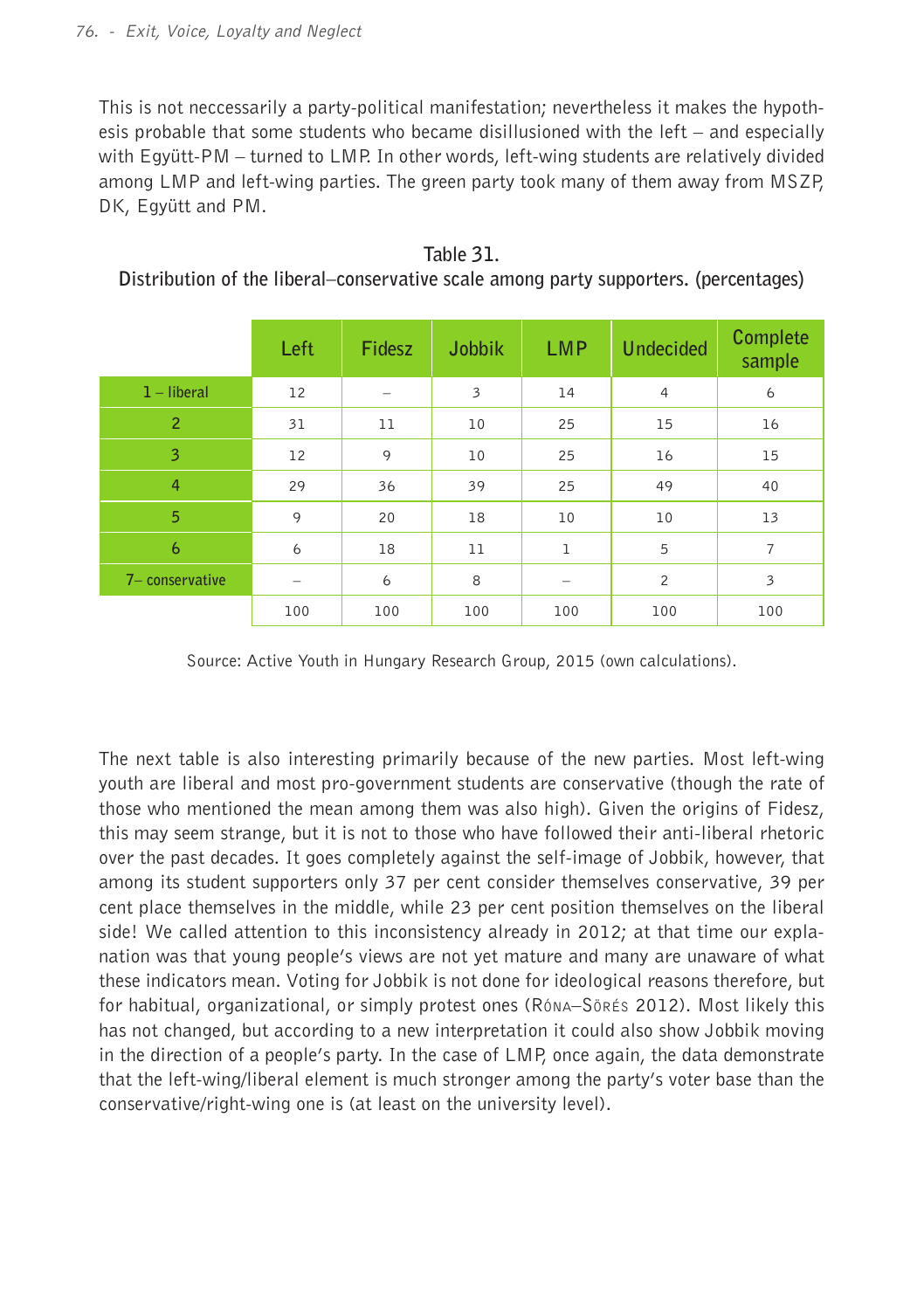This is not neccessarily a party-political manifestation; nevertheless it makes the hypothesis probable that some students who became disillusioned with the left – and especially with Együtt-PM – turned to LMP. In other words, left-wing students are relatively divided among LMP and left-wing parties. The green party took many of them away from MSZP, DK, Együtt and PM.

**Table 31.**
**Distribution of the liberal–conservative scale among party supporters. (percentages)**

| | Left | Fidesz | Jobbik | LMP | Undecided | Complete sample |
|---|---|---|---|---|---|---|
| 1 – liberal | 12 | – | 3 | 14 | 4 | 6 |
| 2 | 31 | 11 | 10 | 25 | 15 | 16 |
| 3 | 12 | 9 | 10 | 25 | 16 | 15 |
| 4 | 29 | 36 | 39 | 25 | 49 | 40 |
| 5 | 9 | 20 | 18 | 10 | 10 | 13 |
| 6 | 6 | 18 | 11 | 1 | 5 | 7 |
| 7– conservative | – | 6 | 8 | – | 2 | 3 |
| | 100 | 100 | 100 | 100 | 100 | 100 |

Source: Active Youth in Hungary Research Group, 2015 (own calculations).

The next table is also interesting primarily because of the new parties. Most left-wing youth are liberal and most pro-government students are conservative (though the rate of those who mentioned the mean among them was also high). Given the origins of Fidesz, this may seem strange, but it is not to those who have followed their anti-liberal rhetoric over the past decades. It goes completely against the self-image of Jobbik, however, that among its student supporters only 37 per cent consider themselves conservative, 39 per cent place themselves in the middle, while 23 per cent position themselves on the liberal side! We called attention to this inconsistency already in 2012; at that time our explanation was that young people's views are not yet mature and many are unaware of what these indicators mean. Voting for Jobbik is not done for ideological reasons therefore, but for habitual, organizational, or simply protest ones (Róna–Sőrés 2012). Most likely this has not changed, but according to a new interpretation it could also show Jobbik moving in the direction of a people's party. In the case of LMP, once again, the data demonstrate that the left-wing/liberal element is much stronger among the party's voter base than the conservative/right-wing one is (at least on the university level).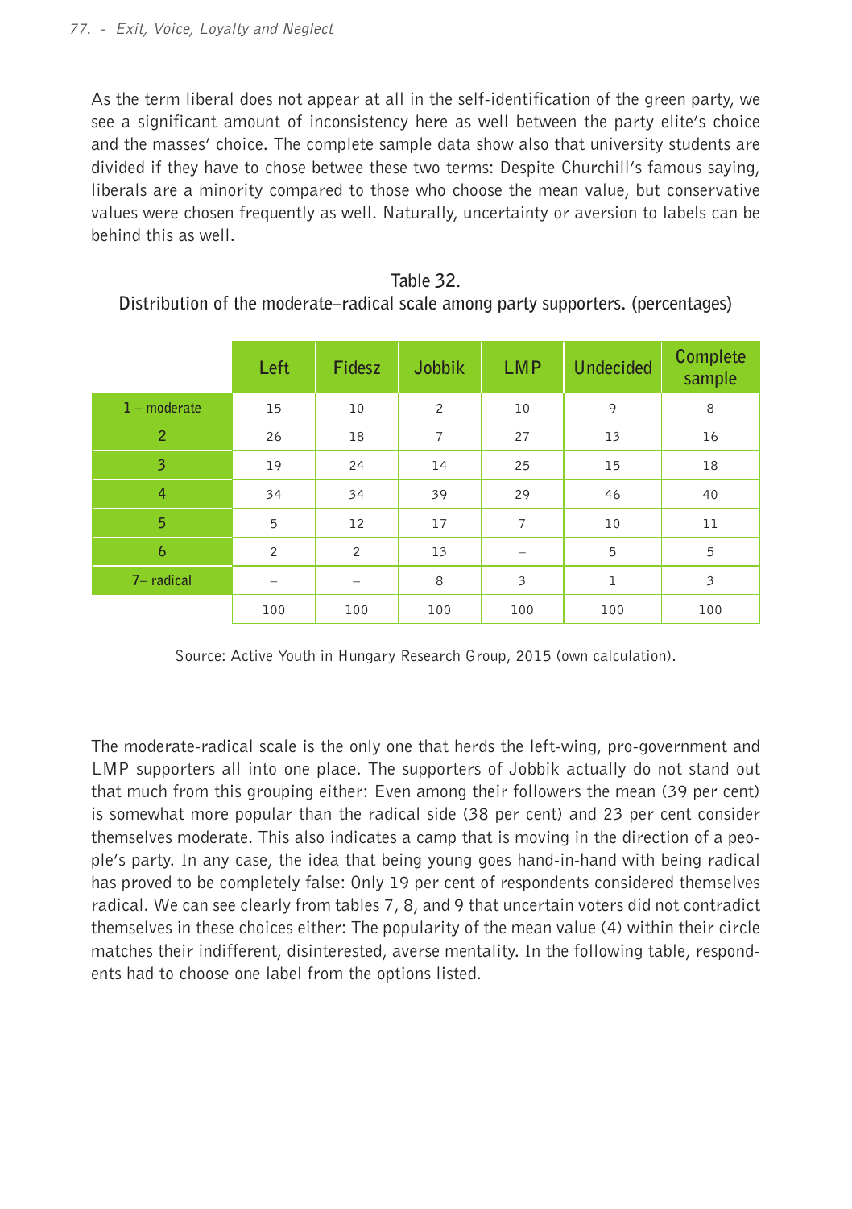As the term liberal does not appear at all in the self-identification of the green party, we see a significant amount of inconsistency here as well between the party elite's choice and the masses' choice. The complete sample data show also that university students are divided if they have to chose betwee these two terms: Despite Churchill's famous saying, liberals are a minority compared to those who choose the mean value, but conservative values were chosen frequently as well. Naturally, uncertainty or aversion to labels can be behind this as well.

**Table 32.**
**Distribution of the moderate–radical scale among party supporters. (percentages)**

| | Left | Fidesz | Jobbik | LMP | Undecided | Complete sample |
|---|---|---|---|---|---|---|
| 1 – moderate | 15 | 10 | 2 | 10 | 9 | 8 |
| 2 | 26 | 18 | 7 | 27 | 13 | 16 |
| 3 | 19 | 24 | 14 | 25 | 15 | 18 |
| 4 | 34 | 34 | 39 | 29 | 46 | 40 |
| 5 | 5 | 12 | 17 | 7 | 10 | 11 |
| 6 | 2 | 2 | 13 | – | 5 | 5 |
| 7– radical | – | – | 8 | 3 | 1 | 3 |
| | 100 | 100 | 100 | 100 | 100 | 100 |

Source: Active Youth in Hungary Research Group, 2015 (own calculation).

The moderate-radical scale is the only one that herds the left-wing, pro-government and LMP supporters all into one place. The supporters of Jobbik actually do not stand out that much from this grouping either: Even among their followers the mean (39 per cent) is somewhat more popular than the radical side (38 per cent) and 23 per cent consider themselves moderate. This also indicates a camp that is moving in the direction of a people's party. In any case, the idea that being young goes hand-in-hand with being radical has proved to be completely false: Only 19 per cent of respondents considered themselves radical. We can see clearly from tables 7, 8, and 9 that uncertain voters did not contradict themselves in these choices either: The popularity of the mean value (4) within their circle matches their indifferent, disinterested, averse mentality. In the following table, respondents had to choose one label from the options listed.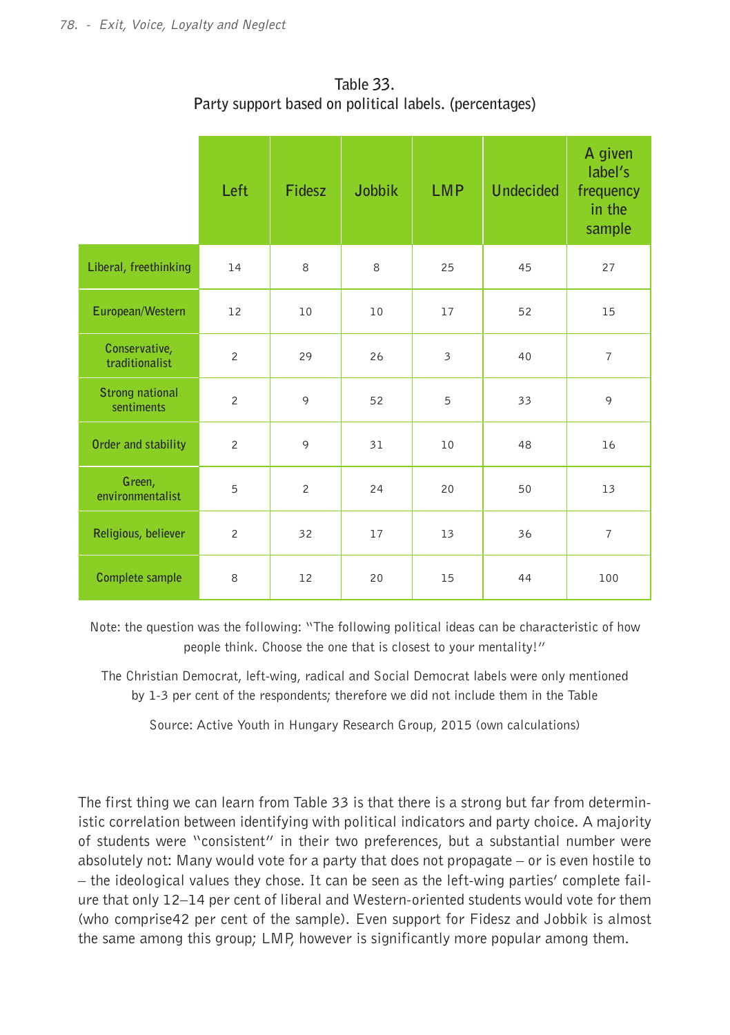Table 33.
Party support based on political labels. (percentages)

| | Left | Fidesz | Jobbik | LMP | Undecided | A given label's frequency in the sample |
|---|---|---|---|---|---|---|
| Liberal, freethinking | 14 | 8 | 8 | 25 | 45 | 27 |
| European/Western | 12 | 10 | 10 | 17 | 52 | 15 |
| Conservative, traditionalist | 2 | 29 | 26 | 3 | 40 | 7 |
| Strong national sentiments | 2 | 9 | 52 | 5 | 33 | 9 |
| Order and stability | 2 | 9 | 31 | 10 | 48 | 16 |
| Green, environmentalist | 5 | 2 | 24 | 20 | 50 | 13 |
| Religious, believer | 2 | 32 | 17 | 13 | 36 | 7 |
| Complete sample | 8 | 12 | 20 | 15 | 44 | 100 |

Note: the question was the following: "The following political ideas can be characteristic of how people think. Choose the one that is closest to your mentality!"

The Christian Democrat, left-wing, radical and Social Democrat labels were only mentioned by 1-3 per cent of the respondents; therefore we did not include them in the Table

Source: Active Youth in Hungary Research Group, 2015 (own calculations)

The first thing we can learn from Table 33 is that there is a strong but far from deterministic correlation between identifying with political indicators and party choice. A majority of students were "consistent" in their two preferences, but a substantial number were absolutely not: Many would vote for a party that does not propagate – or is even hostile to – the ideological values they chose. It can be seen as the left-wing parties' complete failure that only 12–14 per cent of liberal and Western-oriented students would vote for them (who comprise42 per cent of the sample). Even support for Fidesz and Jobbik is almost the same among this group; LMP, however is significantly more popular among them.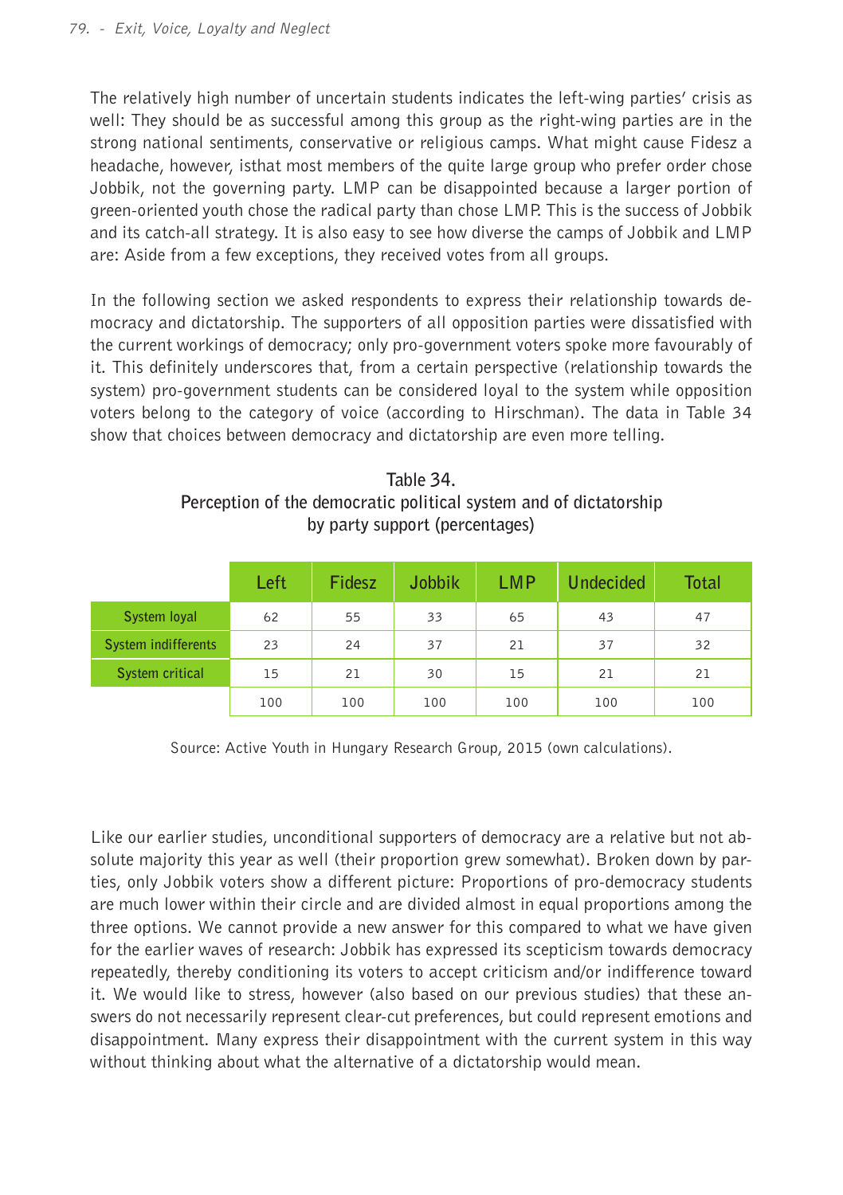The relatively high number of uncertain students indicates the left-wing parties' crisis as well: They should be as successful among this group as the right-wing parties are in the strong national sentiments, conservative or religious camps. What might cause Fidesz a headache, however, isthat most members of the quite large group who prefer order chose Jobbik, not the governing party. LMP can be disappointed because a larger portion of green-oriented youth chose the radical party than chose LMP. This is the success of Jobbik and its catch-all strategy. It is also easy to see how diverse the camps of Jobbik and LMP are: Aside from a few exceptions, they received votes from all groups.

In the following section we asked respondents to express their relationship towards democracy and dictatorship. The supporters of all opposition parties were dissatisfied with the current workings of democracy; only pro-government voters spoke more favourably of it. This definitely underscores that, from a certain perspective (relationship towards the system) pro-government students can be considered loyal to the system while opposition voters belong to the category of voice (according to Hirschman). The data in Table 34 show that choices between democracy and dictatorship are even more telling.

**Table 34.**
**Perception of the democratic political system and of dictatorship by party support (percentages)**

| | Left | Fidesz | Jobbik | LMP | Undecided | Total |
|---|---|---|---|---|---|---|
| System loyal | 62 | 55 | 33 | 65 | 43 | 47 |
| System indifferents | 23 | 24 | 37 | 21 | 37 | 32 |
| System critical | 15 | 21 | 30 | 15 | 21 | 21 |
| | 100 | 100 | 100 | 100 | 100 | 100 |

Source: Active Youth in Hungary Research Group, 2015 (own calculations).

Like our earlier studies, unconditional supporters of democracy are a relative but not absolute majority this year as well (their proportion grew somewhat). Broken down by parties, only Jobbik voters show a different picture: Proportions of pro-democracy students are much lower within their circle and are divided almost in equal proportions among the three options. We cannot provide a new answer for this compared to what we have given for the earlier waves of research: Jobbik has expressed its scepticism towards democracy repeatedly, thereby conditioning its voters to accept criticism and/or indifference toward it. We would like to stress, however (also based on our previous studies) that these answers do not necessarily represent clear-cut preferences, but could represent emotions and disappointment. Many express their disappointment with the current system in this way without thinking about what the alternative of a dictatorship would mean.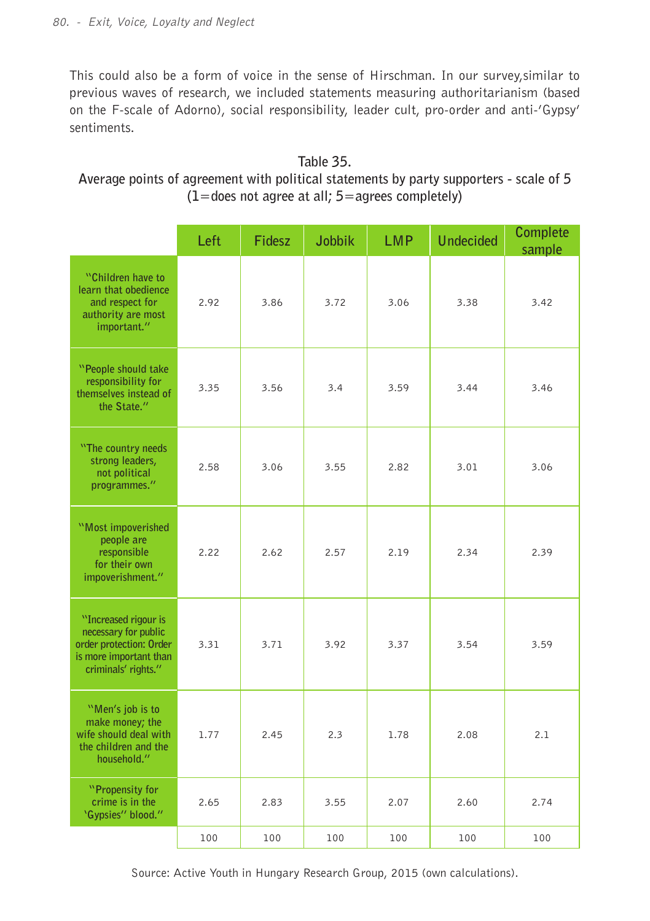This could also be a form of voice in the sense of Hirschman. In our survey,similar to previous waves of research, we included statements measuring authoritarianism (based on the F-scale of Adorno), social responsibility, leader cult, pro-order and anti-'Gypsy' sentiments.

**Table 35.**
**Average points of agreement with political statements by party supporters - scale of 5 (1=does not agree at all; 5=agrees completely)**

| | Left | Fidesz | Jobbik | LMP | Undecided | Complete sample |
|---|---|---|---|---|---|---|
| "Children have to learn that obedience and respect for authority are most important." | 2.92 | 3.86 | 3.72 | 3.06 | 3.38 | 3.42 |
| "People should take responsibility for themselves instead of the State." | 3.35 | 3.56 | 3.4 | 3.59 | 3.44 | 3.46 |
| "The country needs strong leaders, not political programmes." | 2.58 | 3.06 | 3.55 | 2.82 | 3.01 | 3.06 |
| "Most impoverished people are responsible for their own impoverishment." | 2.22 | 2.62 | 2.57 | 2.19 | 2.34 | 2.39 |
| "Increased rigour is necessary for public order protection: Order is more important than criminals' rights." | 3.31 | 3.71 | 3.92 | 3.37 | 3.54 | 3.59 |
| "Men's job is to make money; the wife should deal with the children and the household." | 1.77 | 2.45 | 2.3 | 1.78 | 2.08 | 2.1 |
| "Propensity for crime is in the 'Gypsies'' blood." | 2.65 | 2.83 | 3.55 | 2.07 | 2.60 | 2.74 |
| | 100 | 100 | 100 | 100 | 100 | 100 |

Source: Active Youth in Hungary Research Group, 2015 (own calculations).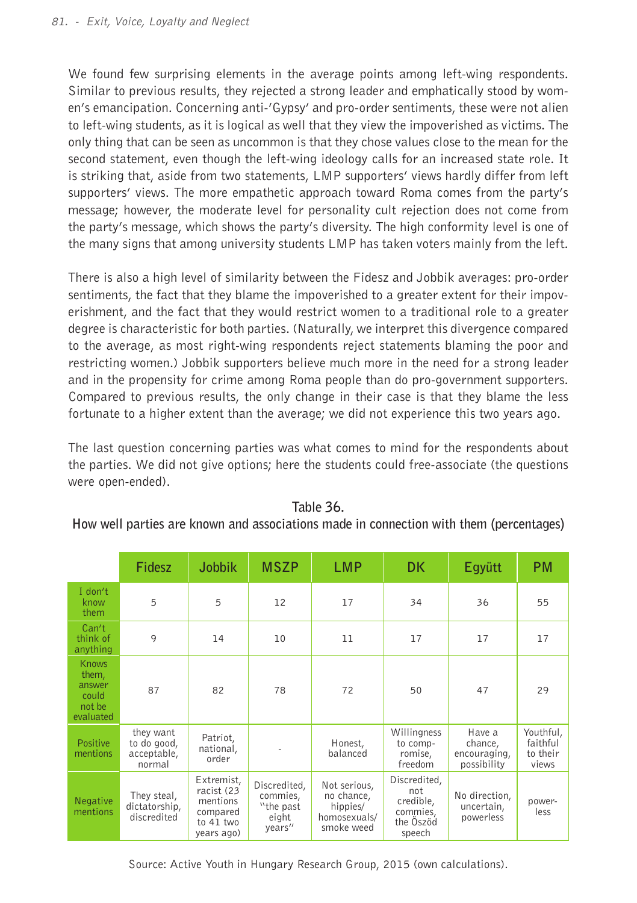We found few surprising elements in the average points among left-wing respondents. Similar to previous results, they rejected a strong leader and emphatically stood by women's emancipation. Concerning anti-'Gypsy' and pro-order sentiments, these were not alien to left-wing students, as it is logical as well that they view the impoverished as victims. The only thing that can be seen as uncommon is that they chose values close to the mean for the second statement, even though the left-wing ideology calls for an increased state role. It is striking that, aside from two statements, LMP supporters' views hardly differ from left supporters' views. The more empathetic approach toward Roma comes from the party's message; however, the moderate level for personality cult rejection does not come from the party's message, which shows the party's diversity. The high conformity level is one of the many signs that among university students LMP has taken voters mainly from the left.

There is also a high level of similarity between the Fidesz and Jobbik averages: pro-order sentiments, the fact that they blame the impoverished to a greater extent for their impoverishment, and the fact that they would restrict women to a traditional role to a greater degree is characteristic for both parties. (Naturally, we interpret this divergence compared to the average, as most right-wing respondents reject statements blaming the poor and restricting women.) Jobbik supporters believe much more in the need for a strong leader and in the propensity for crime among Roma people than do pro-government supporters. Compared to previous results, the only change in their case is that they blame the less fortunate to a higher extent than the average; we did not experience this two years ago.

The last question concerning parties was what comes to mind for the respondents about the parties. We did not give options; here the students could free-associate (the questions were open-ended).

**Table 36.**
**How well parties are known and associations made in connection with them (percentages)**

| | Fidesz | Jobbik | MSZP | LMP | DK | Együtt | PM |
|---|---|---|---|---|---|---|---|
| I don't know them | 5 | 5 | 12 | 17 | 34 | 36 | 55 |
| Can't think of anything | 9 | 14 | 10 | 11 | 17 | 17 | 17 |
| Knows them, answer could not be evaluated | 87 | 82 | 78 | 72 | 50 | 47 | 29 |
| Positive mentions | they want to do good, acceptable, normal | Patriot, national, order | - | Honest, balanced | Willingness to compromise, freedom | Have a chance, encouraging, possibility | Youthful, faithful to their views |
| Negative mentions | They steal, dictatorship, discredited | Extremist, racist (23 mentions compared to 41 two years ago) | Discredited, commies, "the past eight years" | Not serious, no chance, hippies/ homosexuals/ smoke weed | Discredited, not credible, commies, the Őszöd speech | No direction, uncertain, powerless | powerless |

Source: Active Youth in Hungary Research Group, 2015 (own calculations).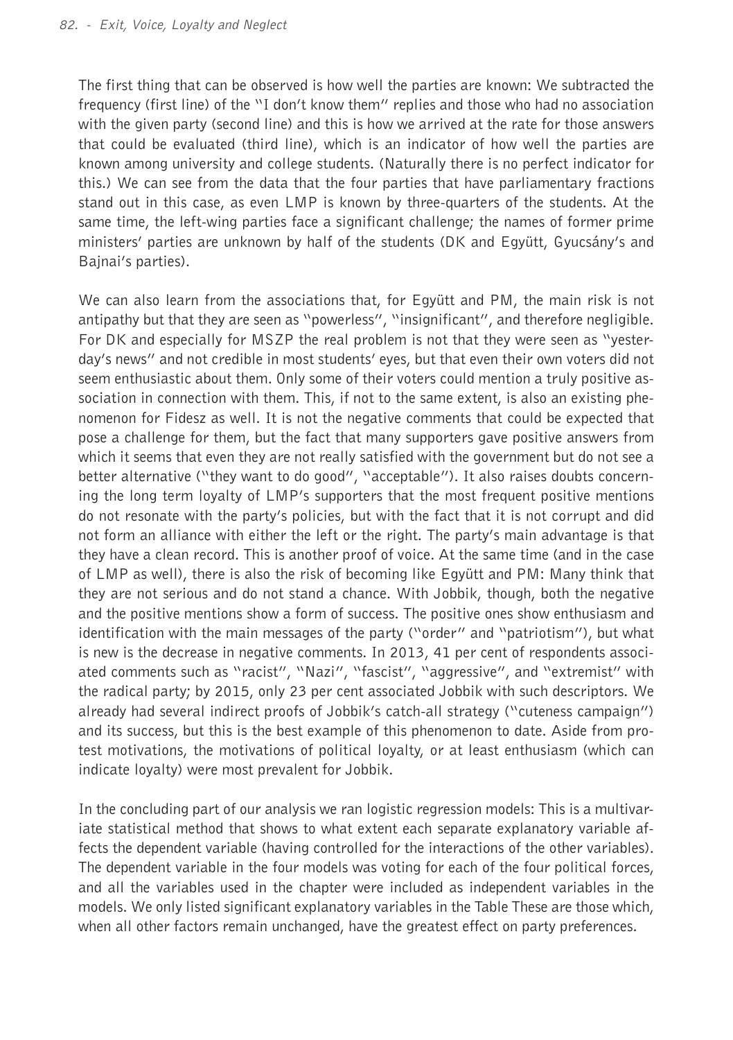The first thing that can be observed is how well the parties are known: We subtracted the frequency (first line) of the "I don't know them" replies and those who had no association with the given party (second line) and this is how we arrived at the rate for those answers that could be evaluated (third line), which is an indicator of how well the parties are known among university and college students. (Naturally there is no perfect indicator for this.) We can see from the data that the four parties that have parliamentary fractions stand out in this case, as even LMP is known by three-quarters of the students. At the same time, the left-wing parties face a significant challenge; the names of former prime ministers' parties are unknown by half of the students (DK and Együtt, Gyucsány's and Bajnai's parties).

We can also learn from the associations that, for Együtt and PM, the main risk is not antipathy but that they are seen as "powerless", "insignificant", and therefore negligible. For DK and especially for MSZP the real problem is not that they were seen as "yesterday's news" and not credible in most students' eyes, but that even their own voters did not seem enthusiastic about them. Only some of their voters could mention a truly positive association in connection with them. This, if not to the same extent, is also an existing phenomenon for Fidesz as well. It is not the negative comments that could be expected that pose a challenge for them, but the fact that many supporters gave positive answers from which it seems that even they are not really satisfied with the government but do not see a better alternative ("they want to do good", "acceptable"). It also raises doubts concerning the long term loyalty of LMP's supporters that the most frequent positive mentions do not resonate with the party's policies, but with the fact that it is not corrupt and did not form an alliance with either the left or the right. The party's main advantage is that they have a clean record. This is another proof of voice. At the same time (and in the case of LMP as well), there is also the risk of becoming like Együtt and PM: Many think that they are not serious and do not stand a chance. With Jobbik, though, both the negative and the positive mentions show a form of success. The positive ones show enthusiasm and identification with the main messages of the party ("order" and "patriotism"), but what is new is the decrease in negative comments. In 2013, 41 per cent of respondents associated comments such as "racist", "Nazi", "fascist", "aggressive", and "extremist" with the radical party; by 2015, only 23 per cent associated Jobbik with such descriptors. We already had several indirect proofs of Jobbik's catch-all strategy ("cuteness campaign") and its success, but this is the best example of this phenomenon to date. Aside from protest motivations, the motivations of political loyalty, or at least enthusiasm (which can indicate loyalty) were most prevalent for Jobbik.

In the concluding part of our analysis we ran logistic regression models: This is a multivariate statistical method that shows to what extent each separate explanatory variable affects the dependent variable (having controlled for the interactions of the other variables). The dependent variable in the four models was voting for each of the four political forces, and all the variables used in the chapter were included as independent variables in the models. We only listed significant explanatory variables in the Table These are those which, when all other factors remain unchanged, have the greatest effect on party preferences.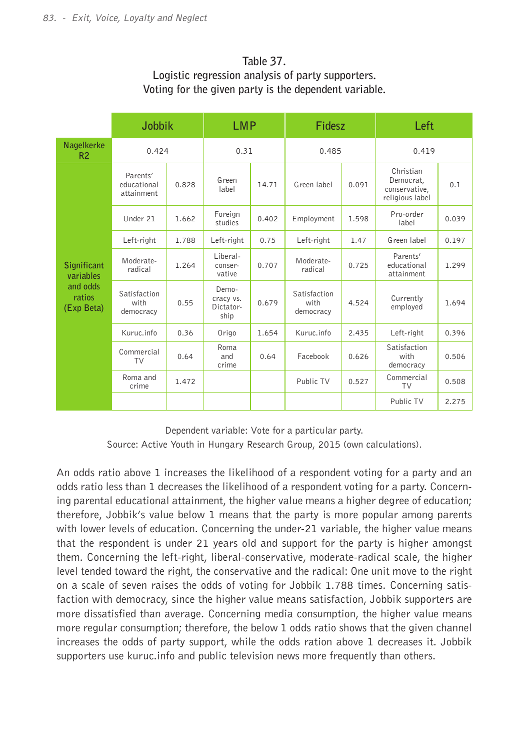Table 37.
Logistic regression analysis of party supporters.
Voting for the given party is the dependent variable.

| | Jobbik | | LMP | | Fidesz | | Left | |
|---|---|---|---|---|---|---|---|---|
| Nagelkerke $R^2$ | 0.424 | | 0.31 | | 0.485 | | 0.419 | |
| Significant variables and odds ratios (Exp Beta) | Parents' educational attainment | 0.828 | Green label | 14.71 | Green label | 0.091 | Christian Democrat, conservative, religious label | 0.1 |
| | Under 21 | 1.662 | Foreign studies | 0.402 | Employment | 1.598 | Pro-order label | 0.039 |
| | Left-right | 1.788 | Left-right | 0.75 | Left-right | 1.47 | Green label | 0.197 |
| | Moderate-radical | 1.264 | Liberal-conservative | 0.707 | Moderate-radical | 0.725 | Parents' educational attainment | 1.299 |
| | Satisfaction with democracy | 0.55 | Democracy vs. Dictatorship | 0.679 | Satisfaction with democracy | 4.524 | Currently employed | 1.694 |
| | Kuruc.info | 0.36 | Origo | 1.654 | Kuruc.info | 2.435 | Left-right | 0.396 |
| | Commercial TV | 0.64 | Roma and crime | 0.64 | Facebook | 0.626 | Satisfaction with democracy | 0.506 |
| | Roma and crime | 1.472 | | | Public TV | 0.527 | Commercial TV | 0.508 |
| | | | | | | | Public TV | 2.275 |

Dependent variable: Vote for a particular party.
Source: Active Youth in Hungary Research Group, 2015 (own calculations).

An odds ratio above 1 increases the likelihood of a respondent voting for a party and an odds ratio less than 1 decreases the likelihood of a respondent voting for a party. Concerning parental educational attainment, the higher value means a higher degree of education; therefore, Jobbik's value below 1 means that the party is more popular among parents with lower levels of education. Concerning the under-21 variable, the higher value means that the respondent is under 21 years old and support for the party is higher amongst them. Concerning the left-right, liberal-conservative, moderate-radical scale, the higher level tended toward the right, the conservative and the radical: One unit move to the right on a scale of seven raises the odds of voting for Jobbik 1.788 times. Concerning satisfaction with democracy, since the higher value means satisfaction, Jobbik supporters are more dissatisfied than average. Concerning media consumption, the higher value means more regular consumption; therefore, the below 1 odds ratio shows that the given channel increases the odds of party support, while the odds ration above 1 decreases it. Jobbik supporters use kuruc.info and public television news more frequently than others.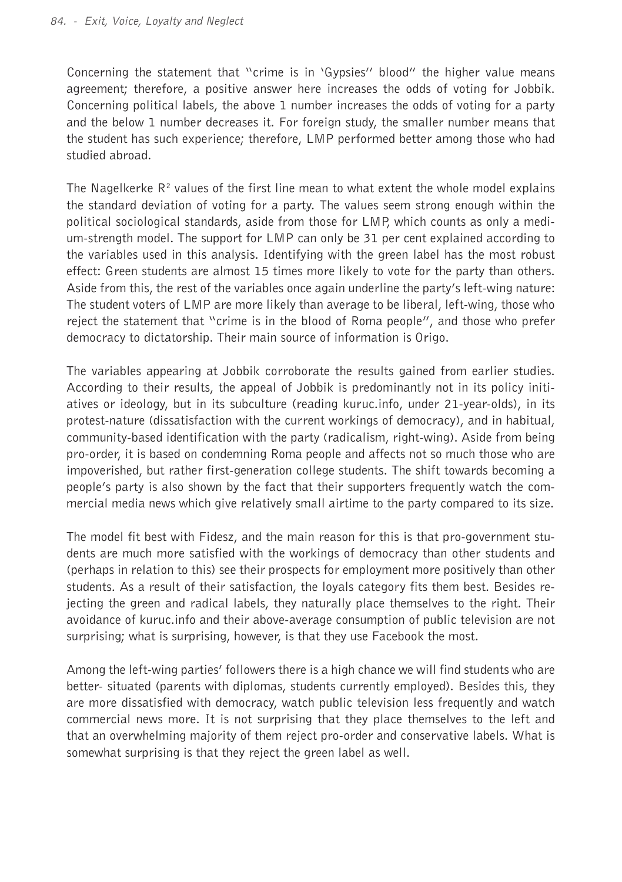Concerning the statement that "crime is in 'Gypsies'' blood" the higher value means agreement; therefore, a positive answer here increases the odds of voting for Jobbik. Concerning political labels, the above 1 number increases the odds of voting for a party and the below 1 number decreases it. For foreign study, the smaller number means that the student has such experience; therefore, LMP performed better among those who had studied abroad.

The Nagelkerke $R^2$ values of the first line mean to what extent the whole model explains the standard deviation of voting for a party. The values seem strong enough within the political sociological standards, aside from those for LMP, which counts as only a medium-strength model. The support for LMP can only be 31 per cent explained according to the variables used in this analysis. Identifying with the green label has the most robust effect: Green students are almost 15 times more likely to vote for the party than others. Aside from this, the rest of the variables once again underline the party's left-wing nature: The student voters of LMP are more likely than average to be liberal, left-wing, those who reject the statement that "crime is in the blood of Roma people", and those who prefer democracy to dictatorship. Their main source of information is Origo.

The variables appearing at Jobbik corroborate the results gained from earlier studies. According to their results, the appeal of Jobbik is predominantly not in its policy initiatives or ideology, but in its subculture (reading kuruc.info, under 21-year-olds), in its protest-nature (dissatisfaction with the current workings of democracy), and in habitual, community-based identification with the party (radicalism, right-wing). Aside from being pro-order, it is based on condemning Roma people and affects not so much those who are impoverished, but rather first-generation college students. The shift towards becoming a people's party is also shown by the fact that their supporters frequently watch the commercial media news which give relatively small airtime to the party compared to its size.

The model fit best with Fidesz, and the main reason for this is that pro-government students are much more satisfied with the workings of democracy than other students and (perhaps in relation to this) see their prospects for employment more positively than other students. As a result of their satisfaction, the loyals category fits them best. Besides rejecting the green and radical labels, they naturally place themselves to the right. Their avoidance of kuruc.info and their above-average consumption of public television are not surprising; what is surprising, however, is that they use Facebook the most.

Among the left-wing parties' followers there is a high chance we will find students who are better- situated (parents with diplomas, students currently employed). Besides this, they are more dissatisfied with democracy, watch public television less frequently and watch commercial news more. It is not surprising that they place themselves to the left and that an overwhelming majority of them reject pro-order and conservative labels. What is somewhat surprising is that they reject the green label as well.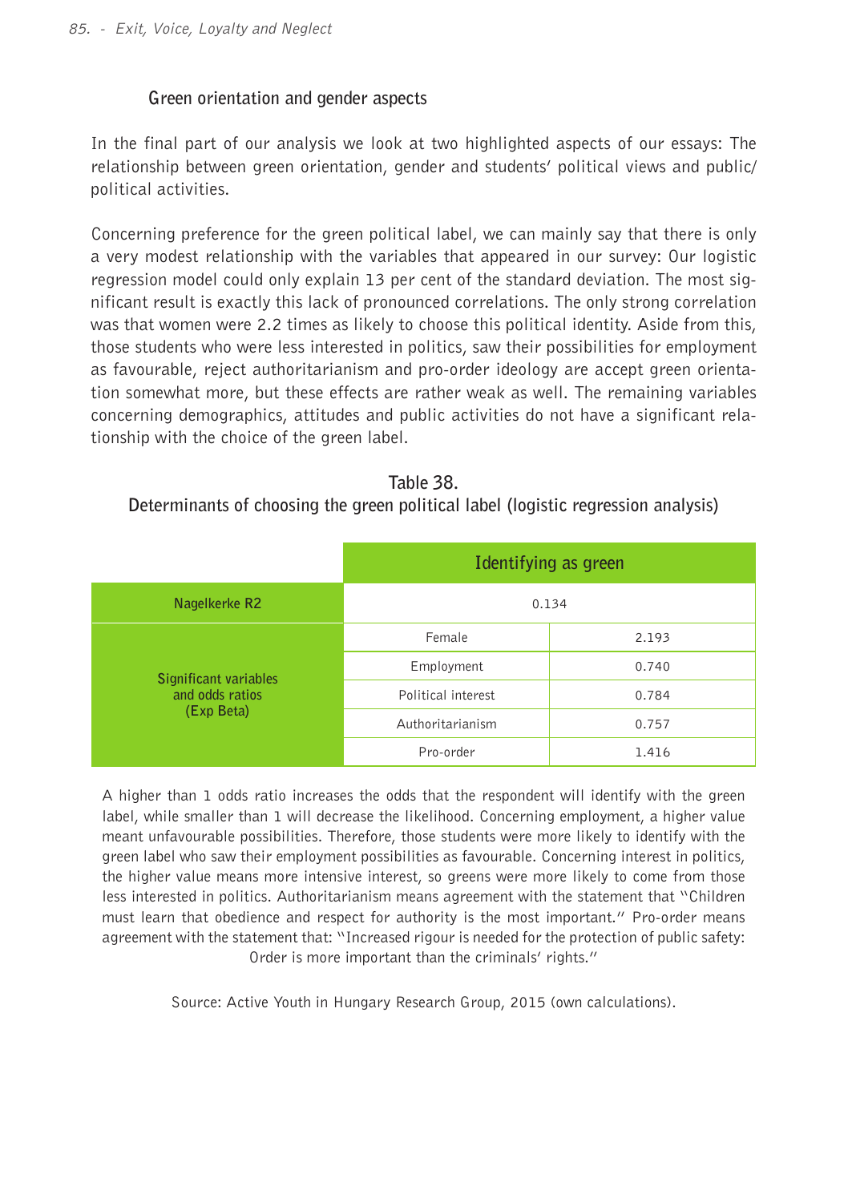### Green orientation and gender aspects

In the final part of our analysis we look at two highlighted aspects of our essays: The relationship between green orientation, gender and students' political views and public/political activities.

Concerning preference for the green political label, we can mainly say that there is only a very modest relationship with the variables that appeared in our survey: Our logistic regression model could only explain 13 per cent of the standard deviation. The most significant result is exactly this lack of pronounced correlations. The only strong correlation was that women were 2.2 times as likely to choose this political identity. Aside from this, those students who were less interested in politics, saw their possibilities for employment as favourable, reject authoritarianism and pro-order ideology are accept green orientation somewhat more, but these effects are rather weak as well. The remaining variables concerning demographics, attitudes and public activities do not have a significant relationship with the choice of the green label.

Table 38.
Determinants of choosing the green political label (logistic regression analysis)

| | Identifying as green | |
|---|---|---|
| **Nagelkerke R2** | 0.134 | |
| **Significant variables and odds ratios (Exp Beta)** | Female | 2.193 |
| | Employment | 0.740 |
| | Political interest | 0.784 |
| | Authoritarianism | 0.757 |
| | Pro-order | 1.416 |

A higher than 1 odds ratio increases the odds that the respondent will identify with the green label, while smaller than 1 will decrease the likelihood. Concerning employment, a higher value meant unfavourable possibilities. Therefore, those students were more likely to identify with the green label who saw their employment possibilities as favourable. Concerning interest in politics, the higher value means more intensive interest, so greens were more likely to come from those less interested in politics. Authoritarianism means agreement with the statement that "Children must learn that obedience and respect for authority is the most important." Pro-order means agreement with the statement that: "Increased rigour is needed for the protection of public safety: Order is more important than the criminals' rights."

Source: Active Youth in Hungary Research Group, 2015 (own calculations).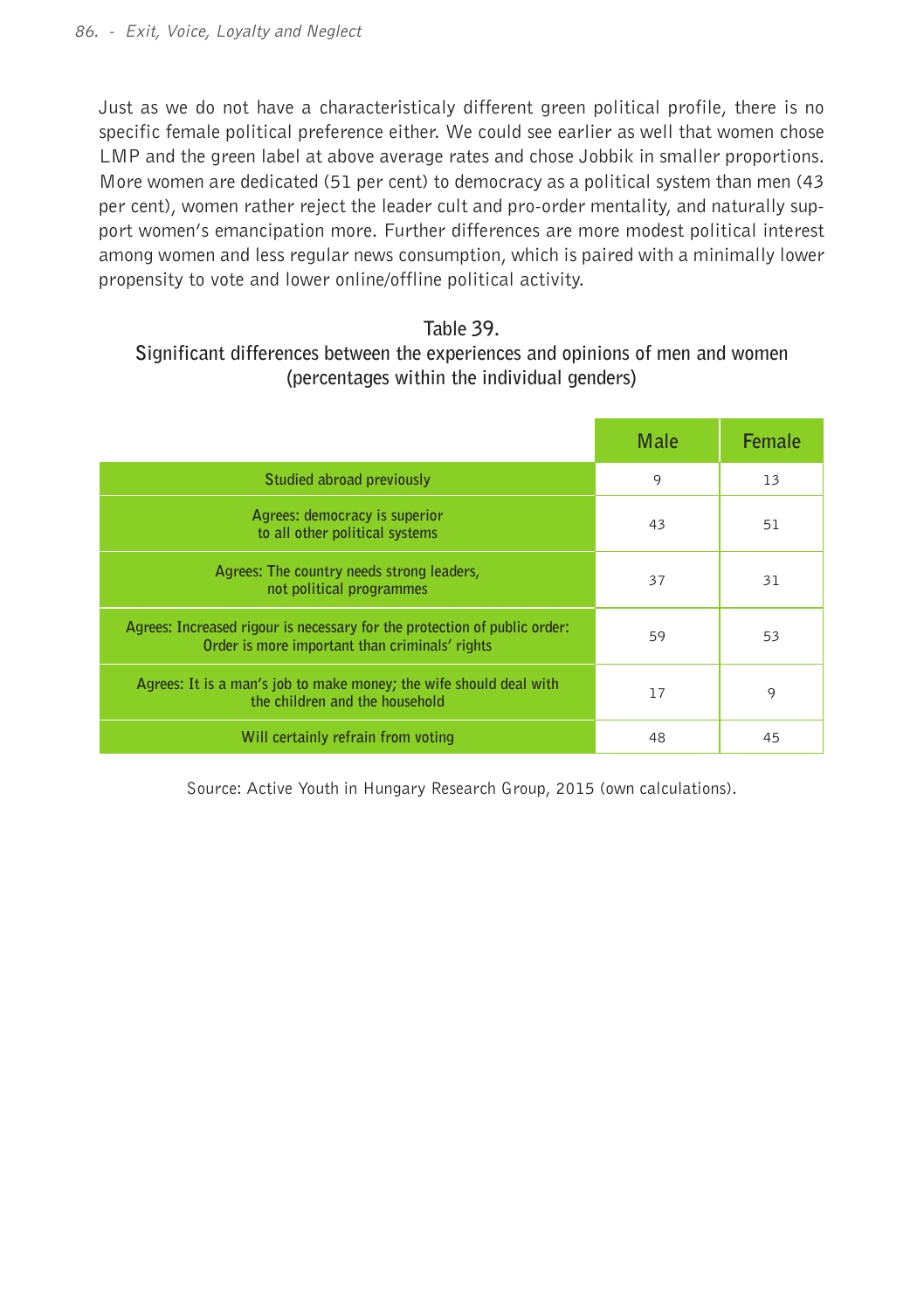Just as we do not have a characteristicaly different green political profile, there is no specific female political preference either. We could see earlier as well that women chose LMP and the green label at above average rates and chose Jobbik in smaller proportions. More women are dedicated (51 per cent) to democracy as a political system than men (43 per cent), women rather reject the leader cult and pro-order mentality, and naturally support women's emancipation more. Further differences are more modest political interest among women and less regular news consumption, which is paired with a minimally lower propensity to vote and lower online/offline political activity.

Table 39.
Significant differences between the experiences and opinions of men and women (percentages within the individual genders)

| | Male | Female |
|---|---|---|
| Studied abroad previously | 9 | 13 |
| Agrees: democracy is superior to all other political systems | 43 | 51 |
| Agrees: The country needs strong leaders, not political programmes | 37 | 31 |
| Agrees: Increased rigour is necessary for the protection of public order: Order is more important than criminals' rights | 59 | 53 |
| Agrees: It is a man's job to make money; the wife should deal with the children and the household | 17 | 9 |
| Will certainly refrain from voting | 48 | 45 |

Source: Active Youth in Hungary Research Group, 2015 (own calculations).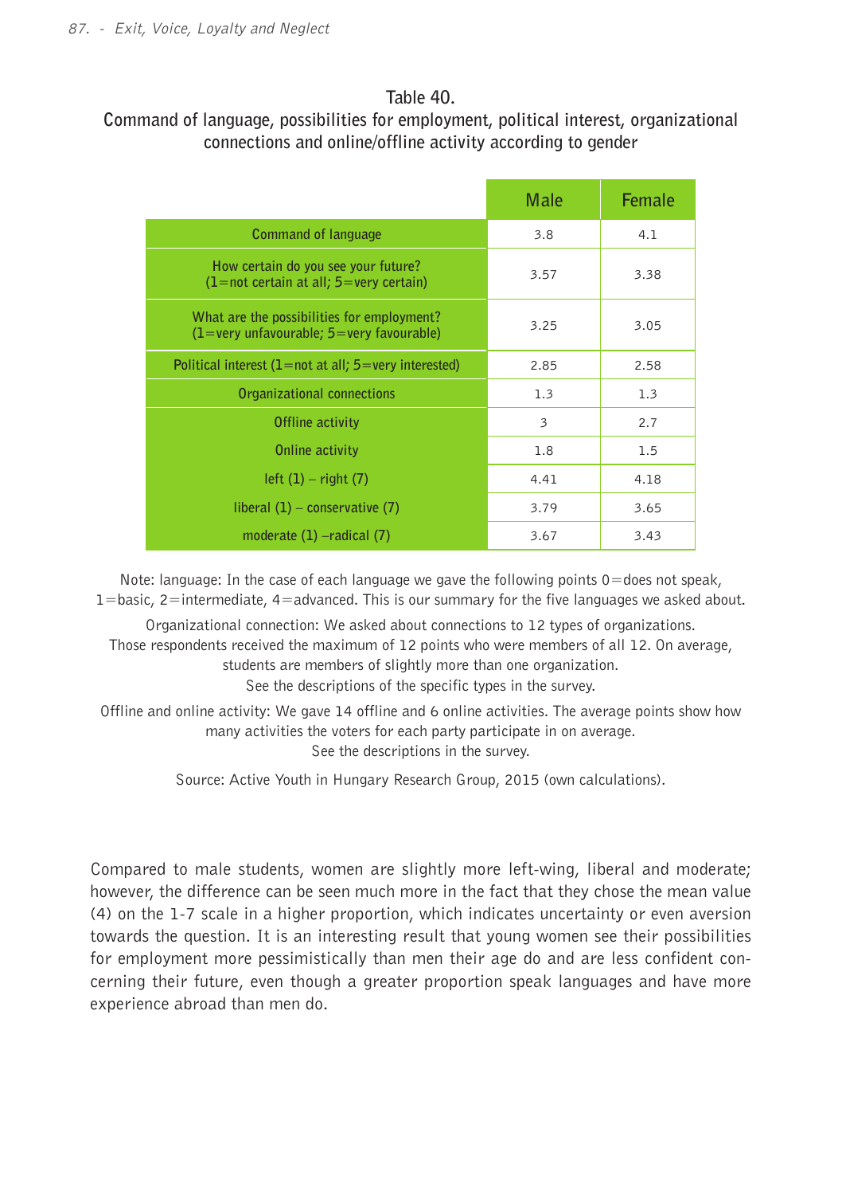Table 40.
Command of language, possibilities for employment, political interest, organizational connections and online/offline activity according to gender

| | Male | Female |
|---|---|---|
| Command of language | 3.8 | 4.1 |
| How certain do you see your future? (1=not certain at all; 5=very certain) | 3.57 | 3.38 |
| What are the possibilities for employment? (1=very unfavourable; 5=very favourable) | 3.25 | 3.05 |
| Political interest (1=not at all; 5=very interested) | 2.85 | 2.58 |
| Organizational connections | 1.3 | 1.3 |
| Offline activity | 3 | 2.7 |
| Online activity | 1.8 | 1.5 |
| left (1) – right (7) | 4.41 | 4.18 |
| liberal (1) – conservative (7) | 3.79 | 3.65 |
| moderate (1) –radical (7) | 3.67 | 3.43 |

Note: language: In the case of each language we gave the following points 0=does not speak, 1=basic, 2=intermediate, 4=advanced. This is our summary for the five languages we asked about.

Organizational connection: We asked about connections to 12 types of organizations. Those respondents received the maximum of 12 points who were members of all 12. On average, students are members of slightly more than one organization. See the descriptions of the specific types in the survey.

Offline and online activity: We gave 14 offline and 6 online activities. The average points show how many activities the voters for each party participate in on average. See the descriptions in the survey.

Source: Active Youth in Hungary Research Group, 2015 (own calculations).

Compared to male students, women are slightly more left-wing, liberal and moderate; however, the difference can be seen much more in the fact that they chose the mean value (4) on the 1-7 scale in a higher proportion, which indicates uncertainty or even aversion towards the question. It is an interesting result that young women see their possibilities for employment more pessimistically than men their age do and are less confident concerning their future, even though a greater proportion speak languages and have more experience abroad than men do.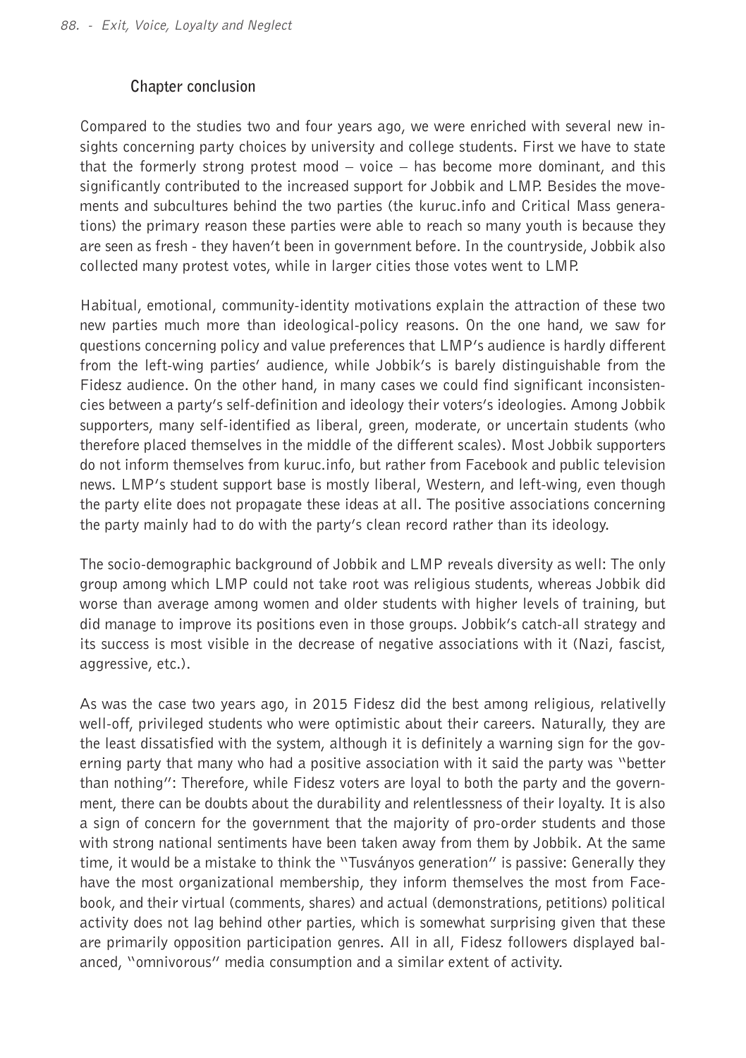## Chapter conclusion

Compared to the studies two and four years ago, we were enriched with several new insights concerning party choices by university and college students. First we have to state that the formerly strong protest mood – voice – has become more dominant, and this significantly contributed to the increased support for Jobbik and LMP. Besides the movements and subcultures behind the two parties (the kuruc.info and Critical Mass generations) the primary reason these parties were able to reach so many youth is because they are seen as fresh - they haven't been in government before. In the countryside, Jobbik also collected many protest votes, while in larger cities those votes went to LMP.

Habitual, emotional, community-identity motivations explain the attraction of these two new parties much more than ideological-policy reasons. On the one hand, we saw for questions concerning policy and value preferences that LMP's audience is hardly different from the left-wing parties' audience, while Jobbik's is barely distinguishable from the Fidesz audience. On the other hand, in many cases we could find significant inconsistencies between a party's self-definition and ideology their voters's ideologies. Among Jobbik supporters, many self-identified as liberal, green, moderate, or uncertain students (who therefore placed themselves in the middle of the different scales). Most Jobbik supporters do not inform themselves from kuruc.info, but rather from Facebook and public television news. LMP's student support base is mostly liberal, Western, and left-wing, even though the party elite does not propagate these ideas at all. The positive associations concerning the party mainly had to do with the party's clean record rather than its ideology.

The socio-demographic background of Jobbik and LMP reveals diversity as well: The only group among which LMP could not take root was religious students, whereas Jobbik did worse than average among women and older students with higher levels of training, but did manage to improve its positions even in those groups. Jobbik's catch-all strategy and its success is most visible in the decrease of negative associations with it (Nazi, fascist, aggressive, etc.).

As was the case two years ago, in 2015 Fidesz did the best among religious, relativelly well-off, privileged students who were optimistic about their careers. Naturally, they are the least dissatisfied with the system, although it is definitely a warning sign for the governing party that many who had a positive association with it said the party was "better than nothing": Therefore, while Fidesz voters are loyal to both the party and the government, there can be doubts about the durability and relentlessness of their loyalty. It is also a sign of concern for the government that the majority of pro-order students and those with strong national sentiments have been taken away from them by Jobbik. At the same time, it would be a mistake to think the "Tusványos generation" is passive: Generally they have the most organizational membership, they inform themselves the most from Facebook, and their virtual (comments, shares) and actual (demonstrations, petitions) political activity does not lag behind other parties, which is somewhat surprising given that these are primarily opposition participation genres. All in all, Fidesz followers displayed balanced, "omnivorous" media consumption and a similar extent of activity.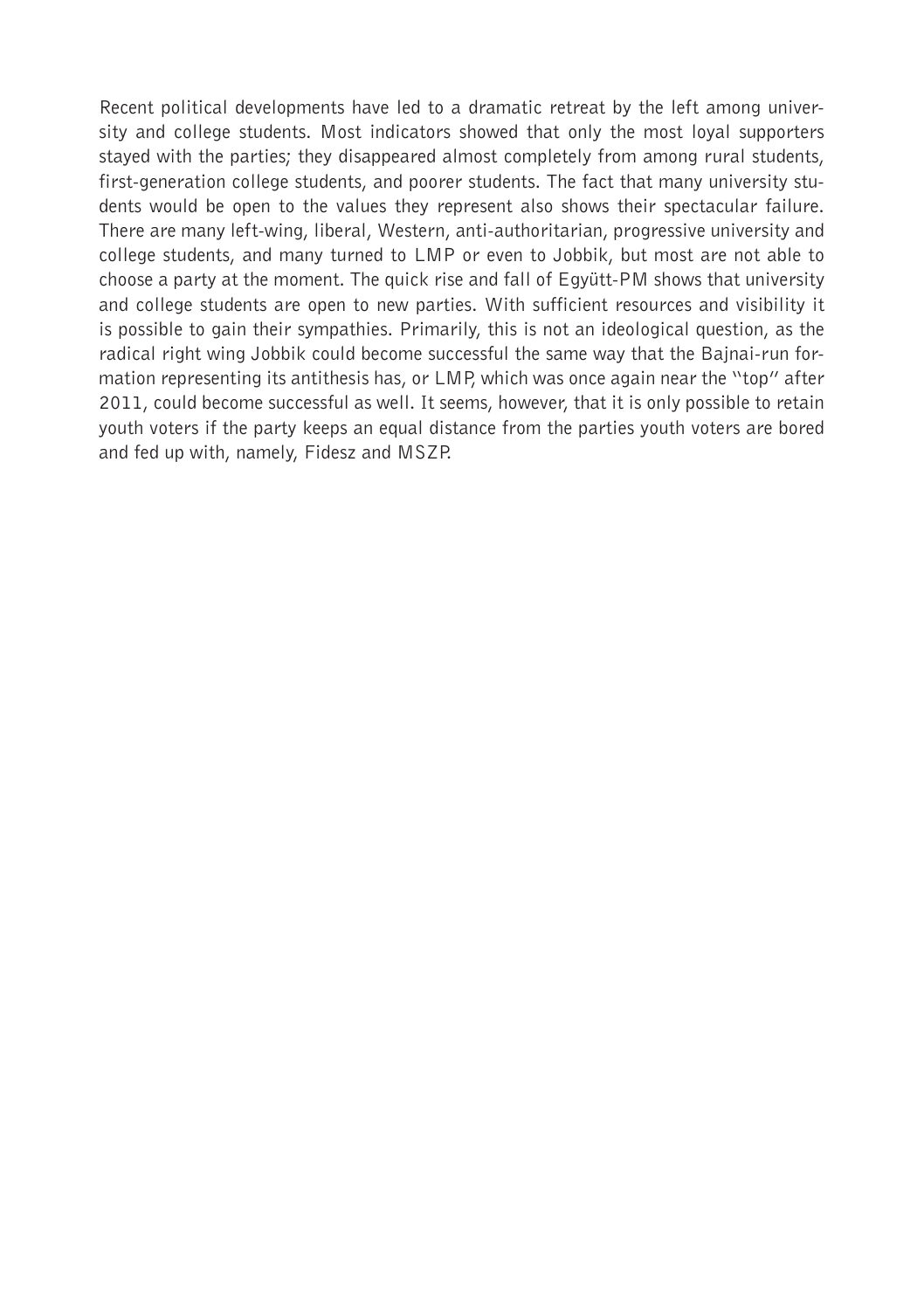Recent political developments have led to a dramatic retreat by the left among university and college students. Most indicators showed that only the most loyal supporters stayed with the parties; they disappeared almost completely from among rural students, first-generation college students, and poorer students. The fact that many university students would be open to the values they represent also shows their spectacular failure. There are many left-wing, liberal, Western, anti-authoritarian, progressive university and college students, and many turned to LMP or even to Jobbik, but most are not able to choose a party at the moment. The quick rise and fall of Együtt-PM shows that university and college students are open to new parties. With sufficient resources and visibility it is possible to gain their sympathies. Primarily, this is not an ideological question, as the radical right wing Jobbik could become successful the same way that the Bajnai-run formation representing its antithesis has, or LMP, which was once again near the "top" after 2011, could become successful as well. It seems, however, that it is only possible to retain youth voters if the party keeps an equal distance from the parties youth voters are bored and fed up with, namely, Fidesz and MSZP.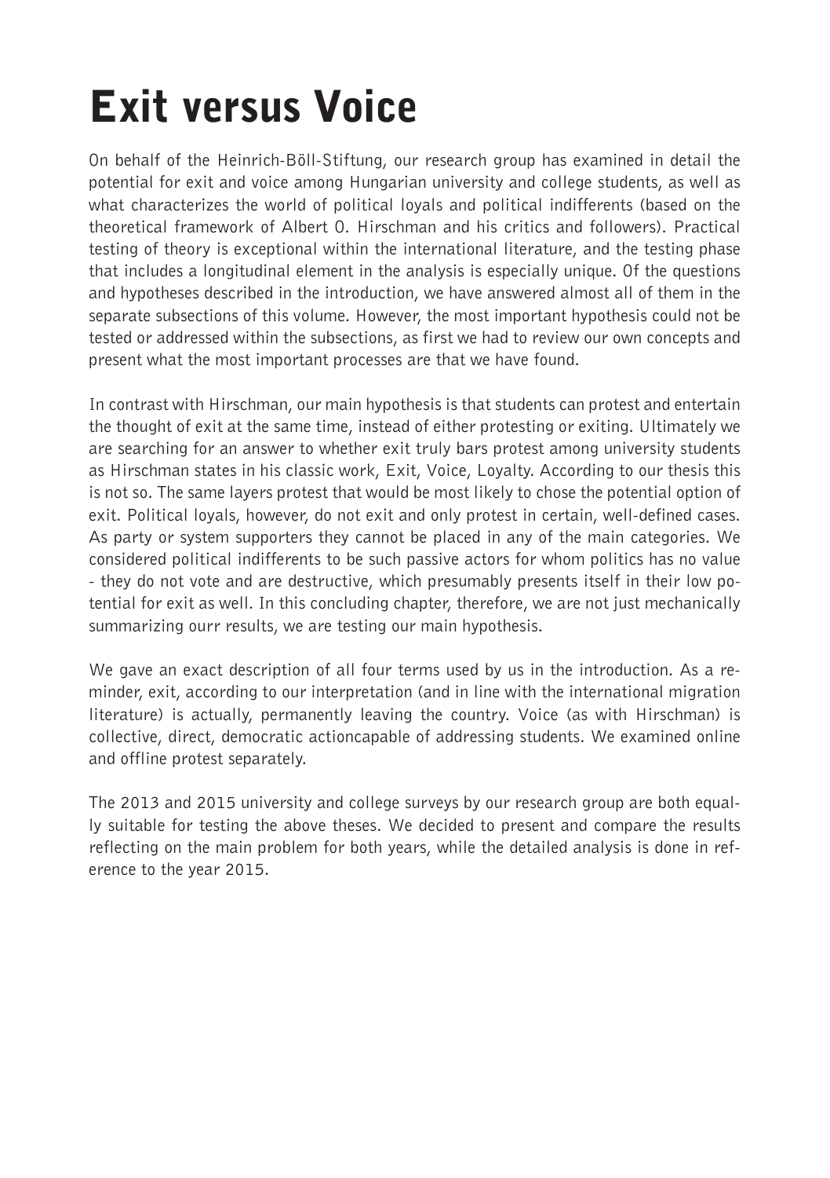# Exit versus Voice

On behalf of the Heinrich-Böll-Stiftung, our research group has examined in detail the potential for exit and voice among Hungarian university and college students, as well as what characterizes the world of political loyals and political indifferents (based on the theoretical framework of Albert O. Hirschman and his critics and followers). Practical testing of theory is exceptional within the international literature, and the testing phase that includes a longitudinal element in the analysis is especially unique. Of the questions and hypotheses described in the introduction, we have answered almost all of them in the separate subsections of this volume. However, the most important hypothesis could not be tested or addressed within the subsections, as first we had to review our own concepts and present what the most important processes are that we have found.

In contrast with Hirschman, our main hypothesis is that students can protest and entertain the thought of exit at the same time, instead of either protesting or exiting. Ultimately we are searching for an answer to whether exit truly bars protest among university students as Hirschman states in his classic work, Exit, Voice, Loyalty. According to our thesis this is not so. The same layers protest that would be most likely to chose the potential option of exit. Political loyals, however, do not exit and only protest in certain, well-defined cases. As party or system supporters they cannot be placed in any of the main categories. We considered political indifferents to be such passive actors for whom politics has no value - they do not vote and are destructive, which presumably presents itself in their low potential for exit as well. In this concluding chapter, therefore, we are not just mechanically summarizing ourr results, we are testing our main hypothesis.

We gave an exact description of all four terms used by us in the introduction. As a reminder, exit, according to our interpretation (and in line with the international migration literature) is actually, permanently leaving the country. Voice (as with Hirschman) is collective, direct, democratic actioncapable of addressing students. We examined online and offline protest separately.

The 2013 and 2015 university and college surveys by our research group are both equally suitable for testing the above theses. We decided to present and compare the results reflecting on the main problem for both years, while the detailed analysis is done in reference to the year 2015.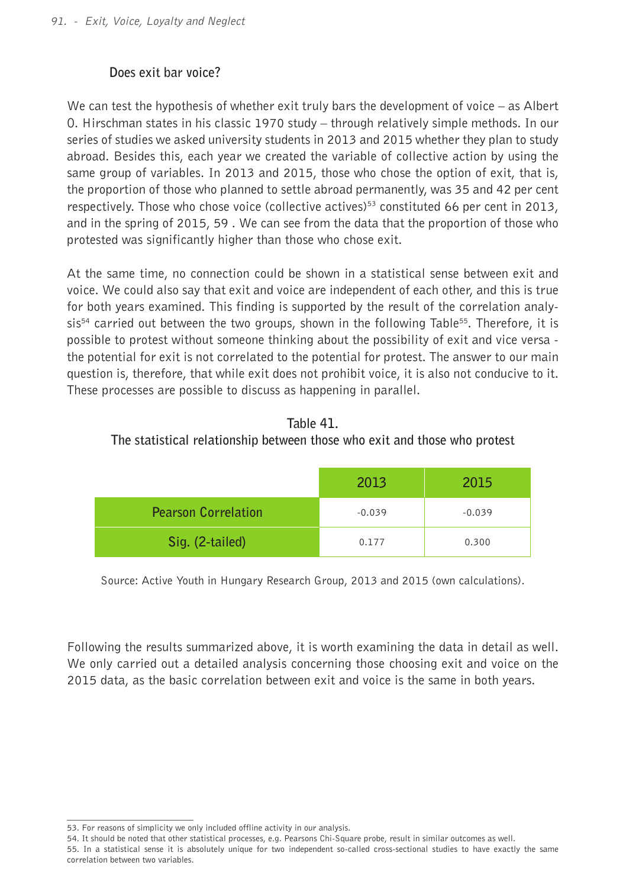### Does exit bar voice?

We can test the hypothesis of whether exit truly bars the development of voice – as Albert O. Hirschman states in his classic 1970 study – through relatively simple methods. In our series of studies we asked university students in 2013 and 2015 whether they plan to study abroad. Besides this, each year we created the variable of collective action by using the same group of variables. In 2013 and 2015, those who chose the option of exit, that is, the proportion of those who planned to settle abroad permanently, was 35 and 42 per cent respectively. Those who chose voice (collective actives)[53] constituted 66 per cent in 2013, and in the spring of 2015, 59 . We can see from the data that the proportion of those who protested was significantly higher than those who chose exit.

At the same time, no connection could be shown in a statistical sense between exit and voice. We could also say that exit and voice are independent of each other, and this is true for both years examined. This finding is supported by the result of the correlation analysis[54] carried out between the two groups, shown in the following Table[55]. Therefore, it is possible to protest without someone thinking about the possibility of exit and vice versa - the potential for exit is not correlated to the potential for protest. The answer to our main question is, therefore, that while exit does not prohibit voice, it is also not conducive to it. These processes are possible to discuss as happening in parallel.

**Table 41.**
**The statistical relationship between those who exit and those who protest**

| | 2013 | 2015 |
|---|---|---|
| Pearson Correlation | -0.039 | -0.039 |
| Sig. (2-tailed) | 0.177 | 0.300 |

Source: Active Youth in Hungary Research Group, 2013 and 2015 (own calculations).

Following the results summarized above, it is worth examining the data in detail as well. We only carried out a detailed analysis concerning those choosing exit and voice on the 2015 data, as the basic correlation between exit and voice is the same in both years.

---

53. For reasons of simplicity we only included offline activity in our analysis.
54. It should be noted that other statistical processes, e.g. Pearsons Chi-Square probe, result in similar outcomes as well.
55. In a statistical sense it is absolutely unique for two independent so-called cross-sectional studies to have exactly the same correlation between two variables.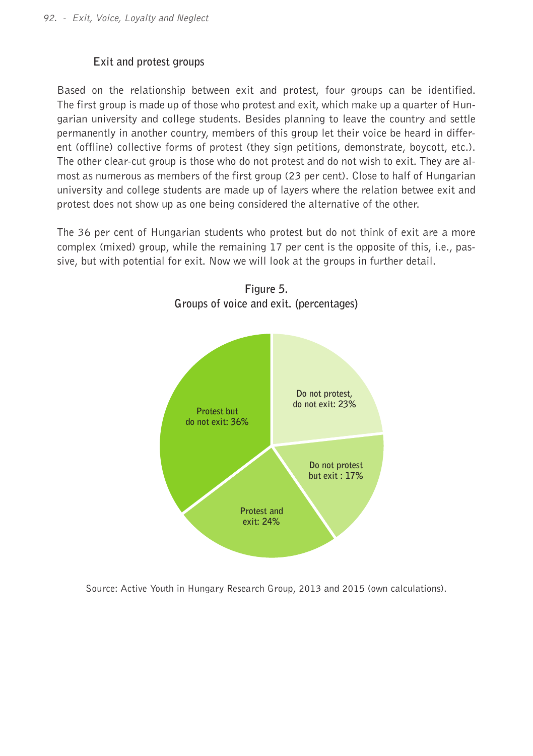### Exit and protest groups

Based on the relationship between exit and protest, four groups can be identified. The first group is made up of those who protest and exit, which make up a quarter of Hungarian university and college students. Besides planning to leave the country and settle permanently in another country, members of this group let their voice be heard in different (offline) collective forms of protest (they sign petitions, demonstrate, boycott, etc.). The other clear-cut group is those who do not protest and do not wish to exit. They are almost as numerous as members of the first group (23 per cent). Close to half of Hungarian university and college students are made up of layers where the relation betwee exit and protest does not show up as one being considered the alternative of the other.

The 36 per cent of Hungarian students who protest but do not think of exit are a more complex (mixed) group, while the remaining 17 per cent is the opposite of this, i.e., passive, but with potential for exit. Now we will look at the groups in further detail.

**Figure 5.**
**Groups of voice and exit. (percentages)**

| Group | Percentage |
|---|---|
| Do not protest, do not exit | 23% |
| Do not protest but exit | 17% |
| Protest and exit | 24% |
| Protest but do not exit | 36% |

Source: Active Youth in Hungary Research Group, 2013 and 2015 (own calculations).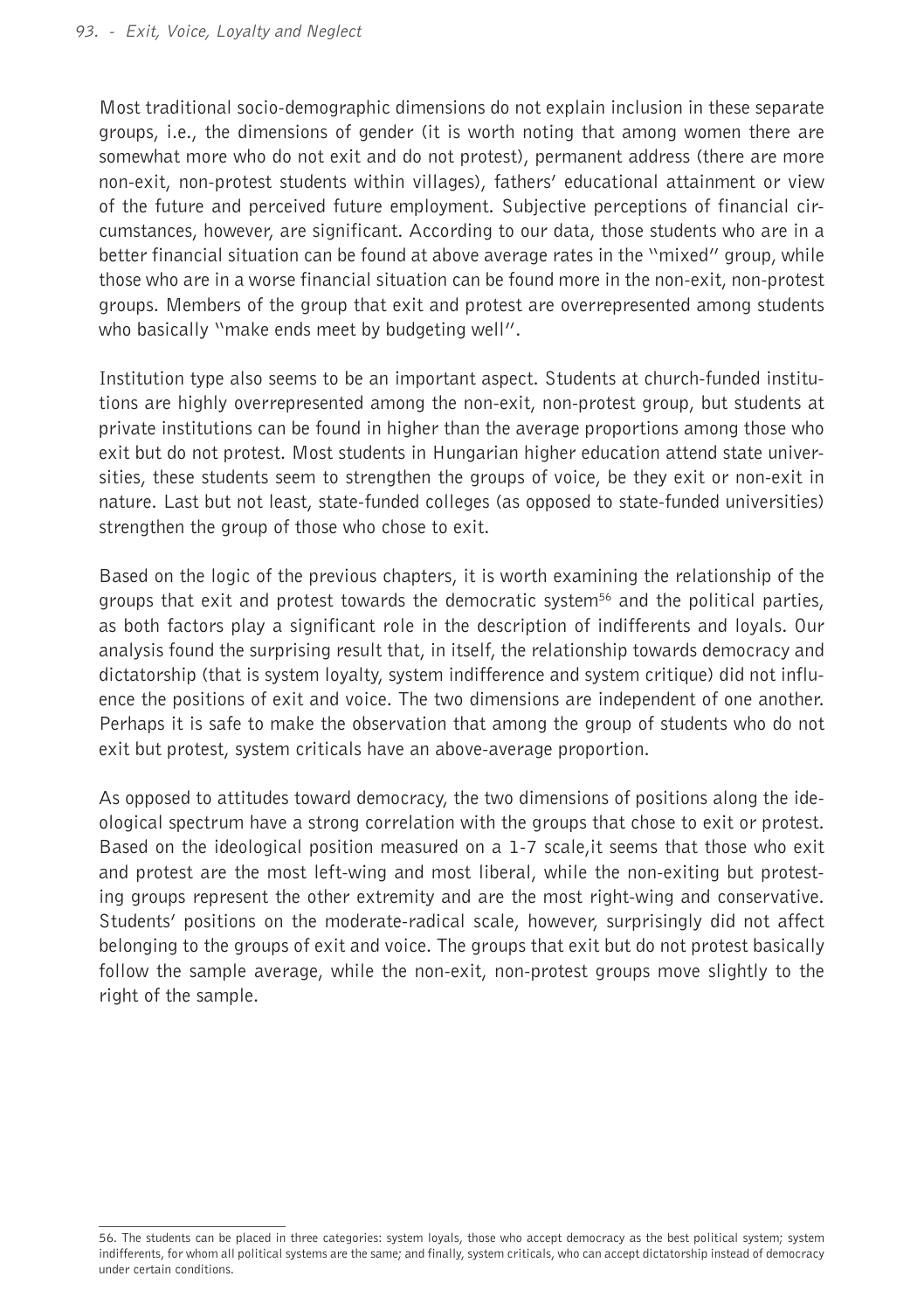Most traditional socio-demographic dimensions do not explain inclusion in these separate groups, i.e., the dimensions of gender (it is worth noting that among women there are somewhat more who do not exit and do not protest), permanent address (there are more non-exit, non-protest students within villages), fathers' educational attainment or view of the future and perceived future employment. Subjective perceptions of financial circumstances, however, are significant. According to our data, those students who are in a better financial situation can be found at above average rates in the "mixed" group, while those who are in a worse financial situation can be found more in the non-exit, non-protest groups. Members of the group that exit and protest are overrepresented among students who basically "make ends meet by budgeting well".

Institution type also seems to be an important aspect. Students at church-funded institutions are highly overrepresented among the non-exit, non-protest group, but students at private institutions can be found in higher than the average proportions among those who exit but do not protest. Most students in Hungarian higher education attend state universities, these students seem to strengthen the groups of voice, be they exit or non-exit in nature. Last but not least, state-funded colleges (as opposed to state-funded universities) strengthen the group of those who chose to exit.

Based on the logic of the previous chapters, it is worth examining the relationship of the groups that exit and protest towards the democratic system[56] and the political parties, as both factors play a significant role in the description of indifferents and loyals. Our analysis found the surprising result that, in itself, the relationship towards democracy and dictatorship (that is system loyalty, system indifference and system critique) did not influence the positions of exit and voice. The two dimensions are independent of one another. Perhaps it is safe to make the observation that among the group of students who do not exit but protest, system criticals have an above-average proportion.

As opposed to attitudes toward democracy, the two dimensions of positions along the ideological spectrum have a strong correlation with the groups that chose to exit or protest. Based on the ideological position measured on a 1-7 scale,it seems that those who exit and protest are the most left-wing and most liberal, while the non-exiting but protesting groups represent the other extremity and are the most right-wing and conservative. Students' positions on the moderate-radical scale, however, surprisingly did not affect belonging to the groups of exit and voice. The groups that exit but do not protest basically follow the sample average, while the non-exit, non-protest groups move slightly to the right of the sample.

---

56. The students can be placed in three categories: system loyals, those who accept democracy as the best political system; system indifferents, for whom all political systems are the same; and finally, system criticals, who can accept dictatorship instead of democracy under certain conditions.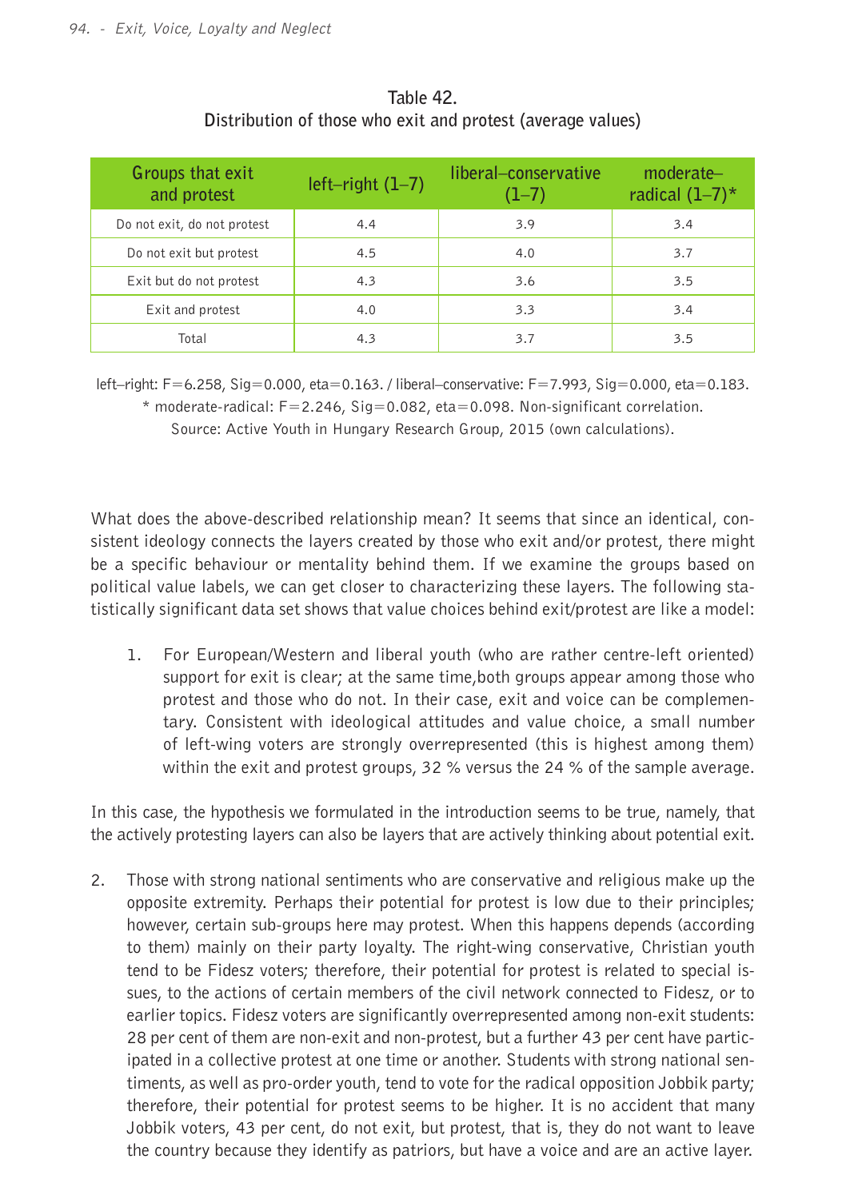**Table 42.**
**Distribution of those who exit and protest (average values)**

| Groups that exit and protest | left–right (1–7) | liberal–conservative (1–7) | moderate–radical (1–7)* |
|---|---|---|---|
| Do not exit, do not protest | 4.4 | 3.9 | 3.4 |
| Do not exit but protest | 4.5 | 4.0 | 3.7 |
| Exit but do not protest | 4.3 | 3.6 | 3.5 |
| Exit and protest | 4.0 | 3.3 | 3.4 |
| Total | 4.3 | 3.7 | 3.5 |

left–right: F=6.258, Sig=0.000, eta=0.163. / liberal–conservative: F=7.993, Sig=0.000, eta=0.183.
* moderate-radical: F=2.246, Sig=0.082, eta=0.098. Non-significant correlation.
Source: Active Youth in Hungary Research Group, 2015 (own calculations).

What does the above-described relationship mean? It seems that since an identical, consistent ideology connects the layers created by those who exit and/or protest, there might be a specific behaviour or mentality behind them. If we examine the groups based on political value labels, we can get closer to characterizing these layers. The following statistically significant data set shows that value choices behind exit/protest are like a model:

1. For European/Western and liberal youth (who are rather centre-left oriented) support for exit is clear; at the same time,both groups appear among those who protest and those who do not. In their case, exit and voice can be complementary. Consistent with ideological attitudes and value choice, a small number of left-wing voters are strongly overrepresented (this is highest among them) within the exit and protest groups, 32 % versus the 24 % of the sample average.

In this case, the hypothesis we formulated in the introduction seems to be true, namely, that the actively protesting layers can also be layers that are actively thinking about potential exit.

2. Those with strong national sentiments who are conservative and religious make up the opposite extremity. Perhaps their potential for protest is low due to their principles; however, certain sub-groups here may protest. When this happens depends (according to them) mainly on their party loyalty. The right-wing conservative, Christian youth tend to be Fidesz voters; therefore, their potential for protest is related to special issues, to the actions of certain members of the civil network connected to Fidesz, or to earlier topics. Fidesz voters are significantly overrepresented among non-exit students: 28 per cent of them are non-exit and non-protest, but a further 43 per cent have participated in a collective protest at one time or another. Students with strong national sentiments, as well as pro-order youth, tend to vote for the radical opposition Jobbik party; therefore, their potential for protest seems to be higher. It is no accident that many Jobbik voters, 43 per cent, do not exit, but protest, that is, they do not want to leave the country because they identify as patriors, but have a voice and are an active layer.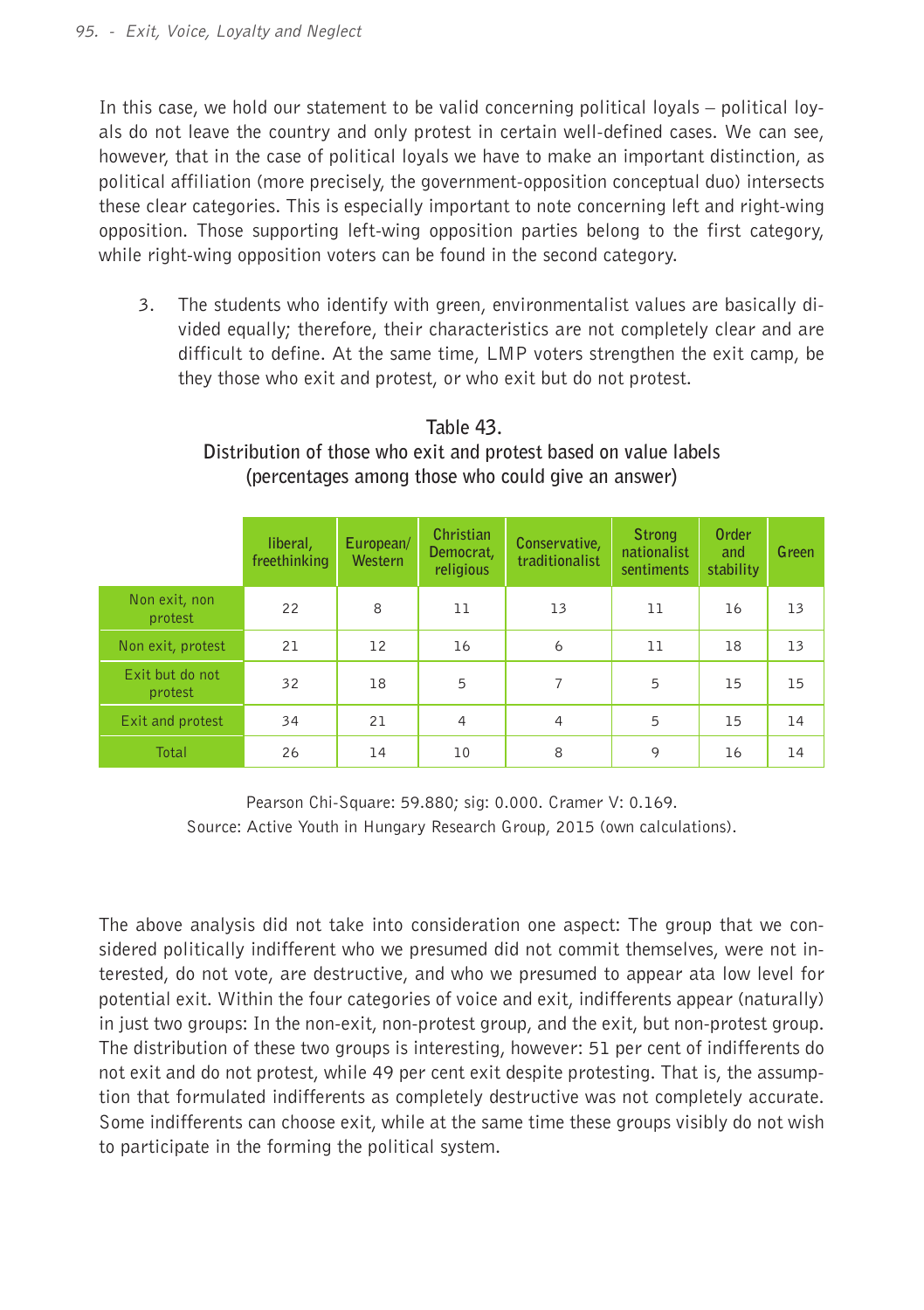In this case, we hold our statement to be valid concerning political loyals – political loyals do not leave the country and only protest in certain well-defined cases. We can see, however, that in the case of political loyals we have to make an important distinction, as political affiliation (more precisely, the government-opposition conceptual duo) intersects these clear categories. This is especially important to note concerning left and right-wing opposition. Those supporting left-wing opposition parties belong to the first category, while right-wing opposition voters can be found in the second category.

3. The students who identify with green, environmentalist values are basically divided equally; therefore, their characteristics are not completely clear and are difficult to define. At the same time, LMP voters strengthen the exit camp, be they those who exit and protest, or who exit but do not protest.

**Table 43.**
**Distribution of those who exit and protest based on value labels (percentages among those who could give an answer)**

| | liberal, freethinking | European/ Western | Christian Democrat, religious | Conservative, traditionalist | Strong nationalist sentiments | Order and stability | Green |
|---|---|---|---|---|---|---|---|
| Non exit, non protest | 22 | 8 | 11 | 13 | 11 | 16 | 13 |
| Non exit, protest | 21 | 12 | 16 | 6 | 11 | 18 | 13 |
| Exit but do not protest | 32 | 18 | 5 | 7 | 5 | 15 | 15 |
| Exit and protest | 34 | 21 | 4 | 4 | 5 | 15 | 14 |
| Total | 26 | 14 | 10 | 8 | 9 | 16 | 14 |

Pearson Chi-Square: 59.880; sig: 0.000. Cramer V: 0.169.
Source: Active Youth in Hungary Research Group, 2015 (own calculations).

The above analysis did not take into consideration one aspect: The group that we considered politically indifferent who we presumed did not commit themselves, were not interested, do not vote, are destructive, and who we presumed to appear ata low level for potential exit. Within the four categories of voice and exit, indifferents appear (naturally) in just two groups: In the non-exit, non-protest group, and the exit, but non-protest group. The distribution of these two groups is interesting, however: 51 per cent of indifferents do not exit and do not protest, while 49 per cent exit despite protesting. That is, the assumption that formulated indifferents as completely destructive was not completely accurate. Some indifferents can choose exit, while at the same time these groups visibly do not wish to participate in the forming the political system.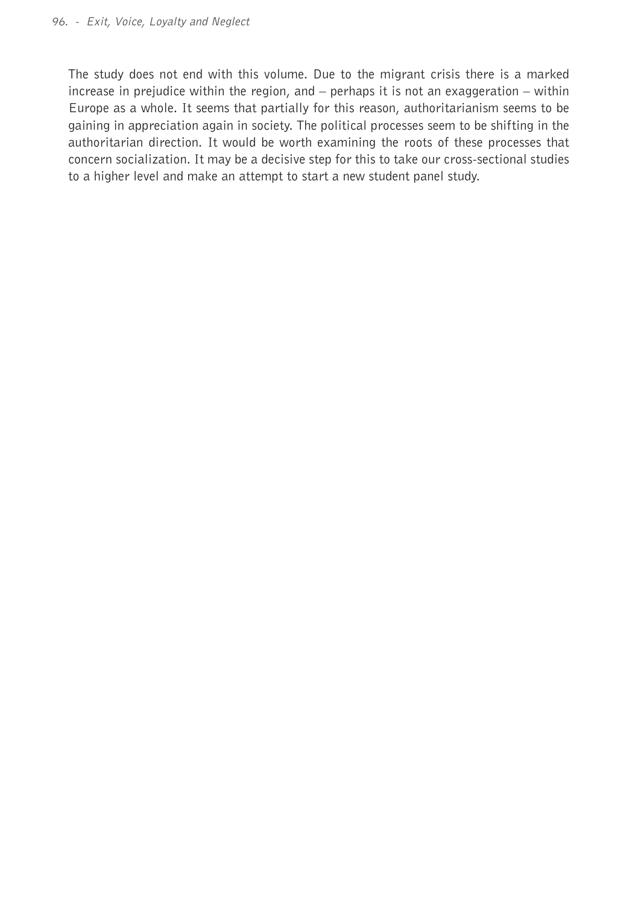The study does not end with this volume. Due to the migrant crisis there is a marked increase in prejudice within the region, and – perhaps it is not an exaggeration – within Europe as a whole. It seems that partially for this reason, authoritarianism seems to be gaining in appreciation again in society. The political processes seem to be shifting in the authoritarian direction. It would be worth examining the roots of these processes that concern socialization. It may be a decisive step for this to take our cross-sectional studies to a higher level and make an attempt to start a new student panel study.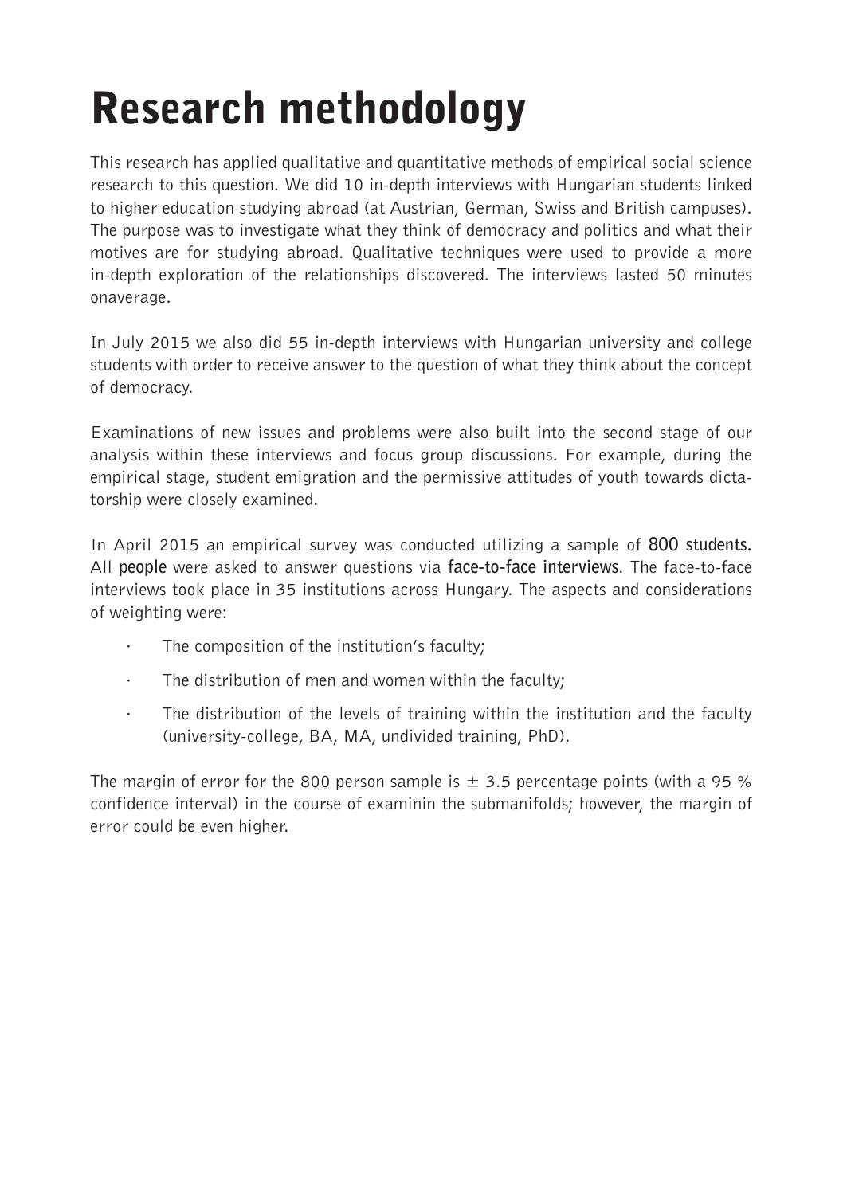# Research methodology

This research has applied qualitative and quantitative methods of empirical social science research to this question. We did 10 in-depth interviews with Hungarian students linked to higher education studying abroad (at Austrian, German, Swiss and British campuses). The purpose was to investigate what they think of democracy and politics and what their motives are for studying abroad. Qualitative techniques were used to provide a more in-depth exploration of the relationships discovered. The interviews lasted 50 minutes onaverage.

In July 2015 we also did 55 in-depth interviews with Hungarian university and college students with order to receive answer to the question of what they think about the concept of democracy.

Examinations of new issues and problems were also built into the second stage of our analysis within these interviews and focus group discussions. For example, during the empirical stage, student emigration and the permissive attitudes of youth towards dictatorship were closely examined.

In April 2015 an empirical survey was conducted utilizing a sample of **800 students.** All **people** were asked to answer questions via **face-to-face interviews**. The face-to-face interviews took place in 35 institutions across Hungary. The aspects and considerations of weighting were:

- The composition of the institution's faculty;
- The distribution of men and women within the faculty;
- The distribution of the levels of training within the institution and the faculty (university-college, BA, MA, undivided training, PhD).

The margin of error for the 800 person sample is $\pm$ 3.5 percentage points (with a 95 % confidence interval) in the course of examinin the submanifolds; however, the margin of error could be even higher.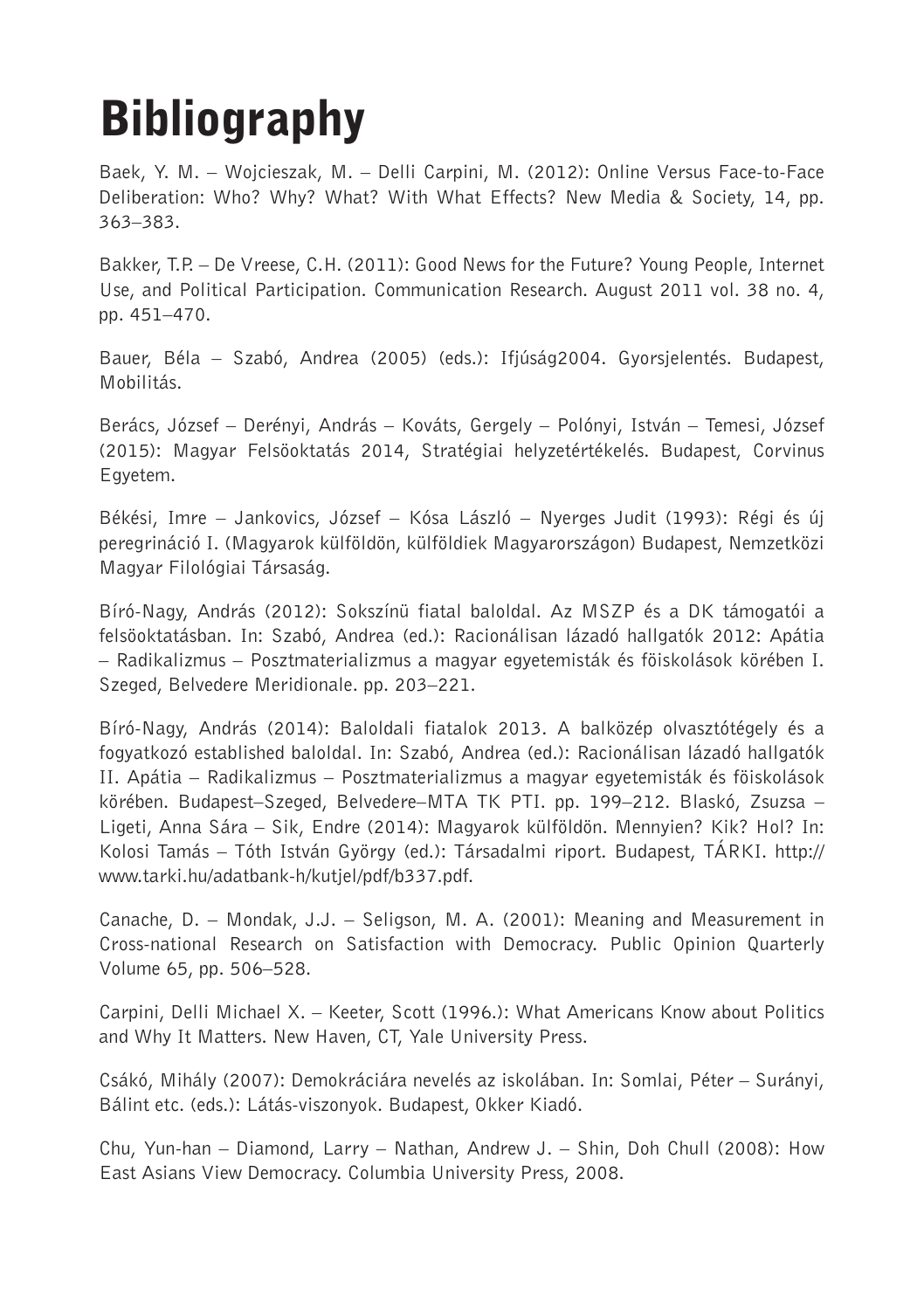# Bibliography

Baek, Y. M. – Wojcieszak, M. – Delli Carpini, M. (2012): Online Versus Face-to-Face Deliberation: Who? Why? What? With What Effects? New Media & Society, 14, pp. 363–383.

Bakker, T.P. – De Vreese, C.H. (2011): Good News for the Future? Young People, Internet Use, and Political Participation. Communication Research. August 2011 vol. 38 no. 4, pp. 451–470.

Bauer, Béla – Szabó, Andrea (2005) (eds.): Ifjúság2004. Gyorsjelentés. Budapest, Mobilitás.

Berács, József – Derényi, András – Kováts, Gergely – Polónyi, István – Temesi, József (2015): Magyar Felsöoktatás 2014, Stratégiai helyzetértékelés. Budapest, Corvinus Egyetem.

Békési, Imre – Jankovics, József – Kósa László – Nyerges Judit (1993): Régi és új peregrináció I. (Magyarok külföldön, külföldiek Magyarországon) Budapest, Nemzetközi Magyar Filológiai Társaság.

Bíró-Nagy, András (2012): Sokszínü fiatal baloldal. Az MSZP és a DK támogatói a felsöoktatásban. In: Szabó, Andrea (ed.): Racionálisan lázadó hallgatók 2012: Apátia – Radikalizmus – Posztmaterializmus a magyar egyetemisták és föiskolások körében I. Szeged, Belvedere Meridionale. pp. 203–221.

Bíró-Nagy, András (2014): Baloldali fiatalok 2013. A balközép olvasztótégely és a fogyatkozó established baloldal. In: Szabó, Andrea (ed.): Racionálisan lázadó hallgatók II. Apátia – Radikalizmus – Posztmaterializmus a magyar egyetemisták és föiskolások körében. Budapest–Szeged, Belvedere–MTA TK PTI. pp. 199–212. Blaskó, Zsuzsa – Ligeti, Anna Sára – Sik, Endre (2014): Magyarok külföldön. Mennyien? Kik? Hol? In: Kolosi Tamás – Tóth István György (ed.): Társadalmi riport. Budapest, TÁRKI. http://www.tarki.hu/adatbank-h/kutjel/pdf/b337.pdf.

Canache, D. – Mondak, J.J. – Seligson, M. A. (2001): Meaning and Measurement in Cross-national Research on Satisfaction with Democracy. Public Opinion Quarterly Volume 65, pp. 506–528.

Carpini, Delli Michael X. – Keeter, Scott (1996.): What Americans Know about Politics and Why It Matters. New Haven, CT, Yale University Press.

Csákó, Mihály (2007): Demokráciára nevelés az iskolában. In: Somlai, Péter – Surányi, Bálint etc. (eds.): Látás-viszonyok. Budapest, Okker Kiadó.

Chu, Yun-han – Diamond, Larry – Nathan, Andrew J. – Shin, Doh Chull (2008): How East Asians View Democracy. Columbia University Press, 2008.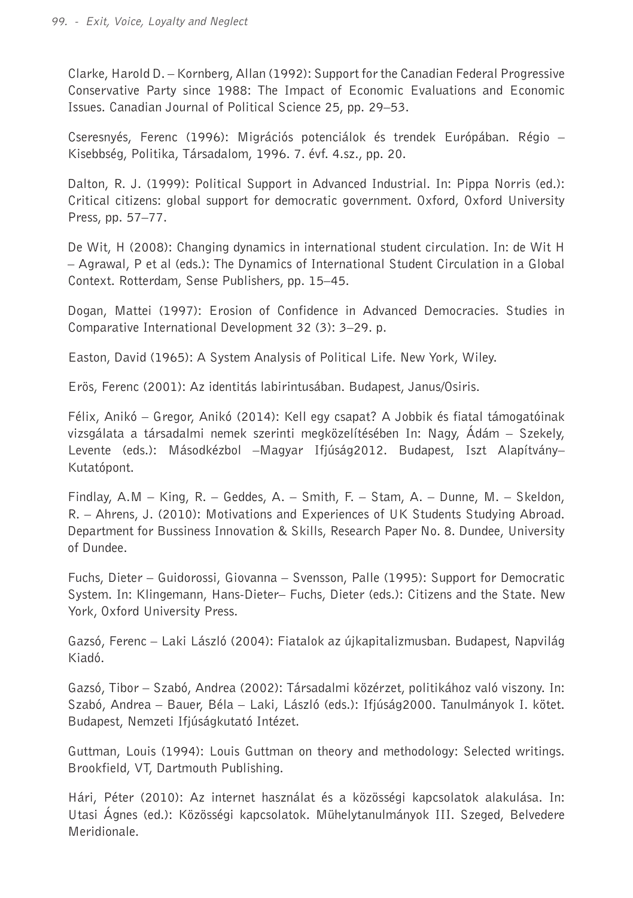Clarke, Harold D. – Kornberg, Allan (1992): Support for the Canadian Federal Progressive Conservative Party since 1988: The Impact of Economic Evaluations and Economic Issues. Canadian Journal of Political Science 25, pp. 29–53.

Cseresnyés, Ferenc (1996): Migrációs potenciálok és trendek Európában. Régio – Kisebbség, Politika, Társadalom, 1996. 7. évf. 4.sz., pp. 20.

Dalton, R. J. (1999): Political Support in Advanced Industrial. In: Pippa Norris (ed.): Critical citizens: global support for democratic government. Oxford, Oxford University Press, pp. 57–77.

De Wit, H (2008): Changing dynamics in international student circulation. In: de Wit H – Agrawal, P et al (eds.): The Dynamics of International Student Circulation in a Global Context. Rotterdam, Sense Publishers, pp. 15–45.

Dogan, Mattei (1997): Erosion of Confidence in Advanced Democracies. Studies in Comparative International Development 32 (3): 3–29. p.

Easton, David (1965): A System Analysis of Political Life. New York, Wiley.

Erös, Ferenc (2001): Az identitás labirintusában. Budapest, Janus/Osiris.

Félix, Anikó – Gregor, Anikó (2014): Kell egy csapat? A Jobbik és fiatal támogatóinak vizsgálata a társadalmi nemek szerinti megközelítésében In: Nagy, Ádám – Szekely, Levente (eds.): Másodkézbol –Magyar Ifjúság2012. Budapest, Iszt Alapítvány–Kutatópont.

Findlay, A.M – King, R. – Geddes, A. – Smith, F. – Stam, A. – Dunne, M. – Skeldon, R. – Ahrens, J. (2010): Motivations and Experiences of UK Students Studying Abroad. Department for Bussiness Innovation & Skills, Research Paper No. 8. Dundee, University of Dundee.

Fuchs, Dieter – Guidorossi, Giovanna – Svensson, Palle (1995): Support for Democratic System. In: Klingemann, Hans-Dieter– Fuchs, Dieter (eds.): Citizens and the State. New York, Oxford University Press.

Gazsó, Ferenc – Laki László (2004): Fiatalok az újkapitalizmusban. Budapest, Napvilág Kiadó.

Gazsó, Tibor – Szabó, Andrea (2002): Társadalmi közérzet, politikához való viszony. In: Szabó, Andrea – Bauer, Béla – Laki, László (eds.): Ifjúság2000. Tanulmányok I. kötet. Budapest, Nemzeti Ifjúságkutató Intézet.

Guttman, Louis (1994): Louis Guttman on theory and methodology: Selected writings. Brookfield, VT, Dartmouth Publishing.

Hári, Péter (2010): Az internet használat és a közösségi kapcsolatok alakulása. In: Utasi Ágnes (ed.): Közösségi kapcsolatok. Mühelytanulmányok III. Szeged, Belvedere Meridionale.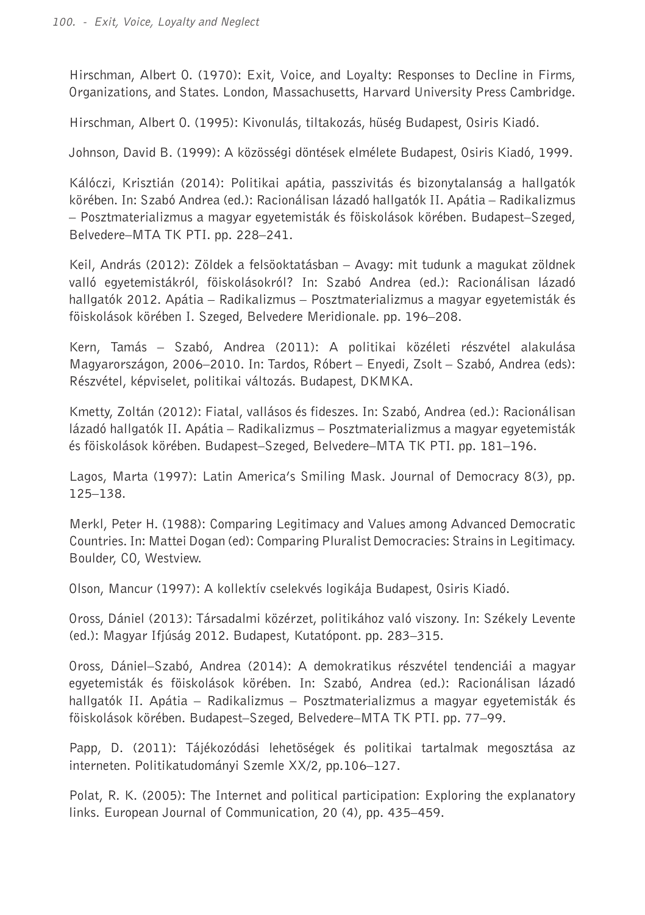Hirschman, Albert O. (1970): Exit, Voice, and Loyalty: Responses to Decline in Firms, Organizations, and States. London, Massachusetts, Harvard University Press Cambridge.

Hirschman, Albert O. (1995): Kivonulás, tiltakozás, hüség Budapest, Osiris Kiadó.

Johnson, David B. (1999): A közösségi döntések elmélete Budapest, Osiris Kiadó, 1999.

Kálóczi, Krisztián (2014): Politikai apátia, passzivitás és bizonytalanság a hallgatók körében. In: Szabó Andrea (ed.): Racionálisan lázadó hallgatók II. Apátia – Radikalizmus – Posztmaterializmus a magyar egyetemisták és föiskolások körében. Budapest–Szeged, Belvedere–MTA TK PTI. pp. 228–241.

Keil, András (2012): Zöldek a felsöoktatásban – Avagy: mit tudunk a magukat zöldnek valló egyetemistákról, föiskolásokról? In: Szabó Andrea (ed.): Racionálisan lázadó hallgatók 2012. Apátia – Radikalizmus – Posztmaterializmus a magyar egyetemisták és föiskolások körében I. Szeged, Belvedere Meridionale. pp. 196–208.

Kern, Tamás – Szabó, Andrea (2011): A politikai közéleti részvétel alakulása Magyarországon, 2006–2010. In: Tardos, Róbert – Enyedi, Zsolt – Szabó, Andrea (eds): Részvétel, képviselet, politikai változás. Budapest, DKMKA.

Kmetty, Zoltán (2012): Fiatal, vallásos és fideszes. In: Szabó, Andrea (ed.): Racionálisan lázadó hallgatók II. Apátia – Radikalizmus – Posztmaterializmus a magyar egyetemisták és föiskolások körében. Budapest–Szeged, Belvedere–MTA TK PTI. pp. 181–196.

Lagos, Marta (1997): Latin America's Smiling Mask. Journal of Democracy 8(3), pp. 125–138.

Merkl, Peter H. (1988): Comparing Legitimacy and Values among Advanced Democratic Countries. In: Mattei Dogan (ed): Comparing Pluralist Democracies: Strains in Legitimacy. Boulder, CO, Westview.

Olson, Mancur (1997): A kollektív cselekvés logikája Budapest, Osiris Kiadó.

Oross, Dániel (2013): Társadalmi közérzet, politikához való viszony. In: Székely Levente (ed.): Magyar Ifjúság 2012. Budapest, Kutatópont. pp. 283–315.

Oross, Dániel–Szabó, Andrea (2014): A demokratikus részvétel tendenciái a magyar egyetemisták és föiskolások körében. In: Szabó, Andrea (ed.): Racionálisan lázadó hallgatók II. Apátia – Radikalizmus – Posztmaterializmus a magyar egyetemisták és föiskolások körében. Budapest–Szeged, Belvedere–MTA TK PTI. pp. 77–99.

Papp, D. (2011): Tájékozódási lehetöségek és politikai tartalmak megosztása az interneten. Politikatudományi Szemle XX/2, pp.106–127.

Polat, R. K. (2005): The Internet and political participation: Exploring the explanatory links. European Journal of Communication, 20 (4), pp. 435–459.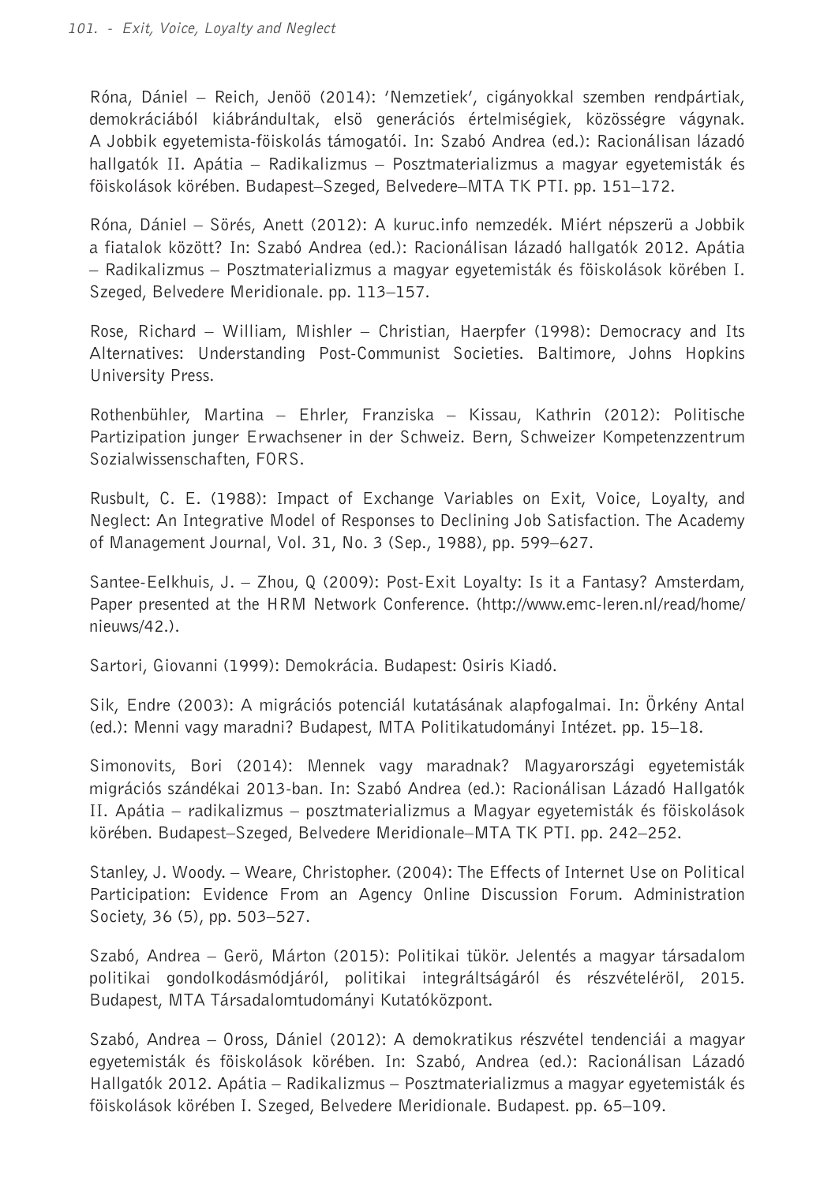Róna, Dániel – Reich, Jenöö (2014): 'Nemzetiek', cigányokkal szemben rendpártiak, demokráciából kiábrándultak, elsö generációs értelmiségiek, közösségre vágynak. A Jobbik egyetemista-föiskolás támogatói. In: Szabó Andrea (ed.): Racionálisan lázadó hallgatók II. Apátia – Radikalizmus – Posztmaterializmus a magyar egyetemisták és föiskolások körében. Budapest–Szeged, Belvedere–MTA TK PTI. pp. 151–172.

Róna, Dániel – Sörés, Anett (2012): A kuruc.info nemzedék. Miért népszerü a Jobbik a fiatalok között? In: Szabó Andrea (ed.): Racionálisan lázadó hallgatók 2012. Apátia – Radikalizmus – Posztmaterializmus a magyar egyetemisták és föiskolások körében I. Szeged, Belvedere Meridionale. pp. 113–157.

Rose, Richard – William, Mishler – Christian, Haerpfer (1998): Democracy and Its Alternatives: Understanding Post-Communist Societies. Baltimore, Johns Hopkins University Press.

Rothenbühler, Martina – Ehrler, Franziska – Kissau, Kathrin (2012): Politische Partizipation junger Erwachsener in der Schweiz. Bern, Schweizer Kompetenzzentrum Sozialwissenschaften, FORS.

Rusbult, C. E. (1988): Impact of Exchange Variables on Exit, Voice, Loyalty, and Neglect: An Integrative Model of Responses to Declining Job Satisfaction. The Academy of Management Journal, Vol. 31, No. 3 (Sep., 1988), pp. 599–627.

Santee-Eelkhuis, J. – Zhou, Q (2009): Post-Exit Loyalty: Is it a Fantasy? Amsterdam, Paper presented at the HRM Network Conference. (http://www.emc-leren.nl/read/home/nieuws/42.).

Sartori, Giovanni (1999): Demokrácia. Budapest: Osiris Kiadó.

Sik, Endre (2003): A migrációs potenciál kutatásának alapfogalmai. In: Örkény Antal (ed.): Menni vagy maradni? Budapest, MTA Politikatudományi Intézet. pp. 15–18.

Simonovits, Bori (2014): Mennek vagy maradnak? Magyarországi egyetemisták migrációs szándékai 2013-ban. In: Szabó Andrea (ed.): Racionálisan Lázadó Hallgatók II. Apátia – radikalizmus – posztmaterializmus a Magyar egyetemisták és föiskolások körében. Budapest–Szeged, Belvedere Meridionale–MTA TK PTI. pp. 242–252.

Stanley, J. Woody. – Weare, Christopher. (2004): The Effects of Internet Use on Political Participation: Evidence From an Agency Online Discussion Forum. Administration Society, 36 (5), pp. 503–527.

Szabó, Andrea – Gerö, Márton (2015): Politikai tükör. Jelentés a magyar társadalom politikai gondolkodásmódjáról, politikai integráltságáról és részvételéröl, 2015. Budapest, MTA Társadalomtudományi Kutatóközpont.

Szabó, Andrea – Oross, Dániel (2012): A demokratikus részvétel tendenciái a magyar egyetemisták és föiskolások körében. In: Szabó, Andrea (ed.): Racionálisan Lázadó Hallgatók 2012. Apátia – Radikalizmus – Posztmaterializmus a magyar egyetemisták és föiskolások körében I. Szeged, Belvedere Meridionale. Budapest. pp. 65–109.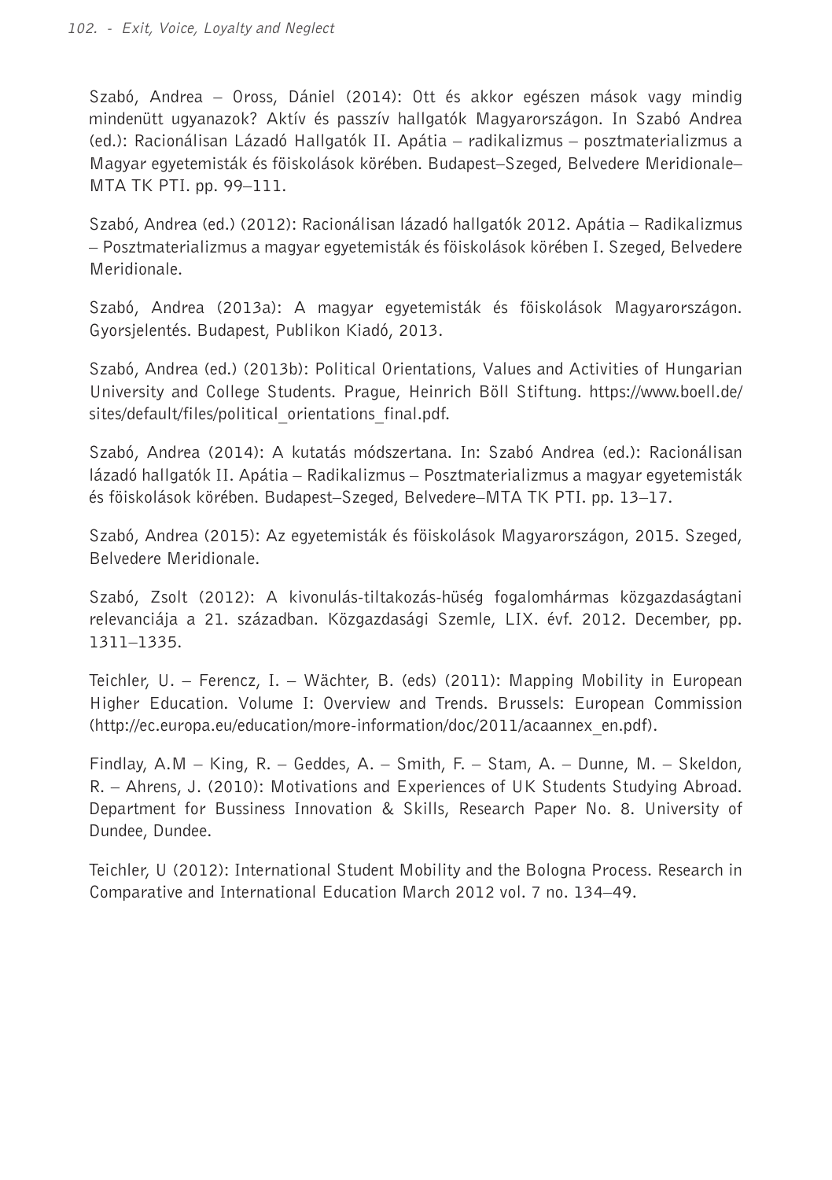Szabó, Andrea – Oross, Dániel (2014): Ott és akkor egészen mások vagy mindig mindenütt ugyanazok? Aktív és passzív hallgatók Magyarországon. In Szabó Andrea (ed.): Racionálisan Lázadó Hallgatók II. Apátia – radikalizmus – posztmaterializmus a Magyar egyetemisták és föiskolások körében. Budapest–Szeged, Belvedere Meridionale–MTA TK PTI. pp. 99–111.

Szabó, Andrea (ed.) (2012): Racionálisan lázadó hallgatók 2012. Apátia – Radikalizmus – Posztmaterializmus a magyar egyetemisták és föiskolások körében I. Szeged, Belvedere Meridionale.

Szabó, Andrea (2013a): A magyar egyetemisták és föiskolások Magyarországon. Gyorsjelentés. Budapest, Publikon Kiadó, 2013.

Szabó, Andrea (ed.) (2013b): Political Orientations, Values and Activities of Hungarian University and College Students. Prague, Heinrich Böll Stiftung. https://www.boell.de/sites/default/files/political_orientations_final.pdf.

Szabó, Andrea (2014): A kutatás módszertana. In: Szabó Andrea (ed.): Racionálisan lázadó hallgatók II. Apátia – Radikalizmus – Posztmaterializmus a magyar egyetemisták és föiskolások körében. Budapest–Szeged, Belvedere–MTA TK PTI. pp. 13–17.

Szabó, Andrea (2015): Az egyetemisták és föiskolások Magyarországon, 2015. Szeged, Belvedere Meridionale.

Szabó, Zsolt (2012): A kivonulás-tiltakozás-hüség fogalomhármas közgazdaságtani relevanciája a 21. században. Közgazdasági Szemle, LIX. évf. 2012. December, pp. 1311–1335.

Teichler, U. – Ferencz, I. – Wächter, B. (eds) (2011): Mapping Mobility in European Higher Education. Volume I: Overview and Trends. Brussels: European Commission (http://ec.europa.eu/education/more-information/doc/2011/acaannex_en.pdf).

Findlay, A.M – King, R. – Geddes, A. – Smith, F. – Stam, A. – Dunne, M. – Skeldon, R. – Ahrens, J. (2010): Motivations and Experiences of UK Students Studying Abroad. Department for Bussiness Innovation & Skills, Research Paper No. 8. University of Dundee, Dundee.

Teichler, U (2012): International Student Mobility and the Bologna Process. Research in Comparative and International Education March 2012 vol. 7 no. 134–49.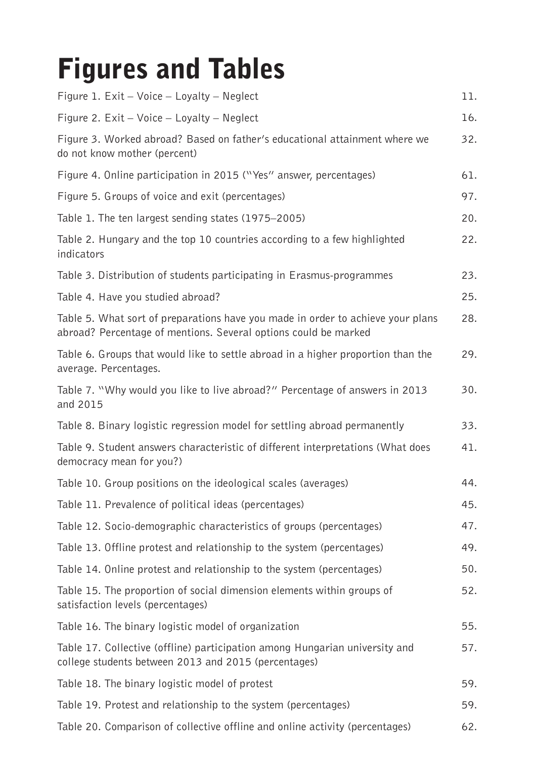# Figures and Tables

| | |
|---|---|
| Figure 1. Exit – Voice – Loyalty – Neglect | 11. |
| Figure 2. Exit – Voice – Loyalty – Neglect | 16. |
| Figure 3. Worked abroad? Based on father's educational attainment where we do not know mother (percent) | 32. |
| Figure 4. Online participation in 2015 ("Yes" answer, percentages) | 61. |
| Figure 5. Groups of voice and exit (percentages) | 97. |
| Table 1. The ten largest sending states (1975–2005) | 20. |
| Table 2. Hungary and the top 10 countries according to a few highlighted indicators | 22. |
| Table 3. Distribution of students participating in Erasmus-programmes | 23. |
| Table 4. Have you studied abroad? | 25. |
| Table 5. What sort of preparations have you made in order to achieve your plans abroad? Percentage of mentions. Several options could be marked | 28. |
| Table 6. Groups that would like to settle abroad in a higher proportion than the average. Percentages. | 29. |
| Table 7. "Why would you like to live abroad?" Percentage of answers in 2013 and 2015 | 30. |
| Table 8. Binary logistic regression model for settling abroad permanently | 33. |
| Table 9. Student answers characteristic of different interpretations (What does democracy mean for you?) | 41. |
| Table 10. Group positions on the ideological scales (averages) | 44. |
| Table 11. Prevalence of political ideas (percentages) | 45. |
| Table 12. Socio-demographic characteristics of groups (percentages) | 47. |
| Table 13. Offline protest and relationship to the system (percentages) | 49. |
| Table 14. Online protest and relationship to the system (percentages) | 50. |
| Table 15. The proportion of social dimension elements within groups of satisfaction levels (percentages) | 52. |
| Table 16. The binary logistic model of organization | 55. |
| Table 17. Collective (offline) participation among Hungarian university and college students between 2013 and 2015 (percentages) | 57. |
| Table 18. The binary logistic model of protest | 59. |
| Table 19. Protest and relationship to the system (percentages) | 59. |
| Table 20. Comparison of collective offline and online activity (percentages) | 62. |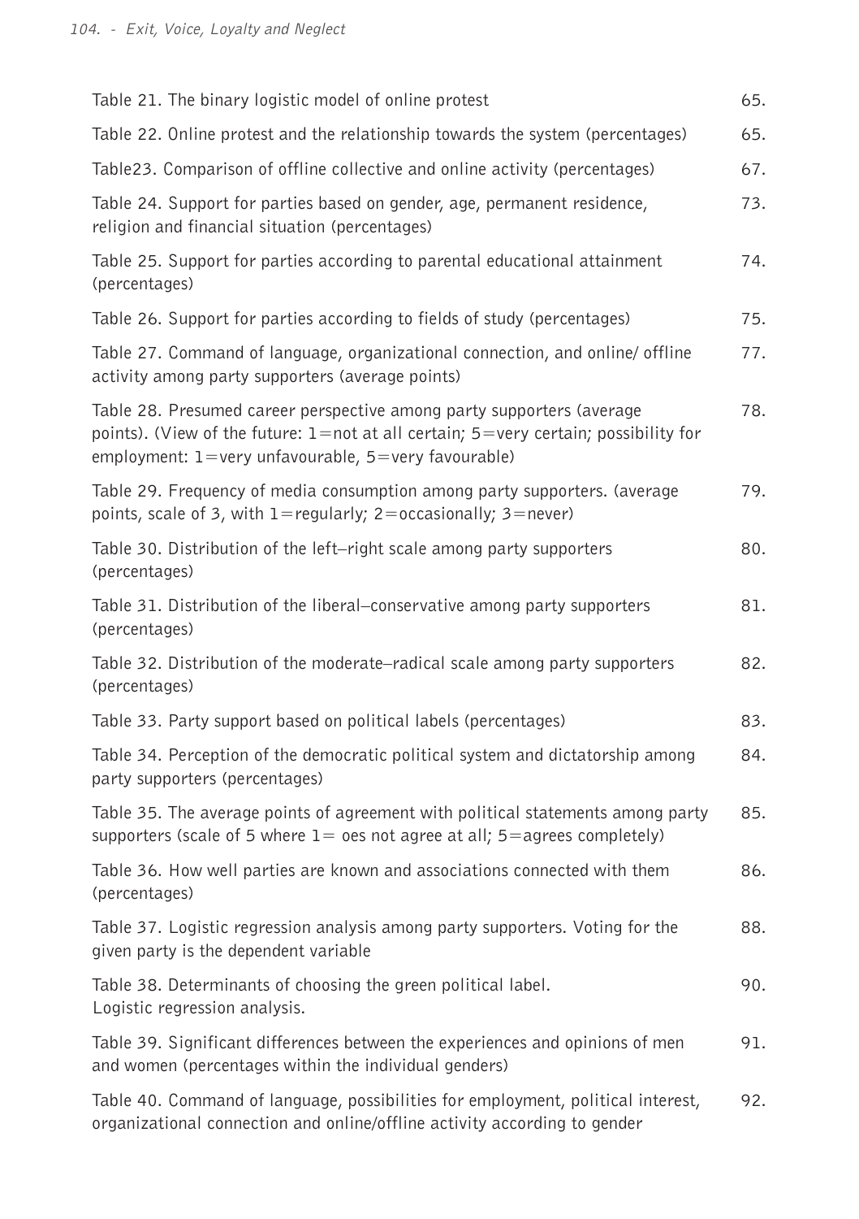| | |
|---|---|
| Table 21. The binary logistic model of online protest | 65. |
| Table 22. Online protest and the relationship towards the system (percentages) | 65. |
| Table23. Comparison of offline collective and online activity (percentages) | 67. |
| Table 24. Support for parties based on gender, age, permanent residence, religion and financial situation (percentages) | 73. |
| Table 25. Support for parties according to parental educational attainment (percentages) | 74. |
| Table 26. Support for parties according to fields of study (percentages) | 75. |
| Table 27. Command of language, organizational connection, and online/ offline activity among party supporters (average points) | 77. |
| Table 28. Presumed career perspective among party supporters (average points). (View of the future: 1=not at all certain; 5=very certain; possibility for employment: 1=very unfavourable, 5=very favourable) | 78. |
| Table 29. Frequency of media consumption among party supporters. (average points, scale of 3, with 1=regularly; 2=occasionally; 3=never) | 79. |
| Table 30. Distribution of the left–right scale among party supporters (percentages) | 80. |
| Table 31. Distribution of the liberal–conservative among party supporters (percentages) | 81. |
| Table 32. Distribution of the moderate–radical scale among party supporters (percentages) | 82. |
| Table 33. Party support based on political labels (percentages) | 83. |
| Table 34. Perception of the democratic political system and dictatorship among party supporters (percentages) | 84. |
| Table 35. The average points of agreement with political statements among party supporters (scale of 5 where 1= oes not agree at all; 5=agrees completely) | 85. |
| Table 36. How well parties are known and associations connected with them (percentages) | 86. |
| Table 37. Logistic regression analysis among party supporters. Voting for the given party is the dependent variable | 88. |
| Table 38. Determinants of choosing the green political label. Logistic regression analysis. | 90. |
| Table 39. Significant differences between the experiences and opinions of men and women (percentages within the individual genders) | 91. |
| Table 40. Command of language, possibilities for employment, political interest, organizational connection and online/offline activity according to gender | 92. |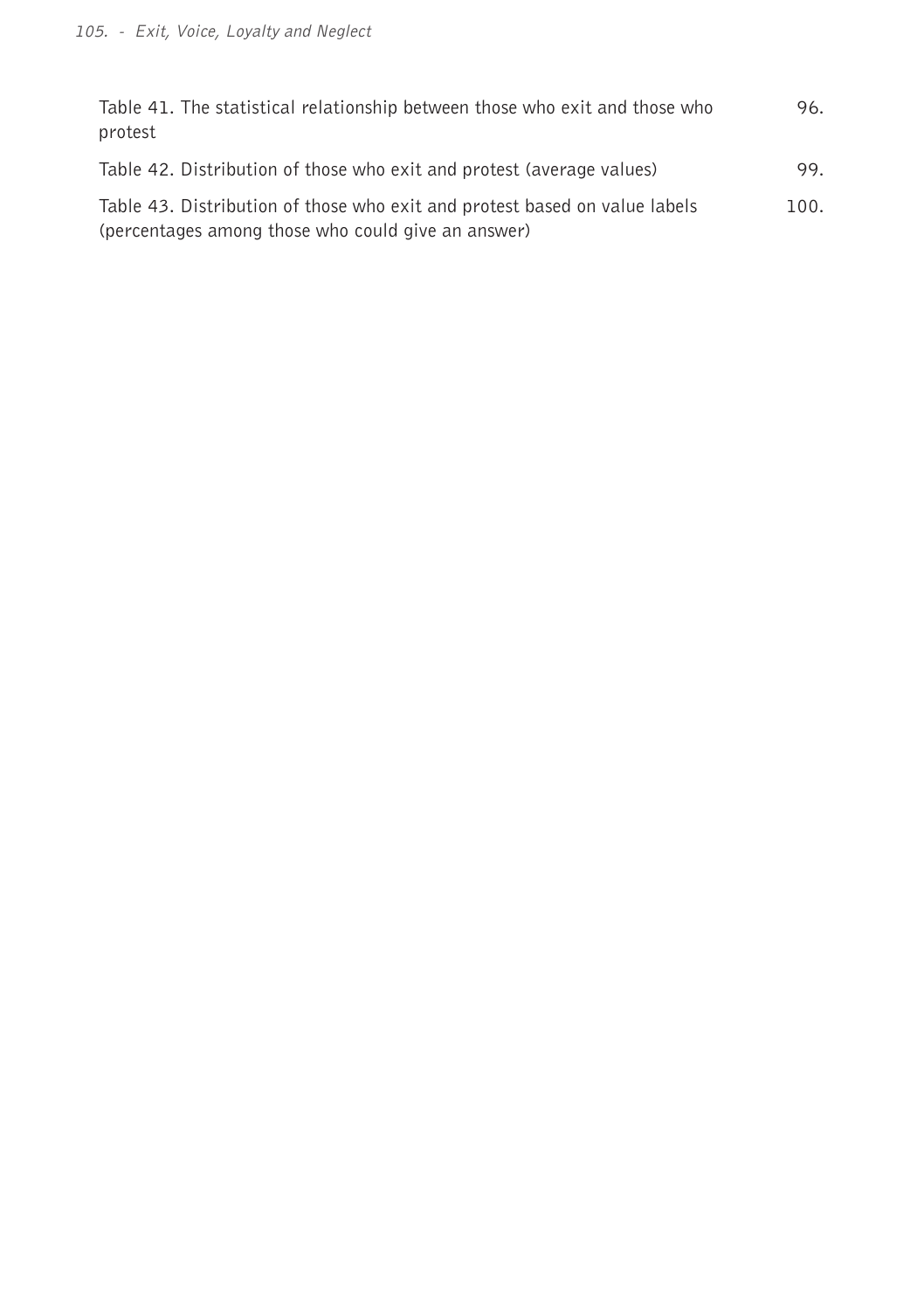Table 41. The statistical relationship between those who exit and those who protest 96.

Table 42. Distribution of those who exit and protest (average values) 99.

Table 43. Distribution of those who exit and protest based on value labels (percentages among those who could give an answer) 100.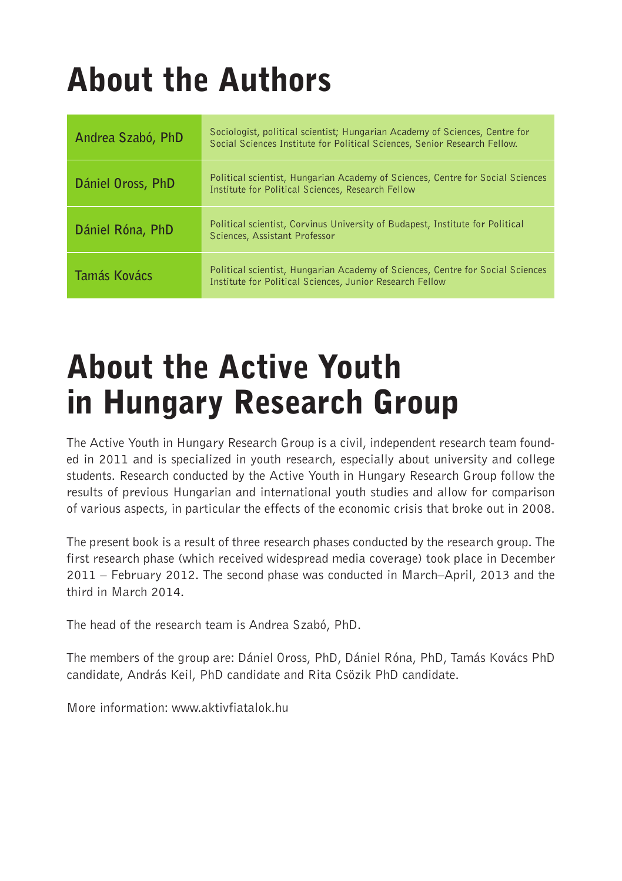# About the Authors

| | |
|---|---|
| **Andrea Szabó, PhD** | Sociologist, political scientist; Hungarian Academy of Sciences, Centre for Social Sciences Institute for Political Sciences, Senior Research Fellow. |
| **Dániel Oross, PhD** | Political scientist, Hungarian Academy of Sciences, Centre for Social Sciences Institute for Political Sciences, Research Fellow |
| **Dániel Róna, PhD** | Political scientist, Corvinus University of Budapest, Institute for Political Sciences, Assistant Professor |
| **Tamás Kovács** | Political scientist, Hungarian Academy of Sciences, Centre for Social Sciences Institute for Political Sciences, Junior Research Fellow |

# About the Active Youth in Hungary Research Group

The Active Youth in Hungary Research Group is a civil, independent research team founded in 2011 and is specialized in youth research, especially about university and college students. Research conducted by the Active Youth in Hungary Research Group follow the results of previous Hungarian and international youth studies and allow for comparison of various aspects, in particular the effects of the economic crisis that broke out in 2008.

The present book is a result of three research phases conducted by the research group. The first research phase (which received widespread media coverage) took place in December 2011 – February 2012. The second phase was conducted in March–April, 2013 and the third in March 2014.

The head of the research team is Andrea Szabó, PhD.

The members of the group are: Dániel Oross, PhD, Dániel Róna, PhD, Tamás Kovács PhD candidate, András Keil, PhD candidate and Rita Csözik PhD candidate.

More information: www.aktivfiatalok.hu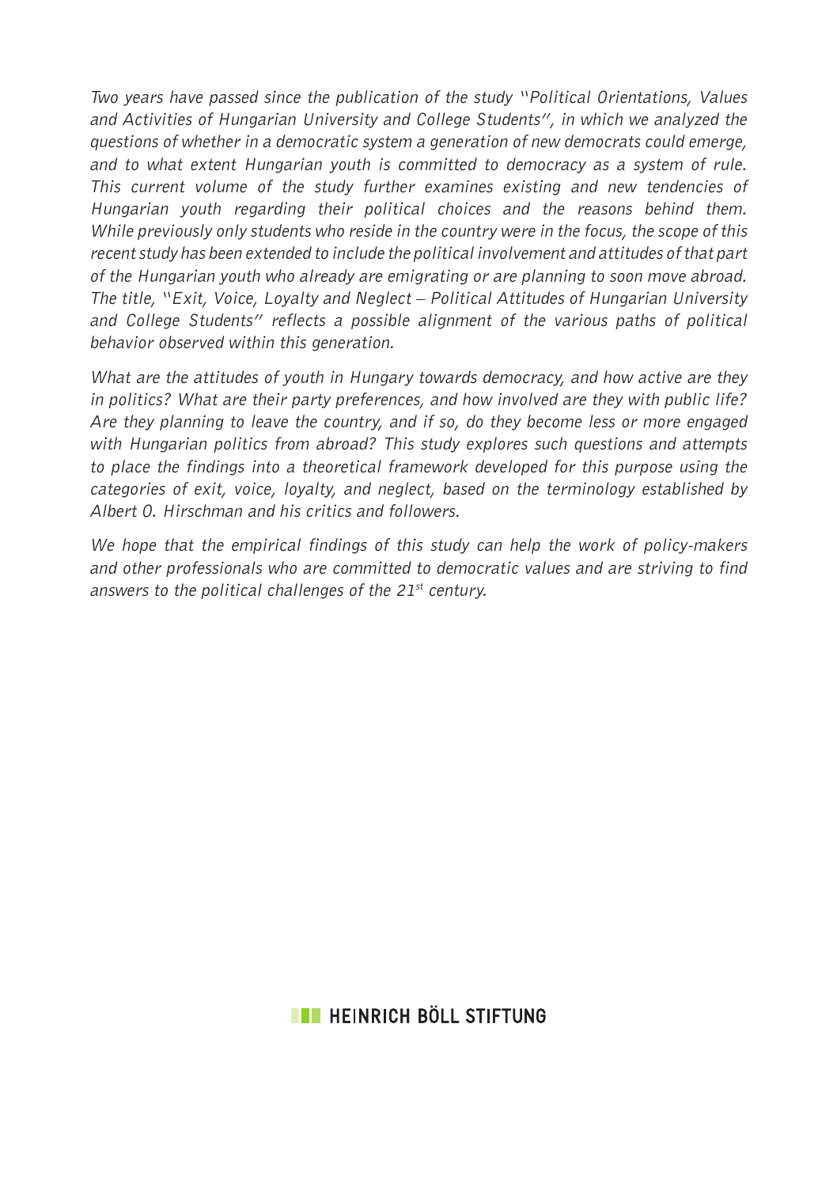*Two years have passed since the publication of the study "Political Orientations, Values and Activities of Hungarian University and College Students", in which we analyzed the questions of whether in a democratic system a generation of new democrats could emerge, and to what extent Hungarian youth is committed to democracy as a system of rule. This current volume of the study further examines existing and new tendencies of Hungarian youth regarding their political choices and the reasons behind them. While previously only students who reside in the country were in the focus, the scope of this recent study has been extended to include the political involvement and attitudes of that part of the Hungarian youth who already are emigrating or are planning to soon move abroad. The title, "Exit, Voice, Loyalty and Neglect – Political Attitudes of Hungarian University and College Students" reflects a possible alignment of the various paths of political behavior observed within this generation.*

*What are the attitudes of youth in Hungary towards democracy, and how active are they in politics? What are their party preferences, and how involved are they with public life? Are they planning to leave the country, and if so, do they become less or more engaged with Hungarian politics from abroad? This study explores such questions and attempts to place the findings into a theoretical framework developed for this purpose using the categories of exit, voice, loyalty, and neglect, based on the terminology established by Albert O. Hirschman and his critics and followers.*

*We hope that the empirical findings of this study can help the work of policy-makers and other professionals who are committed to democratic values and are striving to find answers to the political challenges of the 21st century.*

HEINRICH BÖLL STIFTUNG